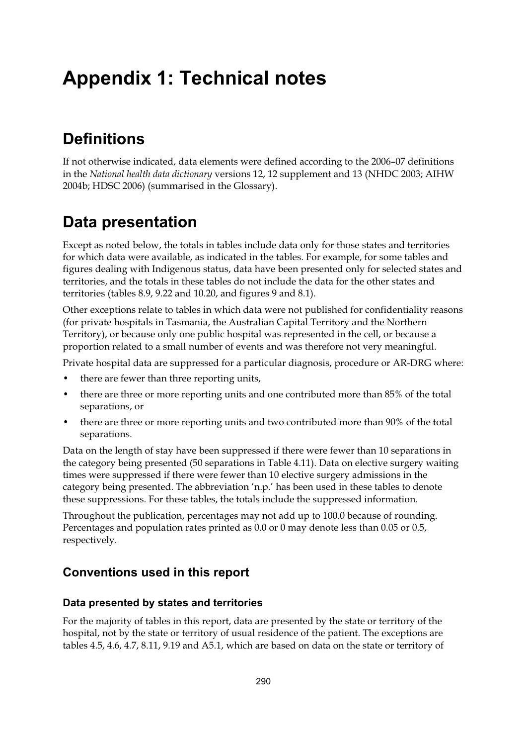# Appendix 1: Technical notes

## Definitions

If not otherwise indicated, data elements were defined according to the 2006–07 definitions in the *National health data dictionary* versions 12, 12 supplement and 13 (NHDC 2003; AIHW 2004b; HDSC 2006) (summarised in the Glossary).

## Data presentation

Except as noted below, the totals in tables include data only for those states and territories for which data were available, as indicated in the tables. For example, for some tables and figures dealing with Indigenous status, data have been presented only for selected states and territories, and the totals in these tables do not include the data for the other states and territories (tables 8.9, 9.22 and 10.20, and figures 9 and 8.1).

Other exceptions relate to tables in which data were not published for confidentiality reasons (for private hospitals in Tasmania, the Australian Capital Territory and the Northern Territory), or because only one public hospital was represented in the cell, or because a proportion related to a small number of events and was therefore not very meaningful.

Private hospital data are suppressed for a particular diagnosis, procedure or AR-DRG where:

- there are fewer than three reporting units,
- there are three or more reporting units and one contributed more than 85% of the total separations, or
- there are three or more reporting units and two contributed more than 90% of the total separations.

Data on the length of stay have been suppressed if there were fewer than 10 separations in the category being presented (50 separations in Table 4.11). Data on elective surgery waiting times were suppressed if there were fewer than 10 elective surgery admissions in the category being presented. The abbreviation 'n.p.' has been used in these tables to denote these suppressions. For these tables, the totals include the suppressed information.

Throughout the publication, percentages may not add up to 100.0 because of rounding. Percentages and population rates printed as 0.0 or 0 may denote less than 0.05 or 0.5, respectively.

### Conventions used in this report

#### Data presented by states and territories

For the majority of tables in this report, data are presented by the state or territory of the hospital, not by the state or territory of usual residence of the patient. The exceptions are tables 4.5, 4.6, 4.7, 8.11, 9.19 and A5.1, which are based on data on the state or territory of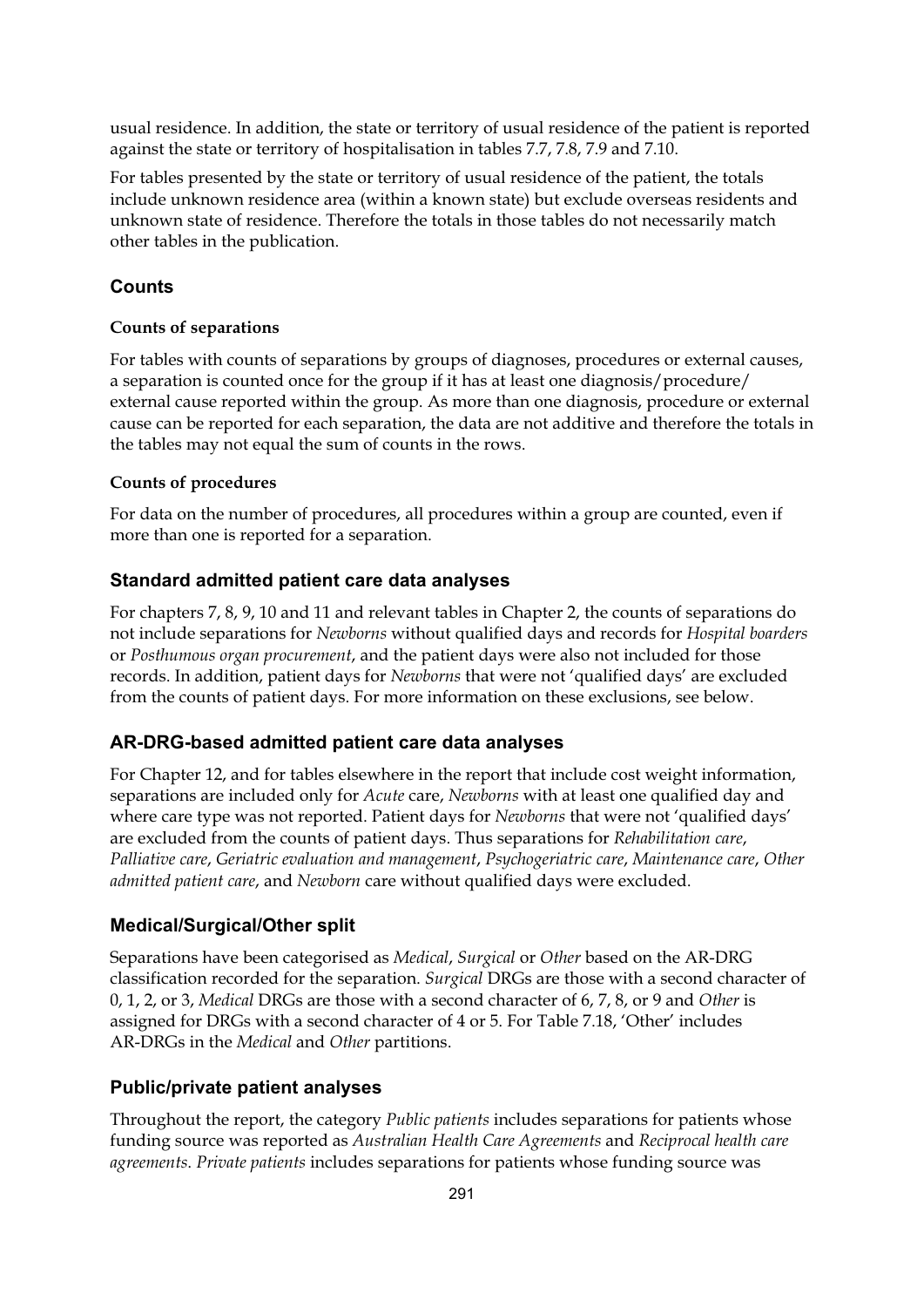usual residence. In addition, the state or territory of usual residence of the patient is reported against the state or territory of hospitalisation in tables 7.7, 7.8, 7.9 and 7.10.

For tables presented by the state or territory of usual residence of the patient, the totals include unknown residence area (within a known state) but exclude overseas residents and unknown state of residence. Therefore the totals in those tables do not necessarily match other tables in the publication.

## Counts

### Counts of separations

For tables with counts of separations by groups of diagnoses, procedures or external causes, a separation is counted once for the group if it has at least one diagnosis/procedure/external cause reported within the group. As more than one diagnosis, procedure or external cause can be reported for each separation, the data are not additive and therefore the totals in the tables may not equal the sum of counts in the rows.

### Counts of procedures

For data on the number of procedures, all procedures within a group are counted, even if more than one is reported for a separation.

## Standard admitted patient care data analyses

For chapters 7, 8, 9, 10 and 11 and relevant tables in Chapter 2, the counts of separations do not include separations for *Newborns* without qualified days and records for *Hospital boarders* or *Posthumous organ procurement*, and the patient days were also not included for those records. In addition, patient days for *Newborns* that were not 'qualified days' are excluded from the counts of patient days. For more information on these exclusions, see below.

## AR-DRG-based admitted patient care data analyses

For Chapter 12, and for tables elsewhere in the report that include cost weight information, separations are included only for *Acute* care, *Newborns* with at least one qualified day and where care type was not reported. Patient days for *Newborns* that were not 'qualified days' are excluded from the counts of patient days. Thus separations for *Rehabilitation care*, *Palliative care*, *Geriatric evaluation and management*, *Psychogeriatric care*, *Maintenance care*, *Other admitted patient care*, and *Newborn* care without qualified days were excluded.

## Medical/Surgical/Other split

Separations have been categorised as *Medical*, *Surgical* or *Other* based on the AR-DRG classification recorded for the separation. *Surgical* DRGs are those with a second character of 0, 1, 2, or 3, *Medical* DRGs are those with a second character of 6, 7, 8, or 9 and *Other* is assigned for DRGs with a second character of 4 or 5. For Table 7.18, 'Other' includes AR-DRGs in the *Medical* and *Other* partitions.

## Public/private patient analyses

Throughout the report, the category *Public patients* includes separations for patients whose funding source was reported as *Australian Health Care Agreements* and *Reciprocal health care agreements*. *Private patients* includes separations for patients whose funding source was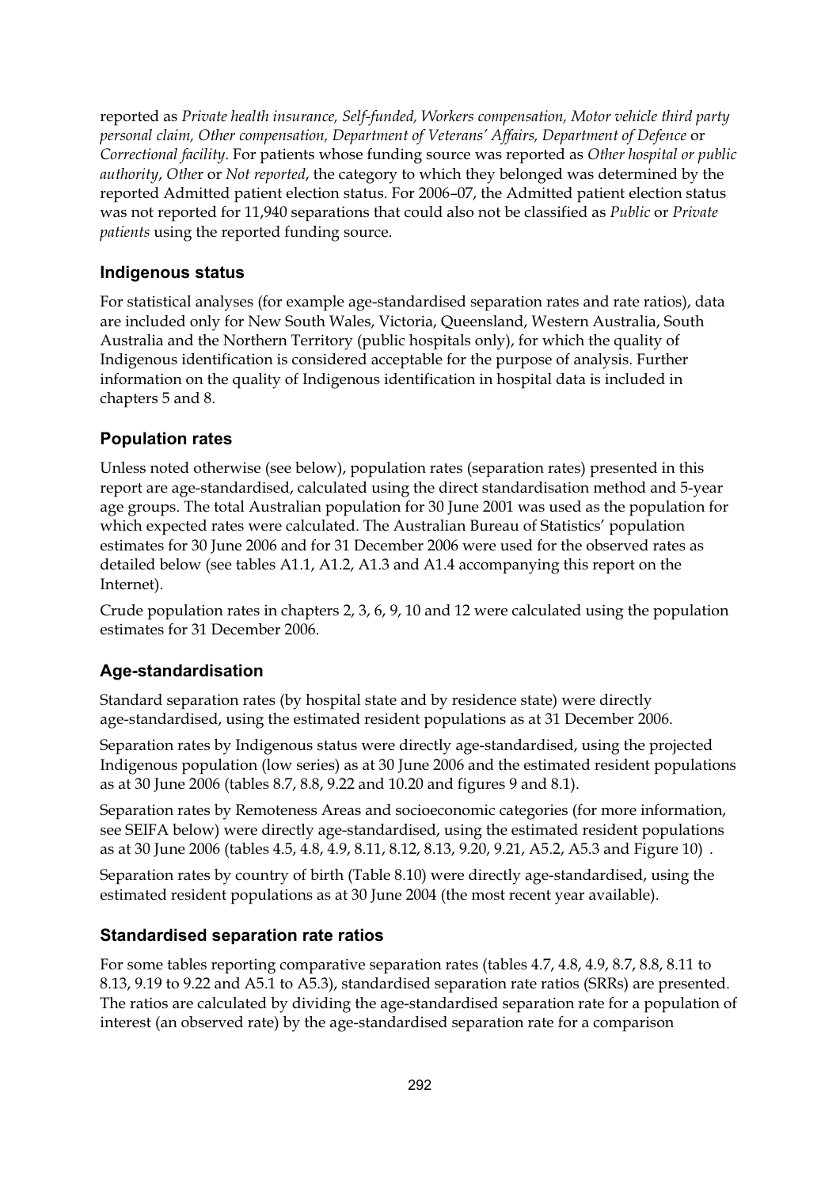reported as *Private health insurance, Self-funded, Workers compensation, Motor vehicle third party personal claim, Other compensation, Department of Veterans' Affairs, Department of Defence* or *Correctional facility*. For patients whose funding source was reported as *Other hospital or public authority*, *Other* or *Not reported*, the category to which they belonged was determined by the reported Admitted patient election status. For 2006–07, the Admitted patient election status was not reported for 11,940 separations that could also not be classified as *Public* or *Private patients* using the reported funding source.

### Indigenous status

For statistical analyses (for example age-standardised separation rates and rate ratios), data are included only for New South Wales, Victoria, Queensland, Western Australia, South Australia and the Northern Territory (public hospitals only), for which the quality of Indigenous identification is considered acceptable for the purpose of analysis. Further information on the quality of Indigenous identification in hospital data is included in chapters 5 and 8.

### Population rates

Unless noted otherwise (see below), population rates (separation rates) presented in this report are age-standardised, calculated using the direct standardisation method and 5-year age groups. The total Australian population for 30 June 2001 was used as the population for which expected rates were calculated. The Australian Bureau of Statistics' population estimates for 30 June 2006 and for 31 December 2006 were used for the observed rates as detailed below (see tables A1.1, A1.2, A1.3 and A1.4 accompanying this report on the Internet).

Crude population rates in chapters 2, 3, 6, 9, 10 and 12 were calculated using the population estimates for 31 December 2006.

### Age-standardisation

Standard separation rates (by hospital state and by residence state) were directly age-standardised, using the estimated resident populations as at 31 December 2006.

Separation rates by Indigenous status were directly age-standardised, using the projected Indigenous population (low series) as at 30 June 2006 and the estimated resident populations as at 30 June 2006 (tables 8.7, 8.8, 9.22 and 10.20 and figures 9 and 8.1).

Separation rates by Remoteness Areas and socioeconomic categories (for more information, see SEIFA below) were directly age-standardised, using the estimated resident populations as at 30 June 2006 (tables 4.5, 4.8, 4.9, 8.11, 8.12, 8.13, 9.20, 9.21, A5.2, A5.3 and Figure 10) .

Separation rates by country of birth (Table 8.10) were directly age-standardised, using the estimated resident populations as at 30 June 2004 (the most recent year available).

### Standardised separation rate ratios

For some tables reporting comparative separation rates (tables 4.7, 4.8, 4.9, 8.7, 8.8, 8.11 to 8.13, 9.19 to 9.22 and A5.1 to A5.3), standardised separation rate ratios (SRRs) are presented. The ratios are calculated by dividing the age-standardised separation rate for a population of interest (an observed rate) by the age-standardised separation rate for a comparison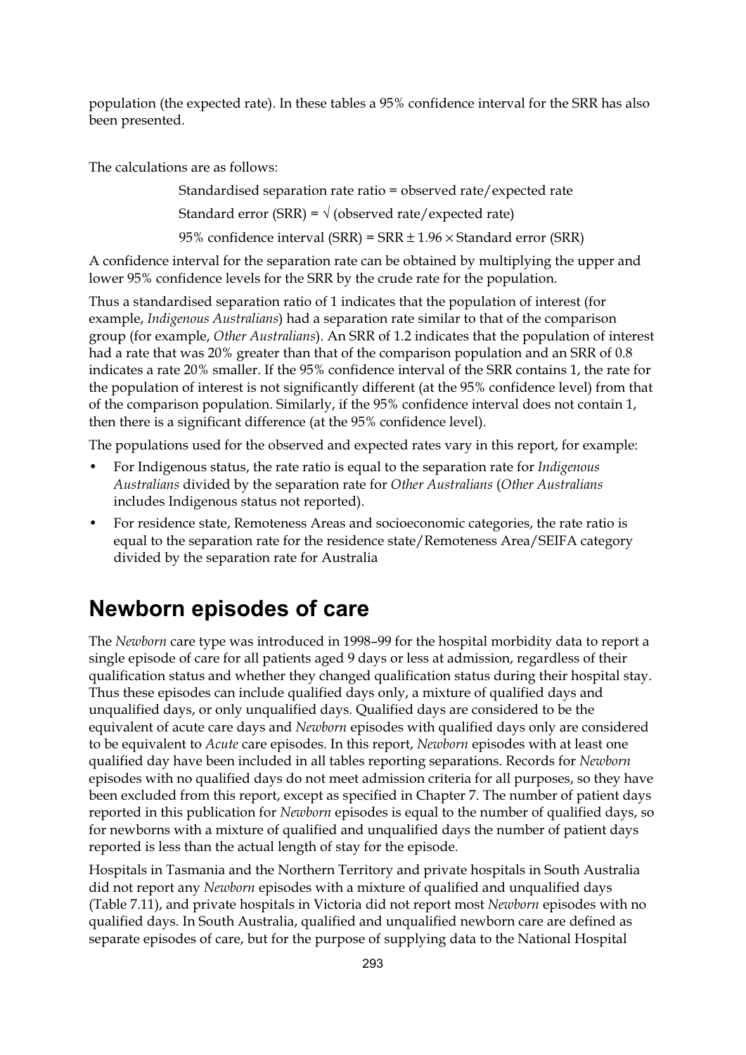population (the expected rate). In these tables a 95% confidence interval for the SRR has also been presented.

The calculations are as follows:

Standardised separation rate ratio = observed rate/expected rate

Standard error (SRR) = $\sqrt{}$ (observed rate/expected rate)

95% confidence interval (SRR) = SRR $\pm$ 1.96 $\times$ Standard error (SRR)

A confidence interval for the separation rate can be obtained by multiplying the upper and lower 95% confidence levels for the SRR by the crude rate for the population.

Thus a standardised separation ratio of 1 indicates that the population of interest (for example, *Indigenous Australians*) had a separation rate similar to that of the comparison group (for example, *Other Australians*). An SRR of 1.2 indicates that the population of interest had a rate that was 20% greater than that of the comparison population and an SRR of 0.8 indicates a rate 20% smaller. If the 95% confidence interval of the SRR contains 1, the rate for the population of interest is not significantly different (at the 95% confidence level) from that of the comparison population. Similarly, if the 95% confidence interval does not contain 1, then there is a significant difference (at the 95% confidence level).

The populations used for the observed and expected rates vary in this report, for example:

- For Indigenous status, the rate ratio is equal to the separation rate for *Indigenous Australians* divided by the separation rate for *Other Australians* (*Other Australians* includes Indigenous status not reported).
- For residence state, Remoteness Areas and socioeconomic categories, the rate ratio is equal to the separation rate for the residence state/Remoteness Area/SEIFA category divided by the separation rate for Australia

## Newborn episodes of care

The *Newborn* care type was introduced in 1998–99 for the hospital morbidity data to report a single episode of care for all patients aged 9 days or less at admission, regardless of their qualification status and whether they changed qualification status during their hospital stay. Thus these episodes can include qualified days only, a mixture of qualified days and unqualified days, or only unqualified days. Qualified days are considered to be the equivalent of acute care days and *Newborn* episodes with qualified days only are considered to be equivalent to *Acute* care episodes. In this report, *Newborn* episodes with at least one qualified day have been included in all tables reporting separations. Records for *Newborn* episodes with no qualified days do not meet admission criteria for all purposes, so they have been excluded from this report, except as specified in Chapter 7. The number of patient days reported in this publication for *Newborn* episodes is equal to the number of qualified days, so for newborns with a mixture of qualified and unqualified days the number of patient days reported is less than the actual length of stay for the episode.

Hospitals in Tasmania and the Northern Territory and private hospitals in South Australia did not report any *Newborn* episodes with a mixture of qualified and unqualified days (Table 7.11), and private hospitals in Victoria did not report most *Newborn* episodes with no qualified days. In South Australia, qualified and unqualified newborn care are defined as separate episodes of care, but for the purpose of supplying data to the National Hospital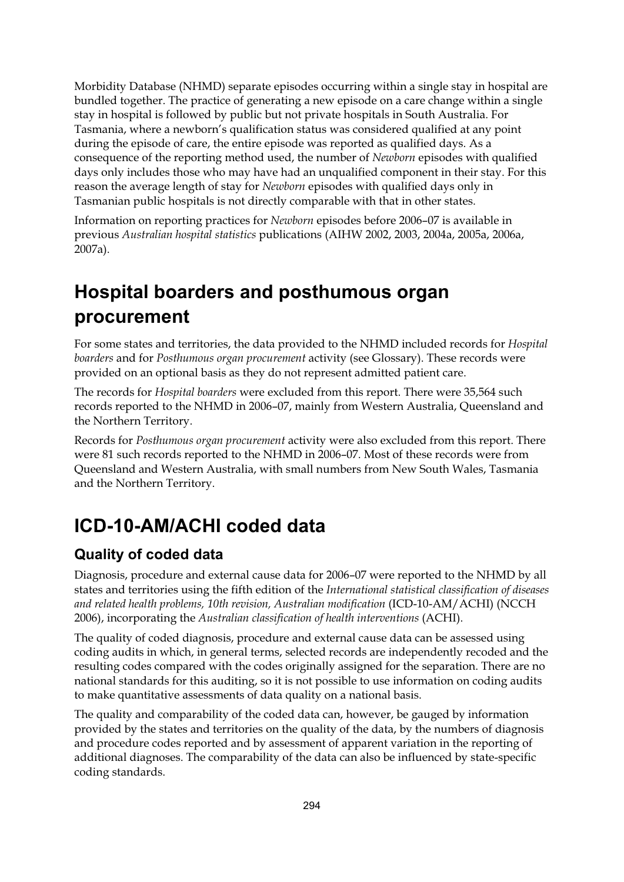Morbidity Database (NHMD) separate episodes occurring within a single stay in hospital are bundled together. The practice of generating a new episode on a care change within a single stay in hospital is followed by public but not private hospitals in South Australia. For Tasmania, where a newborn's qualification status was considered qualified at any point during the episode of care, the entire episode was reported as qualified days. As a consequence of the reporting method used, the number of *Newborn* episodes with qualified days only includes those who may have had an unqualified component in their stay. For this reason the average length of stay for *Newborn* episodes with qualified days only in Tasmanian public hospitals is not directly comparable with that in other states.

Information on reporting practices for *Newborn* episodes before 2006–07 is available in previous *Australian hospital statistics* publications (AIHW 2002, 2003, 2004a, 2005a, 2006a, 2007a).

# Hospital boarders and posthumous organ procurement

For some states and territories, the data provided to the NHMD included records for *Hospital boarders* and for *Posthumous organ procurement* activity (see Glossary). These records were provided on an optional basis as they do not represent admitted patient care.

The records for *Hospital boarders* were excluded from this report. There were 35,564 such records reported to the NHMD in 2006–07, mainly from Western Australia, Queensland and the Northern Territory.

Records for *Posthumous organ procurement* activity were also excluded from this report. There were 81 such records reported to the NHMD in 2006–07. Most of these records were from Queensland and Western Australia, with small numbers from New South Wales, Tasmania and the Northern Territory.

# ICD-10-AM/ACHI coded data

## Quality of coded data

Diagnosis, procedure and external cause data for 2006–07 were reported to the NHMD by all states and territories using the fifth edition of the *International statistical classification of diseases and related health problems, 10th revision, Australian modification* (ICD-10-AM/ACHI) (NCCH 2006), incorporating the *Australian classification of health interventions* (ACHI).

The quality of coded diagnosis, procedure and external cause data can be assessed using coding audits in which, in general terms, selected records are independently recoded and the resulting codes compared with the codes originally assigned for the separation. There are no national standards for this auditing, so it is not possible to use information on coding audits to make quantitative assessments of data quality on a national basis.

The quality and comparability of the coded data can, however, be gauged by information provided by the states and territories on the quality of the data, by the numbers of diagnosis and procedure codes reported and by assessment of apparent variation in the reporting of additional diagnoses. The comparability of the data can also be influenced by state-specific coding standards.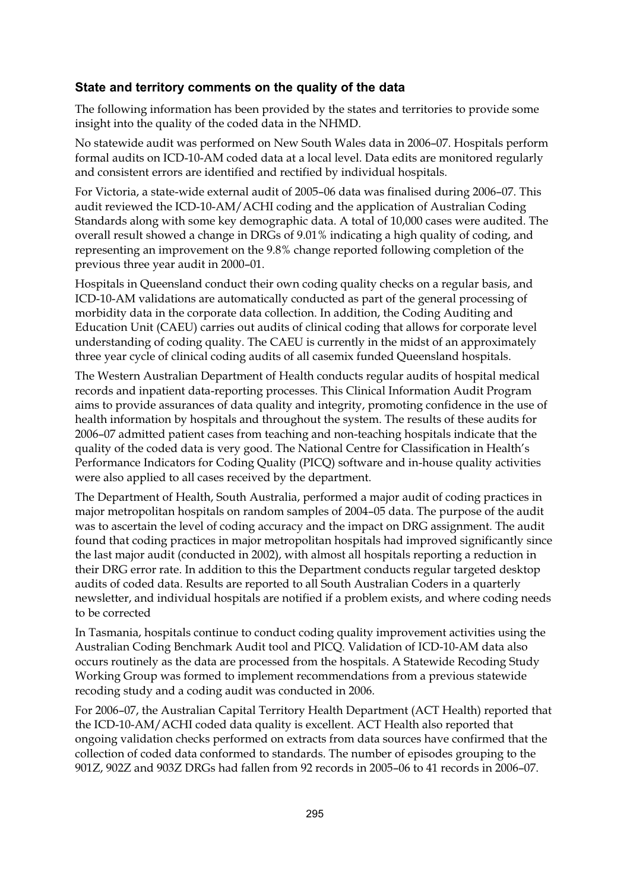### State and territory comments on the quality of the data

The following information has been provided by the states and territories to provide some insight into the quality of the coded data in the NHMD.

No statewide audit was performed on New South Wales data in 2006–07. Hospitals perform formal audits on ICD-10-AM coded data at a local level. Data edits are monitored regularly and consistent errors are identified and rectified by individual hospitals.

For Victoria, a state-wide external audit of 2005–06 data was finalised during 2006–07. This audit reviewed the ICD-10-AM/ACHI coding and the application of Australian Coding Standards along with some key demographic data. A total of 10,000 cases were audited. The overall result showed a change in DRGs of 9.01% indicating a high quality of coding, and representing an improvement on the 9.8% change reported following completion of the previous three year audit in 2000–01.

Hospitals in Queensland conduct their own coding quality checks on a regular basis, and ICD-10-AM validations are automatically conducted as part of the general processing of morbidity data in the corporate data collection. In addition, the Coding Auditing and Education Unit (CAEU) carries out audits of clinical coding that allows for corporate level understanding of coding quality. The CAEU is currently in the midst of an approximately three year cycle of clinical coding audits of all casemix funded Queensland hospitals.

The Western Australian Department of Health conducts regular audits of hospital medical records and inpatient data-reporting processes. This Clinical Information Audit Program aims to provide assurances of data quality and integrity, promoting confidence in the use of health information by hospitals and throughout the system. The results of these audits for 2006–07 admitted patient cases from teaching and non-teaching hospitals indicate that the quality of the coded data is very good. The National Centre for Classification in Health's Performance Indicators for Coding Quality (PICQ) software and in-house quality activities were also applied to all cases received by the department.

The Department of Health, South Australia, performed a major audit of coding practices in major metropolitan hospitals on random samples of 2004–05 data. The purpose of the audit was to ascertain the level of coding accuracy and the impact on DRG assignment. The audit found that coding practices in major metropolitan hospitals had improved significantly since the last major audit (conducted in 2002), with almost all hospitals reporting a reduction in their DRG error rate. In addition to this the Department conducts regular targeted desktop audits of coded data. Results are reported to all South Australian Coders in a quarterly newsletter, and individual hospitals are notified if a problem exists, and where coding needs to be corrected

In Tasmania, hospitals continue to conduct coding quality improvement activities using the Australian Coding Benchmark Audit tool and PICQ. Validation of ICD-10-AM data also occurs routinely as the data are processed from the hospitals. A Statewide Recoding Study Working Group was formed to implement recommendations from a previous statewide recoding study and a coding audit was conducted in 2006.

For 2006–07, the Australian Capital Territory Health Department (ACT Health) reported that the ICD-10-AM/ACHI coded data quality is excellent. ACT Health also reported that ongoing validation checks performed on extracts from data sources have confirmed that the collection of coded data conformed to standards. The number of episodes grouping to the 901Z, 902Z and 903Z DRGs had fallen from 92 records in 2005–06 to 41 records in 2006–07.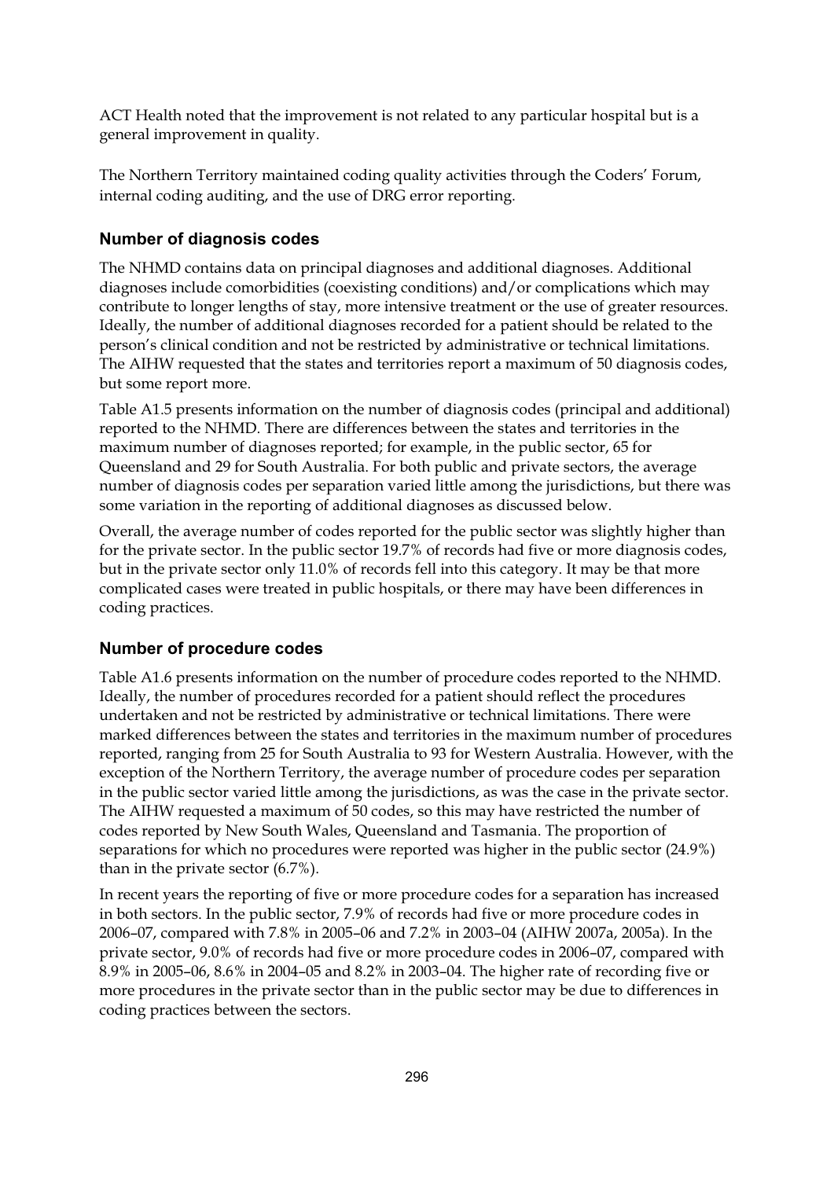ACT Health noted that the improvement is not related to any particular hospital but is a general improvement in quality.

The Northern Territory maintained coding quality activities through the Coders' Forum, internal coding auditing, and the use of DRG error reporting.

### Number of diagnosis codes

The NHMD contains data on principal diagnoses and additional diagnoses. Additional diagnoses include comorbidities (coexisting conditions) and/or complications which may contribute to longer lengths of stay, more intensive treatment or the use of greater resources. Ideally, the number of additional diagnoses recorded for a patient should be related to the person's clinical condition and not be restricted by administrative or technical limitations. The AIHW requested that the states and territories report a maximum of 50 diagnosis codes, but some report more.

Table A1.5 presents information on the number of diagnosis codes (principal and additional) reported to the NHMD. There are differences between the states and territories in the maximum number of diagnoses reported; for example, in the public sector, 65 for Queensland and 29 for South Australia. For both public and private sectors, the average number of diagnosis codes per separation varied little among the jurisdictions, but there was some variation in the reporting of additional diagnoses as discussed below.

Overall, the average number of codes reported for the public sector was slightly higher than for the private sector. In the public sector 19.7% of records had five or more diagnosis codes, but in the private sector only 11.0% of records fell into this category. It may be that more complicated cases were treated in public hospitals, or there may have been differences in coding practices.

### Number of procedure codes

Table A1.6 presents information on the number of procedure codes reported to the NHMD. Ideally, the number of procedures recorded for a patient should reflect the procedures undertaken and not be restricted by administrative or technical limitations. There were marked differences between the states and territories in the maximum number of procedures reported, ranging from 25 for South Australia to 93 for Western Australia. However, with the exception of the Northern Territory, the average number of procedure codes per separation in the public sector varied little among the jurisdictions, as was the case in the private sector. The AIHW requested a maximum of 50 codes, so this may have restricted the number of codes reported by New South Wales, Queensland and Tasmania. The proportion of separations for which no procedures were reported was higher in the public sector (24.9%) than in the private sector (6.7%).

In recent years the reporting of five or more procedure codes for a separation has increased in both sectors. In the public sector, 7.9% of records had five or more procedure codes in 2006–07, compared with 7.8% in 2005–06 and 7.2% in 2003–04 (AIHW 2007a, 2005a). In the private sector, 9.0% of records had five or more procedure codes in 2006–07, compared with 8.9% in 2005–06, 8.6% in 2004–05 and 8.2% in 2003–04. The higher rate of recording five or more procedures in the private sector than in the public sector may be due to differences in coding practices between the sectors.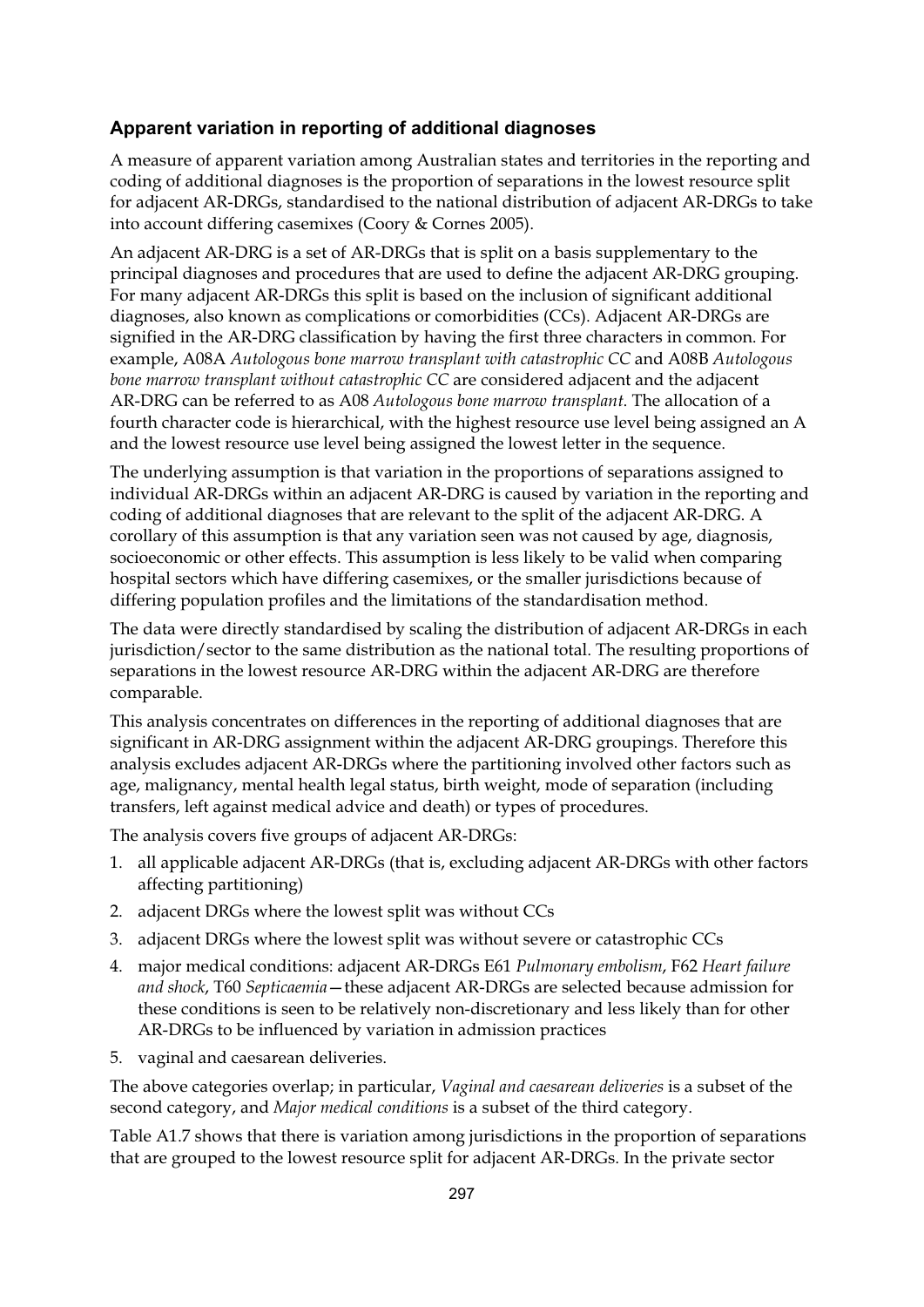### Apparent variation in reporting of additional diagnoses

A measure of apparent variation among Australian states and territories in the reporting and coding of additional diagnoses is the proportion of separations in the lowest resource split for adjacent AR-DRGs, standardised to the national distribution of adjacent AR-DRGs to take into account differing casemixes (Coory & Cornes 2005).

An adjacent AR-DRG is a set of AR-DRGs that is split on a basis supplementary to the principal diagnoses and procedures that are used to define the adjacent AR-DRG grouping. For many adjacent AR-DRGs this split is based on the inclusion of significant additional diagnoses, also known as complications or comorbidities (CCs). Adjacent AR-DRGs are signified in the AR-DRG classification by having the first three characters in common. For example, A08A *Autologous bone marrow transplant with catastrophic CC* and A08B *Autologous bone marrow transplant without catastrophic CC* are considered adjacent and the adjacent AR-DRG can be referred to as A08 *Autologous bone marrow transplant*. The allocation of a fourth character code is hierarchical, with the highest resource use level being assigned an A and the lowest resource use level being assigned the lowest letter in the sequence.

The underlying assumption is that variation in the proportions of separations assigned to individual AR-DRGs within an adjacent AR-DRG is caused by variation in the reporting and coding of additional diagnoses that are relevant to the split of the adjacent AR-DRG. A corollary of this assumption is that any variation seen was not caused by age, diagnosis, socioeconomic or other effects. This assumption is less likely to be valid when comparing hospital sectors which have differing casemixes, or the smaller jurisdictions because of differing population profiles and the limitations of the standardisation method.

The data were directly standardised by scaling the distribution of adjacent AR-DRGs in each jurisdiction/sector to the same distribution as the national total. The resulting proportions of separations in the lowest resource AR-DRG within the adjacent AR-DRG are therefore comparable.

This analysis concentrates on differences in the reporting of additional diagnoses that are significant in AR-DRG assignment within the adjacent AR-DRG groupings. Therefore this analysis excludes adjacent AR-DRGs where the partitioning involved other factors such as age, malignancy, mental health legal status, birth weight, mode of separation (including transfers, left against medical advice and death) or types of procedures.

The analysis covers five groups of adjacent AR-DRGs:

1. all applicable adjacent AR-DRGs (that is, excluding adjacent AR-DRGs with other factors affecting partitioning)
2. adjacent DRGs where the lowest split was without CCs
3. adjacent DRGs where the lowest split was without severe or catastrophic CCs
4. major medical conditions: adjacent AR-DRGs E61 *Pulmonary embolism*, F62 *Heart failure and shock*, T60 *Septicaemia*—these adjacent AR-DRGs are selected because admission for these conditions is seen to be relatively non-discretionary and less likely than for other AR-DRGs to be influenced by variation in admission practices
5. vaginal and caesarean deliveries.

The above categories overlap; in particular, *Vaginal and caesarean deliveries* is a subset of the second category, and *Major medical conditions* is a subset of the third category.

Table A1.7 shows that there is variation among jurisdictions in the proportion of separations that are grouped to the lowest resource split for adjacent AR-DRGs. In the private sector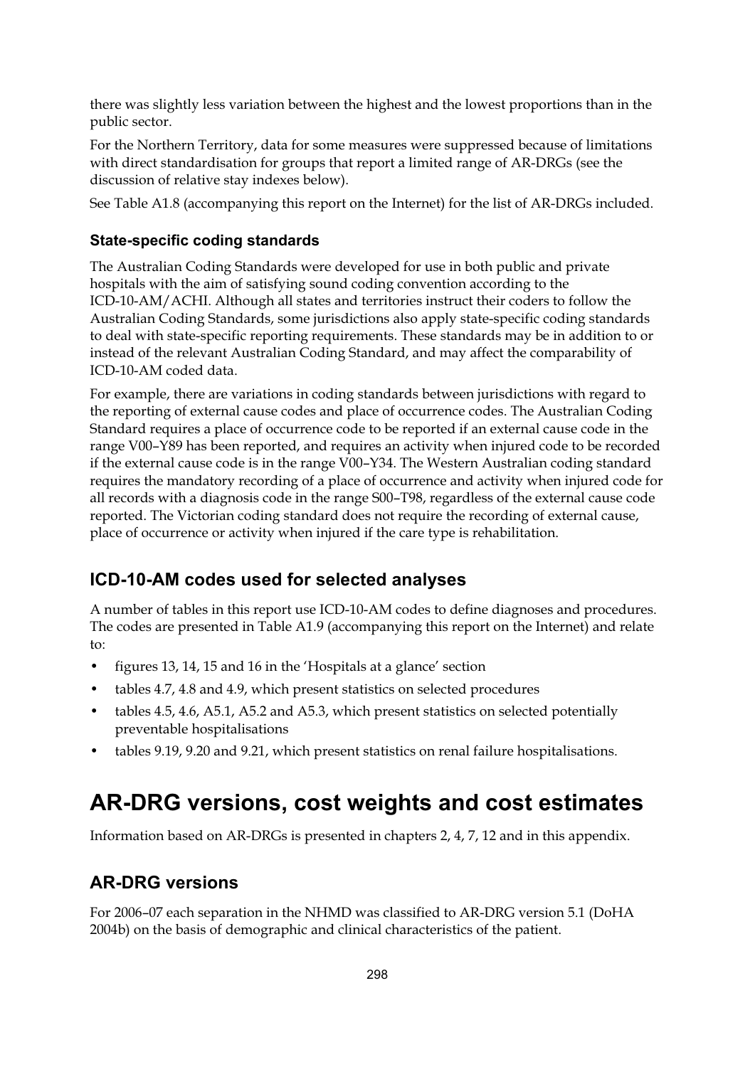there was slightly less variation between the highest and the lowest proportions than in the public sector.

For the Northern Territory, data for some measures were suppressed because of limitations with direct standardisation for groups that report a limited range of AR-DRGs (see the discussion of relative stay indexes below).

See Table A1.8 (accompanying this report on the Internet) for the list of AR-DRGs included.

### State-specific coding standards

The Australian Coding Standards were developed for use in both public and private hospitals with the aim of satisfying sound coding convention according to the ICD-10-AM/ACHI. Although all states and territories instruct their coders to follow the Australian Coding Standards, some jurisdictions also apply state-specific coding standards to deal with state-specific reporting requirements. These standards may be in addition to or instead of the relevant Australian Coding Standard, and may affect the comparability of ICD-10-AM coded data.

For example, there are variations in coding standards between jurisdictions with regard to the reporting of external cause codes and place of occurrence codes. The Australian Coding Standard requires a place of occurrence code to be reported if an external cause code in the range V00–Y89 has been reported, and requires an activity when injured code to be recorded if the external cause code is in the range V00–Y34. The Western Australian coding standard requires the mandatory recording of a place of occurrence and activity when injured code for all records with a diagnosis code in the range S00–T98, regardless of the external cause code reported. The Victorian coding standard does not require the recording of external cause, place of occurrence or activity when injured if the care type is rehabilitation.

## ICD-10-AM codes used for selected analyses

A number of tables in this report use ICD-10-AM codes to define diagnoses and procedures. The codes are presented in Table A1.9 (accompanying this report on the Internet) and relate to:

- figures 13, 14, 15 and 16 in the 'Hospitals at a glance' section
- tables 4.7, 4.8 and 4.9, which present statistics on selected procedures
- tables 4.5, 4.6, A5.1, A5.2 and A5.3, which present statistics on selected potentially preventable hospitalisations
- tables 9.19, 9.20 and 9.21, which present statistics on renal failure hospitalisations.

# AR-DRG versions, cost weights and cost estimates

Information based on AR-DRGs is presented in chapters 2, 4, 7, 12 and in this appendix.

## AR-DRG versions

For 2006–07 each separation in the NHMD was classified to AR-DRG version 5.1 (DoHA 2004b) on the basis of demographic and clinical characteristics of the patient.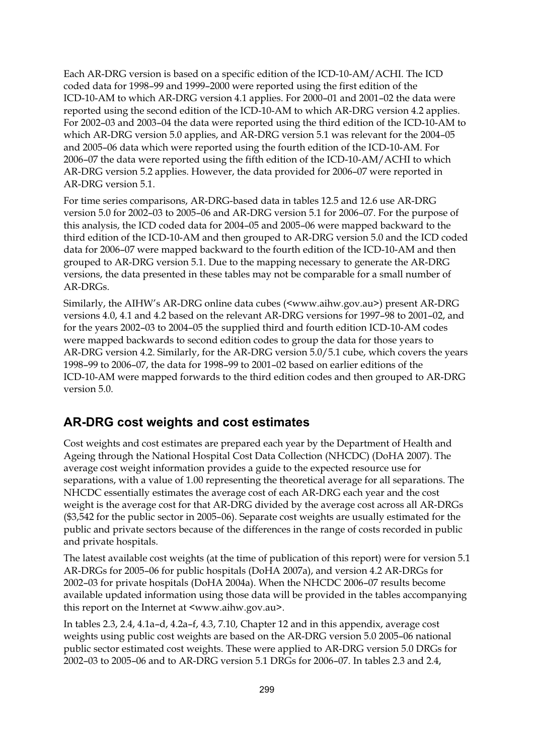Each AR-DRG version is based on a specific edition of the ICD-10-AM/ACHI. The ICD coded data for 1998–99 and 1999–2000 were reported using the first edition of the ICD-10-AM to which AR-DRG version 4.1 applies. For 2000–01 and 2001–02 the data were reported using the second edition of the ICD-10-AM to which AR-DRG version 4.2 applies. For 2002–03 and 2003–04 the data were reported using the third edition of the ICD-10-AM to which AR-DRG version 5.0 applies, and AR-DRG version 5.1 was relevant for the 2004–05 and 2005–06 data which were reported using the fourth edition of the ICD-10-AM. For 2006–07 the data were reported using the fifth edition of the ICD-10-AM/ACHI to which AR-DRG version 5.2 applies. However, the data provided for 2006–07 were reported in AR-DRG version 5.1.

For time series comparisons, AR-DRG-based data in tables 12.5 and 12.6 use AR-DRG version 5.0 for 2002–03 to 2005–06 and AR-DRG version 5.1 for 2006–07. For the purpose of this analysis, the ICD coded data for 2004–05 and 2005–06 were mapped backward to the third edition of the ICD-10-AM and then grouped to AR-DRG version 5.0 and the ICD coded data for 2006–07 were mapped backward to the fourth edition of the ICD-10-AM and then grouped to AR-DRG version 5.1. Due to the mapping necessary to generate the AR-DRG versions, the data presented in these tables may not be comparable for a small number of AR-DRGs.

Similarly, the AIHW's AR-DRG online data cubes (<www.aihw.gov.au>) present AR-DRG versions 4.0, 4.1 and 4.2 based on the relevant AR-DRG versions for 1997–98 to 2001–02, and for the years 2002–03 to 2004–05 the supplied third and fourth edition ICD-10-AM codes were mapped backwards to second edition codes to group the data for those years to AR-DRG version 4.2. Similarly, for the AR-DRG version 5.0/5.1 cube, which covers the years 1998–99 to 2006–07, the data for 1998–99 to 2001–02 based on earlier editions of the ICD-10-AM were mapped forwards to the third edition codes and then grouped to AR-DRG version 5.0.

## AR-DRG cost weights and cost estimates

Cost weights and cost estimates are prepared each year by the Department of Health and Ageing through the National Hospital Cost Data Collection (NHCDC) (DoHA 2007). The average cost weight information provides a guide to the expected resource use for separations, with a value of 1.00 representing the theoretical average for all separations. The NHCDC essentially estimates the average cost of each AR-DRG each year and the cost weight is the average cost for that AR-DRG divided by the average cost across all AR-DRGs ($3,542 for the public sector in 2005–06). Separate cost weights are usually estimated for the public and private sectors because of the differences in the range of costs recorded in public and private hospitals.

The latest available cost weights (at the time of publication of this report) were for version 5.1 AR-DRGs for 2005–06 for public hospitals (DoHA 2007a), and version 4.2 AR-DRGs for 2002–03 for private hospitals (DoHA 2004a). When the NHCDC 2006–07 results become available updated information using those data will be provided in the tables accompanying this report on the Internet at <www.aihw.gov.au>.

In tables 2.3, 2.4, 4.1a–d, 4.2a–f, 4.3, 7.10, Chapter 12 and in this appendix, average cost weights using public cost weights are based on the AR-DRG version 5.0 2005–06 national public sector estimated cost weights. These were applied to AR-DRG version 5.0 DRGs for 2002–03 to 2005–06 and to AR-DRG version 5.1 DRGs for 2006–07. In tables 2.3 and 2.4,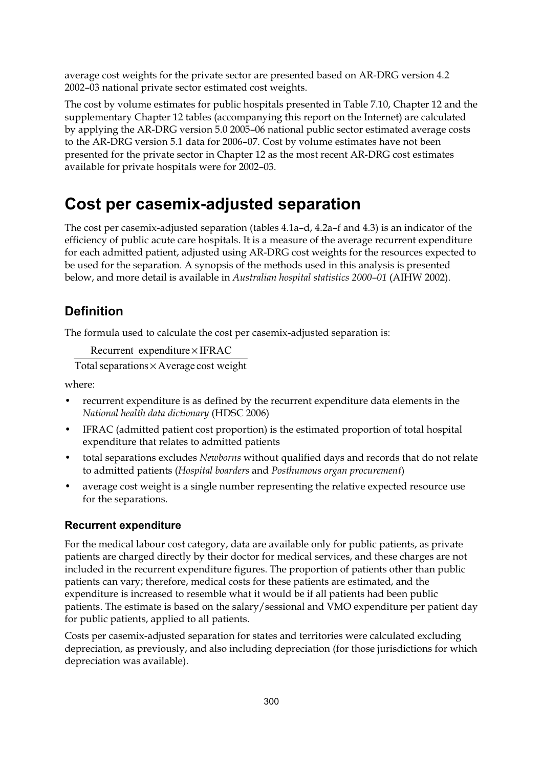average cost weights for the private sector are presented based on AR-DRG version 4.2 2002–03 national private sector estimated cost weights.

The cost by volume estimates for public hospitals presented in Table 7.10, Chapter 12 and the supplementary Chapter 12 tables (accompanying this report on the Internet) are calculated by applying the AR-DRG version 5.0 2005–06 national public sector estimated average costs to the AR-DRG version 5.1 data for 2006–07. Cost by volume estimates have not been presented for the private sector in Chapter 12 as the most recent AR-DRG cost estimates available for private hospitals were for 2002–03.

# Cost per casemix-adjusted separation

The cost per casemix-adjusted separation (tables 4.1a–d, 4.2a–f and 4.3) is an indicator of the efficiency of public acute care hospitals. It is a measure of the average recurrent expenditure for each admitted patient, adjusted using AR-DRG cost weights for the resources expected to be used for the separation. A synopsis of the methods used in this analysis is presented below, and more detail is available in *Australian hospital statistics 2000–01* (AIHW 2002).

## Definition

The formula used to calculate the cost per casemix-adjusted separation is:

$$\frac{\text{Recurrent expenditure} \times \text{IFRAC}}{\text{Total separations} \times \text{Average cost weight}}$$

where:

- recurrent expenditure is as defined by the recurrent expenditure data elements in the *National health data dictionary* (HDSC 2006)
- IFRAC (admitted patient cost proportion) is the estimated proportion of total hospital expenditure that relates to admitted patients
- total separations excludes *Newborns* without qualified days and records that do not relate to admitted patients (*Hospital boarders* and *Posthumous organ procurement*)
- average cost weight is a single number representing the relative expected resource use for the separations.

### Recurrent expenditure

For the medical labour cost category, data are available only for public patients, as private patients are charged directly by their doctor for medical services, and these charges are not included in the recurrent expenditure figures. The proportion of patients other than public patients can vary; therefore, medical costs for these patients are estimated, and the expenditure is increased to resemble what it would be if all patients had been public patients. The estimate is based on the salary/sessional and VMO expenditure per patient day for public patients, applied to all patients.

Costs per casemix-adjusted separation for states and territories were calculated excluding depreciation, as previously, and also including depreciation (for those jurisdictions for which depreciation was available).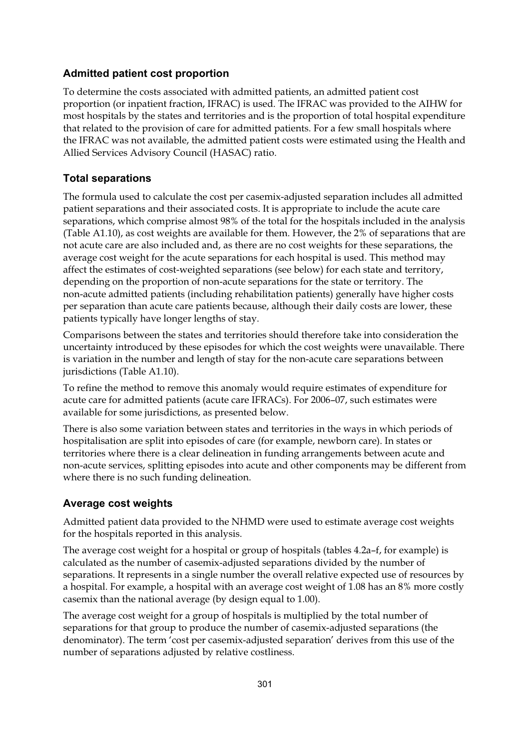### Admitted patient cost proportion

To determine the costs associated with admitted patients, an admitted patient cost proportion (or inpatient fraction, IFRAC) is used. The IFRAC was provided to the AIHW for most hospitals by the states and territories and is the proportion of total hospital expenditure that related to the provision of care for admitted patients. For a few small hospitals where the IFRAC was not available, the admitted patient costs were estimated using the Health and Allied Services Advisory Council (HASAC) ratio.

### Total separations

The formula used to calculate the cost per casemix-adjusted separation includes all admitted patient separations and their associated costs. It is appropriate to include the acute care separations, which comprise almost 98% of the total for the hospitals included in the analysis (Table A1.10), as cost weights are available for them. However, the 2% of separations that are not acute care are also included and, as there are no cost weights for these separations, the average cost weight for the acute separations for each hospital is used. This method may affect the estimates of cost-weighted separations (see below) for each state and territory, depending on the proportion of non-acute separations for the state or territory. The non-acute admitted patients (including rehabilitation patients) generally have higher costs per separation than acute care patients because, although their daily costs are lower, these patients typically have longer lengths of stay.

Comparisons between the states and territories should therefore take into consideration the uncertainty introduced by these episodes for which the cost weights were unavailable. There is variation in the number and length of stay for the non-acute care separations between jurisdictions (Table A1.10).

To refine the method to remove this anomaly would require estimates of expenditure for acute care for admitted patients (acute care IFRACs). For 2006–07, such estimates were available for some jurisdictions, as presented below.

There is also some variation between states and territories in the ways in which periods of hospitalisation are split into episodes of care (for example, newborn care). In states or territories where there is a clear delineation in funding arrangements between acute and non-acute services, splitting episodes into acute and other components may be different from where there is no such funding delineation.

### Average cost weights

Admitted patient data provided to the NHMD were used to estimate average cost weights for the hospitals reported in this analysis.

The average cost weight for a hospital or group of hospitals (tables 4.2a–f, for example) is calculated as the number of casemix-adjusted separations divided by the number of separations. It represents in a single number the overall relative expected use of resources by a hospital. For example, a hospital with an average cost weight of 1.08 has an 8% more costly casemix than the national average (by design equal to 1.00).

The average cost weight for a group of hospitals is multiplied by the total number of separations for that group to produce the number of casemix-adjusted separations (the denominator). The term 'cost per casemix-adjusted separation' derives from this use of the number of separations adjusted by relative costliness.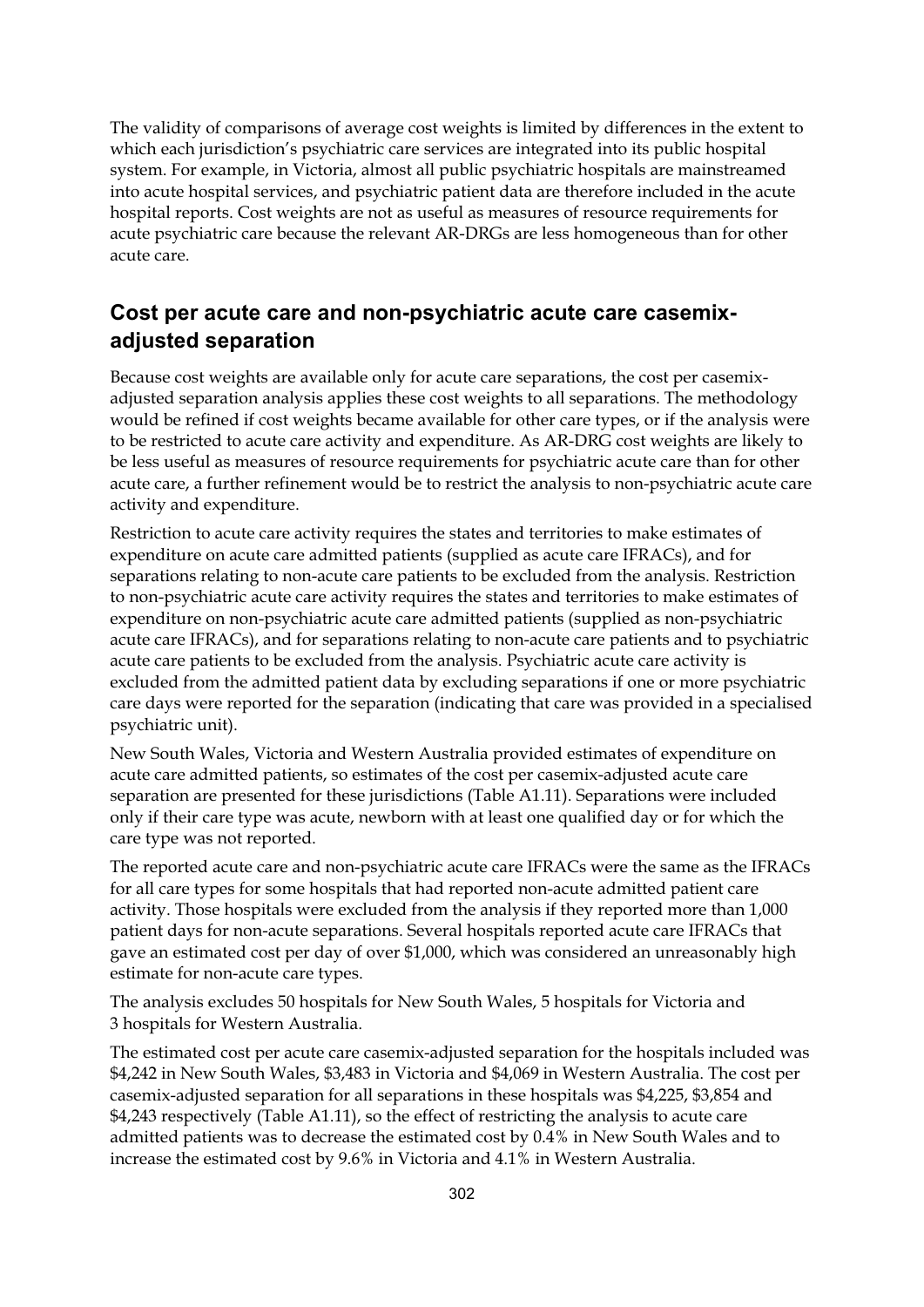The validity of comparisons of average cost weights is limited by differences in the extent to which each jurisdiction's psychiatric care services are integrated into its public hospital system. For example, in Victoria, almost all public psychiatric hospitals are mainstreamed into acute hospital services, and psychiatric patient data are therefore included in the acute hospital reports. Cost weights are not as useful as measures of resource requirements for acute psychiatric care because the relevant AR-DRGs are less homogeneous than for other acute care.

## Cost per acute care and non-psychiatric acute care casemix-adjusted separation

Because cost weights are available only for acute care separations, the cost per casemix-adjusted separation analysis applies these cost weights to all separations. The methodology would be refined if cost weights became available for other care types, or if the analysis were to be restricted to acute care activity and expenditure. As AR-DRG cost weights are likely to be less useful as measures of resource requirements for psychiatric acute care than for other acute care, a further refinement would be to restrict the analysis to non-psychiatric acute care activity and expenditure.

Restriction to acute care activity requires the states and territories to make estimates of expenditure on acute care admitted patients (supplied as acute care IFRACs), and for separations relating to non-acute care patients to be excluded from the analysis. Restriction to non-psychiatric acute care activity requires the states and territories to make estimates of expenditure on non-psychiatric acute care admitted patients (supplied as non-psychiatric acute care IFRACs), and for separations relating to non-acute care patients and to psychiatric acute care patients to be excluded from the analysis. Psychiatric acute care activity is excluded from the admitted patient data by excluding separations if one or more psychiatric care days were reported for the separation (indicating that care was provided in a specialised psychiatric unit).

New South Wales, Victoria and Western Australia provided estimates of expenditure on acute care admitted patients, so estimates of the cost per casemix-adjusted acute care separation are presented for these jurisdictions (Table A1.11). Separations were included only if their care type was acute, newborn with at least one qualified day or for which the care type was not reported.

The reported acute care and non-psychiatric acute care IFRACs were the same as the IFRACs for all care types for some hospitals that had reported non-acute admitted patient care activity. Those hospitals were excluded from the analysis if they reported more than 1,000 patient days for non-acute separations. Several hospitals reported acute care IFRACs that gave an estimated cost per day of over $1,000, which was considered an unreasonably high estimate for non-acute care types.

The analysis excludes 50 hospitals for New South Wales, 5 hospitals for Victoria and 3 hospitals for Western Australia.

The estimated cost per acute care casemix-adjusted separation for the hospitals included was $4,242 in New South Wales, $3,483 in Victoria and $4,069 in Western Australia. The cost per casemix-adjusted separation for all separations in these hospitals was $4,225, $3,854 and $4,243 respectively (Table A1.11), so the effect of restricting the analysis to acute care admitted patients was to decrease the estimated cost by 0.4% in New South Wales and to increase the estimated cost by 9.6% in Victoria and 4.1% in Western Australia.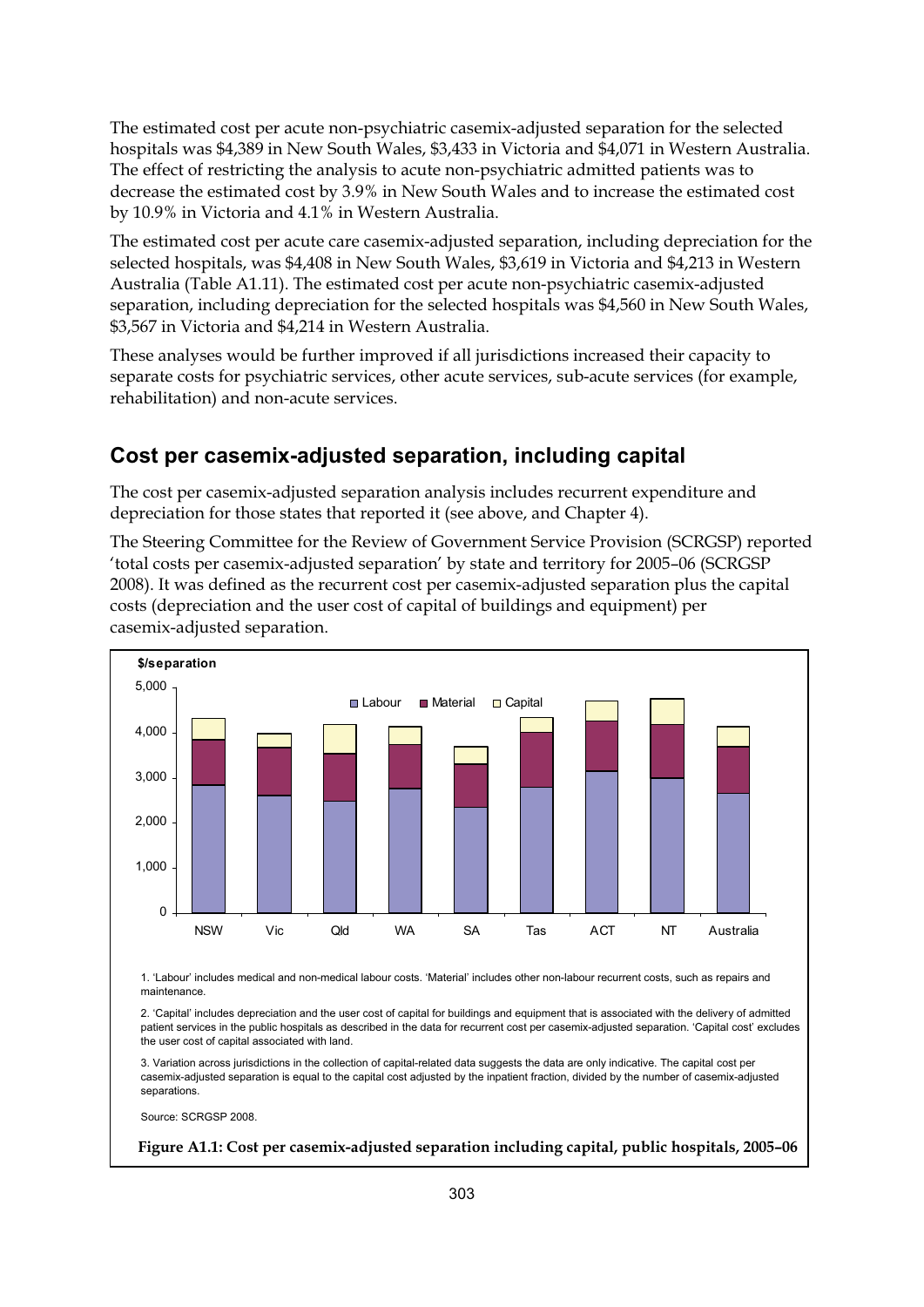The estimated cost per acute non-psychiatric casemix-adjusted separation for the selected hospitals was $4,389 in New South Wales, $3,433 in Victoria and $4,071 in Western Australia. The effect of restricting the analysis to acute non-psychiatric admitted patients was to decrease the estimated cost by 3.9% in New South Wales and to increase the estimated cost by 10.9% in Victoria and 4.1% in Western Australia.

The estimated cost per acute care casemix-adjusted separation, including depreciation for the selected hospitals, was $4,408 in New South Wales, $3,619 in Victoria and $4,213 in Western Australia (Table A1.11). The estimated cost per acute non-psychiatric casemix-adjusted separation, including depreciation for the selected hospitals was $4,560 in New South Wales, $3,567 in Victoria and $4,214 in Western Australia.

These analyses would be further improved if all jurisdictions increased their capacity to separate costs for psychiatric services, other acute services, sub-acute services (for example, rehabilitation) and non-acute services.

## Cost per casemix-adjusted separation, including capital

The cost per casemix-adjusted separation analysis includes recurrent expenditure and depreciation for those states that reported it (see above, and Chapter 4).

The Steering Committee for the Review of Government Service Provision (SCRGSP) reported 'total costs per casemix-adjusted separation' by state and territory for 2005–06 (SCRGSP 2008). It was defined as the recurrent cost per casemix-adjusted separation plus the capital costs (depreciation and the user cost of capital of buildings and equipment) per casemix-adjusted separation.

1. 'Labour' includes medical and non-medical labour costs. 'Material' includes other non-labour recurrent costs, such as repairs and maintenance.

2. 'Capital' includes depreciation and the user cost of capital for buildings and equipment that is associated with the delivery of admitted patient services in the public hospitals as described in the data for recurrent cost per casemix-adjusted separation. 'Capital cost' excludes the user cost of capital associated with land.

3. Variation across jurisdictions in the collection of capital-related data suggests the data are only indicative. The capital cost per casemix-adjusted separation is equal to the capital cost adjusted by the inpatient fraction, divided by the number of casemix-adjusted separations.

Source: SCRGSP 2008.

**Figure A1.1: Cost per casemix-adjusted separation including capital, public hospitals, 2005–06**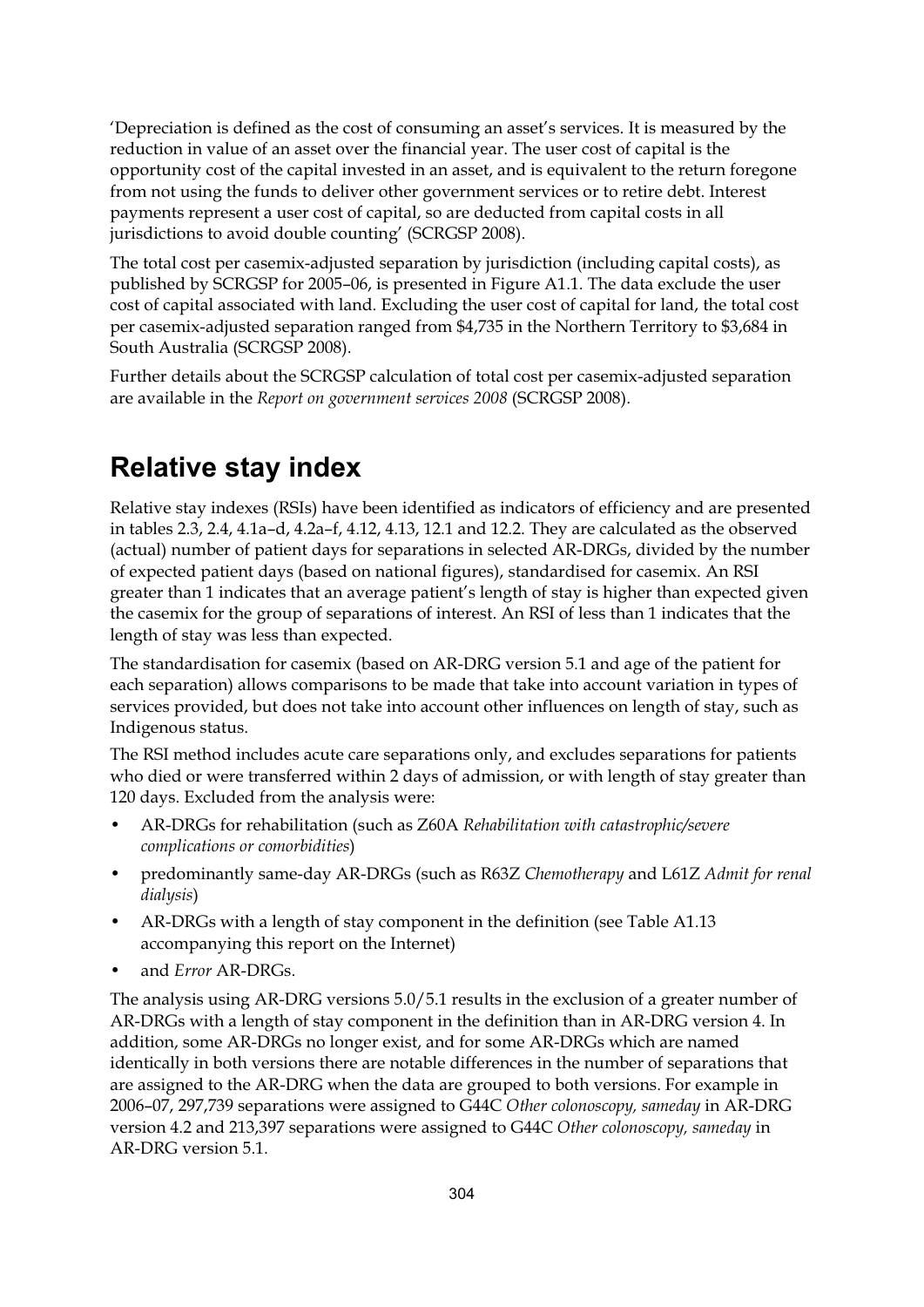'Depreciation is defined as the cost of consuming an asset's services. It is measured by the reduction in value of an asset over the financial year. The user cost of capital is the opportunity cost of the capital invested in an asset, and is equivalent to the return foregone from not using the funds to deliver other government services or to retire debt. Interest payments represent a user cost of capital, so are deducted from capital costs in all jurisdictions to avoid double counting' (SCRGSP 2008).

The total cost per casemix-adjusted separation by jurisdiction (including capital costs), as published by SCRGSP for 2005–06, is presented in Figure A1.1. The data exclude the user cost of capital associated with land. Excluding the user cost of capital for land, the total cost per casemix-adjusted separation ranged from $4,735 in the Northern Territory to $3,684 in South Australia (SCRGSP 2008).

Further details about the SCRGSP calculation of total cost per casemix-adjusted separation are available in the *Report on government services 2008* (SCRGSP 2008).

# Relative stay index

Relative stay indexes (RSIs) have been identified as indicators of efficiency and are presented in tables 2.3, 2.4, 4.1a–d, 4.2a–f, 4.12, 4.13, 12.1 and 12.2. They are calculated as the observed (actual) number of patient days for separations in selected AR-DRGs, divided by the number of expected patient days (based on national figures), standardised for casemix. An RSI greater than 1 indicates that an average patient's length of stay is higher than expected given the casemix for the group of separations of interest. An RSI of less than 1 indicates that the length of stay was less than expected.

The standardisation for casemix (based on AR-DRG version 5.1 and age of the patient for each separation) allows comparisons to be made that take into account variation in types of services provided, but does not take into account other influences on length of stay, such as Indigenous status.

The RSI method includes acute care separations only, and excludes separations for patients who died or were transferred within 2 days of admission, or with length of stay greater than 120 days. Excluded from the analysis were:

- AR-DRGs for rehabilitation (such as Z60A *Rehabilitation with catastrophic/severe complications or comorbidities*)
- predominantly same-day AR-DRGs (such as R63Z *Chemotherapy* and L61Z *Admit for renal dialysis*)
- AR-DRGs with a length of stay component in the definition (see Table A1.13 accompanying this report on the Internet)
- and *Error* AR-DRGs.

The analysis using AR-DRG versions 5.0/5.1 results in the exclusion of a greater number of AR-DRGs with a length of stay component in the definition than in AR-DRG version 4. In addition, some AR-DRGs no longer exist, and for some AR-DRGs which are named identically in both versions there are notable differences in the number of separations that are assigned to the AR-DRG when the data are grouped to both versions. For example in 2006–07, 297,739 separations were assigned to G44C *Other colonoscopy, sameday* in AR-DRG version 4.2 and 213,397 separations were assigned to G44C *Other colonoscopy, sameday* in AR-DRG version 5.1.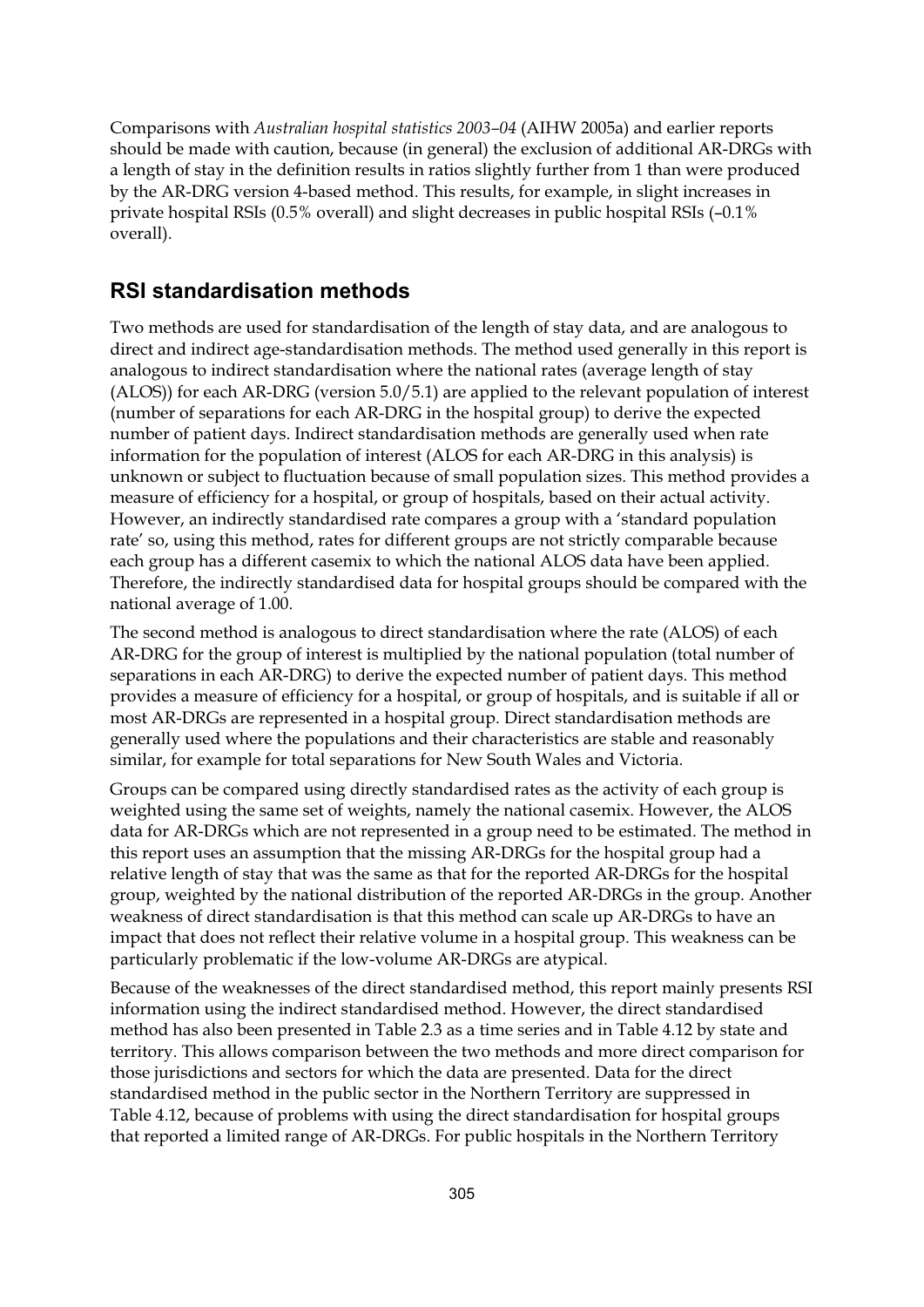Comparisons with *Australian hospital statistics 2003–04* (AIHW 2005a) and earlier reports should be made with caution, because (in general) the exclusion of additional AR-DRGs with a length of stay in the definition results in ratios slightly further from 1 than were produced by the AR-DRG version 4-based method. This results, for example, in slight increases in private hospital RSIs (0.5% overall) and slight decreases in public hospital RSIs (–0.1% overall).

## RSI standardisation methods

Two methods are used for standardisation of the length of stay data, and are analogous to direct and indirect age-standardisation methods. The method used generally in this report is analogous to indirect standardisation where the national rates (average length of stay (ALOS)) for each AR-DRG (version 5.0/5.1) are applied to the relevant population of interest (number of separations for each AR-DRG in the hospital group) to derive the expected number of patient days. Indirect standardisation methods are generally used when rate information for the population of interest (ALOS for each AR-DRG in this analysis) is unknown or subject to fluctuation because of small population sizes. This method provides a measure of efficiency for a hospital, or group of hospitals, based on their actual activity. However, an indirectly standardised rate compares a group with a 'standard population rate' so, using this method, rates for different groups are not strictly comparable because each group has a different casemix to which the national ALOS data have been applied. Therefore, the indirectly standardised data for hospital groups should be compared with the national average of 1.00.

The second method is analogous to direct standardisation where the rate (ALOS) of each AR-DRG for the group of interest is multiplied by the national population (total number of separations in each AR-DRG) to derive the expected number of patient days. This method provides a measure of efficiency for a hospital, or group of hospitals, and is suitable if all or most AR-DRGs are represented in a hospital group. Direct standardisation methods are generally used where the populations and their characteristics are stable and reasonably similar, for example for total separations for New South Wales and Victoria.

Groups can be compared using directly standardised rates as the activity of each group is weighted using the same set of weights, namely the national casemix. However, the ALOS data for AR-DRGs which are not represented in a group need to be estimated. The method in this report uses an assumption that the missing AR-DRGs for the hospital group had a relative length of stay that was the same as that for the reported AR-DRGs for the hospital group, weighted by the national distribution of the reported AR-DRGs in the group. Another weakness of direct standardisation is that this method can scale up AR-DRGs to have an impact that does not reflect their relative volume in a hospital group. This weakness can be particularly problematic if the low-volume AR-DRGs are atypical.

Because of the weaknesses of the direct standardised method, this report mainly presents RSI information using the indirect standardised method. However, the direct standardised method has also been presented in Table 2.3 as a time series and in Table 4.12 by state and territory. This allows comparison between the two methods and more direct comparison for those jurisdictions and sectors for which the data are presented. Data for the direct standardised method in the public sector in the Northern Territory are suppressed in Table 4.12, because of problems with using the direct standardisation for hospital groups that reported a limited range of AR-DRGs. For public hospitals in the Northern Territory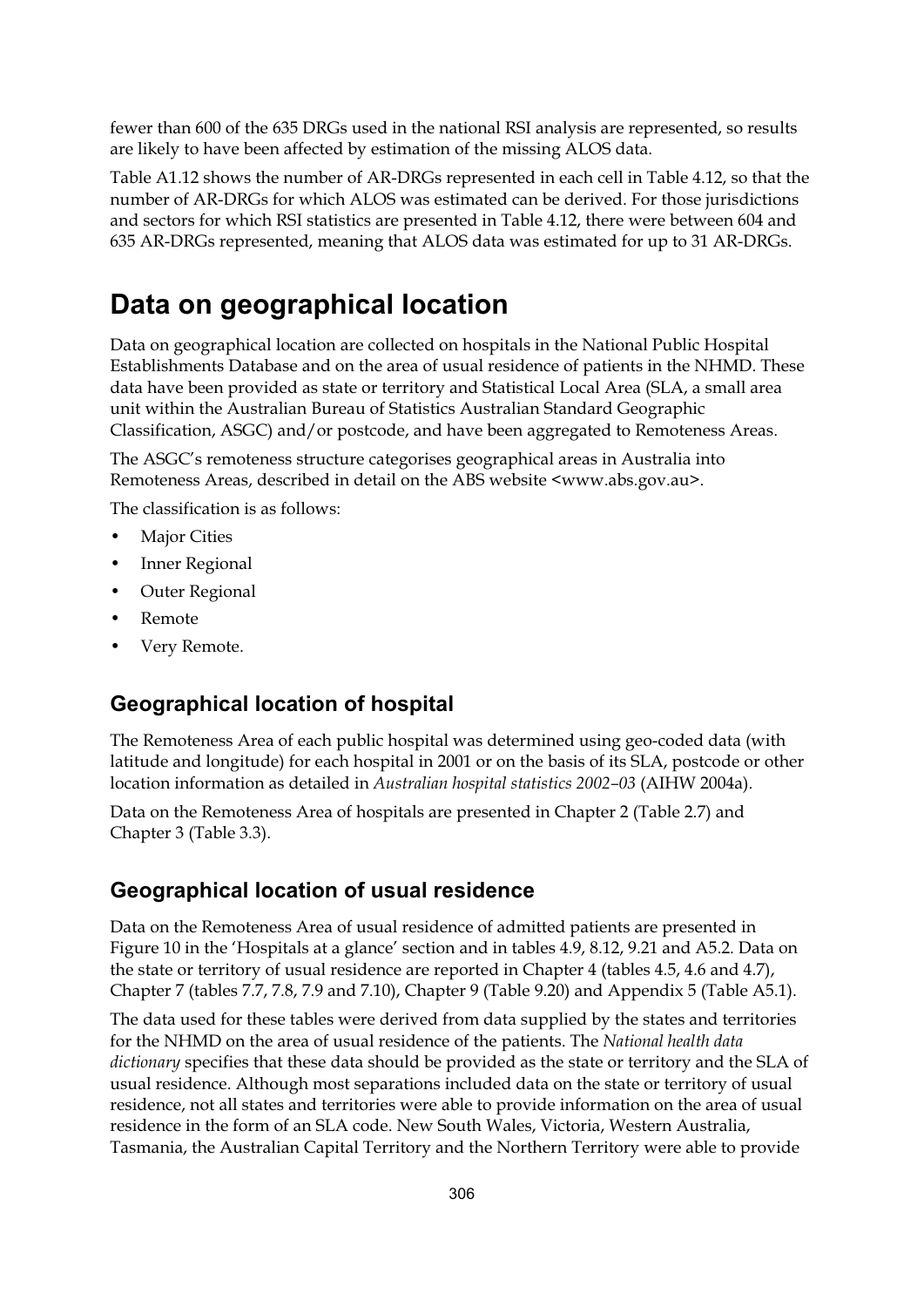fewer than 600 of the 635 DRGs used in the national RSI analysis are represented, so results are likely to have been affected by estimation of the missing ALOS data.

Table A1.12 shows the number of AR-DRGs represented in each cell in Table 4.12, so that the number of AR-DRGs for which ALOS was estimated can be derived. For those jurisdictions and sectors for which RSI statistics are presented in Table 4.12, there were between 604 and 635 AR-DRGs represented, meaning that ALOS data was estimated for up to 31 AR-DRGs.

# Data on geographical location

Data on geographical location are collected on hospitals in the National Public Hospital Establishments Database and on the area of usual residence of patients in the NHMD. These data have been provided as state or territory and Statistical Local Area (SLA, a small area unit within the Australian Bureau of Statistics Australian Standard Geographic Classification, ASGC) and/or postcode, and have been aggregated to Remoteness Areas.

The ASGC's remoteness structure categorises geographical areas in Australia into Remoteness Areas, described in detail on the ABS website <www.abs.gov.au>.

The classification is as follows:

- Major Cities
- Inner Regional
- Outer Regional
- Remote
- Very Remote.

## Geographical location of hospital

The Remoteness Area of each public hospital was determined using geo-coded data (with latitude and longitude) for each hospital in 2001 or on the basis of its SLA, postcode or other location information as detailed in *Australian hospital statistics 2002–03* (AIHW 2004a).

Data on the Remoteness Area of hospitals are presented in Chapter 2 (Table 2.7) and Chapter 3 (Table 3.3).

## Geographical location of usual residence

Data on the Remoteness Area of usual residence of admitted patients are presented in Figure 10 in the 'Hospitals at a glance' section and in tables 4.9, 8.12, 9.21 and A5.2. Data on the state or territory of usual residence are reported in Chapter 4 (tables 4.5, 4.6 and 4.7), Chapter 7 (tables 7.7, 7.8, 7.9 and 7.10), Chapter 9 (Table 9.20) and Appendix 5 (Table A5.1).

The data used for these tables were derived from data supplied by the states and territories for the NHMD on the area of usual residence of the patients. The *National health data dictionary* specifies that these data should be provided as the state or territory and the SLA of usual residence. Although most separations included data on the state or territory of usual residence, not all states and territories were able to provide information on the area of usual residence in the form of an SLA code. New South Wales, Victoria, Western Australia, Tasmania, the Australian Capital Territory and the Northern Territory were able to provide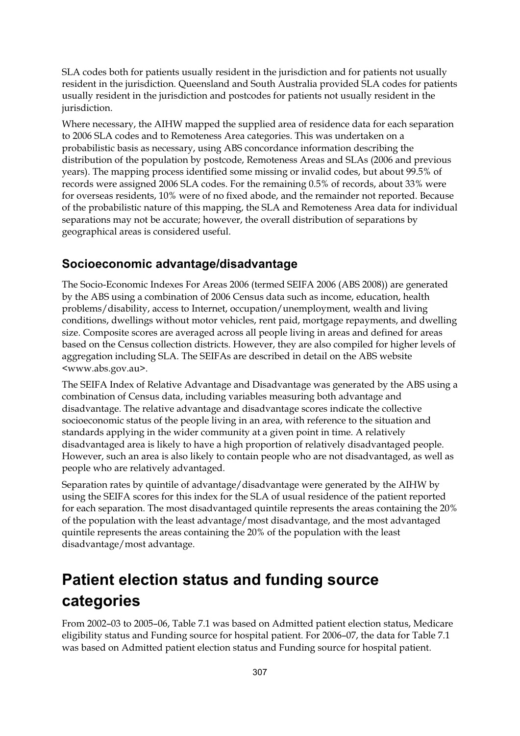SLA codes both for patients usually resident in the jurisdiction and for patients not usually resident in the jurisdiction. Queensland and South Australia provided SLA codes for patients usually resident in the jurisdiction and postcodes for patients not usually resident in the jurisdiction.

Where necessary, the AIHW mapped the supplied area of residence data for each separation to 2006 SLA codes and to Remoteness Area categories. This was undertaken on a probabilistic basis as necessary, using ABS concordance information describing the distribution of the population by postcode, Remoteness Areas and SLAs (2006 and previous years). The mapping process identified some missing or invalid codes, but about 99.5% of records were assigned 2006 SLA codes. For the remaining 0.5% of records, about 33% were for overseas residents, 10% were of no fixed abode, and the remainder not reported. Because of the probabilistic nature of this mapping, the SLA and Remoteness Area data for individual separations may not be accurate; however, the overall distribution of separations by geographical areas is considered useful.

### Socioeconomic advantage/disadvantage

The Socio-Economic Indexes For Areas 2006 (termed SEIFA 2006 (ABS 2008)) are generated by the ABS using a combination of 2006 Census data such as income, education, health problems/disability, access to Internet, occupation/unemployment, wealth and living conditions, dwellings without motor vehicles, rent paid, mortgage repayments, and dwelling size. Composite scores are averaged across all people living in areas and defined for areas based on the Census collection districts. However, they are also compiled for higher levels of aggregation including SLA. The SEIFAs are described in detail on the ABS website <www.abs.gov.au>.

The SEIFA Index of Relative Advantage and Disadvantage was generated by the ABS using a combination of Census data, including variables measuring both advantage and disadvantage. The relative advantage and disadvantage scores indicate the collective socioeconomic status of the people living in an area, with reference to the situation and standards applying in the wider community at a given point in time. A relatively disadvantaged area is likely to have a high proportion of relatively disadvantaged people. However, such an area is also likely to contain people who are not disadvantaged, as well as people who are relatively advantaged.

Separation rates by quintile of advantage/disadvantage were generated by the AIHW by using the SEIFA scores for this index for the SLA of usual residence of the patient reported for each separation. The most disadvantaged quintile represents the areas containing the 20% of the population with the least advantage/most disadvantage, and the most advantaged quintile represents the areas containing the 20% of the population with the least disadvantage/most advantage.

## Patient election status and funding source categories

From 2002–03 to 2005–06, Table 7.1 was based on Admitted patient election status, Medicare eligibility status and Funding source for hospital patient. For 2006–07, the data for Table 7.1 was based on Admitted patient election status and Funding source for hospital patient.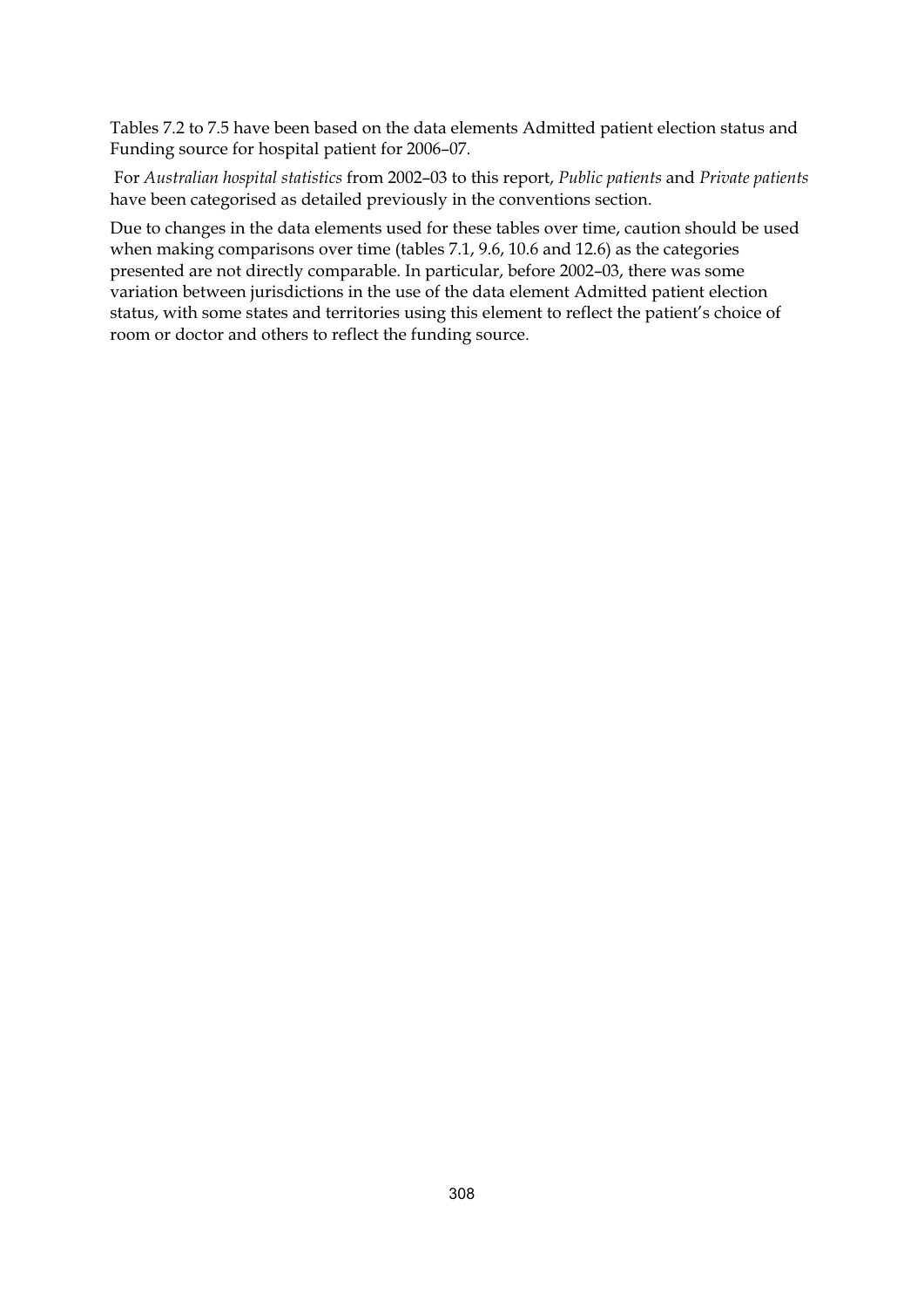Tables 7.2 to 7.5 have been based on the data elements Admitted patient election status and Funding source for hospital patient for 2006–07.

For *Australian hospital statistics* from 2002–03 to this report, *Public patients* and *Private patients* have been categorised as detailed previously in the conventions section.

Due to changes in the data elements used for these tables over time, caution should be used when making comparisons over time (tables 7.1, 9.6, 10.6 and 12.6) as the categories presented are not directly comparable. In particular, before 2002–03, there was some variation between jurisdictions in the use of the data element Admitted patient election status, with some states and territories using this element to reflect the patient's choice of room or doctor and others to reflect the funding source.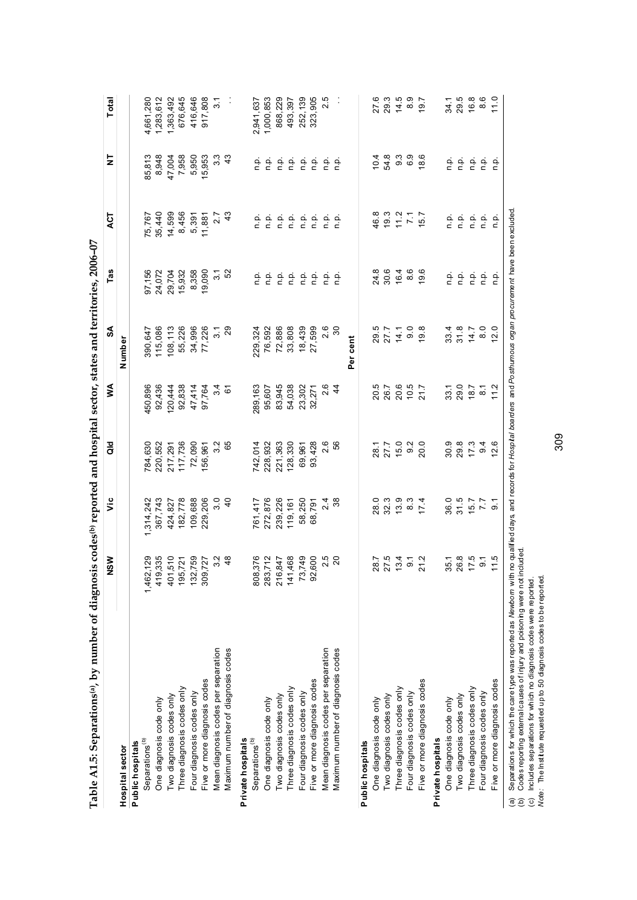# Table A1.5: Separations[(a)], by number of diagnosis codes[(b)] reported and hospital sector, states and territories, 2006–07

| Hospital sector | NSW | Vic | Qld | WA | SA | Tas | ACT | NT | Total |
|---|---|---|---|---|---|---|---|---|---|
| | | | | | **Number** | | | | |
| **Public hospitals** | | | | | | | | | |
| Separations[(b)] | 1,462,129 | 1,314,242 | 784,630 | 450,896 | 390,647 | 97,156 | 75,767 | 85,813 | 4,661,280 |
| One diagnosis code only | 419,335 | 367,743 | 220,552 | 92,436 | 115,086 | 24,072 | 35,440 | 8,948 | 1,283,612 |
| Two diagnosis codes only | 401,510 | 424,827 | 217,291 | 120,444 | 108,113 | 29,704 | 14,599 | 47,004 | 1,363,492 |
| Three diagnosis codes only | 195,721 | 182,778 | 117,736 | 92,838 | 55,226 | 15,932 | 8,456 | 7,958 | 676,645 |
| Four diagnosis codes only | 132,759 | 109,688 | 72,090 | 47,414 | 34,996 | 8,358 | 5,391 | 5,950 | 416,646 |
| Five or more diagnosis codes | 309,727 | 229,206 | 156,961 | 97,764 | 77,226 | 19,090 | 11,881 | 15,953 | 917,808 |
| Mean diagnosis codes per separation | 3.2 | 3.0 | 3.2 | 3.4 | 3.1 | 3.1 | 2.7 | 3.3 | 3.1 |
| Maximum number of diagnosis codes | 48 | 40 | 65 | 61 | 29 | 52 | 43 | 43 | . . |
| **Private hospitals** | | | | | | | | | |
| Separations[(b)] | 808,376 | 761,417 | 742,014 | 289,163 | 229,324 | n.p. | n.p. | n.p. | 2,941,637 |
| One diagnosis code only | 283,712 | 272,876 | 228,932 | 95,607 | 76,592 | n.p. | n.p. | n.p. | 1,000,853 |
| Two diagnosis codes only | 216,847 | 239,226 | 221,363 | 83,945 | 72,886 | n.p. | n.p. | n.p. | 868,229 |
| Three diagnosis codes only | 141,468 | 119,161 | 128,330 | 54,038 | 33,808 | n.p. | n.p. | n.p. | 493,397 |
| Four diagnosis codes only | 73,749 | 58,250 | 69,961 | 23,302 | 18,439 | n.p. | n.p. | n.p. | 252,139 |
| Five or more diagnosis codes | 92,600 | 68,791 | 93,428 | 32,271 | 27,599 | n.p. | n.p. | n.p. | 323,905 |
| Mean diagnosis codes per separation | 2.5 | 2.4 | 2.6 | 2.6 | 2.6 | n.p. | n.p. | n.p. | 2.5 |
| Maximum number of diagnosis codes | 20 | 38 | 56 | 44 | 30 | n.p. | n.p. | n.p. | . . |
| | | | | | **Per cent** | | | | |
| **Public hospitals** | | | | | | | | | |
| One diagnosis code only | 28.7 | 28.0 | 28.1 | 20.5 | 29.5 | 24.8 | 46.8 | 10.4 | 27.6 |
| Two diagnosis codes only | 27.5 | 32.3 | 27.7 | 26.7 | 27.7 | 30.6 | 19.3 | 54.8 | 29.3 |
| Three diagnosis codes only | 13.4 | 13.9 | 15.0 | 20.6 | 14.1 | 16.4 | 11.2 | 9.3 | 14.5 |
| Four diagnosis codes only | 9.1 | 8.3 | 9.2 | 10.5 | 9.0 | 8.6 | 7.1 | 6.9 | 8.9 |
| Five or more diagnosis codes | 21.2 | 17.4 | 20.0 | 21.7 | 19.8 | 19.6 | 15.7 | 18.6 | 19.7 |
| **Private hospitals** | | | | | | | | | |
| One diagnosis code only | 35.1 | 36.0 | 30.9 | 33.1 | 33.4 | n.p. | n.p. | n.p. | 34.1 |
| Two diagnosis codes only | 26.8 | 31.5 | 29.8 | 29.0 | 31.8 | n.p. | n.p. | n.p. | 29.5 |
| Three diagnosis codes only | 17.5 | 15.7 | 17.3 | 18.7 | 14.7 | n.p. | n.p. | n.p. | 16.8 |
| Four diagnosis codes only | 9.1 | 7.7 | 9.4 | 8.1 | 8.0 | n.p. | n.p. | n.p. | 8.6 |
| Five or more diagnosis codes | 11.5 | 9.1 | 12.6 | 11.2 | 12.0 | n.p. | n.p. | n.p. | 11.0 |

(a) Separations for which the care type was reported as *Newborn* with no qualified days and records for *Hospital boarders* and *Posthumous organ procurement* have been excluded.
(b) Codes reporting external causes of injury and poisoning were not included.
(c) Includes separations for which no diagnosis codes were reported.
*Note:* The Institute requested up to 50 diagnosis codes to be reported.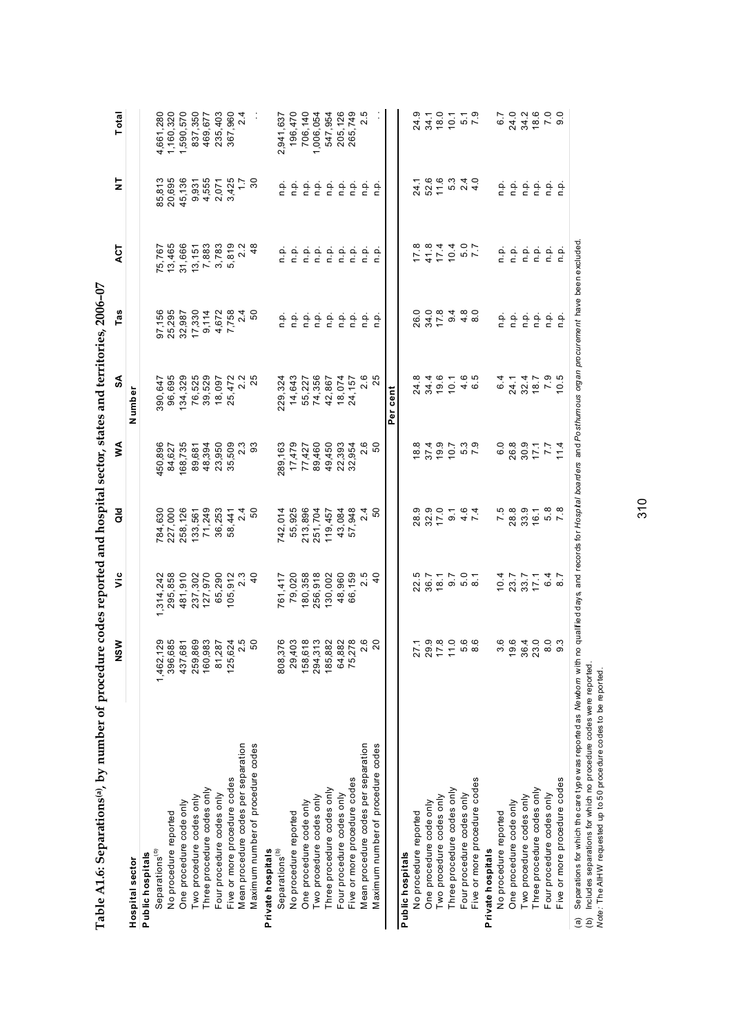## Table A1.6: Separations[(a)], by number of procedure codes reported and hospital sector, states and territories, 2006–07

| Hospital sector | NSW | Vic | Qld | WA | SA | Tas | ACT | NT | Total |
|---|---|---|---|---|---|---|---|---|---|
| | | | | | **Number** | | | | |
| **Public hospitals** | | | | | | | | | |
| Separations[(b)] | 1,462,129 | 1,314,242 | 784,630 | 450,896 | 390,647 | 97,156 | 75,767 | 85,813 | 4,661,280 |
| No procedure reported | 396,685 | 295,858 | 227,000 | 84,627 | 96,695 | 25,295 | 13,465 | 20,695 | 1,160,320 |
| One procedure code only | 437,681 | 481,910 | 258,126 | 168,735 | 134,329 | 32,987 | 31,666 | 45,136 | 1,590,570 |
| Two procedure codes only | 259,869 | 237,302 | 133,561 | 89,681 | 76,525 | 17,330 | 13,151 | 9,931 | 837,350 |
| Three procedure codes only | 160,983 | 127,970 | 71,249 | 48,394 | 39,529 | 9,114 | 7,883 | 4,555 | 469,677 |
| Four procedure codes only | 81,287 | 65,290 | 36,253 | 23,950 | 18,097 | 4,672 | 3,783 | 2,071 | 235,403 |
| Five or more procedure codes | 125,624 | 105,912 | 58,441 | 35,509 | 25,472 | 7,758 | 5,819 | 3,425 | 367,960 |
| Mean procedure codes per separation | 2.5 | 2.3 | 2.4 | 2.3 | 2.2 | 2.4 | 2.2 | 1.7 | 2.4 |
| Maximum number of procedure codes | 50 | 40 | 50 | 93 | 25 | 50 | 48 | 30 | . . |
| **Private hospitals** | | | | | | | | | |
| Separations[(b)] | 808,376 | 761,417 | 742,014 | 289,163 | 229,324 | n.p. | n.p. | n.p. | 2,941,637 |
| No procedure reported | 29,403 | 79,020 | 55,925 | 17,479 | 14,643 | n.p. | n.p. | n.p. | 196,470 |
| One procedure code only | 158,618 | 180,358 | 213,896 | 77,427 | 55,227 | n.p. | n.p. | n.p. | 706,140 |
| Two procedure codes only | 294,313 | 256,918 | 251,704 | 89,460 | 74,356 | n.p. | n.p. | n.p. | 1,006,054 |
| Three procedure codes only | 185,882 | 130,002 | 119,457 | 49,450 | 42,867 | n.p. | n.p. | n.p. | 547,954 |
| Four procedure codes only | 64,882 | 48,960 | 43,084 | 22,393 | 18,074 | n.p. | n.p. | n.p. | 205,126 |
| Five or more procedure codes | 75,278 | 66,159 | 57,948 | 32,954 | 24,157 | n.p. | n.p. | n.p. | 265,749 |
| Mean procedure codes per separation | 2.6 | 2.5 | 2.4 | 2.6 | 2.6 | n.p. | n.p. | n.p. | 2.5 |
| Maximum number of procedure codes | 20 | 40 | 50 | 50 | 25 | n.p. | n.p. | n.p. | . . |
| | | | | | **Per cent** | | | | |
| **Public hospitals** | | | | | | | | | |
| No procedure reported | 27.1 | 22.5 | 28.9 | 18.8 | 24.8 | 26.0 | 17.8 | 24.1 | 24.9 |
| One procedure code only | 29.9 | 36.7 | 32.9 | 37.4 | 34.4 | 34.0 | 41.8 | 52.6 | 34.1 |
| Two procedure codes only | 17.8 | 18.1 | 17.0 | 19.9 | 19.6 | 17.8 | 17.4 | 11.6 | 18.0 |
| Three procedure codes only | 11.0 | 9.7 | 9.1 | 10.7 | 10.1 | 9.4 | 10.4 | 5.3 | 10.1 |
| Four procedure codes only | 5.6 | 5.0 | 4.6 | 5.3 | 4.6 | 4.8 | 5.0 | 2.4 | 5.1 |
| Five or more procedure codes | 8.6 | 8.1 | 7.4 | 7.9 | 6.5 | 8.0 | 7.7 | 4.0 | 7.9 |
| **Private hospitals** | | | | | | | | | |
| No procedure reported | 3.6 | 10.4 | 7.5 | 6.0 | 6.4 | n.p. | n.p. | n.p. | 6.7 |
| One procedure code only | 19.6 | 23.7 | 28.8 | 26.8 | 24.1 | n.p. | n.p. | n.p. | 24.0 |
| Two procedure codes only | 36.4 | 33.7 | 33.9 | 30.9 | 32.4 | n.p. | n.p. | n.p. | 34.2 |
| Three procedure codes only | 23.0 | 17.1 | 16.1 | 17.1 | 18.7 | n.p. | n.p. | n.p. | 18.6 |
| Four procedure codes only | 8.0 | 6.4 | 5.8 | 7.7 | 7.9 | n.p. | n.p. | n.p. | 7.0 |
| Five or more procedure codes | 9.3 | 8.7 | 7.8 | 11.4 | 10.5 | n.p. | n.p. | n.p. | 9.0 |

(a) Separations for which the care type was reported as *Newborn* with no qualified days and records for *Hospital boarders* and *Posthumous organ procurement* have been excluded.

(b) Includes separations for which no procedure codes were reported.

*Note:* The AIHW requested up to 50 procedure codes to be reported.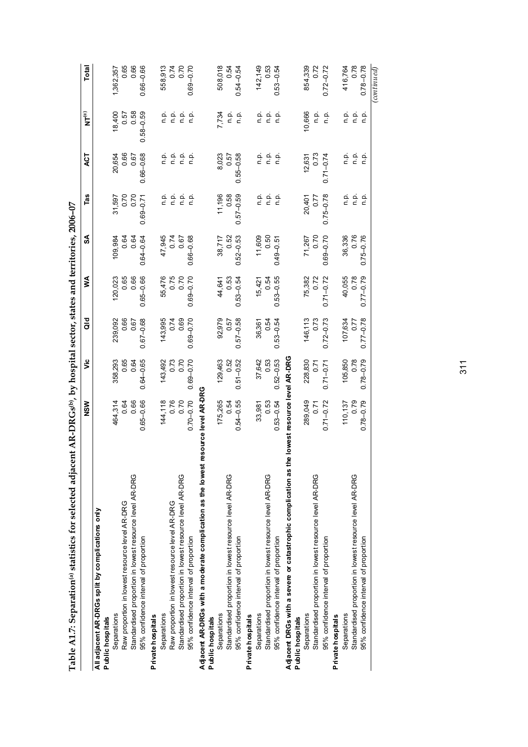# Table A1.7: Separation[a] statistics for selected adjacent AR-DRGs[b], by hospital sector, states and territories, 2006–07

| | NSW | Vic | Qld | WA | SA | Tas | ACT | NT[c] | Total |
|---|---|---|---|---|---|---|---|---|---|
| **All adjacent AR-DRGs split by complications only** | | | | | | | | | |
| **Public hospitals** | | | | | | | | | |
| Separations | 464,314 | 358,293 | 239,092 | 120,023 | 109,984 | 31,597 | 20,654 | 18,400 | 1,362,357 |
| Raw proportion in lowest resource level AR-DRG | 0.64 | 0.65 | 0.66 | 0.65 | 0.64 | 0.70 | 0.66 | 0.57 | 0.65 |
| Standardised proportion in lowest resource level AR-DRG | 0.66 | 0.64 | 0.67 | 0.66 | 0.64 | 0.70 | 0.67 | 0.58 | 0.66 |
| 95% confidence interval of proportion | 0.65–0.66 | 0.64–0.65 | 0.67–0.68 | 0.65–0.66 | 0.64–0.64 | 0.69–0.71 | 0.66–0.68 | 0.58–0.59 | 0.66–0.66 |
| **Private hospitals** | | | | | | | | | |
| Separations | 144,118 | 143,492 | 143,995 | 55,476 | 47,945 | n.p. | n.p. | n.p. | 558,913 |
| Raw proportion in lowest resource level AR-DRG | 0.76 | 0.73 | 0.74 | 0.75 | 0.74 | n.p. | n.p. | n.p. | 0.74 |
| Standardised proportion in lowest resource level AR-DRG | 0.70 | 0.70 | 0.69 | 0.70 | 0.67 | n.p. | n.p. | n.p. | 0.70 |
| 95% confidence interval of proportion | 0.70–0.70 | 0.69–0.70 | 0.69–0.70 | 0.69–0.70 | 0.66–0.68 | n.p. | n.p. | n.p. | 0.69–0.70 |
| **Adjacent AR-DRGs with a moderate complication as the lowest resource level AR-DRG** | | | | | | | | | |
| **Public hospitals** | | | | | | | | | |
| Separations | 175,265 | 129,463 | 92,979 | 44,641 | 38,717 | 11,196 | 8,023 | 7,734 | 508,018 |
| Standardised proportion in lowest resource level AR-DRG | 0.54 | 0.52 | 0.57 | 0.53 | 0.52 | 0.58 | 0.57 | n.p. | 0.54 |
| 95% confidence interval of proportion | 0.54–0.55 | 0.51–0.52 | 0.57–0.58 | 0.53–0.54 | 0.52–0.53 | 0.57–0.59 | 0.55–0.58 | n.p. | 0.54–0.54 |
| **Private hospitals** | | | | | | | | | |
| Separations | 33,981 | 37,642 | 36,361 | 15,421 | 11,609 | n.p. | n.p. | n.p. | 142,149 |
| Standardised proportion in lowest resource level AR-DRG | 0.53 | 0.53 | 0.54 | 0.54 | 0.50 | n.p. | n.p. | n.p. | 0.53 |
| 95% confidence interval of proportion | 0.53–0.54 | 0.52–0.53 | 0.53–0.54 | 0.53–0.55 | 0.49–0.51 | n.p. | n.p. | n.p. | 0.53–0.54 |
| **Adjacent DRGs with a severe or catastrophic complication as the lowest resource level AR-DRG** | | | | | | | | | |
| **Public hospitals** | | | | | | | | | |
| Separations | 289,049 | 228,830 | 146,113 | 75,382 | 71,267 | 20,401 | 12,631 | 10,666 | 854,339 |
| Standardised proportion in lowest resource level AR-DRG | 0.71 | 0.71 | 0.73 | 0.72 | 0.70 | 0.77 | 0.73 | n.p. | 0.72 |
| 95% confidence interval of proportion | 0.71–0.72 | 0.71–0.71 | 0.72–0.73 | 0.71–0.72 | 0.69–0.70 | 0.75–0.78 | 0.71–0.74 | n.p. | 0.72–0.72 |
| **Private hospitals** | | | | | | | | | |
| Separations | 110,137 | 105,850 | 107,634 | 40,055 | 36,336 | n.p. | n.p. | n.p. | 416,764 |
| Standardised proportion in lowest resource level AR-DRG | 0.79 | 0.78 | 0.77 | 0.78 | 0.76 | n.p. | n.p. | n.p. | 0.78 |
| 95% confidence interval of proportion | 0.78–0.79 | 0.78–0.79 | 0.77–0.78 | 0.77–0.79 | 0.75–0.76 | n.p. | n.p. | n.p. | 0.78–0.78 |

*(continued)*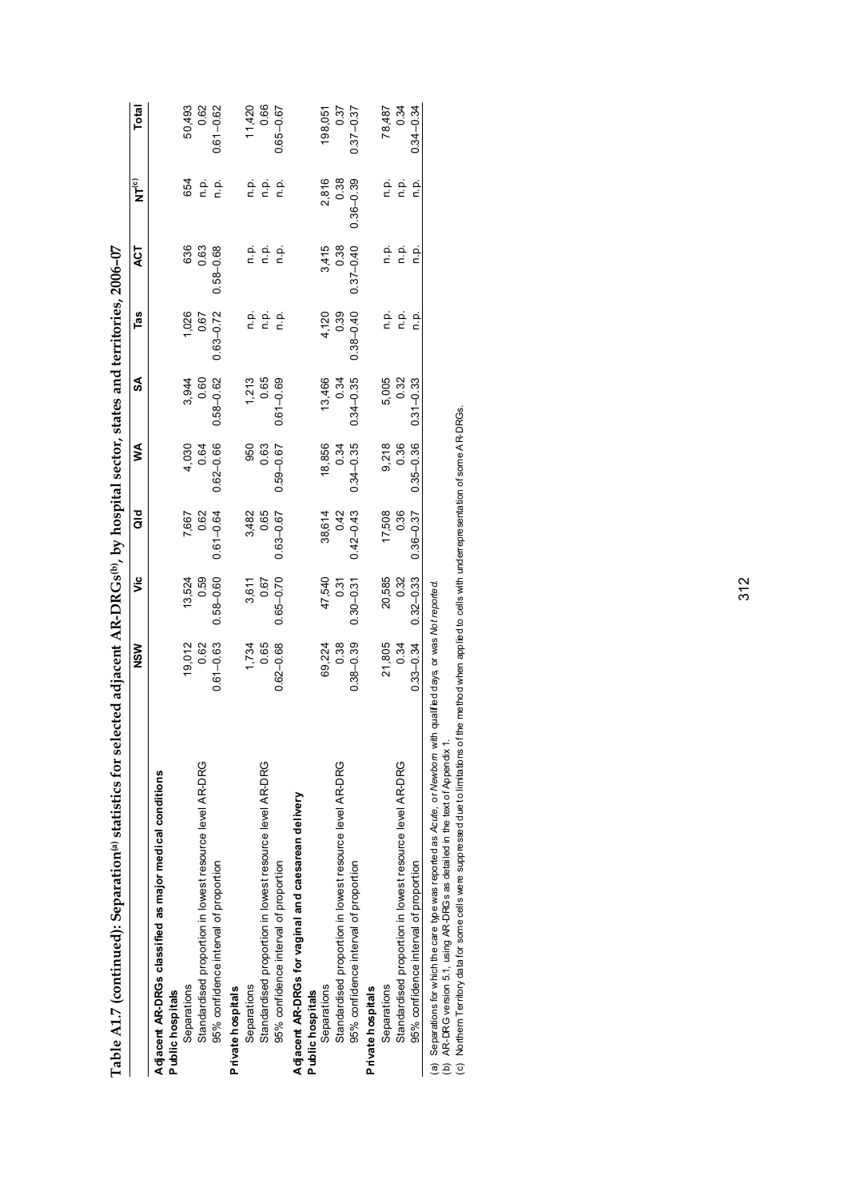# Table A1.7 (continued): Separation[a] statistics for selected adjacent AR-DRGs[b], by hospital sector, states and territories, 2006–07

| | NSW | Vic | Qld | WA | SA | Tas | ACT | NT[c] | Total |
|---|---|---|---|---|---|---|---|---|---|
| **Adjacent AR-DRGs classified as major medical conditions** | | | | | | | | | |
| **Public hospitals** | | | | | | | | | |
| Separations | 19,012 | 13,524 | 7,667 | 4,030 | 3,944 | 1,026 | 636 | 654 | 50,493 |
| Standardised proportion in lowest resource level AR-DRG | 0.62 | 0.59 | 0.62 | 0.64 | 0.60 | 0.67 | 0.63 | n.p. | 0.62 |
| 95% confidence interval of proportion | 0.61–0.63 | 0.58–0.60 | 0.61–0.64 | 0.62–0.66 | 0.58–0.62 | 0.63–0.72 | 0.58–0.68 | n.p. | 0.61–0.62 |
| **Private hospitals** | | | | | | | | | |
| Separations | 1,734 | 3,611 | 3,482 | 950 | 1,213 | n.p. | n.p. | n.p. | 11,420 |
| Standardised proportion in lowest resource level AR-DRG | 0.65 | 0.67 | 0.65 | 0.63 | 0.65 | n.p. | n.p. | n.p. | 0.66 |
| 95% confidence interval of proportion | 0.62–0.68 | 0.65–0.70 | 0.63–0.67 | 0.59–0.67 | 0.61–0.69 | n.p. | n.p. | n.p. | 0.65–0.67 |
| **Adjacent AR-DRGs for vaginal and caesarean delivery** | | | | | | | | | |
| **Public hospitals** | | | | | | | | | |
| Separations | 69,224 | 47,540 | 38,614 | 18,856 | 13,466 | 4,120 | 3,415 | 2,816 | 198,051 |
| Standardised proportion in lowest resource level AR-DRG | 0.38 | 0.31 | 0.42 | 0.34 | 0.34 | 0.39 | 0.38 | 0.38 | 0.37 |
| 95% confidence interval of proportion | 0.38–0.39 | 0.30–0.31 | 0.42–0.43 | 0.34–0.35 | 0.34–0.35 | 0.38–0.40 | 0.37–0.40 | 0.36–0.39 | 0.37–0.37 |
| **Private hospitals** | | | | | | | | | |
| Separations | 21,805 | 20,585 | 17,508 | 9,218 | 5,005 | n.p. | n.p. | n.p. | 78,487 |
| Standardised proportion in lowest resource level AR-DRG | 0.34 | 0.32 | 0.36 | 0.36 | 0.32 | n.p. | n.p. | n.p. | 0.34 |
| 95% confidence interval of proportion | 0.33–0.34 | 0.32–0.33 | 0.36–0.37 | 0.35–0.36 | 0.31–0.33 | n.p. | n.p. | n.p. | 0.34–0.34 |

(a) Separations for which the care type was reported as *Acute*, or *Newborn* with qualified days or was *Not reported*.

(b) AR-DRG version 5.1, using AR-DRGs as detailed in the text of Appendix 1.

(c) Northern Territory data for some cells were suppressed due to limitations of the method when applied to cells with underrepresentation of some AR-DRGs.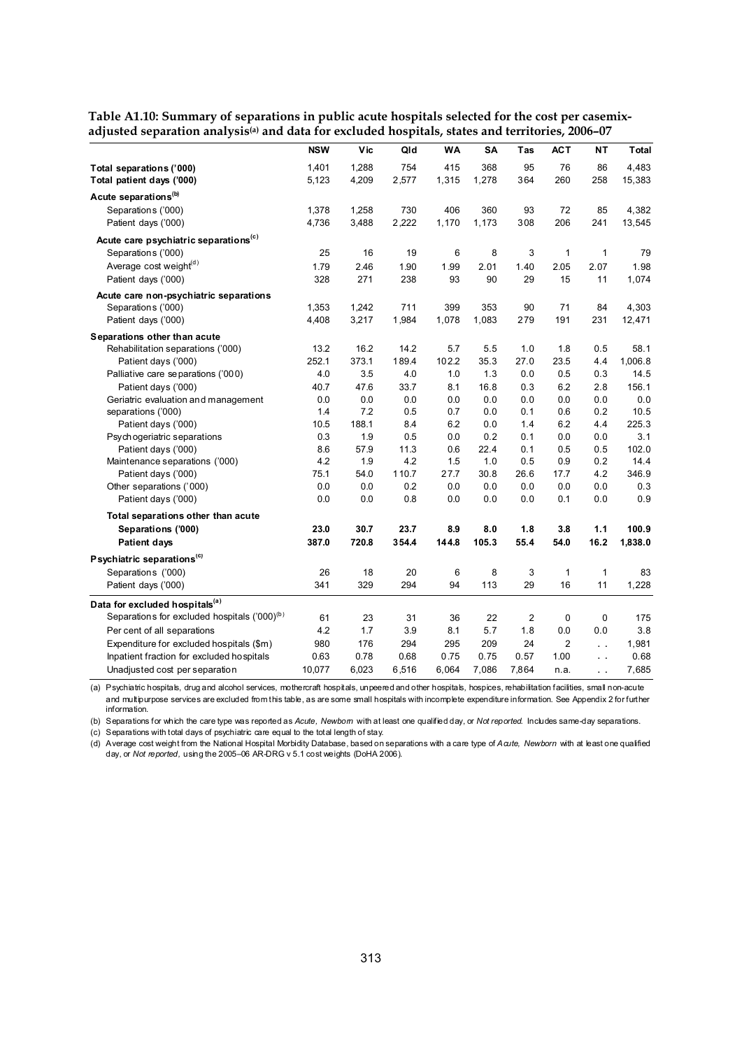**Table A1.10: Summary of separations in public acute hospitals selected for the cost per casemix-adjusted separation analysis[(a)] and data for excluded hospitals, states and territories, 2006–07**

| | NSW | Vic | Qld | WA | SA | Tas | ACT | NT | Total |
|---|---|---|---|---|---|---|---|---|---|
| **Total separations ('000)** | 1,401 | 1,288 | 754 | 415 | 368 | 95 | 76 | 86 | 4,483 |
| **Total patient days ('000)** | 5,123 | 4,209 | 2,577 | 1,315 | 1,278 | 364 | 260 | 258 | 15,383 |
| **Acute separations[(b)]** | | | | | | | | | |
| Separations ('000) | 1,378 | 1,258 | 730 | 406 | 360 | 93 | 72 | 85 | 4,382 |
| Patient days ('000) | 4,736 | 3,488 | 2,222 | 1,170 | 1,173 | 308 | 206 | 241 | 13,545 |
| **Acute care psychiatric separations[(c)]** | | | | | | | | | |
| Separations ('000) | 25 | 16 | 19 | 6 | 8 | 3 | 1 | 1 | 79 |
| Average cost weight[(d)] | 1.79 | 2.46 | 1.90 | 1.99 | 2.01 | 1.40 | 2.05 | 2.07 | 1.98 |
| Patient days ('000) | 328 | 271 | 238 | 93 | 90 | 29 | 15 | 11 | 1,074 |
| **Acute care non-psychiatric separations** | | | | | | | | | |
| Separations ('000) | 1,353 | 1,242 | 711 | 399 | 353 | 90 | 71 | 84 | 4,303 |
| Patient days ('000) | 4,408 | 3,217 | 1,984 | 1,078 | 1,083 | 279 | 191 | 231 | 12,471 |
| **Separations other than acute** | | | | | | | | | |
| Rehabilitation separations ('000) | 13.2 | 16.2 | 14.2 | 5.7 | 5.5 | 1.0 | 1.8 | 0.5 | 58.1 |
| Patient days ('000) | 252.1 | 373.1 | 189.4 | 102.2 | 35.3 | 27.0 | 23.5 | 4.4 | 1,006.8 |
| Palliative care separations ('000) | 4.0 | 3.5 | 4.0 | 1.0 | 1.3 | 0.0 | 0.5 | 0.3 | 14.5 |
| Patient days ('000) | 40.7 | 47.6 | 33.7 | 8.1 | 16.8 | 0.3 | 6.2 | 2.8 | 156.1 |
| Geriatric evaluation and management | 0.0 | 0.0 | 0.0 | 0.0 | 0.0 | 0.0 | 0.0 | 0.0 | 0.0 |
| separations ('000) | 1.4 | 7.2 | 0.5 | 0.7 | 0.0 | 0.1 | 0.6 | 0.2 | 10.5 |
| Patient days ('000) | 10.5 | 188.1 | 8.4 | 6.2 | 0.0 | 1.4 | 6.2 | 4.4 | 225.3 |
| Psychogeriatric separations | 0.3 | 1.9 | 0.5 | 0.0 | 0.2 | 0.1 | 0.0 | 0.0 | 3.1 |
| Patient days ('000) | 8.6 | 57.9 | 11.3 | 0.6 | 22.4 | 0.1 | 0.5 | 0.5 | 102.0 |
| Maintenance separations ('000) | 4.2 | 1.9 | 4.2 | 1.5 | 1.0 | 0.5 | 0.9 | 0.2 | 14.4 |
| Patient days ('000) | 75.1 | 54.0 | 110.7 | 27.7 | 30.8 | 26.6 | 17.7 | 4.2 | 346.9 |
| Other separations ('000) | 0.0 | 0.0 | 0.2 | 0.0 | 0.0 | 0.0 | 0.0 | 0.0 | 0.3 |
| Patient days ('000) | 0.0 | 0.0 | 0.8 | 0.0 | 0.0 | 0.0 | 0.1 | 0.0 | 0.9 |
| **Total separations other than acute** | | | | | | | | | |
| **Separations ('000)** | **23.0** | **30.7** | **23.7** | **8.9** | **8.0** | **1.8** | **3.8** | **1.1** | **100.9** |
| **Patient days** | **387.0** | **720.8** | **354.4** | **144.8** | **105.3** | **55.4** | **54.0** | **16.2** | **1,838.0** |
| **Psychiatric separations[(c)]** | | | | | | | | | |
| Separations ('000) | 26 | 18 | 20 | 6 | 8 | 3 | 1 | 1 | 83 |
| Patient days ('000) | 341 | 329 | 294 | 94 | 113 | 29 | 16 | 11 | 1,228 |
| **Data for excluded hospitals[(a)]** | | | | | | | | | |
| Separations for excluded hospitals ('000)[(b)] | 61 | 23 | 31 | 36 | 22 | 2 | 0 | 0 | 175 |
| Per cent of all separations | 4.2 | 1.7 | 3.9 | 8.1 | 5.7 | 1.8 | 0.0 | 0.0 | 3.8 |
| Expenditure for excluded hospitals ($m) | 980 | 176 | 294 | 295 | 209 | 24 | 2 | . . | 1,981 |
| Inpatient fraction for excluded hospitals | 0.63 | 0.78 | 0.68 | 0.75 | 0.75 | 0.57 | 1.00 | . . | 0.68 |
| Unadjusted cost per separation | 10,077 | 6,023 | 6,516 | 6,064 | 7,086 | 7,864 | n.a. | . . | 7,685 |

(a) Psychiatric hospitals, drug and alcohol services, mothercraft hospitals, unpeered and other hospitals, hospices, rehabilitation facilities, small non-acute and multipurpose services are excluded from this table, as are some small hospitals with incomplete expenditure information. See Appendix 2 for further information.

(b) Separations for which the care type was reported as *Acute*, *Newborn* with at least one qualified day, or *Not reported*. Includes same-day separations.

(c) Separations with total days of psychiatric care equal to the total length of stay.

(d) Average cost weight from the National Hospital Morbidity Database, based on separations with a care type of *Acute*, *Newborn* with at least one qualified day, or *Not reported*, using the 2005–06 AR-DRG v 5.1 cost weights (DoHA 2006).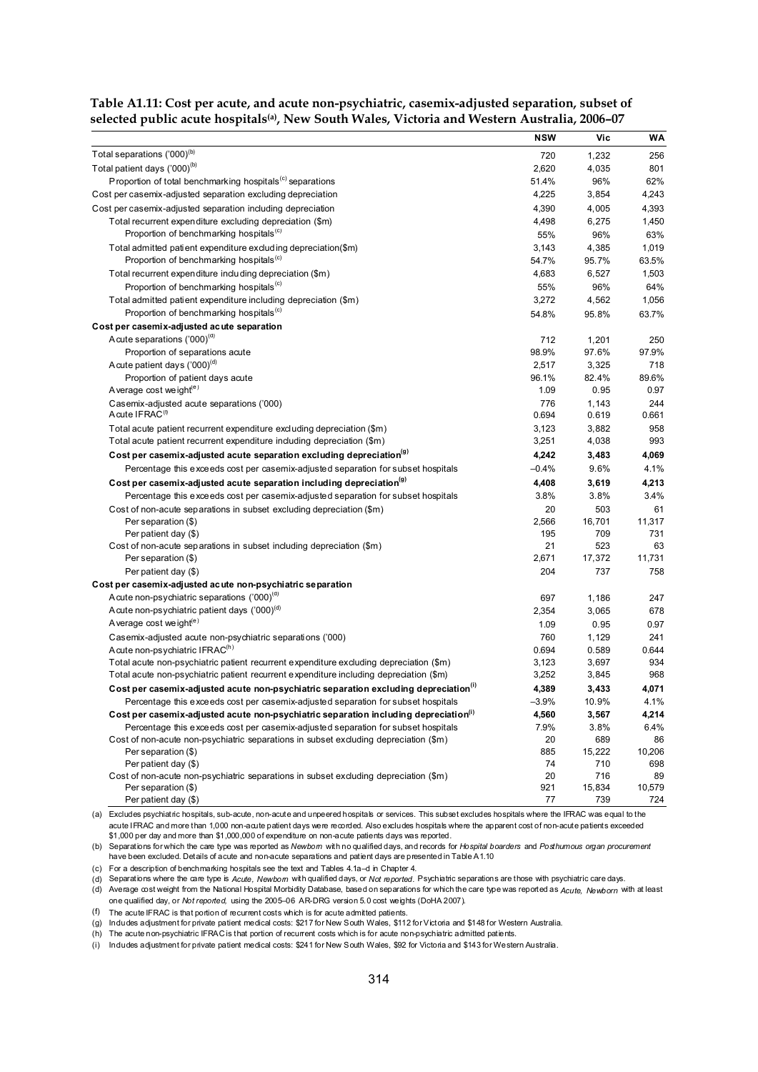**Table A1.11: Cost per acute, and acute non-psychiatric, casemix-adjusted separation, subset of selected public acute hospitals[(a)], New South Wales, Victoria and Western Australia, 2006–07**

| | NSW | Vic | WA |
|---|---|---|---|
| Total separations ('000)[(b)] | 720 | 1,232 | 256 |
| Total patient days ('000)[(b)] | 2,620 | 4,035 | 801 |
| Proportion of total benchmarking hospitals[(c)] separations | 51.4% | 96% | 62% |
| Cost per casemix-adjusted separation excluding depreciation | 4,225 | 3,854 | 4,243 |
| Cost per casemix-adjusted separation including depreciation | 4,390 | 4,005 | 4,393 |
| Total recurrent expenditure excluding depreciation ($m) | 4,498 | 6,275 | 1,450 |
| Proportion of benchmarking hospitals[(c)] | 55% | 96% | 63% |
| Total admitted patient expenditure excluding depreciation($m) | 3,143 | 4,385 | 1,019 |
| Proportion of benchmarking hospitals[(c)] | 54.7% | 95.7% | 63.5% |
| Total recurrent expenditure including depreciation ($m) | 4,683 | 6,527 | 1,503 |
| Proportion of benchmarking hospitals[(c)] | 55% | 96% | 64% |
| Total admitted patient expenditure including depreciation ($m) | 3,272 | 4,562 | 1,056 |
| Proportion of benchmarking hospitals[(c)] | 54.8% | 95.8% | 63.7% |
| **Cost per casemix-adjusted acute separation** | | | |
| Acute separations ('000)[(d)] | 712 | 1,201 | 250 |
| Proportion of separations acute | 98.9% | 97.6% | 97.9% |
| Acute patient days ('000)[(d)] | 2,517 | 3,325 | 718 |
| Proportion of patient days acute | 96.1% | 82.4% | 89.6% |
| Average cost weight[(e)] | 1.09 | 0.95 | 0.97 |
| Casemix-adjusted acute separations ('000) | 776 | 1,143 | 244 |
| Acute IFRAC[(f)] | 0.694 | 0.619 | 0.661 |
| Total acute patient recurrent expenditure excluding depreciation ($m) | 3,123 | 3,882 | 958 |
| Total acute patient recurrent expenditure including depreciation ($m) | 3,251 | 4,038 | 993 |
| **Cost per casemix-adjusted acute separation excluding depreciation[(g)]** | **4,242** | **3,483** | **4,069** |
| Percentage this exceeds cost per casemix-adjusted separation for subset hospitals | –0.4% | 9.6% | 4.1% |
| **Cost per casemix-adjusted acute separation including depreciation[(g)]** | **4,408** | **3,619** | **4,213** |
| Percentage this exceeds cost per casemix-adjusted separation for subset hospitals | 3.8% | 3.8% | 3.4% |
| Cost of non-acute separations in subset excluding depreciation ($m) | 20 | 503 | 61 |
| Per separation ($) | 2,566 | 16,701 | 11,317 |
| Per patient day ($) | 195 | 709 | 731 |
| Cost of non-acute separations in subset including depreciation ($m) | 21 | 523 | 63 |
| Per separation ($) | 2,671 | 17,372 | 11,731 |
| Per patient day ($) | 204 | 737 | 758 |
| **Cost per casemix-adjusted acute non-psychiatric separation** | | | |
| Acute non-psychiatric separations ('000)[(d)] | 697 | 1,186 | 247 |
| Acute non-psychiatric patient days ('000)[(d)] | 2,354 | 3,065 | 678 |
| Average cost weight[(e)] | 1.09 | 0.95 | 0.97 |
| Casemix-adjusted acute non-psychiatric separations ('000) | 760 | 1,129 | 241 |
| Acute non-psychiatric IFRAC[(h)] | 0.694 | 0.589 | 0.644 |
| Total acute non-psychiatric patient recurrent expenditure excluding depreciation ($m) | 3,123 | 3,697 | 934 |
| Total acute non-psychiatric patient recurrent expenditure including depreciation ($m) | 3,252 | 3,845 | 968 |
| **Cost per casemix-adjusted acute non-psychiatric separation excluding depreciation[(i)]** | **4,389** | **3,433** | **4,071** |
| Percentage this exceeds cost per casemix-adjusted separation for subset hospitals | –3.9% | 10.9% | 4.1% |
| **Cost per casemix-adjusted acute non-psychiatric separation including depreciation[(i)]** | **4,560** | **3,567** | **4,214** |
| Percentage this exceeds cost per casemix-adjusted separation for subset hospitals | 7.9% | 3.8% | 6.4% |
| Cost of non-acute non-psychiatric separations in subset excluding depreciation ($m) | 20 | 689 | 86 |
| Per separation ($) | 885 | 15,222 | 10,206 |
| Per patient day ($) | 74 | 710 | 698 |
| Cost of non-acute non-psychiatric separations in subset excluding depreciation ($m) | 20 | 716 | 89 |
| Per separation ($) | 921 | 15,834 | 10,579 |
| Per patient day ($) | 77 | 739 | 724 |

(a) Excludes psychiatric hospitals, sub-acute, non-acute and unpeered hospitals or services. This subset excludes hospitals where the IFRAC was equal to the acute IFRAC and more than 1,000 non-acute patient days were recorded. Also excludes hospitals where the apparent cost of non-acute patients exceeded $1,000 per day and more than $1,000,000 of expenditure on non-acute patients days was reported.

(b) Separations for which the care type was reported as *Newborn* with no qualified days, and records for *Hospital boarders* and *Posthumous organ procurement* have been excluded. Details of acute and non-acute separations and patient days are presented in Table A1.10

(c) For a description of benchmarking hospitals see the text and Tables 4.1a–d in Chapter 4.

(d) Separations where the care type is *Acute*, *Newborn* with qualified days, or *Not reported*. Psychiatric separations are those with psychiatric care days.

(d) Average cost weight from the National Hospital Morbidity Database, based on separations for which the care type was reported as *Acute*, *Newborn* with at least one qualified day, or *Not reported*, using the 2005–06 AR-DRG version 5.0 cost weights (DoHA 2007).

(f) The acute IFRAC is that portion of recurrent costs which is for acute admitted patients.

(g) Includes adjustment for private patient medical costs: $217 for New South Wales, $112 for Victoria and $148 for Western Australia.

(h) The acute non-psychiatric IFRAC is that portion of recurrent costs which is for acute non-psychiatric admitted patients.

(i) Includes adjustment for private patient medical costs: $241 for New South Wales, $92 for Victoria and $143 for Western Australia.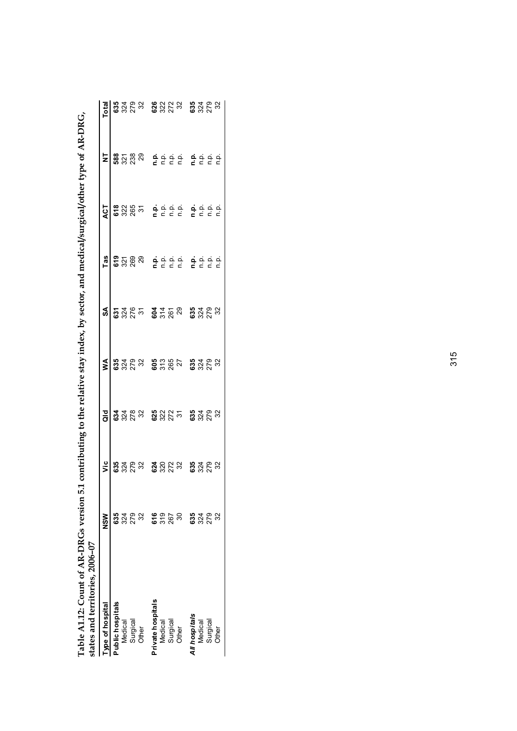**Table A1.12: Count of AR-DRGs version 5.1 contributing to the relative stay index, by sector, and medical/surgical/other type of AR-DRG, states and territories, 2006–07**

| Type of hospital | NSW | Vic | Qld | WA | SA | Tas | ACT | NT | Total |
|---|---|---|---|---|---|---|---|---|---|
| **Public hospitals** | **635** | **635** | **634** | **635** | **631** | **619** | **618** | **588** | **635** |
| Medical | 324 | 324 | 324 | 324 | 324 | 321 | 322 | 321 | 324 |
| Surgical | 279 | 279 | 278 | 279 | 276 | 269 | 265 | 238 | 279 |
| Other | 32 | 32 | 32 | 32 | 31 | 29 | 31 | 29 | 32 |
| **Private hospitals** | **616** | **624** | **625** | **605** | **604** | **n.p.** | **n.p.** | **n.p.** | **626** |
| Medical | 319 | 320 | 322 | 313 | 314 | n.p. | n.p. | n.p. | 322 |
| Surgical | 267 | 272 | 272 | 265 | 261 | n.p. | n.p. | n.p. | 272 |
| Other | 30 | 32 | 31 | 27 | 29 | n.p. | n.p. | n.p. | 32 |
| ***All hospitals*** | **635** | **635** | **635** | **635** | **635** | **n.p.** | **n.p.** | **n.p.** | **635** |
| Medical | 324 | 324 | 324 | 324 | 324 | n.p. | n.p. | n.p. | 324 |
| Surgical | 279 | 279 | 279 | 279 | 279 | n.p. | n.p. | n.p. | 279 |
| Other | 32 | 32 | 32 | 32 | 32 | n.p. | n.p. | n.p. | 32 |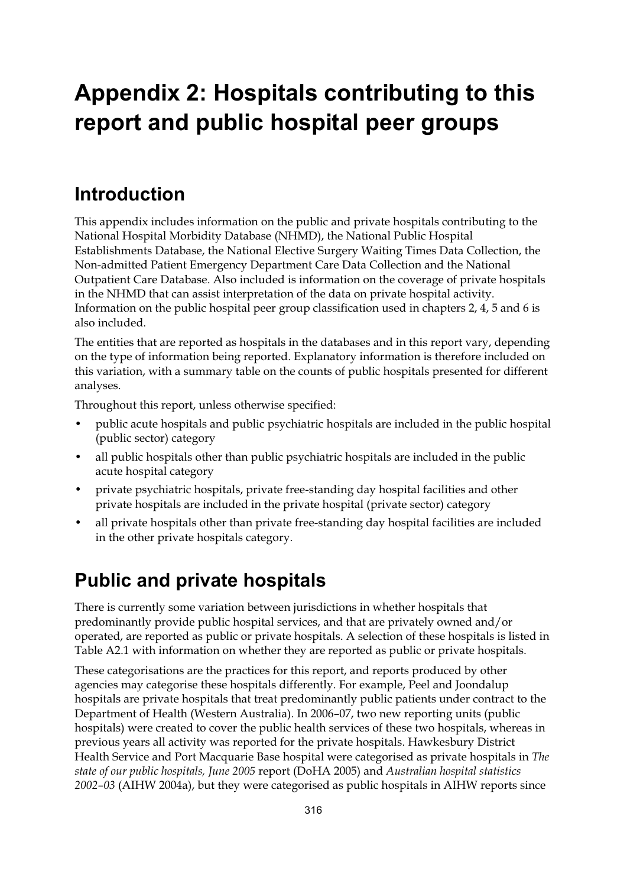# Appendix 2: Hospitals contributing to this report and public hospital peer groups

## Introduction

This appendix includes information on the public and private hospitals contributing to the National Hospital Morbidity Database (NHMD), the National Public Hospital Establishments Database, the National Elective Surgery Waiting Times Data Collection, the Non-admitted Patient Emergency Department Care Data Collection and the National Outpatient Care Database. Also included is information on the coverage of private hospitals in the NHMD that can assist interpretation of the data on private hospital activity. Information on the public hospital peer group classification used in chapters 2, 4, 5 and 6 is also included.

The entities that are reported as hospitals in the databases and in this report vary, depending on the type of information being reported. Explanatory information is therefore included on this variation, with a summary table on the counts of public hospitals presented for different analyses.

Throughout this report, unless otherwise specified:

- public acute hospitals and public psychiatric hospitals are included in the public hospital (public sector) category
- all public hospitals other than public psychiatric hospitals are included in the public acute hospital category
- private psychiatric hospitals, private free-standing day hospital facilities and other private hospitals are included in the private hospital (private sector) category
- all private hospitals other than private free-standing day hospital facilities are included in the other private hospitals category.

## Public and private hospitals

There is currently some variation between jurisdictions in whether hospitals that predominantly provide public hospital services, and that are privately owned and/or operated, are reported as public or private hospitals. A selection of these hospitals is listed in Table A2.1 with information on whether they are reported as public or private hospitals.

These categorisations are the practices for this report, and reports produced by other agencies may categorise these hospitals differently. For example, Peel and Joondalup hospitals are private hospitals that treat predominantly public patients under contract to the Department of Health (Western Australia). In 2006–07, two new reporting units (public hospitals) were created to cover the public health services of these two hospitals, whereas in previous years all activity was reported for the private hospitals. Hawkesbury District Health Service and Port Macquarie Base hospital were categorised as private hospitals in *The state of our public hospitals, June 2005* report (DoHA 2005) and *Australian hospital statistics 2002–03* (AIHW 2004a), but they were categorised as public hospitals in AIHW reports since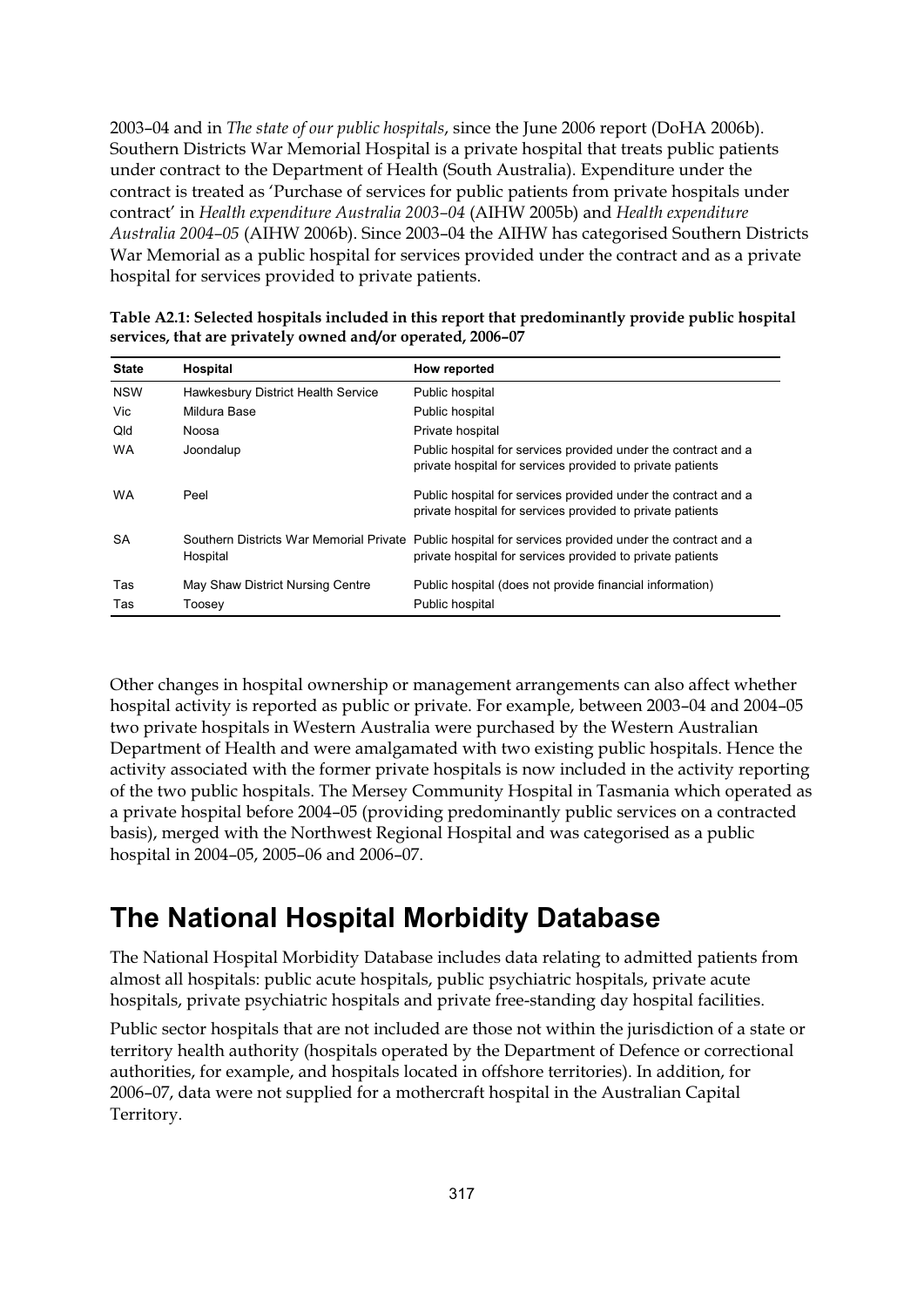2003–04 and in *The state of our public hospitals*, since the June 2006 report (DoHA 2006b). Southern Districts War Memorial Hospital is a private hospital that treats public patients under contract to the Department of Health (South Australia). Expenditure under the contract is treated as 'Purchase of services for public patients from private hospitals under contract' in *Health expenditure Australia 2003–04* (AIHW 2005b) and *Health expenditure Australia 2004–05* (AIHW 2006b). Since 2003–04 the AIHW has categorised Southern Districts War Memorial as a public hospital for services provided under the contract and as a private hospital for services provided to private patients.

**Table A2.1: Selected hospitals included in this report that predominantly provide public hospital services, that are privately owned and/or operated, 2006–07**

| State | Hospital | How reported |
|---|---|---|
| NSW | Hawkesbury District Health Service | Public hospital |
| Vic | Mildura Base | Public hospital |
| Qld | Noosa | Private hospital |
| WA | Joondalup | Public hospital for services provided under the contract and a private hospital for services provided to private patients |
| WA | Peel | Public hospital for services provided under the contract and a private hospital for services provided to private patients |
| SA | Southern Districts War Memorial Private Hospital | Public hospital for services provided under the contract and a private hospital for services provided to private patients |
| Tas | May Shaw District Nursing Centre | Public hospital (does not provide financial information) |
| Tas | Toosey | Public hospital |

Other changes in hospital ownership or management arrangements can also affect whether hospital activity is reported as public or private. For example, between 2003–04 and 2004–05 two private hospitals in Western Australia were purchased by the Western Australian Department of Health and were amalgamated with two existing public hospitals. Hence the activity associated with the former private hospitals is now included in the activity reporting of the two public hospitals. The Mersey Community Hospital in Tasmania which operated as a private hospital before 2004–05 (providing predominantly public services on a contracted basis), merged with the Northwest Regional Hospital and was categorised as a public hospital in 2004–05, 2005–06 and 2006–07.

# The National Hospital Morbidity Database

The National Hospital Morbidity Database includes data relating to admitted patients from almost all hospitals: public acute hospitals, public psychiatric hospitals, private acute hospitals, private psychiatric hospitals and private free-standing day hospital facilities.

Public sector hospitals that are not included are those not within the jurisdiction of a state or territory health authority (hospitals operated by the Department of Defence or correctional authorities, for example, and hospitals located in offshore territories). In addition, for 2006–07, data were not supplied for a mothercraft hospital in the Australian Capital Territory.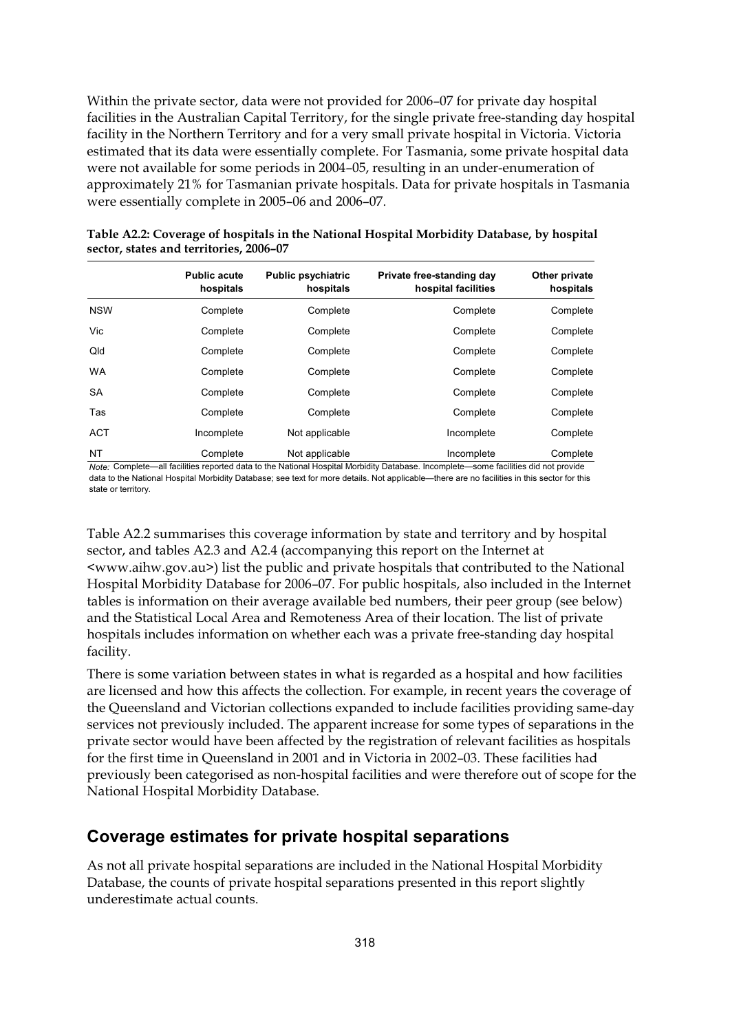Within the private sector, data were not provided for 2006–07 for private day hospital facilities in the Australian Capital Territory, for the single private free-standing day hospital facility in the Northern Territory and for a very small private hospital in Victoria. Victoria estimated that its data were essentially complete. For Tasmania, some private hospital data were not available for some periods in 2004–05, resulting in an under-enumeration of approximately 21% for Tasmanian private hospitals. Data for private hospitals in Tasmania were essentially complete in 2005–06 and 2006–07.

**Table A2.2: Coverage of hospitals in the National Hospital Morbidity Database, by hospital sector, states and territories, 2006–07**

| | Public acute hospitals | Public psychiatric hospitals | Private free-standing day hospital facilities | Other private hospitals |
|---|---|---|---|---|
| NSW | Complete | Complete | Complete | Complete |
| Vic | Complete | Complete | Complete | Complete |
| Qld | Complete | Complete | Complete | Complete |
| WA | Complete | Complete | Complete | Complete |
| SA | Complete | Complete | Complete | Complete |
| Tas | Complete | Complete | Complete | Complete |
| ACT | Incomplete | Not applicable | Incomplete | Complete |
| NT | Complete | Not applicable | Incomplete | Complete |

*Note:* Complete—all facilities reported data to the National Hospital Morbidity Database. Incomplete—some facilities did not provide data to the National Hospital Morbidity Database; see text for more details. Not applicable—there are no facilities in this sector for this state or territory.

Table A2.2 summarises this coverage information by state and territory and by hospital sector, and tables A2.3 and A2.4 (accompanying this report on the Internet at <www.aihw.gov.au>) list the public and private hospitals that contributed to the National Hospital Morbidity Database for 2006–07. For public hospitals, also included in the Internet tables is information on their average available bed numbers, their peer group (see below) and the Statistical Local Area and Remoteness Area of their location. The list of private hospitals includes information on whether each was a private free-standing day hospital facility.

There is some variation between states in what is regarded as a hospital and how facilities are licensed and how this affects the collection. For example, in recent years the coverage of the Queensland and Victorian collections expanded to include facilities providing same-day services not previously included. The apparent increase for some types of separations in the private sector would have been affected by the registration of relevant facilities as hospitals for the first time in Queensland in 2001 and in Victoria in 2002–03. These facilities had previously been categorised as non-hospital facilities and were therefore out of scope for the National Hospital Morbidity Database.

## Coverage estimates for private hospital separations

As not all private hospital separations are included in the National Hospital Morbidity Database, the counts of private hospital separations presented in this report slightly underestimate actual counts.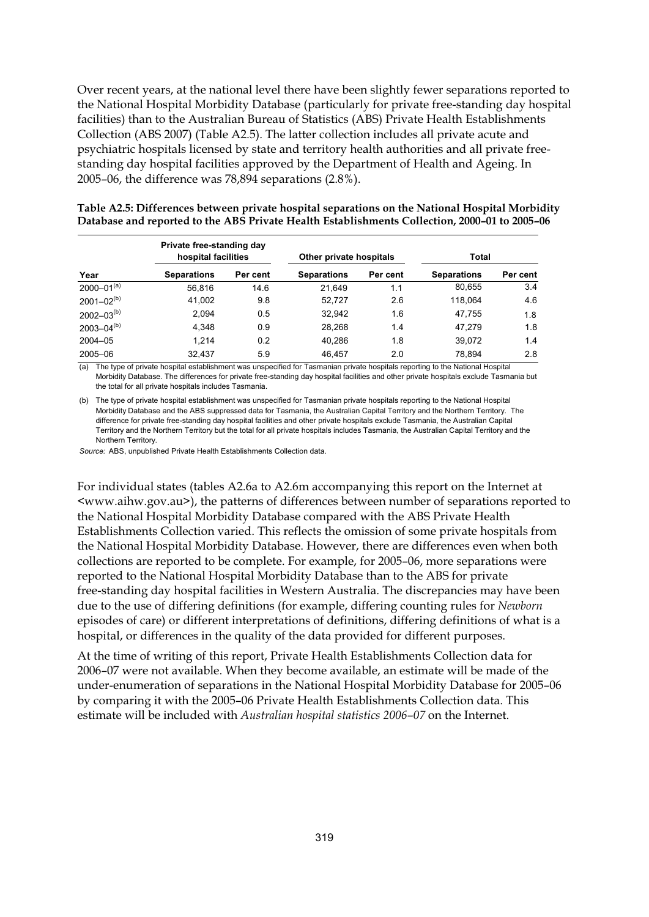Over recent years, at the national level there have been slightly fewer separations reported to the National Hospital Morbidity Database (particularly for private free-standing day hospital facilities) than to the Australian Bureau of Statistics (ABS) Private Health Establishments Collection (ABS 2007) (Table A2.5). The latter collection includes all private acute and psychiatric hospitals licensed by state and territory health authorities and all private free-standing day hospital facilities approved by the Department of Health and Ageing. In 2005–06, the difference was 78,894 separations (2.8%).

**Table A2.5: Differences between private hospital separations on the National Hospital Morbidity Database and reported to the ABS Private Health Establishments Collection, 2000–01 to 2005–06**

| | Private free-standing day hospital facilities | | Other private hospitals | | Total | |
|---|---|---|---|---|---|---|
| Year | Separations | Per cent | Separations | Per cent | Separations | Per cent |
| 2000–01[(a)] | 56,816 | 14.6 | 21,649 | 1.1 | 80,655 | 3.4 |
| 2001–02[(b)] | 41,002 | 9.8 | 52,727 | 2.6 | 118,064 | 4.6 |
| 2002–03[(b)] | 2,094 | 0.5 | 32,942 | 1.6 | 47,755 | 1.8 |
| 2003–04[(b)] | 4,348 | 0.9 | 28,268 | 1.4 | 47,279 | 1.8 |
| 2004–05 | 1,214 | 0.2 | 40,286 | 1.8 | 39,072 | 1.4 |
| 2005–06 | 32,437 | 5.9 | 46,457 | 2.0 | 78,894 | 2.8 |

(a) The type of private hospital establishment was unspecified for Tasmanian private hospitals reporting to the National Hospital Morbidity Database. The differences for private free-standing day hospital facilities and other private hospitals exclude Tasmania but the total for all private hospitals includes Tasmania.

(b) The type of private hospital establishment was unspecified for Tasmanian private hospitals reporting to the National Hospital Morbidity Database and the ABS suppressed data for Tasmania, the Australian Capital Territory and the Northern Territory. The difference for private free-standing day hospital facilities and other private hospitals exclude Tasmania, the Australian Capital Territory and the Northern Territory but the total for all private hospitals includes Tasmania, the Australian Capital Territory and the Northern Territory.

*Source:* ABS, unpublished Private Health Establishments Collection data.

For individual states (tables A2.6a to A2.6m accompanying this report on the Internet at <www.aihw.gov.au>), the patterns of differences between number of separations reported to the National Hospital Morbidity Database compared with the ABS Private Health Establishments Collection varied. This reflects the omission of some private hospitals from the National Hospital Morbidity Database. However, there are differences even when both collections are reported to be complete. For example, for 2005–06, more separations were reported to the National Hospital Morbidity Database than to the ABS for private free-standing day hospital facilities in Western Australia. The discrepancies may have been due to the use of differing definitions (for example, differing counting rules for *Newborn* episodes of care) or different interpretations of definitions, differing definitions of what is a hospital, or differences in the quality of the data provided for different purposes.

At the time of writing of this report, Private Health Establishments Collection data for 2006–07 were not available. When they become available, an estimate will be made of the under-enumeration of separations in the National Hospital Morbidity Database for 2005–06 by comparing it with the 2005–06 Private Health Establishments Collection data. This estimate will be included with *Australian hospital statistics 2006–07* on the Internet.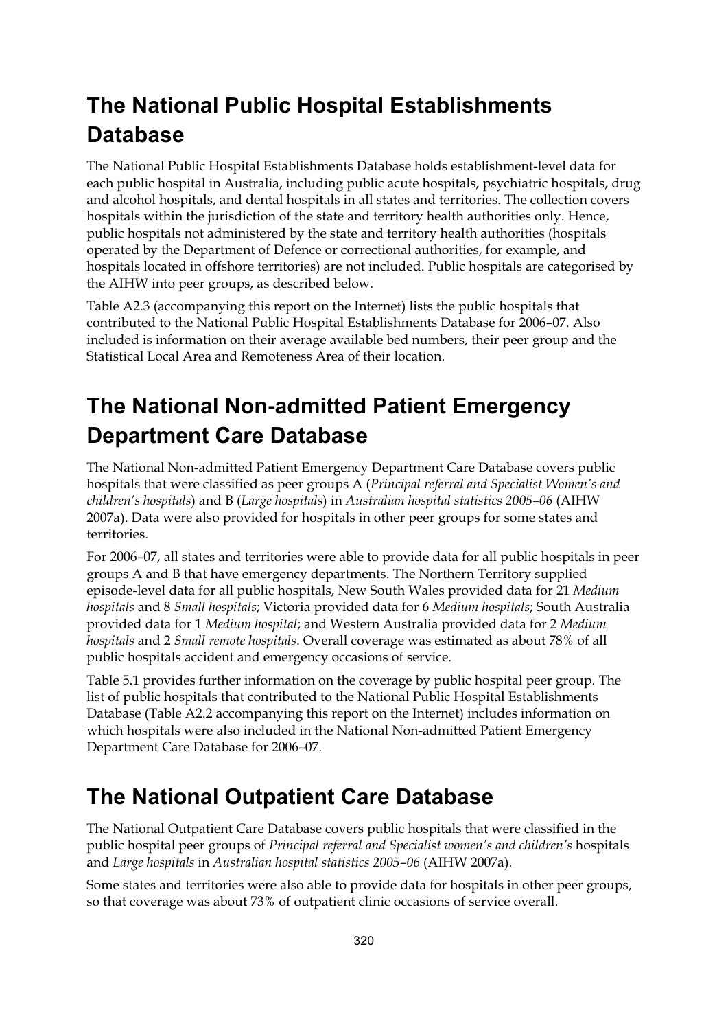## The National Public Hospital Establishments Database

The National Public Hospital Establishments Database holds establishment-level data for each public hospital in Australia, including public acute hospitals, psychiatric hospitals, drug and alcohol hospitals, and dental hospitals in all states and territories. The collection covers hospitals within the jurisdiction of the state and territory health authorities only. Hence, public hospitals not administered by the state and territory health authorities (hospitals operated by the Department of Defence or correctional authorities, for example, and hospitals located in offshore territories) are not included. Public hospitals are categorised by the AIHW into peer groups, as described below.

Table A2.3 (accompanying this report on the Internet) lists the public hospitals that contributed to the National Public Hospital Establishments Database for 2006–07. Also included is information on their average available bed numbers, their peer group and the Statistical Local Area and Remoteness Area of their location.

## The National Non-admitted Patient Emergency Department Care Database

The National Non-admitted Patient Emergency Department Care Database covers public hospitals that were classified as peer groups A (*Principal referral and Specialist Women's and children's hospitals*) and B (*Large hospitals*) in *Australian hospital statistics 2005–06* (AIHW 2007a). Data were also provided for hospitals in other peer groups for some states and territories.

For 2006–07, all states and territories were able to provide data for all public hospitals in peer groups A and B that have emergency departments. The Northern Territory supplied episode-level data for all public hospitals, New South Wales provided data for 21 *Medium hospitals* and 8 *Small hospitals*; Victoria provided data for 6 *Medium hospitals*; South Australia provided data for 1 *Medium hospital*; and Western Australia provided data for 2 *Medium hospitals* and 2 *Small remote hospitals*. Overall coverage was estimated as about 78% of all public hospitals accident and emergency occasions of service.

Table 5.1 provides further information on the coverage by public hospital peer group. The list of public hospitals that contributed to the National Public Hospital Establishments Database (Table A2.2 accompanying this report on the Internet) includes information on which hospitals were also included in the National Non-admitted Patient Emergency Department Care Database for 2006–07.

## The National Outpatient Care Database

The National Outpatient Care Database covers public hospitals that were classified in the public hospital peer groups of *Principal referral and Specialist women's and children's* hospitals and *Large hospitals* in *Australian hospital statistics 2005–06* (AIHW 2007a).

Some states and territories were also able to provide data for hospitals in other peer groups, so that coverage was about 73% of outpatient clinic occasions of service overall.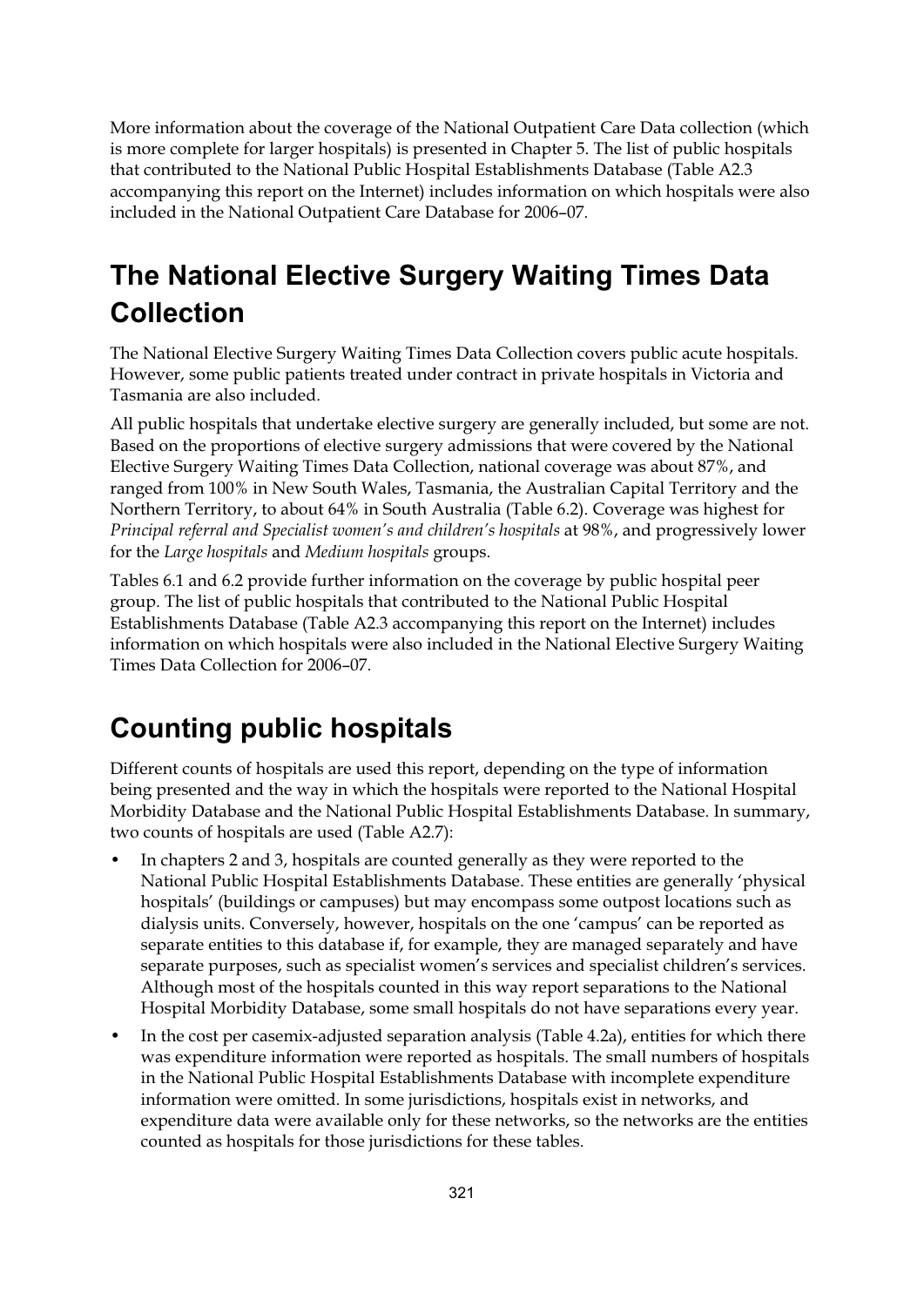More information about the coverage of the National Outpatient Care Data collection (which is more complete for larger hospitals) is presented in Chapter 5. The list of public hospitals that contributed to the National Public Hospital Establishments Database (Table A2.3 accompanying this report on the Internet) includes information on which hospitals were also included in the National Outpatient Care Database for 2006–07.

## The National Elective Surgery Waiting Times Data Collection

The National Elective Surgery Waiting Times Data Collection covers public acute hospitals. However, some public patients treated under contract in private hospitals in Victoria and Tasmania are also included.

All public hospitals that undertake elective surgery are generally included, but some are not. Based on the proportions of elective surgery admissions that were covered by the National Elective Surgery Waiting Times Data Collection, national coverage was about 87%, and ranged from 100% in New South Wales, Tasmania, the Australian Capital Territory and the Northern Territory, to about 64% in South Australia (Table 6.2). Coverage was highest for *Principal referral and Specialist women's and children's hospitals* at 98%, and progressively lower for the *Large hospitals* and *Medium hospitals* groups.

Tables 6.1 and 6.2 provide further information on the coverage by public hospital peer group. The list of public hospitals that contributed to the National Public Hospital Establishments Database (Table A2.3 accompanying this report on the Internet) includes information on which hospitals were also included in the National Elective Surgery Waiting Times Data Collection for 2006–07.

## Counting public hospitals

Different counts of hospitals are used this report, depending on the type of information being presented and the way in which the hospitals were reported to the National Hospital Morbidity Database and the National Public Hospital Establishments Database. In summary, two counts of hospitals are used (Table A2.7):

- In chapters 2 and 3, hospitals are counted generally as they were reported to the National Public Hospital Establishments Database. These entities are generally 'physical hospitals' (buildings or campuses) but may encompass some outpost locations such as dialysis units. Conversely, however, hospitals on the one 'campus' can be reported as separate entities to this database if, for example, they are managed separately and have separate purposes, such as specialist women's services and specialist children's services. Although most of the hospitals counted in this way report separations to the National Hospital Morbidity Database, some small hospitals do not have separations every year.
- In the cost per casemix-adjusted separation analysis (Table 4.2a), entities for which there was expenditure information were reported as hospitals. The small numbers of hospitals in the National Public Hospital Establishments Database with incomplete expenditure information were omitted. In some jurisdictions, hospitals exist in networks, and expenditure data were available only for these networks, so the networks are the entities counted as hospitals for those jurisdictions for these tables.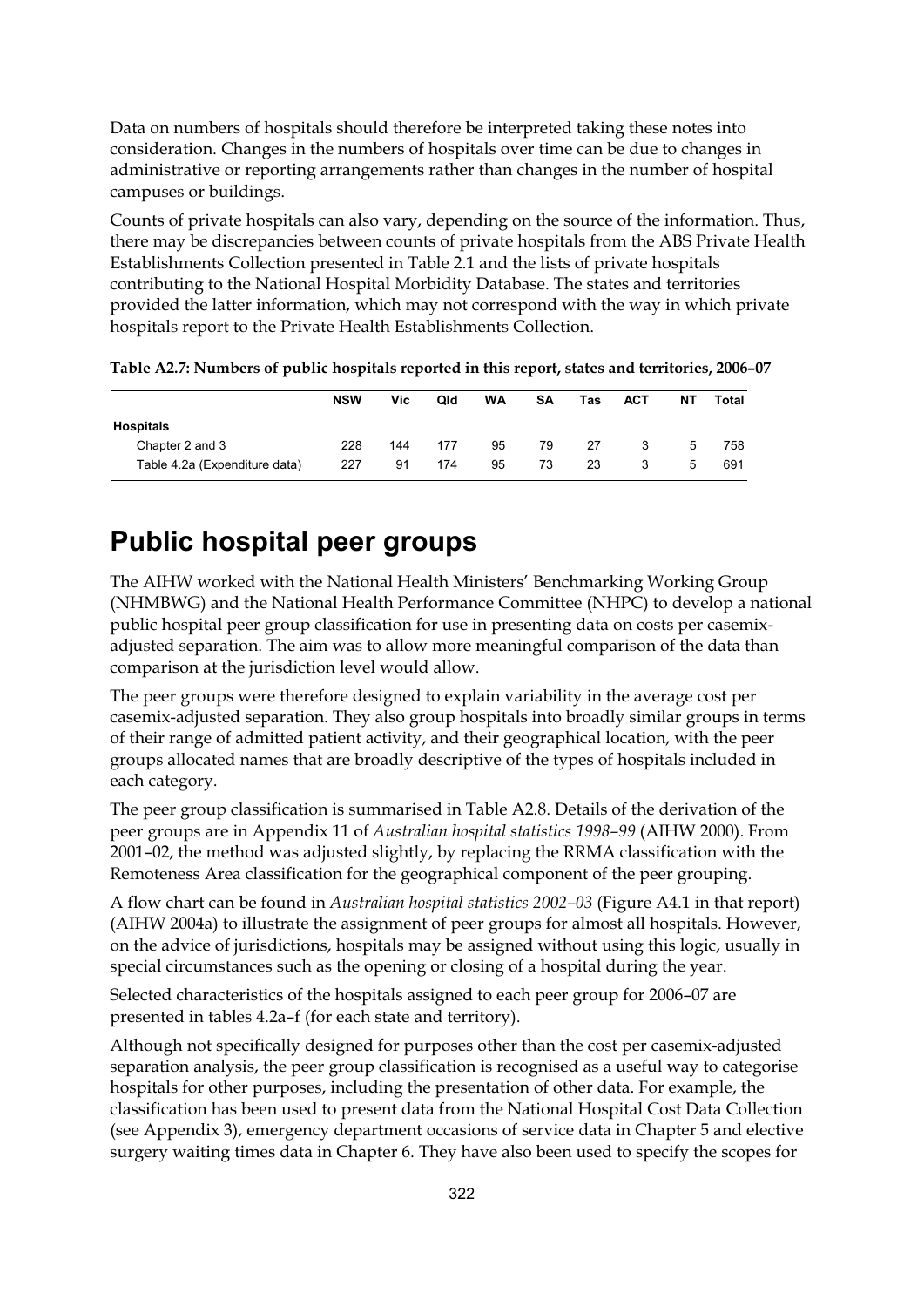Data on numbers of hospitals should therefore be interpreted taking these notes into consideration. Changes in the numbers of hospitals over time can be due to changes in administrative or reporting arrangements rather than changes in the number of hospital campuses or buildings.

Counts of private hospitals can also vary, depending on the source of the information. Thus, there may be discrepancies between counts of private hospitals from the ABS Private Health Establishments Collection presented in Table 2.1 and the lists of private hospitals contributing to the National Hospital Morbidity Database. The states and territories provided the latter information, which may not correspond with the way in which private hospitals report to the Private Health Establishments Collection.

**Table A2.7: Numbers of public hospitals reported in this report, states and territories, 2006–07**

| | NSW | Vic | Qld | WA | SA | Tas | ACT | NT | Total |
|---|---|---|---|---|---|---|---|---|---|
| **Hospitals** | | | | | | | | | |
| Chapter 2 and 3 | 228 | 144 | 177 | 95 | 79 | 27 | 3 | 5 | 758 |
| Table 4.2a (Expenditure data) | 227 | 91 | 174 | 95 | 73 | 23 | 3 | 5 | 691 |

# Public hospital peer groups

The AIHW worked with the National Health Ministers' Benchmarking Working Group (NHMBWG) and the National Health Performance Committee (NHPC) to develop a national public hospital peer group classification for use in presenting data on costs per casemix-adjusted separation. The aim was to allow more meaningful comparison of the data than comparison at the jurisdiction level would allow.

The peer groups were therefore designed to explain variability in the average cost per casemix-adjusted separation. They also group hospitals into broadly similar groups in terms of their range of admitted patient activity, and their geographical location, with the peer groups allocated names that are broadly descriptive of the types of hospitals included in each category.

The peer group classification is summarised in Table A2.8. Details of the derivation of the peer groups are in Appendix 11 of *Australian hospital statistics 1998–99* (AIHW 2000). From 2001–02, the method was adjusted slightly, by replacing the RRMA classification with the Remoteness Area classification for the geographical component of the peer grouping.

A flow chart can be found in *Australian hospital statistics 2002–03* (Figure A4.1 in that report) (AIHW 2004a) to illustrate the assignment of peer groups for almost all hospitals. However, on the advice of jurisdictions, hospitals may be assigned without using this logic, usually in special circumstances such as the opening or closing of a hospital during the year.

Selected characteristics of the hospitals assigned to each peer group for 2006–07 are presented in tables 4.2a–f (for each state and territory).

Although not specifically designed for purposes other than the cost per casemix-adjusted separation analysis, the peer group classification is recognised as a useful way to categorise hospitals for other purposes, including the presentation of other data. For example, the classification has been used to present data from the National Hospital Cost Data Collection (see Appendix 3), emergency department occasions of service data in Chapter 5 and elective surgery waiting times data in Chapter 6. They have also been used to specify the scopes for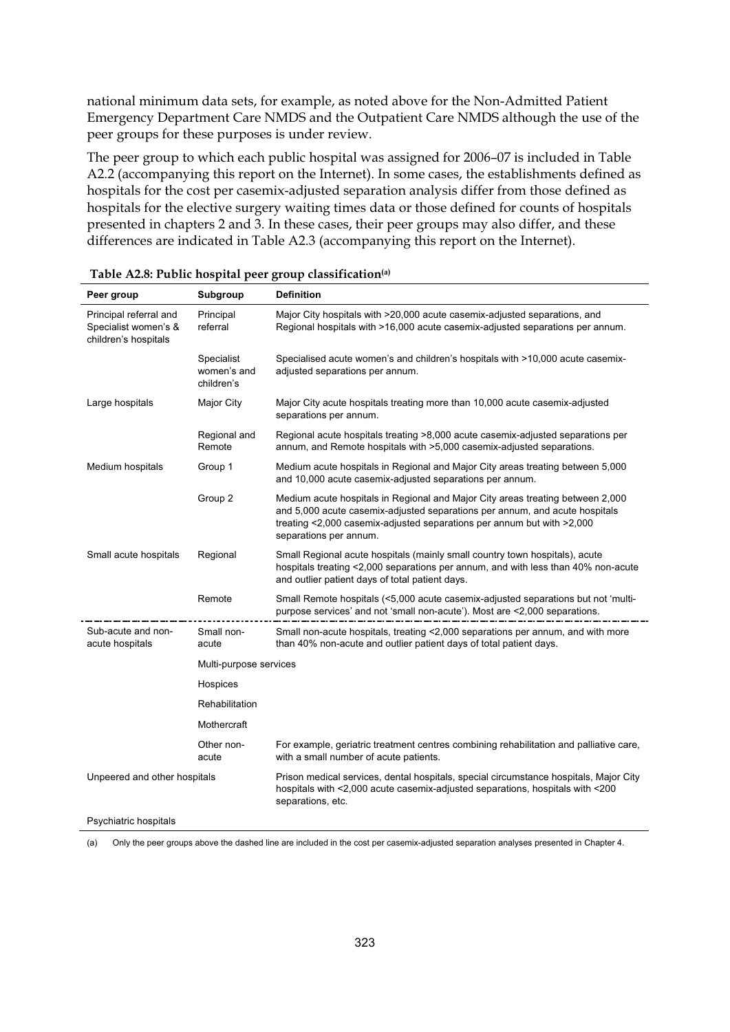national minimum data sets, for example, as noted above for the Non-Admitted Patient Emergency Department Care NMDS and the Outpatient Care NMDS although the use of the peer groups for these purposes is under review.

The peer group to which each public hospital was assigned for 2006–07 is included in Table A2.2 (accompanying this report on the Internet). In some cases, the establishments defined as hospitals for the cost per casemix-adjusted separation analysis differ from those defined as hospitals for the elective surgery waiting times data or those defined for counts of hospitals presented in chapters 2 and 3. In these cases, their peer groups may also differ, and these differences are indicated in Table A2.3 (accompanying this report on the Internet).

**Table A2.8: Public hospital peer group classification[(a)]**

| Peer group | Subgroup | Definition |
|---|---|---|
| Principal referral and Specialist women's & children's hospitals | Principal referral | Major City hospitals with >20,000 acute casemix-adjusted separations, and Regional hospitals with >16,000 acute casemix-adjusted separations per annum. |
| | Specialist women's and children's | Specialised acute women's and children's hospitals with >10,000 acute casemix-adjusted separations per annum. |
| Large hospitals | Major City | Major City acute hospitals treating more than 10,000 acute casemix-adjusted separations per annum. |
| | Regional and Remote | Regional acute hospitals treating >8,000 acute casemix-adjusted separations per annum, and Remote hospitals with >5,000 casemix-adjusted separations. |
| Medium hospitals | Group 1 | Medium acute hospitals in Regional and Major City areas treating between 5,000 and 10,000 acute casemix-adjusted separations per annum. |
| | Group 2 | Medium acute hospitals in Regional and Major City areas treating between 2,000 and 5,000 acute casemix-adjusted separations per annum, and acute hospitals treating <2,000 casemix-adjusted separations per annum but with >2,000 separations per annum. |
| Small acute hospitals | Regional | Small Regional acute hospitals (mainly small country town hospitals), acute hospitals treating <2,000 separations per annum, and with less than 40% non-acute and outlier patient days of total patient days. |
| | Remote | Small Remote hospitals (<5,000 acute casemix-adjusted separations but not 'multi-purpose services' and not 'small non-acute'). Most are <2,000 separations. |
| Sub-acute and non-acute hospitals | Small non-acute | Small non-acute hospitals, treating <2,000 separations per annum, and with more than 40% non-acute and outlier patient days of total patient days. |
| | Multi-purpose services | |
| | Hospices | |
| | Rehabilitation | |
| | Mothercraft | |
| | Other non-acute | For example, geriatric treatment centres combining rehabilitation and palliative care, with a small number of acute patients. |
| Unpeered and other hospitals | | Prison medical services, dental hospitals, special circumstance hospitals, Major City hospitals with <2,000 acute casemix-adjusted separations, hospitals with <200 separations, etc. |
| Psychiatric hospitals | | |

(a) Only the peer groups above the dashed line are included in the cost per casemix-adjusted separation analyses presented in Chapter 4.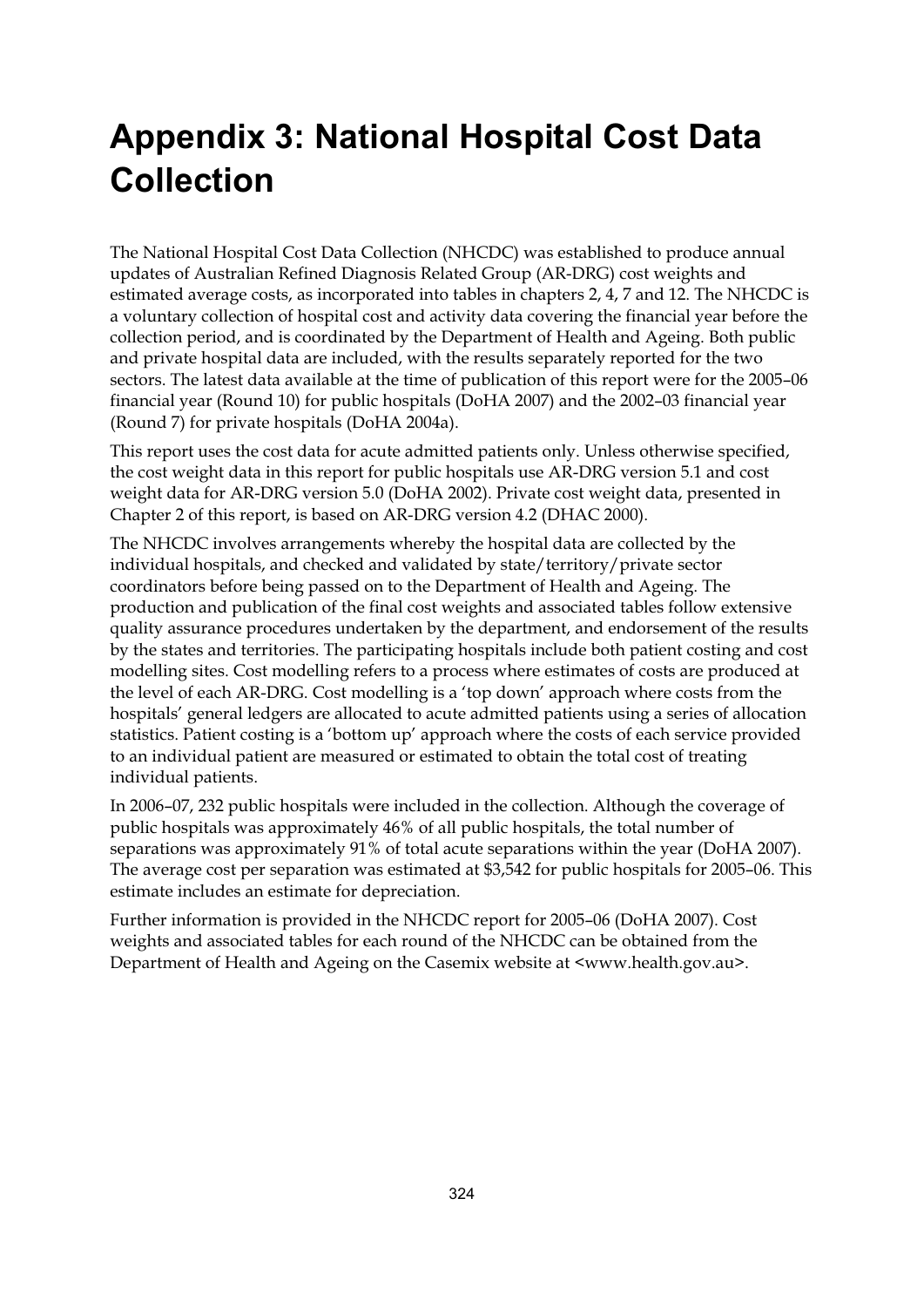# Appendix 3: National Hospital Cost Data Collection

The National Hospital Cost Data Collection (NHCDC) was established to produce annual updates of Australian Refined Diagnosis Related Group (AR-DRG) cost weights and estimated average costs, as incorporated into tables in chapters 2, 4, 7 and 12. The NHCDC is a voluntary collection of hospital cost and activity data covering the financial year before the collection period, and is coordinated by the Department of Health and Ageing. Both public and private hospital data are included, with the results separately reported for the two sectors. The latest data available at the time of publication of this report were for the 2005–06 financial year (Round 10) for public hospitals (DoHA 2007) and the 2002–03 financial year (Round 7) for private hospitals (DoHA 2004a).

This report uses the cost data for acute admitted patients only. Unless otherwise specified, the cost weight data in this report for public hospitals use AR-DRG version 5.1 and cost weight data for AR-DRG version 5.0 (DoHA 2002). Private cost weight data, presented in Chapter 2 of this report, is based on AR-DRG version 4.2 (DHAC 2000).

The NHCDC involves arrangements whereby the hospital data are collected by the individual hospitals, and checked and validated by state/territory/private sector coordinators before being passed on to the Department of Health and Ageing. The production and publication of the final cost weights and associated tables follow extensive quality assurance procedures undertaken by the department, and endorsement of the results by the states and territories. The participating hospitals include both patient costing and cost modelling sites. Cost modelling refers to a process where estimates of costs are produced at the level of each AR-DRG. Cost modelling is a 'top down' approach where costs from the hospitals' general ledgers are allocated to acute admitted patients using a series of allocation statistics. Patient costing is a 'bottom up' approach where the costs of each service provided to an individual patient are measured or estimated to obtain the total cost of treating individual patients.

In 2006–07, 232 public hospitals were included in the collection. Although the coverage of public hospitals was approximately 46% of all public hospitals, the total number of separations was approximately 91% of total acute separations within the year (DoHA 2007). The average cost per separation was estimated at $3,542 for public hospitals for 2005–06. This estimate includes an estimate for depreciation.

Further information is provided in the NHCDC report for 2005–06 (DoHA 2007). Cost weights and associated tables for each round of the NHCDC can be obtained from the Department of Health and Ageing on the Casemix website at <www.health.gov.au>.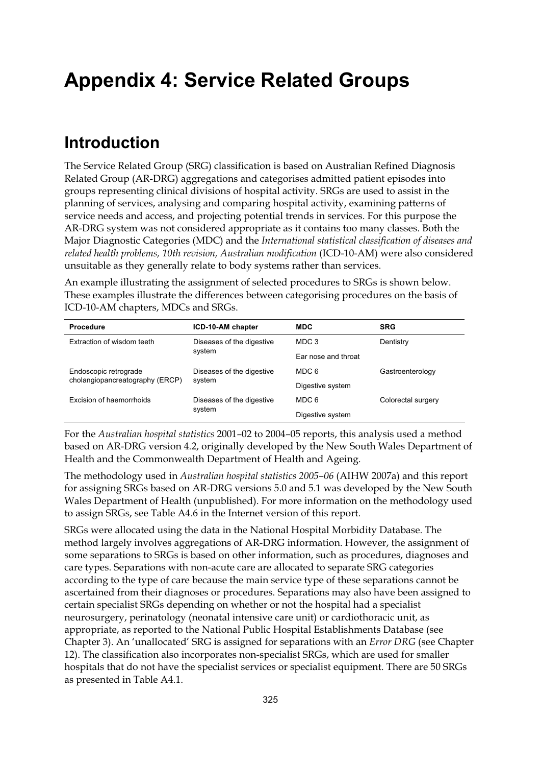# Appendix 4: Service Related Groups

## Introduction

The Service Related Group (SRG) classification is based on Australian Refined Diagnosis Related Group (AR-DRG) aggregations and categorises admitted patient episodes into groups representing clinical divisions of hospital activity. SRGs are used to assist in the planning of services, analysing and comparing hospital activity, examining patterns of service needs and access, and projecting potential trends in services. For this purpose the AR-DRG system was not considered appropriate as it contains too many classes. Both the Major Diagnostic Categories (MDC) and the *International statistical classification of diseases and related health problems, 10th revision, Australian modification* (ICD-10-AM) were also considered unsuitable as they generally relate to body systems rather than services.

An example illustrating the assignment of selected procedures to SRGs is shown below. These examples illustrate the differences between categorising procedures on the basis of ICD-10-AM chapters, MDCs and SRGs.

| Procedure | ICD-10-AM chapter | MDC | SRG |
|---|---|---|---|
| Extraction of wisdom teeth | Diseases of the digestive system | MDC 3 Ear nose and throat | Dentistry |
| Endoscopic retrograde cholangiopancreatography (ERCP) | Diseases of the digestive system | MDC 6 Digestive system | Gastroenterology |
| Excision of haemorrhoids | Diseases of the digestive system | MDC 6 Digestive system | Colorectal surgery |

For the *Australian hospital statistics* 2001–02 to 2004–05 reports, this analysis used a method based on AR-DRG version 4.2, originally developed by the New South Wales Department of Health and the Commonwealth Department of Health and Ageing.

The methodology used in *Australian hospital statistics 2005–06* (AIHW 2007a) and this report for assigning SRGs based on AR-DRG versions 5.0 and 5.1 was developed by the New South Wales Department of Health (unpublished). For more information on the methodology used to assign SRGs, see Table A4.6 in the Internet version of this report.

SRGs were allocated using the data in the National Hospital Morbidity Database. The method largely involves aggregations of AR-DRG information. However, the assignment of some separations to SRGs is based on other information, such as procedures, diagnoses and care types. Separations with non-acute care are allocated to separate SRG categories according to the type of care because the main service type of these separations cannot be ascertained from their diagnoses or procedures. Separations may also have been assigned to certain specialist SRGs depending on whether or not the hospital had a specialist neurosurgery, perinatology (neonatal intensive care unit) or cardiothoracic unit, as appropriate, as reported to the National Public Hospital Establishments Database (see Chapter 3). An 'unallocated' SRG is assigned for separations with an *Error DRG* (see Chapter 12). The classification also incorporates non-specialist SRGs, which are used for smaller hospitals that do not have the specialist services or specialist equipment. There are 50 SRGs as presented in Table A4.1.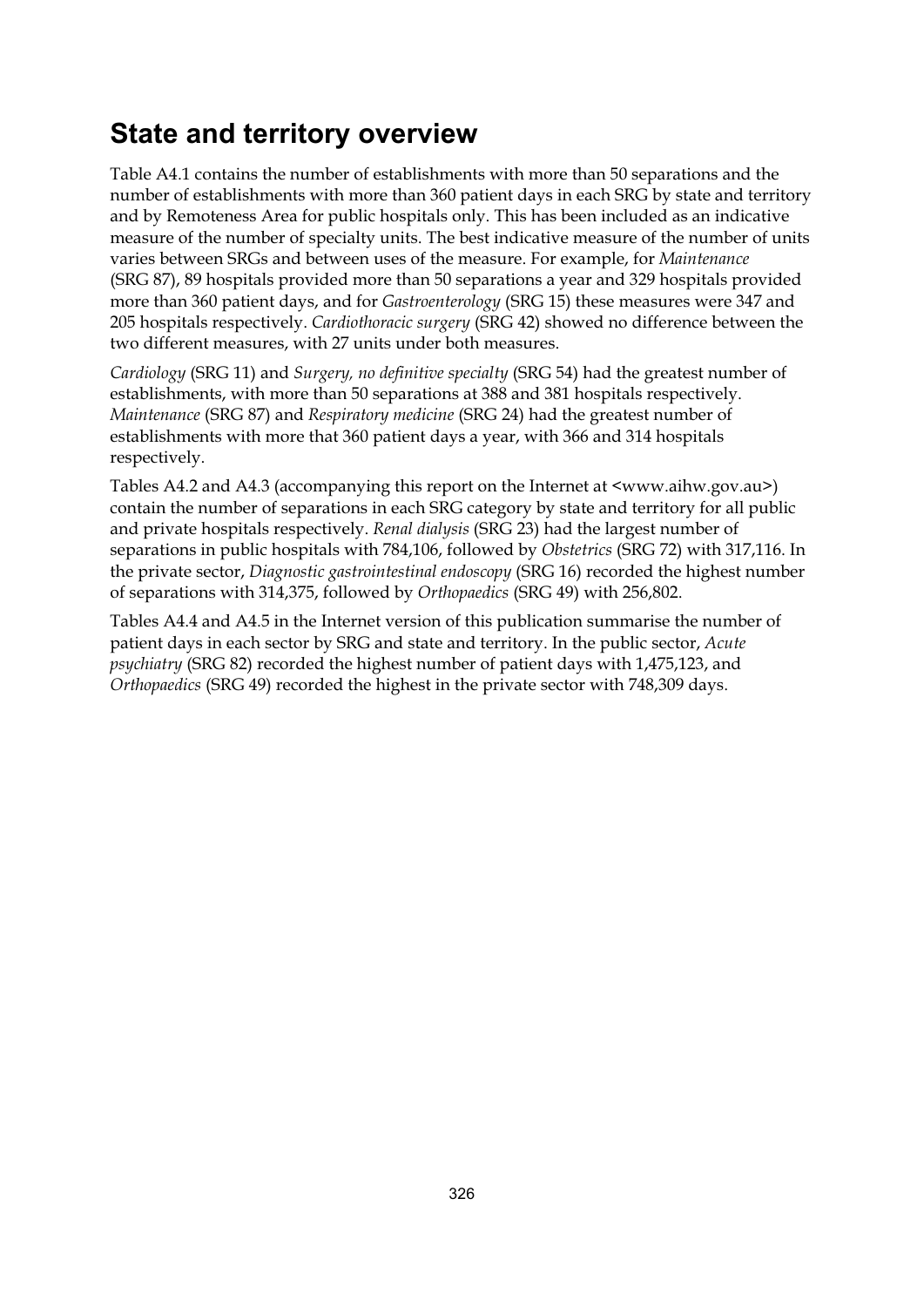## State and territory overview

Table A4.1 contains the number of establishments with more than 50 separations and the number of establishments with more than 360 patient days in each SRG by state and territory and by Remoteness Area for public hospitals only. This has been included as an indicative measure of the number of specialty units. The best indicative measure of the number of units varies between SRGs and between uses of the measure. For example, for *Maintenance* (SRG 87), 89 hospitals provided more than 50 separations a year and 329 hospitals provided more than 360 patient days, and for *Gastroenterology* (SRG 15) these measures were 347 and 205 hospitals respectively. *Cardiothoracic surgery* (SRG 42) showed no difference between the two different measures, with 27 units under both measures.

*Cardiology* (SRG 11) and *Surgery, no definitive specialty* (SRG 54) had the greatest number of establishments, with more than 50 separations at 388 and 381 hospitals respectively. *Maintenance* (SRG 87) and *Respiratory medicine* (SRG 24) had the greatest number of establishments with more that 360 patient days a year, with 366 and 314 hospitals respectively.

Tables A4.2 and A4.3 (accompanying this report on the Internet at <www.aihw.gov.au>) contain the number of separations in each SRG category by state and territory for all public and private hospitals respectively. *Renal dialysis* (SRG 23) had the largest number of separations in public hospitals with 784,106, followed by *Obstetrics* (SRG 72) with 317,116. In the private sector, *Diagnostic gastrointestinal endoscopy* (SRG 16) recorded the highest number of separations with 314,375, followed by *Orthopaedics* (SRG 49) with 256,802.

Tables A4.4 and A4.5 in the Internet version of this publication summarise the number of patient days in each sector by SRG and state and territory. In the public sector, *Acute psychiatry* (SRG 82) recorded the highest number of patient days with 1,475,123, and *Orthopaedics* (SRG 49) recorded the highest in the private sector with 748,309 days.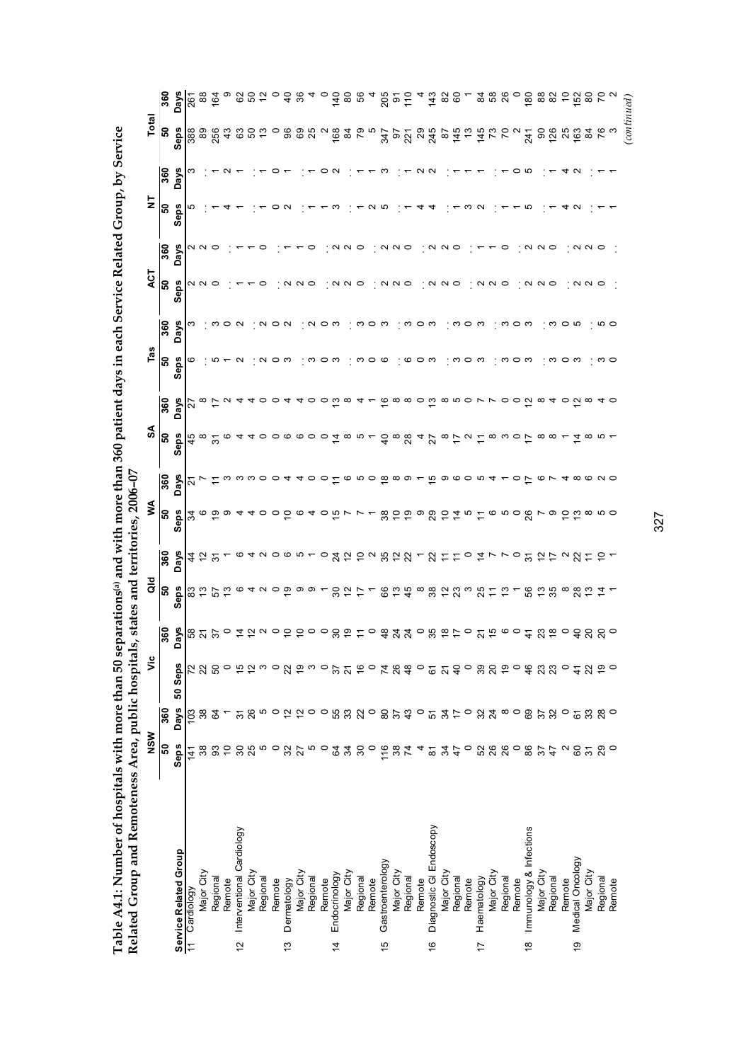**Table A4.1: Number of hospitals with more than 50 separations(a) and with more than 360 patient days in each Service Related Group, by Service Related Group and Remoteness Area, public hospitals, states and territories, 2006–07**

| Service Related Group | NSW | | Vic | | Qld | | WA | | SA | | Tas | | ACT | | NT | | Total | |
|---|---|---|---|---|---|---|---|---|---|---|---|---|---|---|---|---|---|---|
| | 50 Seps | 360 Days | 50 Seps | 360 Days | 50 Seps | 360 Days | 50 Seps | 360 Days | 50 Seps | 360 Days | 50 Seps | 360 Days | 50 Seps | 360 Days | 50 Seps | 360 Days | 50 Seps | 360 Days |
| 11 Cardiology | 141 | 103 | 72 | 58 | 83 | 44 | 34 | 21 | 45 | 27 | 6 | 3 | 2 | 2 | 5 | 3 | 388 | 261 |
| Major City | 38 | 38 | 22 | 21 | 13 | 12 | 6 | 7 | 8 | 8 | . | . | 2 | 2 | . | . | 89 | 88 |
| Regional | 93 | 64 | 50 | 37 | 57 | 31 | 19 | 11 | 31 | 17 | 5 | 3 | 0 | 0 | 1 | 1 | 256 | 164 |
| Remote | 10 | 1 | 0 | 0 | 13 | 1 | 9 | 3 | 6 | 2 | 1 | 0 | . | . | 4 | 2 | 43 | 9 |
| 12 Interventional Cardiology | 30 | 31 | 15 | 14 | 6 | 6 | 4 | 3 | 4 | 4 | 2 | 2 | 1 | 1 | 1 | 1 | 63 | 62 |
| Major City | 25 | 26 | 12 | 12 | 4 | 4 | 4 | 3 | 4 | 4 | . | . | 1 | 1 | . | . | 50 | 50 |
| Regional | 5 | 5 | 3 | 2 | 2 | 2 | 0 | 0 | 0 | 0 | 2 | 2 | 0 | 0 | 1 | 1 | 13 | 12 |
| Remote | 0 | 0 | 0 | 0 | 0 | 0 | 0 | 0 | 0 | 0 | 0 | 0 | . | . | 0 | 0 | 0 | 0 |
| 13 Dermatology | 32 | 12 | 22 | 10 | 19 | 6 | 10 | 4 | 6 | 4 | 3 | 2 | 2 | 1 | 2 | 1 | 96 | 40 |
| Major City | 27 | 12 | 19 | 10 | 9 | 5 | 6 | 4 | 6 | 4 | . | . | 2 | 1 | . | . | 69 | 36 |
| Regional | 5 | 0 | 3 | 0 | 9 | 1 | 4 | 0 | 0 | 0 | 3 | 2 | 0 | 0 | 1 | 1 | 25 | 4 |
| Remote | 0 | 0 | 0 | 0 | 1 | 0 | 0 | 0 | 0 | 0 | 0 | 0 | . | . | 1 | 0 | 2 | 0 |
| 14 Endocrinology | 64 | 55 | 37 | 30 | 30 | 24 | 15 | 11 | 14 | 13 | 3 | 3 | 2 | 2 | 3 | 2 | 168 | 140 |
| Major City | 34 | 33 | 21 | 19 | 12 | 12 | 7 | 6 | 8 | 8 | . | . | 2 | 2 | . | . | 84 | 80 |
| Regional | 30 | 22 | 16 | 11 | 17 | 10 | 7 | 5 | 5 | 4 | 3 | 3 | 0 | 0 | 1 | 1 | 79 | 56 |
| Remote | 0 | 0 | 0 | 0 | 1 | 2 | 1 | 0 | 1 | 1 | 0 | 0 | . | . | 2 | 1 | 5 | 4 |
| 15 Gastroenterology | 116 | 80 | 74 | 48 | 66 | 35 | 38 | 18 | 40 | 16 | 6 | 3 | 2 | 2 | 5 | 3 | 347 | 205 |
| Major City | 38 | 37 | 26 | 24 | 13 | 12 | 10 | 8 | 8 | 8 | . | . | 2 | 2 | . | . | 97 | 91 |
| Regional | 74 | 43 | 48 | 24 | 45 | 22 | 19 | 9 | 28 | 8 | 6 | 3 | 0 | 0 | 1 | 1 | 221 | 110 |
| Remote | 4 | 0 | 0 | 0 | 8 | 1 | 9 | 1 | 4 | 0 | 0 | 0 | . | . | 4 | 2 | 29 | 4 |
| 16 Diagnostic GI Endoscopy | 81 | 51 | 61 | 35 | 38 | 22 | 29 | 15 | 27 | 13 | 3 | 3 | 2 | 2 | 4 | 2 | 245 | 143 |
| Major City | 34 | 34 | 21 | 18 | 12 | 11 | 10 | 9 | 8 | 8 | . | . | 2 | 2 | . | . | 87 | 82 |
| Regional | 47 | 17 | 40 | 17 | 23 | 11 | 14 | 6 | 17 | 5 | 3 | 3 | 0 | 0 | 1 | 1 | 145 | 60 |
| Remote | 0 | 0 | 0 | 0 | 3 | 0 | 5 | 0 | 2 | 0 | 0 | 0 | . | . | 3 | 1 | 13 | 1 |
| 17 Haematology | 52 | 32 | 39 | 21 | 25 | 14 | 11 | 5 | 11 | 7 | 3 | 3 | 2 | 1 | 2 | 1 | 145 | 84 |
| Major City | 26 | 24 | 20 | 15 | 11 | 7 | 6 | 4 | 8 | 7 | . | . | 2 | 1 | . | . | 73 | 58 |
| Regional | 26 | 8 | 19 | 6 | 13 | 7 | 5 | 1 | 3 | 0 | 3 | 3 | 0 | 0 | 1 | 1 | 70 | 26 |
| Remote | 0 | 0 | 0 | 0 | 1 | 0 | 0 | 0 | 0 | 0 | 0 | 0 | . | . | 1 | 0 | 2 | 0 |
| 18 Immunology & Infections | 86 | 69 | 46 | 41 | 56 | 31 | 26 | 17 | 17 | 12 | 3 | 3 | 2 | 2 | 5 | 5 | 241 | 180 |
| Major City | 37 | 37 | 23 | 23 | 13 | 12 | 7 | 6 | 8 | 8 | . | . | 2 | 2 | . | . | 90 | 88 |
| Regional | 47 | 32 | 23 | 18 | 35 | 17 | 9 | 7 | 8 | 4 | 3 | 3 | 0 | 0 | 1 | 1 | 126 | 82 |
| Remote | 2 | 0 | 0 | 0 | 8 | 2 | 10 | 4 | 1 | 0 | 0 | 0 | . | . | 4 | 4 | 25 | 10 |
| 19 Medical Oncology | 60 | 61 | 41 | 40 | 28 | 22 | 13 | 8 | 14 | 12 | 3 | 5 | 2 | 2 | 2 | 2 | 163 | 152 |
| Major City | 31 | 33 | 22 | 20 | 13 | 11 | 8 | 6 | 8 | 8 | . | . | 2 | 2 | . | . | 84 | 80 |
| Regional | 29 | 28 | 19 | 20 | 14 | 10 | 5 | 2 | 5 | 4 | 3 | 5 | 0 | 0 | 1 | 1 | 76 | 70 |
| Remote | 0 | 0 | 0 | 0 | 1 | 1 | 0 | 0 | 1 | 0 | 0 | 0 | . | . | 1 | 1 | 3 | 2 |

*(continued)*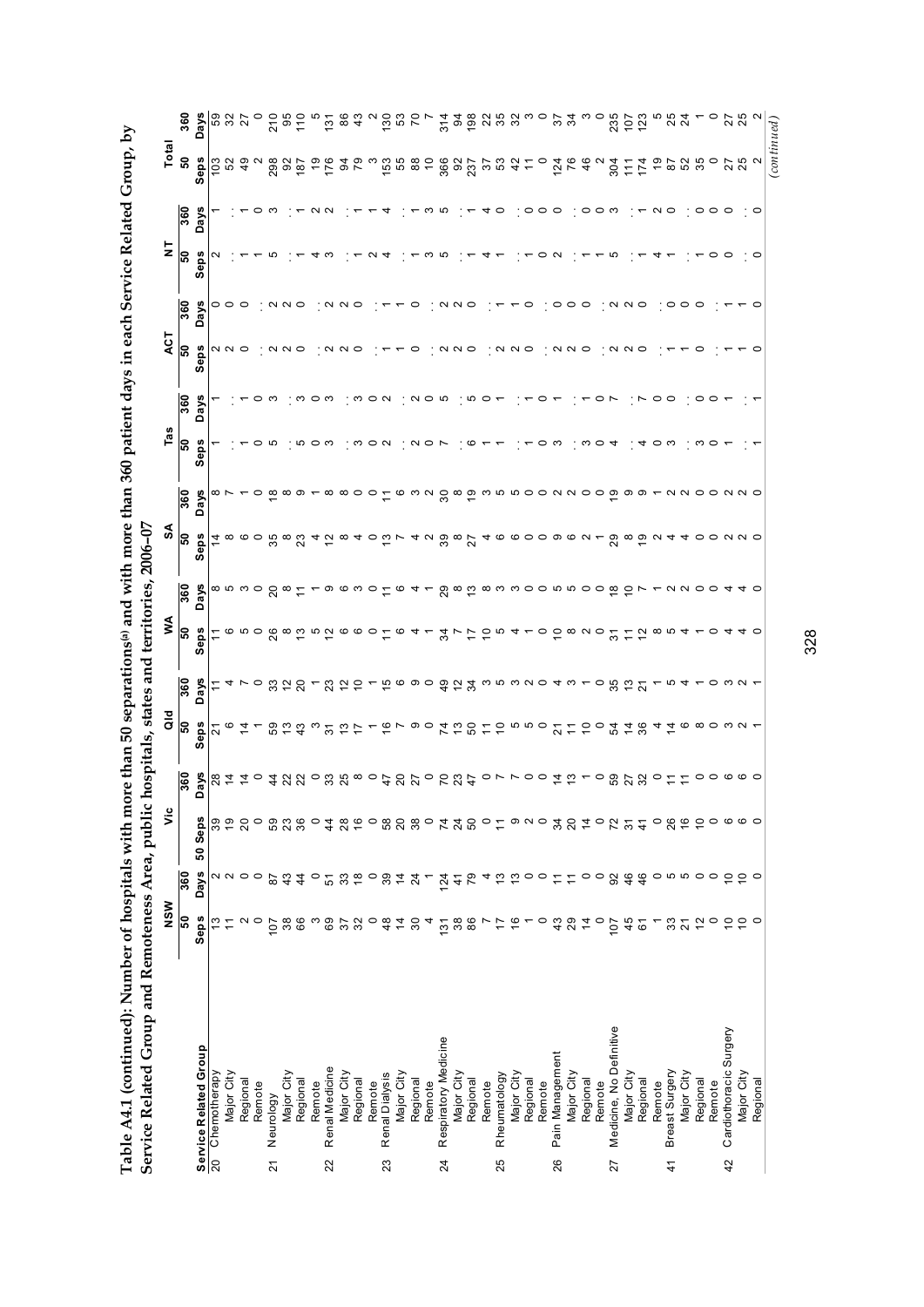**Table A4.1 (continued): Number of hospitals with more than 50 separations[(a)] and with more than 360 patient days in each Service Related Group, by Service Related Group and Remoteness Area, public hospitals, states and territories, 2006–07**

| | | NSW | | Vic | | Qld | | WA | | SA | | Tas | | ACT | | NT | | Total | |
|---|---|---|---|---|---|---|---|---|---|---|---|---|---|---|---|---|---|---|---|
| **Service Related Group** | | **50 Seps** | **360 Days** | **50 Seps** | **360 Days** | **50 Seps** | **360 Days** | **50 Seps** | **360 Days** | **50 Seps** | **360 Days** | **50 Seps** | **360 Days** | **50 Seps** | **360 Days** | **50 Seps** | **360 Days** | **50 Seps** | **360 Days** |
| 20 | Chemotherapy | 13 | 2 | 39 | 28 | 21 | 11 | 11 | 8 | 14 | 8 | 1 | 1 | 2 | 0 | 2 | 1 | 103 | 59 |
| | Major City | 11 | 2 | 19 | 14 | 6 | 4 | 6 | 5 | 8 | 7 | . | . | 2 | 0 | . | . | 52 | 32 |
| | Regional | 2 | 0 | 20 | 14 | 14 | 7 | 5 | 3 | 6 | 1 | 1 | 1 | 0 | 0 | 1 | 1 | 49 | 27 |
| | Remote | 0 | 0 | 0 | 0 | 1 | 0 | 0 | 0 | 0 | 0 | 0 | 0 | . | . | 1 | 0 | 2 | 0 |
| 21 | Neurology | 107 | 87 | 59 | 44 | 59 | 33 | 26 | 20 | 35 | 18 | 5 | 3 | 2 | 2 | 5 | 3 | 298 | 210 |
| | Major City | 38 | 43 | 23 | 22 | 13 | 12 | 8 | 8 | 8 | 8 | . | . | 2 | 2 | . | . | 92 | 95 |
| | Regional | 66 | 44 | 36 | 22 | 43 | 20 | 13 | 11 | 23 | 9 | 5 | 3 | 0 | 0 | 1 | 1 | 187 | 110 |
| | Remote | 3 | 0 | 0 | 0 | 3 | 1 | 5 | 1 | 4 | 1 | 0 | 0 | . | . | 4 | 2 | 19 | 5 |
| 22 | Renal Medicine | 69 | 51 | 44 | 33 | 31 | 23 | 12 | 9 | 12 | 8 | 3 | 3 | 2 | 2 | 3 | 2 | 176 | 131 |
| | Major City | 37 | 33 | 28 | 25 | 13 | 12 | 6 | 6 | 8 | 8 | . | . | 2 | 2 | . | . | 94 | 86 |
| | Regional | 32 | 18 | 16 | 8 | 17 | 10 | 6 | 3 | 4 | 0 | 3 | 3 | 0 | 0 | 1 | 1 | 79 | 43 |
| | Remote | 0 | 0 | 0 | 0 | 1 | 1 | 0 | 0 | 0 | 0 | 0 | 0 | . | . | 2 | 1 | 3 | 2 |
| 23 | Renal Dialysis | 48 | 39 | 58 | 47 | 16 | 15 | 11 | 11 | 13 | 11 | 2 | 2 | 1 | 1 | 4 | 4 | 153 | 130 |
| | Major City | 14 | 14 | 20 | 20 | 7 | 6 | 6 | 6 | 7 | 6 | . | . | 1 | 1 | . | . | 55 | 53 |
| | Regional | 30 | 24 | 38 | 27 | 9 | 9 | 4 | 4 | 4 | 3 | 2 | 2 | 0 | 0 | 1 | 1 | 88 | 70 |
| | Remote | 4 | 1 | 0 | 0 | 0 | 0 | 1 | 1 | 2 | 2 | 0 | 0 | . | . | 3 | 3 | 10 | 7 |
| 24 | Respiratory Medicine | 131 | 124 | 74 | 70 | 74 | 49 | 34 | 29 | 39 | 30 | 7 | 5 | 2 | 2 | 5 | 5 | 366 | 314 |
| | Major City | 38 | 41 | 24 | 23 | 13 | 12 | 7 | 7 | 8 | 8 | . | . | 2 | 2 | . | . | 92 | 94 |
| | Regional | 86 | 79 | 50 | 47 | 50 | 34 | 17 | 13 | 27 | 19 | 6 | 5 | 0 | 0 | 1 | 1 | 237 | 198 |
| | Remote | 7 | 4 | 0 | 0 | 11 | 3 | 10 | 8 | 4 | 3 | 1 | 0 | . | . | 4 | 4 | 37 | 22 |
| 25 | Rheumatology | 17 | 13 | 11 | 7 | 10 | 5 | 5 | 3 | 6 | 5 | 1 | 1 | 2 | 1 | 1 | 0 | 53 | 35 |
| | Major City | 16 | 13 | 9 | 7 | 5 | 3 | 4 | 3 | 6 | 5 | . | . | 2 | 1 | . | . | 42 | 32 |
| | Regional | 1 | 0 | 2 | 0 | 5 | 2 | 1 | 0 | 0 | 0 | 1 | 1 | 0 | 0 | 1 | 0 | 11 | 3 |
| | Remote | 0 | 0 | 0 | 0 | 0 | 0 | 0 | 0 | 0 | 0 | 0 | 0 | . | . | 0 | 0 | 0 | 0 |
| 26 | Pain Management | 43 | 11 | 34 | 14 | 21 | 4 | 10 | 5 | 9 | 2 | 3 | 1 | 2 | 0 | 2 | 0 | 124 | 37 |
| | Major City | 29 | 11 | 20 | 13 | 11 | 3 | 8 | 5 | 6 | 2 | . | . | 2 | 0 | . | . | 76 | 34 |
| | Regional | 14 | 0 | 14 | 1 | 10 | 1 | 2 | 0 | 2 | 0 | 3 | 1 | 0 | 0 | 1 | 0 | 46 | 3 |
| | Remote | 0 | 0 | 0 | 0 | 0 | 0 | 0 | 0 | 1 | 0 | 0 | 0 | . | . | 1 | 0 | 2 | 0 |
| 27 | Medicine, No Definitive | 107 | 92 | 72 | 59 | 54 | 35 | 31 | 18 | 29 | 19 | 4 | 7 | 2 | 2 | 5 | 3 | 304 | 235 |
| | Major City | 45 | 46 | 31 | 27 | 14 | 13 | 11 | 10 | 8 | 9 | . | . | 2 | 2 | . | . | 111 | 107 |
| | Regional | 61 | 46 | 41 | 32 | 36 | 21 | 12 | 7 | 19 | 9 | 4 | 7 | 0 | 0 | 1 | 1 | 174 | 123 |
| | Remote | 1 | 0 | 0 | 0 | 4 | 1 | 8 | 1 | 2 | 1 | 0 | 0 | . | . | 4 | 2 | 19 | 5 |
| 41 | Breast Surgery | 33 | 5 | 26 | 11 | 14 | 5 | 5 | 2 | 4 | 2 | 3 | 0 | 1 | 0 | 1 | 0 | 87 | 25 |
| | Major City | 21 | 5 | 16 | 11 | 6 | 4 | 4 | 2 | 4 | 2 | . | . | 1 | 0 | . | . | 52 | 24 |
| | Regional | 12 | 0 | 10 | 0 | 8 | 1 | 1 | 0 | 0 | 0 | 3 | 0 | 0 | 0 | 1 | 0 | 35 | 1 |
| | Remote | 0 | 0 | 0 | 0 | 0 | 0 | 0 | 0 | 0 | 0 | 0 | 0 | . | . | 0 | 0 | 0 | 0 |
| 42 | Cardiothoracic Surgery | 10 | 10 | 6 | 6 | 3 | 3 | 4 | 4 | 2 | 2 | 1 | 1 | 1 | 1 | 0 | 0 | 27 | 27 |
| | Major City | 10 | 10 | 6 | 6 | 2 | 2 | 4 | 4 | 2 | 2 | . | . | 1 | 1 | . | . | 25 | 25 |
| | Regional | 0 | 0 | 0 | 0 | 1 | 1 | 0 | 0 | 0 | 0 | 1 | 1 | 0 | 0 | 0 | 0 | 2 | 2 |

*(continued)*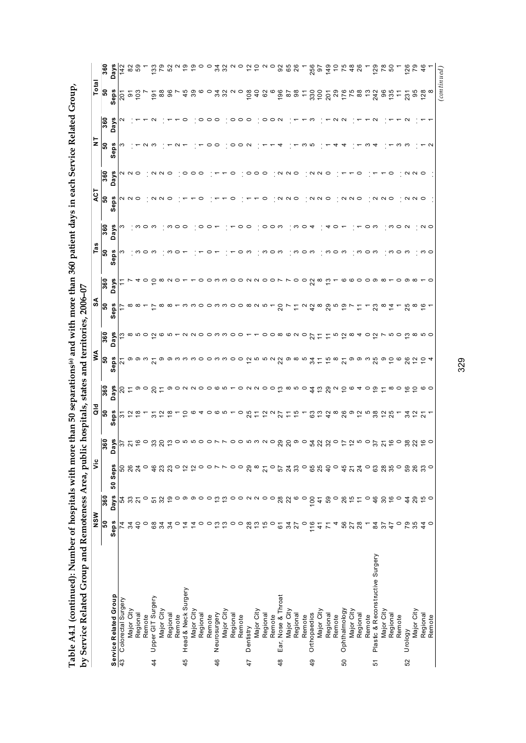**Table A4.1 (continued): Number of hospitals with more than 50 separations(a) and with more than 360 patient days in each Service Related Group, by Service Related Group and Remoteness Area, public hospitals, states and territories, 2006–07**

| | | NSW | | Vic | | Qld | | WA | | SA | | Tas | | ACT | | NT | | Total | |
|---|---|---|---|---|---|---|---|---|---|---|---|---|---|---|---|---|---|---|---|
| | | 50 | 360 | | 360 | 50 | 360 | 50 | 360 | 50 | 360 | 50 | 360 | 50 | 360 | 50 | 360 | 50 | 360 |
| **Service Related Group** | | **Seps** | **Days** | **50 Seps** | **Days** | **Seps** | **Days** | **Seps** | **Days** | **Seps** | **Days** | **Seps** | **Days** | **Seps** | **Days** | **Seps** | **Days** | **Seps** | **Days** |
| 43 | Colorectal Surgery | 74 | 54 | 50 | 37 | 31 | 20 | 21 | 13 | 17 | 11 | 3 | 3 | 2 | 2 | 3 | 2 | 201 | 142 |
| | Major City | 34 | 33 | 26 | 21 | 12 | 11 | 9 | 8 | 8 | 7 | . | . | 2 | 2 | . | . | 91 | 82 |
| | Regional | 40 | 21 | 24 | 16 | 18 | 9 | 9 | 5 | 8 | 4 | 3 | 3 | 0 | 0 | 1 | 1 | 103 | 59 |
| | Remote | 0 | 0 | 0 | 0 | 1 | 0 | 3 | 0 | 1 | 0 | 0 | 0 | . | . | 2 | 1 | 7 | 1 |
| 44 | Upper GIT Surgery | 68 | 51 | 46 | 33 | 31 | 20 | 21 | 12 | 17 | 10 | 3 | 3 | 2 | 2 | 3 | 2 | 191 | 133 |
| | Major City | 34 | 32 | 23 | 20 | 12 | 11 | 9 | 6 | 8 | 8 | . | . | 2 | 2 | . | . | 88 | 79 |
| | Regional | 34 | 19 | 23 | 13 | 18 | 9 | 9 | 5 | 8 | 2 | 3 | 3 | 0 | 0 | 1 | 1 | 96 | 52 |
| | Remote | 0 | 0 | 0 | 0 | 1 | 0 | 3 | 1 | 1 | 0 | 0 | 0 | . | . | 2 | 1 | 7 | 2 |
| 45 | Head & Neck Surgery | 14 | 9 | 12 | 5 | 10 | 2 | 3 | 2 | 3 | 1 | 1 | 0 | 1 | 0 | 1 | 0 | 45 | 19 |
| | Major City | 14 | 9 | 12 | 5 | 6 | 2 | 3 | 2 | 3 | 1 | . | . | 1 | 0 | . | . | 39 | 19 |
| | Regional | 0 | 0 | 0 | 0 | 4 | 0 | 0 | 0 | 0 | 0 | 1 | 0 | 0 | 0 | 1 | 0 | 6 | 0 |
| | Remote | 0 | 0 | 0 | 0 | 0 | 0 | 0 | 0 | 0 | 0 | 0 | 0 | . | . | 0 | 0 | 0 | 0 |
| 46 | Neurosurgery | 13 | 13 | 7 | 7 | 6 | 6 | 3 | 3 | 3 | 3 | 1 | 1 | 1 | 1 | 0 | 0 | 34 | 34 |
| | Major City | 13 | 13 | 7 | 7 | 5 | 5 | 3 | 3 | 3 | 3 | . | . | 1 | 1 | . | . | 32 | 32 |
| | Regional | 0 | 0 | 0 | 0 | 1 | 1 | 0 | 0 | 0 | 0 | 1 | 1 | 0 | 0 | 0 | 0 | 2 | 2 |
| | Remote | 0 | 0 | 0 | 0 | 0 | 0 | 0 | 0 | 0 | 0 | 0 | 0 | . | . | 0 | 0 | 0 | 0 |
| 47 | Dentistry | 28 | 2 | 29 | 5 | 25 | 2 | 12 | 1 | 8 | 2 | 3 | 0 | 1 | 0 | 2 | 0 | 108 | 12 |
| | Major City | 13 | 2 | 8 | 3 | 11 | 2 | 5 | 1 | 2 | 2 | . | . | 1 | 0 | . | . | 40 | 10 |
| | Regional | 15 | 0 | 21 | 2 | 12 | 0 | 5 | 0 | 5 | 0 | 3 | 0 | 0 | 0 | 1 | 0 | 62 | 2 |
| | Remote | 0 | 0 | 0 | 0 | 2 | 0 | 2 | 0 | 1 | 0 | 0 | 0 | . | . | 1 | 0 | 6 | 0 |
| 48 | Ear, Nose & Throat | 61 | 28 | 57 | 29 | 27 | 13 | 22 | 8 | 20 | 7 | 3 | 3 | 2 | 2 | 4 | 2 | 196 | 92 |
| | Major City | 34 | 22 | 24 | 20 | 11 | 8 | 9 | 6 | 7 | 7 | . | . | 2 | 2 | . | . | 87 | 65 |
| | Regional | 27 | 6 | 33 | 9 | 15 | 5 | 8 | 2 | 11 | 0 | 3 | 3 | 0 | 0 | 1 | 1 | 98 | 26 |
| | Remote | 0 | 0 | 0 | 0 | 1 | 0 | 5 | 0 | 2 | 0 | 0 | 0 | . | . | 3 | 1 | 11 | 1 |
| 49 | Orthopaedics | 116 | 100 | 65 | 54 | 63 | 44 | 34 | 27 | 42 | 22 | 3 | 4 | 2 | 2 | 5 | 3 | 330 | 256 |
| | Major City | 41 | 41 | 25 | 22 | 13 | 13 | 11 | 11 | 8 | 8 | . | . | 2 | 2 | . | . | 100 | 97 |
| | Regional | 71 | 59 | 40 | 32 | 42 | 29 | 15 | 11 | 29 | 13 | 3 | 4 | 0 | 0 | 1 | 1 | 201 | 149 |
| | Remote | 4 | 0 | 0 | 0 | 8 | 2 | 8 | 5 | 5 | 1 | 0 | 0 | . | . | 4 | 2 | 29 | 10 |
| 50 | Ophthalmology | 56 | 26 | 45 | 17 | 26 | 10 | 21 | 12 | 19 | 6 | 3 | 1 | 2 | 1 | 4 | 2 | 176 | 75 |
| | Major City | 27 | 15 | 21 | 12 | 9 | 6 | 9 | 8 | 7 | 6 | . | . | 2 | 1 | . | . | 75 | 48 |
| | Regional | 28 | 11 | 24 | 5 | 12 | 4 | 9 | 4 | 11 | 0 | 3 | 1 | 0 | 0 | 1 | 1 | 88 | 26 |
| | Remote | 1 | 0 | 0 | 0 | 5 | 0 | 3 | 0 | 1 | 0 | 0 | 0 | . | . | 3 | 1 | 13 | 1 |
| 51 | Plastic & Reconstructive Surgery | 84 | 46 | 63 | 37 | 38 | 19 | 25 | 12 | 23 | 9 | 3 | 3 | 2 | 1 | 4 | 2 | 242 | 129 |
| | Major City | 37 | 30 | 28 | 21 | 12 | 11 | 9 | 7 | 8 | 8 | . | . | 2 | 1 | . | . | 96 | 78 |
| | Regional | 47 | 16 | 35 | 16 | 25 | 8 | 10 | 5 | 14 | 1 | 3 | 3 | 0 | 0 | 1 | 1 | 135 | 50 |
| | Remote | 0 | 0 | 0 | 0 | 1 | 0 | 6 | 0 | 1 | 0 | 0 | 0 | . | . | 3 | 1 | 11 | 1 |
| 52 | Urology | 79 | 44 | 59 | 38 | 34 | 16 | 26 | 13 | 25 | 9 | 3 | 2 | 2 | 2 | 3 | 2 | 231 | 126 |
| | Major City | 35 | 29 | 26 | 22 | 12 | 10 | 12 | 8 | 8 | 8 | . | . | 2 | 2 | . | . | 95 | 79 |
| | Regional | 44 | 15 | 33 | 16 | 21 | 6 | 10 | 5 | 16 | 1 | 3 | 2 | 0 | 0 | 1 | 1 | 128 | 46 |
| | Remote | 0 | 0 | 0 | 0 | 1 | 0 | 4 | 0 | 1 | 0 | 0 | 0 | . | . | 2 | 1 | 8 | 1 |

*(continued)*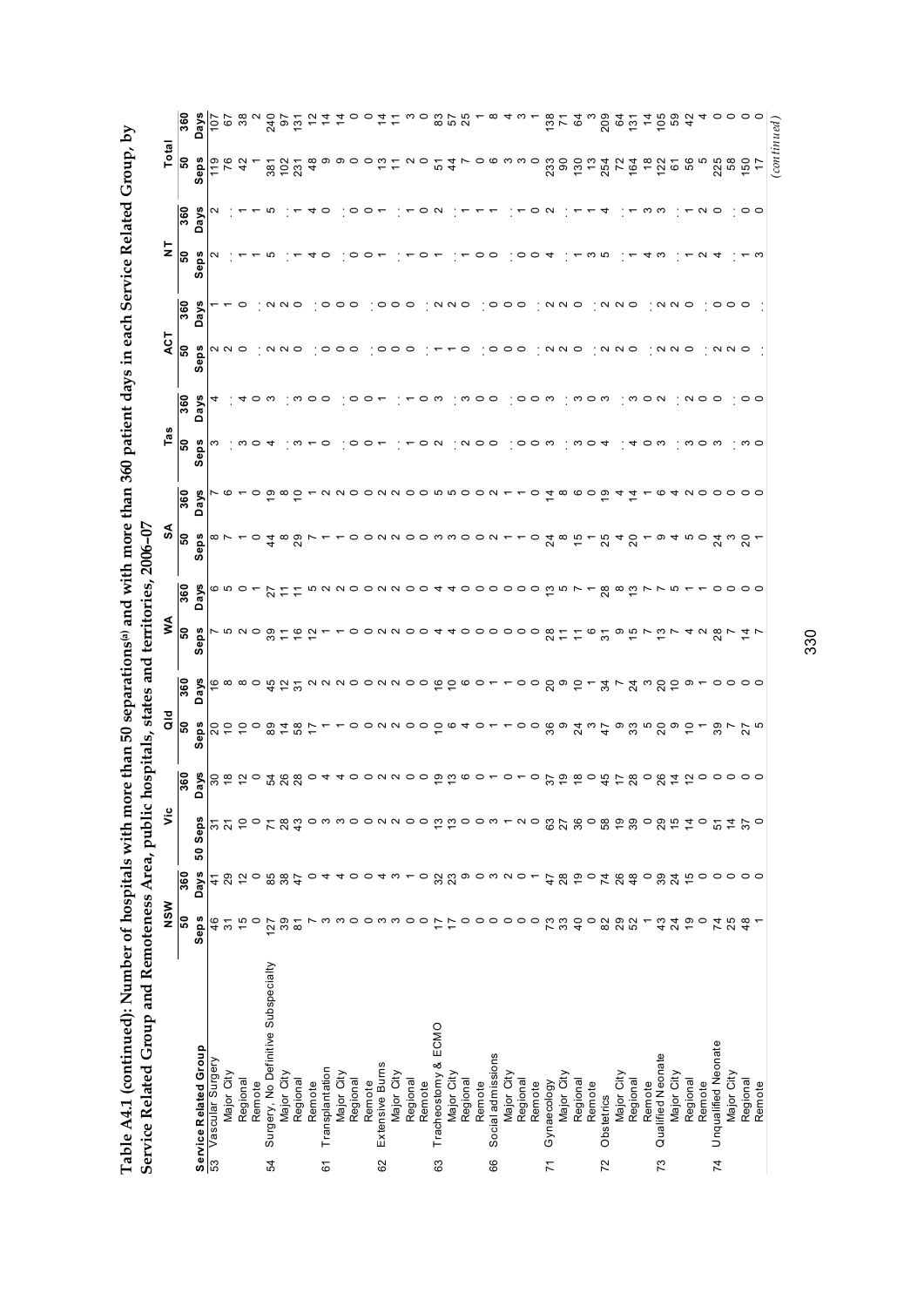**Table A4.1 (continued): Number of hospitals with more than 50 separations(a) and with more than 360 patient days in each Service Related Group, by Service Related Group and Remoteness Area, public hospitals, states and territories, 2006–07**

| | NSW | | Vic | | Qld | | WA | | SA | | Tas | | ACT | | NT | | Total | |
|---|---|---|---|---|---|---|---|---|---|---|---|---|---|---|---|---|---|---|
| **Service Related Group** | **50 Seps** | **360 Days** | **50 Seps** | **360 Days** | **50 Seps** | **360 Days** | **50 Seps** | **360 Days** | **50 Seps** | **360 Days** | **50 Seps** | **360 Days** | **50 Seps** | **360 Days** | **50 Seps** | **360 Days** | **50 Seps** | **360 Days** |
| 53 Vascular Surgery | 46 | 41 | 31 | 30 | 20 | 16 | 7 | 6 | 8 | 7 | 3 | 4 | 2 | 1 | 2 | 2 | 119 | 107 |
| Major City | 31 | 29 | 21 | 18 | 10 | 8 | 5 | 5 | 7 | 6 | . | . | 2 | 1 | . | . | 76 | 67 |
| Regional | 15 | 12 | 10 | 12 | 10 | 8 | 2 | 0 | 1 | 1 | 3 | 4 | 0 | 0 | 1 | 1 | 42 | 38 |
| Remote | 0 | 0 | 0 | 0 | 0 | 0 | 0 | 1 | 0 | 0 | 0 | 0 | . | . | 1 | 1 | 1 | 2 |
| 54 Surgery, No Definitive Subspecialty | 127 | 85 | 71 | 54 | 89 | 45 | 39 | 27 | 44 | 19 | 4 | 3 | 2 | 2 | 5 | 5 | 381 | 240 |
| Major City | 39 | 38 | 28 | 26 | 14 | 12 | 11 | 11 | 8 | 8 | . | . | 2 | 2 | . | . | 102 | 97 |
| Regional | 81 | 47 | 43 | 28 | 58 | 31 | 16 | 11 | 29 | 10 | 3 | 3 | 0 | 0 | 1 | 1 | 231 | 131 |
| Remote | 7 | 0 | 0 | 0 | 17 | 2 | 12 | 5 | 7 | 1 | 1 | 0 | . | . | 4 | 4 | 48 | 12 |
| 61 Transplantation | 3 | 4 | 3 | 4 | 1 | 2 | 1 | 2 | 1 | 2 | 0 | 0 | 0 | 0 | 0 | 0 | 9 | 14 |
| Major City | 3 | 4 | 3 | 4 | 1 | 2 | 1 | 2 | 1 | 2 | . | . | 0 | 0 | . | . | 9 | 14 |
| Regional | 0 | 0 | 0 | 0 | 0 | 0 | 0 | 0 | 0 | 0 | 0 | 0 | 0 | 0 | 0 | 0 | 0 | 0 |
| Remote | 0 | 0 | 0 | 0 | 0 | 0 | 0 | 0 | 0 | 0 | 0 | 0 | . | . | 0 | 0 | 0 | 0 |
| 62 Extensive Burns | 3 | 4 | 2 | 2 | 2 | 2 | 2 | 2 | 2 | 2 | 1 | 1 | 0 | 0 | 1 | 1 | 13 | 14 |
| Major City | 3 | 3 | 2 | 2 | 2 | 2 | 2 | 2 | 2 | 2 | . | . | 0 | 0 | . | . | 11 | 11 |
| Regional | 0 | 1 | 0 | 0 | 0 | 0 | 0 | 0 | 0 | 0 | 1 | 1 | 0 | 0 | 1 | 1 | 2 | 3 |
| Remote | 0 | 0 | 0 | 0 | 0 | 0 | 0 | 0 | 0 | 0 | 0 | 0 | . | . | 0 | 0 | 0 | 0 |
| 63 Tracheostomy & ECMO | 17 | 32 | 13 | 19 | 10 | 16 | 4 | 4 | 3 | 5 | 2 | 3 | 1 | 2 | 1 | 2 | 51 | 83 |
| Major City | 17 | 23 | 13 | 13 | 6 | 10 | 4 | 4 | 3 | 5 | . | . | 1 | 2 | . | . | 44 | 57 |
| Regional | 0 | 9 | 0 | 6 | 4 | 6 | 0 | 0 | 0 | 0 | 2 | 3 | 0 | 0 | 1 | 1 | 7 | 25 |
| Remote | 0 | 0 | 0 | 0 | 0 | 0 | 0 | 0 | 0 | 0 | 0 | 0 | . | . | 0 | 1 | 0 | 1 |
| 66 Social admissions | 0 | 3 | 3 | 1 | 1 | 1 | 0 | 0 | 2 | 2 | 0 | 0 | 0 | 0 | 0 | 1 | 6 | 8 |
| Major City | 0 | 2 | 1 | 0 | 1 | 1 | 0 | 0 | 1 | 1 | . | . | 0 | 0 | . | . | 3 | 4 |
| Regional | 0 | 0 | 2 | 1 | 0 | 0 | 0 | 0 | 1 | 1 | 0 | 0 | 0 | 0 | 0 | 1 | 3 | 3 |
| Remote | 0 | 1 | 0 | 0 | 0 | 0 | 0 | 0 | 0 | 0 | 0 | 0 | . | . | 0 | 0 | 0 | 1 |
| 71 Gynaecology | 73 | 47 | 63 | 37 | 36 | 20 | 28 | 13 | 24 | 14 | 3 | 3 | 2 | 2 | 4 | 2 | 233 | 138 |
| Major City | 33 | 28 | 27 | 19 | 9 | 9 | 11 | 5 | 8 | 8 | . | . | 2 | 2 | . | . | 90 | 71 |
| Regional | 40 | 19 | 36 | 18 | 24 | 10 | 11 | 7 | 15 | 6 | 3 | 3 | 0 | 0 | 1 | 1 | 130 | 64 |
| Remote | 0 | 0 | 0 | 0 | 3 | 1 | 6 | 1 | 1 | 0 | 0 | 0 | . | . | 3 | 1 | 13 | 3 |
| 72 Obstetrics | 82 | 74 | 58 | 45 | 47 | 34 | 31 | 28 | 25 | 19 | 4 | 3 | 2 | 2 | 5 | 4 | 254 | 209 |
| Major City | 29 | 26 | 19 | 17 | 9 | 7 | 9 | 8 | 4 | 4 | . | . | 2 | 2 | . | . | 72 | 64 |
| Regional | 52 | 48 | 39 | 28 | 33 | 24 | 15 | 13 | 20 | 14 | 4 | 3 | 0 | 0 | 1 | 1 | 164 | 131 |
| Remote | 1 | 0 | 0 | 0 | 5 | 3 | 7 | 7 | 1 | 1 | 0 | 0 | . | . | 4 | 3 | 18 | 14 |
| 73 Qualified Neonate | 43 | 39 | 29 | 26 | 20 | 20 | 13 | 7 | 9 | 6 | 3 | 2 | 2 | 2 | 3 | 3 | 122 | 105 |
| Major City | 24 | 24 | 15 | 14 | 9 | 10 | 7 | 5 | 4 | 4 | . | . | 2 | 2 | . | . | 61 | 59 |
| Regional | 19 | 15 | 14 | 12 | 10 | 9 | 4 | 1 | 5 | 2 | 3 | 2 | 0 | 0 | 1 | 1 | 56 | 42 |
| Remote | 0 | 0 | 0 | 0 | 1 | 1 | 2 | 1 | 0 | 0 | 0 | 0 | . | . | 2 | 2 | 5 | 4 |
| 74 Unqualified Neonate | 74 | 0 | 51 | 0 | 39 | 0 | 28 | 0 | 24 | 0 | 3 | 0 | 2 | 0 | 4 | 0 | 225 | 0 |
| Major City | 25 | 0 | 14 | 0 | 7 | 0 | 7 | 0 | 3 | 0 | . | . | 2 | 0 | . | . | 58 | 0 |
| Regional | 48 | 0 | 37 | 0 | 27 | 0 | 14 | 0 | 20 | 0 | 3 | 0 | 0 | 0 | 1 | 0 | 150 | 0 |
| Remote | 1 | 0 | 0 | 0 | 5 | 0 | 7 | 0 | 1 | 0 | 0 | 0 | . | . | 3 | 0 | 17 | 0 |

*(continued)*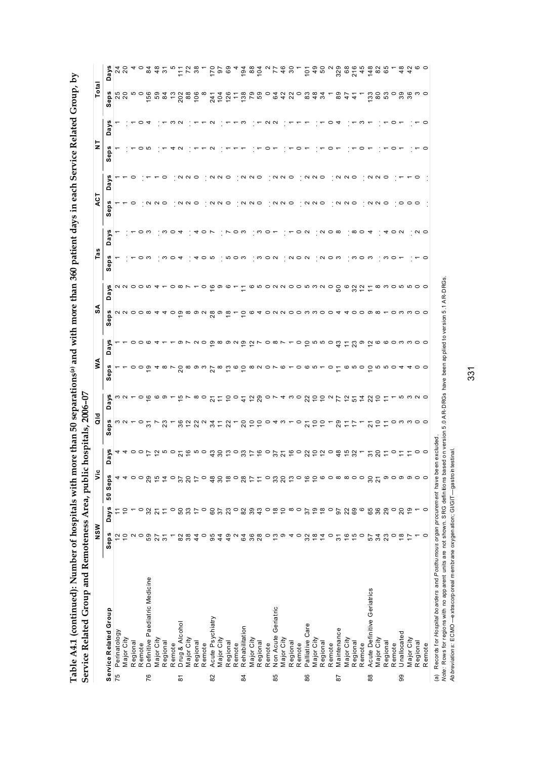**Table A4.1 (continued): Number of hospitals with more than 50 separations[(a)] and with more than 360 patient days in each Service Related Group, by Service Related Group and Remoteness Area, public hospitals, 2006–07**

| Service Related Group | NSW | | Vic | | Qld | | WA | | SA | | Tas | | ACT | | NT | | Total | |
|---|---|---|---|---|---|---|---|---|---|---|---|---|---|---|---|---|---|---|
| | Seps | Days | Seps | Days | Seps | Days | Seps | Days | Seps | Days | Seps | Days | Seps | Days | Seps | Days | Seps | Days |
| 75 Perinatology | 12 | 11 | 4 | 4 | 3 | 3 | 1 | 1 | 2 | 2 | 1 | 1 | 1 | 1 | 1 | 1 | 25 | 24 |
| Major City | 10 | 10 | 4 | 4 | 2 | 2 | 1 | 1 | 2 | 2 | : | : | 1 | 1 | : | : | 20 | 20 |
| Regional | 2 | 1 | 0 | 0 | 1 | 1 | 0 | 0 | 0 | 0 | 1 | 1 | 0 | 0 | 1 | 1 | 5 | 4 |
| Remote | 0 | 0 | 0 | 0 | 0 | 0 | 0 | 0 | 0 | 0 | 0 | 0 | : | : | 0 | 0 | 0 | 0 |
| 76 Definitive Paediatric Medicine | 59 | 32 | 29 | 17 | 31 | 16 | 19 | 6 | 8 | 5 | 3 | 3 | 2 | 1 | 5 | 4 | 156 | 84 |
| Major City | 27 | 21 | 15 | 12 | 7 | 6 | 4 | 4 | 4 | 4 | : | : | 2 | 1 | : | : | 59 | 48 |
| Regional | 31 | 11 | 14 | 5 | 23 | 9 | 8 | 1 | 4 | 1 | 3 | 3 | 0 | 0 | 1 | 1 | 84 | 31 |
| Remote | 1 | 0 | 0 | 0 | 1 | 1 | 7 | 1 | 0 | 0 | 0 | 0 | : | : | 4 | 3 | 13 | 5 |
| 81 Drug & Alcohol | 82 | 50 | 37 | 21 | 36 | 15 | 20 | 9 | 19 | 8 | 4 | 4 | 2 | 2 | 2 | 2 | 202 | 111 |
| Major City | 38 | 33 | 20 | 16 | 12 | 7 | 8 | 7 | 8 | 7 | : | : | 2 | 2 | : | : | 88 | 72 |
| Regional | 44 | 17 | 17 | 5 | 22 | 8 | 9 | 2 | 9 | 1 | 4 | 4 | 0 | 0 | 1 | 1 | 106 | 38 |
| Remote | 0 | 0 | 0 | 0 | 2 | 0 | 3 | 0 | 2 | 0 | 0 | 0 | : | : | 1 | 1 | 8 | 1 |
| 82 Acute Psychiatry | 95 | 60 | 48 | 43 | 34 | 21 | 27 | 19 | 28 | 16 | 5 | 7 | 2 | 2 | 2 | 2 | 241 | 170 |
| Major City | 44 | 37 | 30 | 30 | 11 | 11 | 8 | 8 | 9 | 9 | : | : | 2 | 2 | : | : | 104 | 97 |
| Regional | 49 | 23 | 18 | 13 | 22 | 10 | 13 | 9 | 18 | 6 | 5 | 7 | 0 | 0 | 1 | 1 | 126 | 69 |
| Remote | 2 | 0 | 0 | 0 | 1 | 0 | 6 | 2 | 1 | 1 | 0 | 0 | : | : | 1 | 1 | 11 | 4 |
| 84 Rehabilitation | 64 | 82 | 28 | 33 | 20 | 41 | 10 | 19 | 10 | 11 | 3 | 3 | 2 | 2 | 1 | 3 | 138 | 194 |
| Major City | 36 | 39 | 17 | 17 | 10 | 12 | 8 | 12 | 6 | 6 | : | : | 2 | 2 | : | : | 79 | 88 |
| Regional | 28 | 43 | 11 | 16 | 10 | 29 | 2 | 7 | 4 | 5 | 3 | 3 | 0 | 0 | 1 | 1 | 59 | 104 |
| Remote | 0 | 0 | 0 | 0 | 0 | 0 | 0 | 0 | 0 | 0 | 0 | 0 | : | : | 0 | 2 | 0 | 2 |
| 85 Non Acute Geriatric | 13 | 18 | 33 | 37 | 4 | 7 | 7 | 8 | 2 | 2 | 2 | 1 | 2 | 2 | 1 | 2 | 64 | 77 |
| Major City | 9 | 10 | 20 | 21 | 3 | 4 | 6 | 7 | 2 | 2 | : | : | 2 | 2 | : | : | 42 | 46 |
| Regional | 4 | 8 | 13 | 16 | 1 | 3 | 1 | 1 | 0 | 0 | 2 | 1 | 0 | 0 | 1 | 1 | 22 | 30 |
| Remote | 0 | 0 | 0 | 0 | 0 | 0 | 0 | 0 | 0 | 0 | 0 | 0 | : | : | 0 | 1 | 0 | 1 |
| 86 Palliative Care | 32 | 37 | 16 | 22 | 21 | 22 | 6 | 10 | 3 | 5 | 2 | 2 | 2 | 2 | 1 | 1 | 83 | 101 |
| Major City | 18 | 19 | 10 | 10 | 10 | 10 | 5 | 5 | 3 | 3 | : | : | 2 | 2 | : | : | 48 | 49 |
| Regional | 14 | 18 | 6 | 12 | 10 | 10 | 1 | 5 | 0 | 2 | 2 | 2 | 0 | 0 | 1 | 1 | 34 | 50 |
| Remote | 0 | 0 | 0 | 0 | 1 | 2 | 0 | 0 | 0 | 0 | 0 | 0 | : | : | 0 | 0 | 1 | 2 |
| 87 Maintenance | 31 | 97 | 8 | 48 | 29 | 77 | 11 | 43 | 4 | 50 | 3 | 8 | 2 | 2 | 1 | 4 | 89 | 329 |
| Major City | 16 | 22 | 8 | 15 | 11 | 12 | 6 | 11 | 4 | 6 | : | : | 2 | 2 | : | : | 47 | 68 |
| Regional | 15 | 69 | 0 | 32 | 17 | 51 | 5 | 23 | 0 | 32 | 3 | 8 | 0 | 0 | 1 | 1 | 41 | 216 |
| Remote | 0 | 6 | 0 | 1 | 1 | 14 | 0 | 9 | 0 | 12 | 0 | 0 | : | : | 0 | 3 | 1 | 45 |
| 88 Acute Definitive Geriatrics | 57 | 65 | 30 | 31 | 21 | 22 | 10 | 12 | 9 | 11 | 3 | 4 | 2 | 2 | 1 | 1 | 133 | 148 |
| Major City | 34 | 36 | 21 | 20 | 10 | 10 | 5 | 6 | 8 | 8 | : | : | 2 | 2 | : | : | 80 | 82 |
| Regional | 23 | 29 | 9 | 11 | 11 | 11 | 5 | 6 | 1 | 3 | 3 | 4 | 0 | 0 | 1 | 1 | 53 | 65 |
| Remote | 0 | 0 | 0 | 0 | 0 | 1 | 0 | 0 | 0 | 0 | 0 | 0 | : | : | 0 | 0 | 0 | 1 |
| 99 Unallocated | 18 | 20 | 9 | 11 | 3 | 5 | 4 | 3 | 3 | 5 | 1 | 2 | 0 | 1 | 1 | 1 | 39 | 48 |
| Major City | 17 | 19 | 9 | 11 | 3 | 3 | 4 | 3 | 3 | 5 | : | : | 0 | 1 | : | : | 36 | 42 |
| Regional | 1 | 1 | 0 | 0 | 0 | 2 | 0 | 0 | 0 | 0 | 1 | 2 | 0 | 0 | 1 | 1 | 3 | 6 |
| Remote | 0 | 0 | 0 | 0 | 0 | 0 | 0 | 0 | 0 | 0 | 0 | 0 | : | : | 0 | 0 | 0 | 0 |

(a) Records for *Hospital boarders* and *Posthumous organ procurement* have been excluded.

*Note:* Rows for regions with no apparent units are not shown. SRG definitions based on version 5.0 AR-DRGs have been applied to version 5.1 AR-DRGs.

*Abbreviations:* ECMO—extracorporeal membrane oxygenation; GI/GIT—gastrointestinal.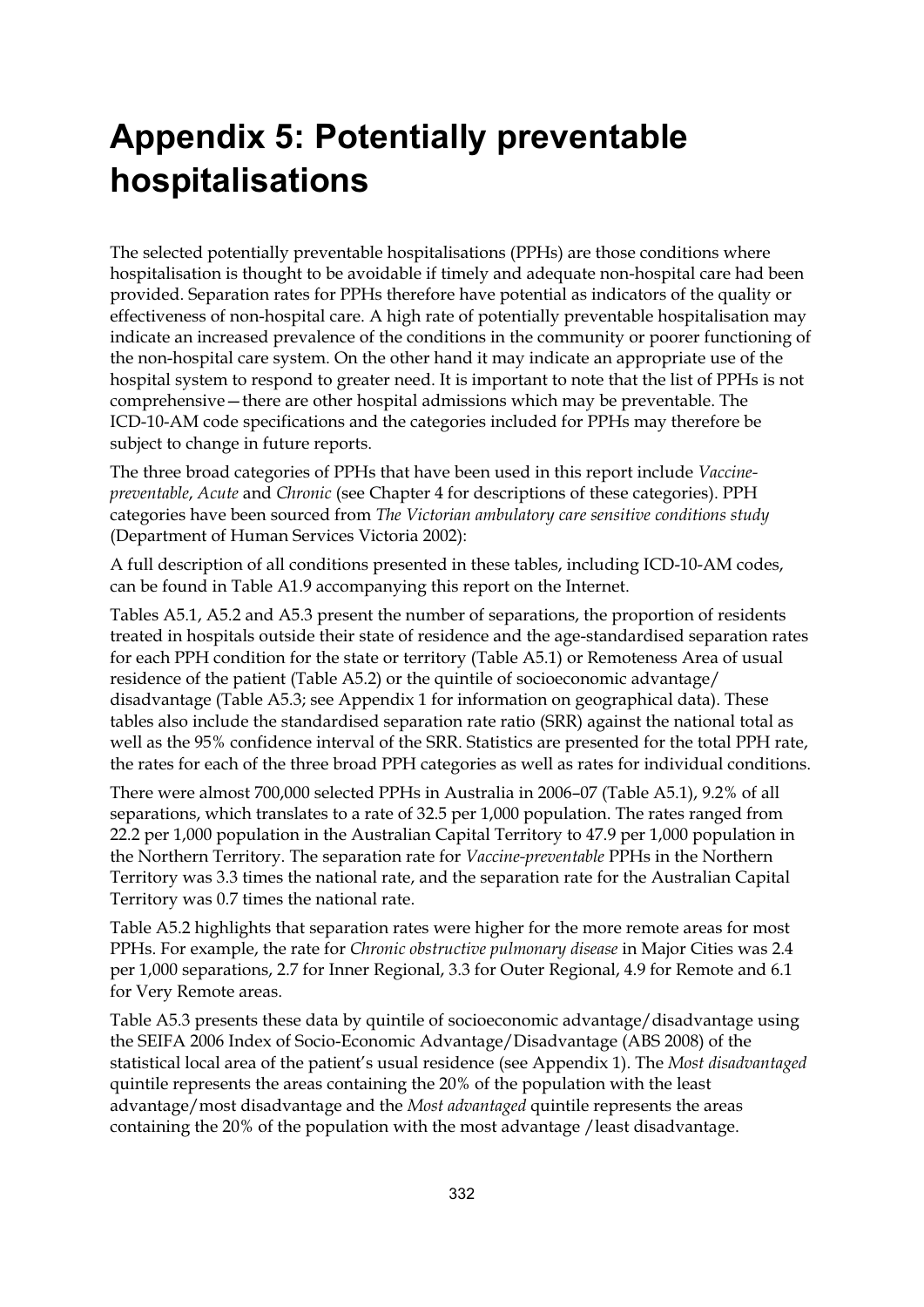# Appendix 5: Potentially preventable hospitalisations

The selected potentially preventable hospitalisations (PPHs) are those conditions where hospitalisation is thought to be avoidable if timely and adequate non-hospital care had been provided. Separation rates for PPHs therefore have potential as indicators of the quality or effectiveness of non-hospital care. A high rate of potentially preventable hospitalisation may indicate an increased prevalence of the conditions in the community or poorer functioning of the non-hospital care system. On the other hand it may indicate an appropriate use of the hospital system to respond to greater need. It is important to note that the list of PPHs is not comprehensive—there are other hospital admissions which may be preventable. The ICD-10-AM code specifications and the categories included for PPHs may therefore be subject to change in future reports.

The three broad categories of PPHs that have been used in this report include *Vaccine-preventable*, *Acute* and *Chronic* (see Chapter 4 for descriptions of these categories). PPH categories have been sourced from *The Victorian ambulatory care sensitive conditions study* (Department of Human Services Victoria 2002):

A full description of all conditions presented in these tables, including ICD-10-AM codes, can be found in Table A1.9 accompanying this report on the Internet.

Tables A5.1, A5.2 and A5.3 present the number of separations, the proportion of residents treated in hospitals outside their state of residence and the age-standardised separation rates for each PPH condition for the state or territory (Table A5.1) or Remoteness Area of usual residence of the patient (Table A5.2) or the quintile of socioeconomic advantage/ disadvantage (Table A5.3; see Appendix 1 for information on geographical data). These tables also include the standardised separation rate ratio (SRR) against the national total as well as the 95% confidence interval of the SRR. Statistics are presented for the total PPH rate, the rates for each of the three broad PPH categories as well as rates for individual conditions.

There were almost 700,000 selected PPHs in Australia in 2006–07 (Table A5.1), 9.2% of all separations, which translates to a rate of 32.5 per 1,000 population. The rates ranged from 22.2 per 1,000 population in the Australian Capital Territory to 47.9 per 1,000 population in the Northern Territory. The separation rate for *Vaccine-preventable* PPHs in the Northern Territory was 3.3 times the national rate, and the separation rate for the Australian Capital Territory was 0.7 times the national rate.

Table A5.2 highlights that separation rates were higher for the more remote areas for most PPHs. For example, the rate for *Chronic obstructive pulmonary disease* in Major Cities was 2.4 per 1,000 separations, 2.7 for Inner Regional, 3.3 for Outer Regional, 4.9 for Remote and 6.1 for Very Remote areas.

Table A5.3 presents these data by quintile of socioeconomic advantage/disadvantage using the SEIFA 2006 Index of Socio-Economic Advantage/Disadvantage (ABS 2008) of the statistical local area of the patient's usual residence (see Appendix 1). The *Most disadvantaged* quintile represents the areas containing the 20% of the population with the least advantage/most disadvantage and the *Most advantaged* quintile represents the areas containing the 20% of the population with the most advantage /least disadvantage.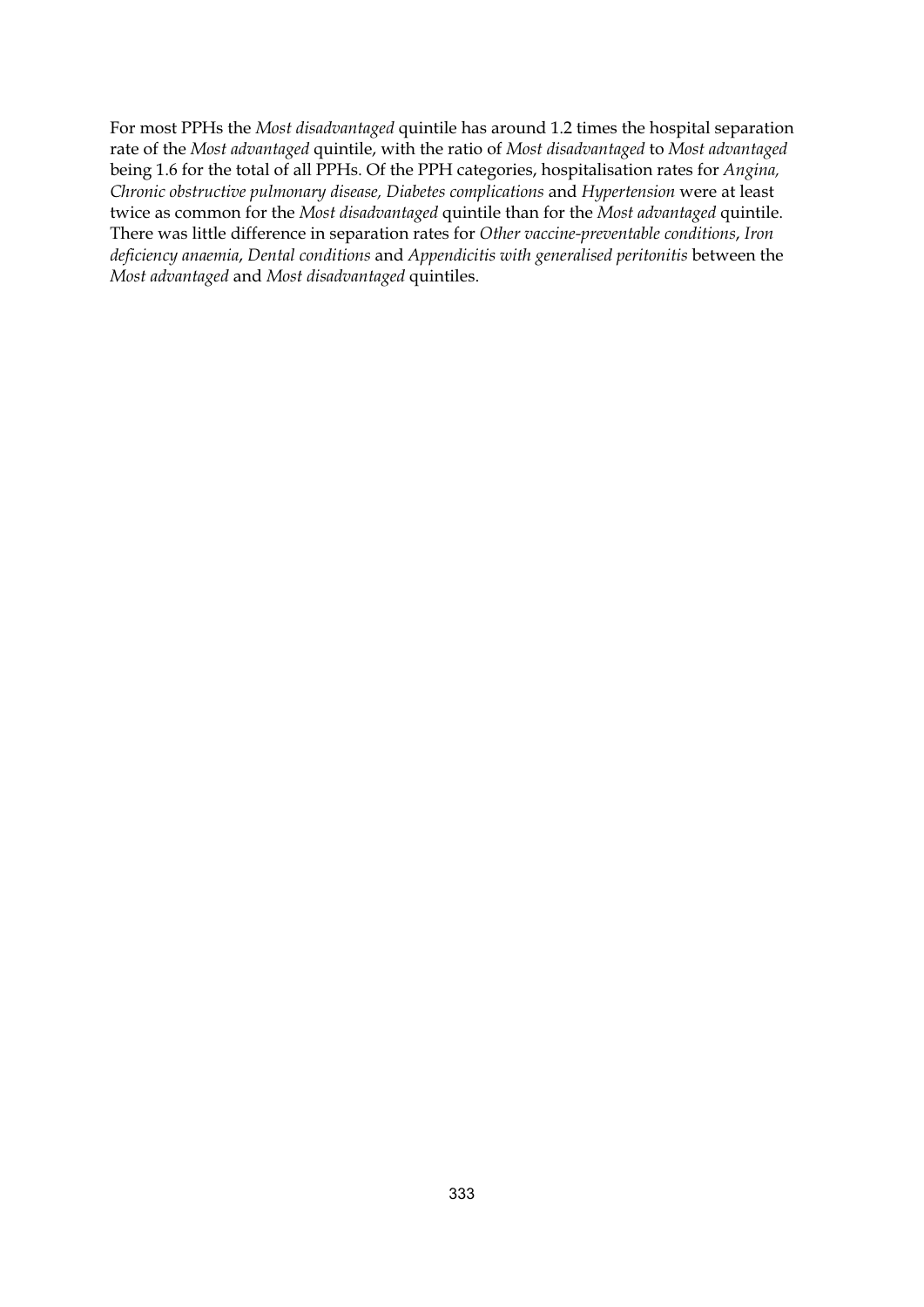For most PPHs the *Most disadvantaged* quintile has around 1.2 times the hospital separation rate of the *Most advantaged* quintile, with the ratio of *Most disadvantaged* to *Most advantaged* being 1.6 for the total of all PPHs. Of the PPH categories, hospitalisation rates for *Angina, Chronic obstructive pulmonary disease, Diabetes complications* and *Hypertension* were at least twice as common for the *Most disadvantaged* quintile than for the *Most advantaged* quintile. There was little difference in separation rates for *Other vaccine-preventable conditions*, *Iron deficiency anaemia*, *Dental conditions* and *Appendicitis with generalised peritonitis* between the *Most advantaged* and *Most disadvantaged* quintiles.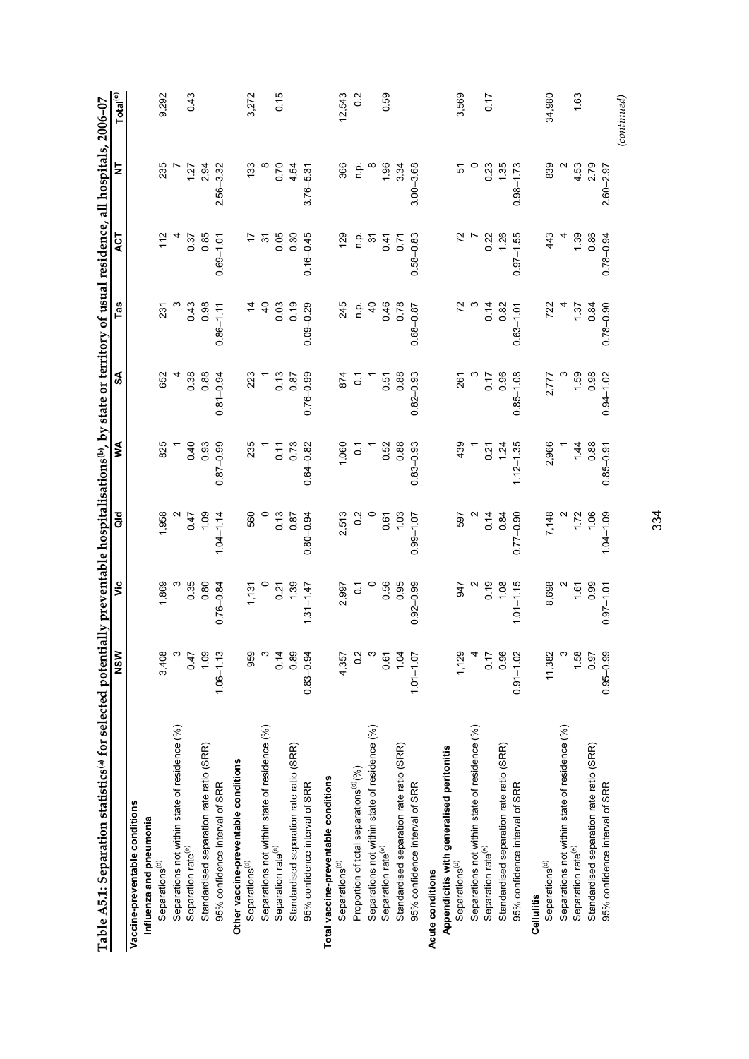**Table A5.1: Separation statistics[(a)] for selected potentially preventable hospitalisations[(b)], by state or territory of usual residence, all hospitals, 2006–07**

| | NSW | Vic | Qld | WA | SA | Tas | ACT | NT | Total[(c)] |
|---|---|---|---|---|---|---|---|---|---|
| **Vaccine-preventable conditions** | | | | | | | | | |
| **Influenza and pneumonia** | | | | | | | | | |
| Separations[(d)] | 3,408 | 1,869 | 1,958 | 825 | 652 | 231 | 112 | 235 | 9,292 |
| Separations not within state of residence (%) | 3 | 3 | 2 | 1 | 4 | 3 | 4 | 7 | |
| Separation rate[(e)] | 0.47 | 0.35 | 0.47 | 0.40 | 0.38 | 0.43 | 0.37 | 1.27 | 0.43 |
| Standardised separation rate ratio (SRR) | 1.09 | 0.80 | 1.09 | 0.93 | 0.88 | 0.98 | 0.85 | 2.94 | |
| 95% confidence interval of SRR | 1.06–1.13 | 0.76–0.84 | 1.04–1.14 | 0.87–0.99 | 0.81–0.94 | 0.86–1.11 | 0.69–1.01 | 2.56–3.32 | |
| **Other vaccine-preventable conditions** | | | | | | | | | |
| Separations[(d)] | 959 | 1,131 | 560 | 235 | 223 | 14 | 17 | 133 | 3,272 |
| Separations not within state of residence (%) | 3 | 0 | 0 | 1 | 1 | 40 | 31 | 8 | |
| Separation rate[(e)] | 0.14 | 0.21 | 0.13 | 0.11 | 0.13 | 0.03 | 0.05 | 0.70 | 0.15 |
| Standardised separation rate ratio (SRR) | 0.89 | 1.39 | 0.87 | 0.73 | 0.87 | 0.19 | 0.30 | 4.54 | |
| 95% confidence interval of SRR | 0.83–0.94 | 1.31–1.47 | 0.80–0.94 | 0.64–0.82 | 0.76–0.99 | 0.09–0.29 | 0.16–0.45 | 3.76–5.31 | |
| **Total vaccine-preventable conditions** | | | | | | | | | |
| Separations[(d)] | 4,357 | 2,997 | 2,513 | 1,060 | 874 | 245 | 129 | 366 | 12,543 |
| Proportion of total separations[(d)] (%) | 0.2 | 0.1 | 0.2 | 0.1 | 0.1 | n.p. | n.p. | n.p. | 0.2 |
| Separations not within state of residence (%) | 3 | 0 | 0 | 1 | 1 | 40 | 31 | 8 | |
| Separation rate[(e)] | 0.61 | 0.56 | 0.61 | 0.52 | 0.51 | 0.46 | 0.41 | 1.96 | 0.59 |
| Standardised separation rate ratio (SRR) | 1.04 | 0.95 | 1.03 | 0.88 | 0.88 | 0.78 | 0.71 | 3.34 | |
| 95% confidence interval of SRR | 1.01–1.07 | 0.92–0.99 | 0.99–1.07 | 0.83–0.93 | 0.82–0.93 | 0.68–0.87 | 0.58–0.83 | 3.00–3.68 | |
| **Acute conditions** | | | | | | | | | |
| **Appendicitis with generalised peritonitis** | | | | | | | | | |
| Separations[(d)] | 1,129 | 947 | 597 | 439 | 261 | 72 | 72 | 51 | 3,569 |
| Separations not within state of residence (%) | 4 | 2 | 2 | 1 | 3 | 3 | 7 | 0 | |
| Separation rate[(e)] | 0.17 | 0.19 | 0.14 | 0.21 | 0.17 | 0.14 | 0.22 | 0.23 | 0.17 |
| Standardised separation rate ratio (SRR) | 0.96 | 1.08 | 0.84 | 1.24 | 0.96 | 0.82 | 1.26 | 1.35 | |
| 95% confidence interval of SRR | 0.91–1.02 | 1.01–1.15 | 0.77–0.90 | 1.12–1.35 | 0.85–1.08 | 0.63–1.01 | 0.97–1.55 | 0.98–1.73 | |
| **Cellulitis** | | | | | | | | | |
| Separations[(d)] | 11,382 | 8,698 | 7,148 | 2,966 | 2,777 | 722 | 443 | 839 | 34,980 |
| Separations not within state of residence (%) | 3 | 2 | 2 | 1 | 3 | 4 | 4 | 2 | |
| Separation rate[(e)] | 1.58 | 1.61 | 1.72 | 1.44 | 1.59 | 1.37 | 1.39 | 4.53 | 1.63 |
| Standardised separation rate ratio (SRR) | 0.97 | 0.99 | 1.06 | 0.88 | 0.98 | 0.84 | 0.86 | 2.79 | |
| 95% confidence interval of SRR | 0.95–0.99 | 0.97–1.01 | 1.04–1.09 | 0.85–0.91 | 0.94–1.02 | 0.78–0.90 | 0.78–0.94 | 2.60–2.97 | |

*(continued)*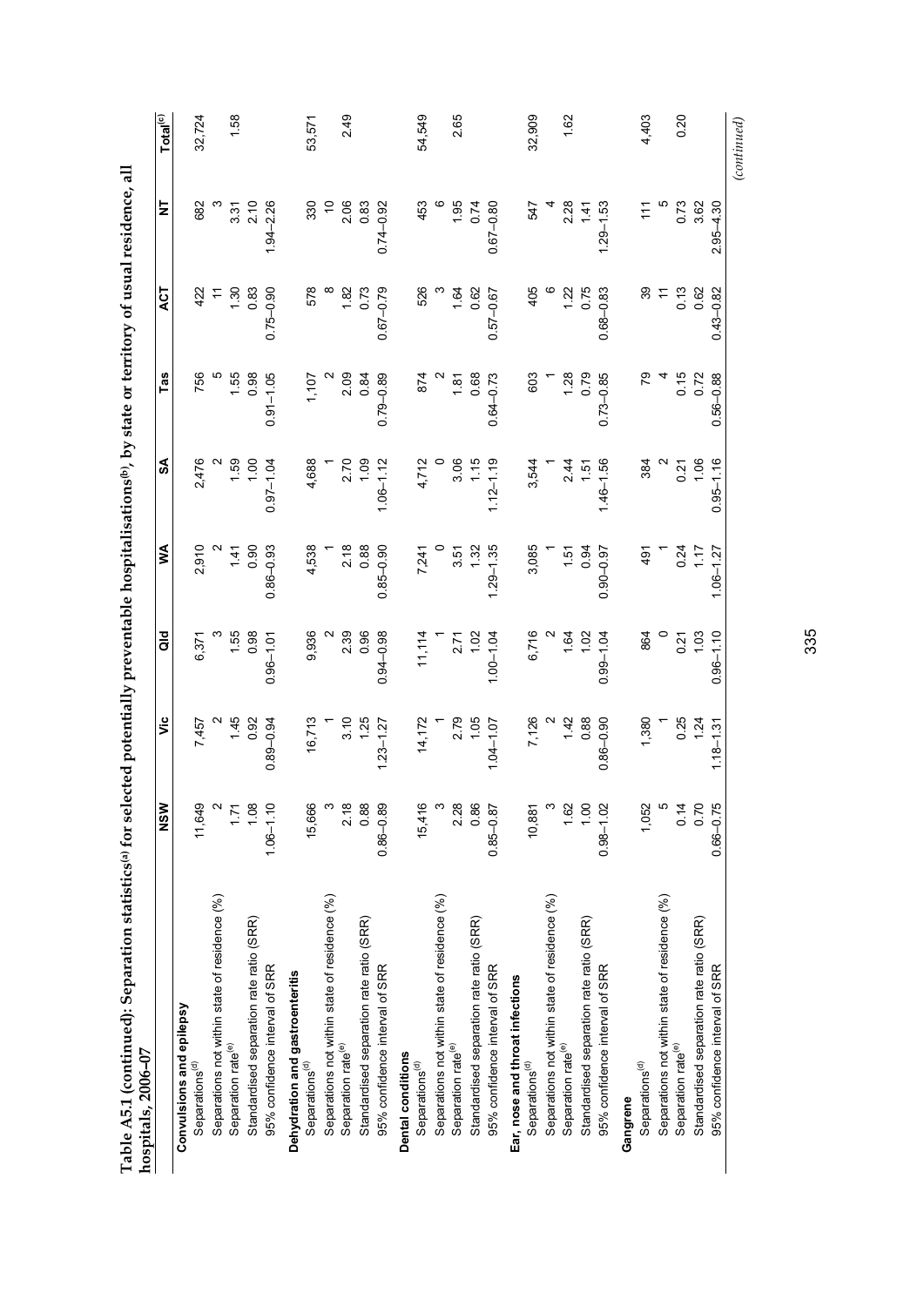**Table A5.1 (continued): Separation statistics[(a)] for selected potentially preventable hospitalisations[(b)], by state or territory of usual residence, all hospitals, 2006–07**

| | NSW | Vic | Qld | WA | SA | Tas | ACT | NT | Total[(c)] |
|---|---|---|---|---|---|---|---|---|---|
| **Convulsions and epilepsy** | | | | | | | | | |
| Separations[(d)] | 11,649 | 7,457 | 6,371 | 2,910 | 2,476 | 756 | 422 | 682 | 32,724 |
| Separations not within state of residence (%) | 2 | 2 | 3 | 2 | 2 | 5 | 11 | 3 | |
| Separation rate[(e)] | 1.71 | 1.45 | 1.55 | 1.41 | 1.59 | 1.55 | 1.30 | 3.31 | 1.58 |
| Standardised separation rate ratio (SRR) | 1.08 | 0.92 | 0.98 | 0.90 | 1.00 | 0.98 | 0.83 | 2.10 | |
| 95% confidence interval of SRR | 1.06–1.10 | 0.89–0.94 | 0.96–1.01 | 0.86–0.93 | 0.97–1.04 | 0.91–1.05 | 0.75–0.90 | 1.94–2.26 | |
| **Dehydration and gastroenteritis** | | | | | | | | | |
| Separations[(d)] | 15,666 | 16,713 | 9,936 | 4,538 | 4,688 | 1,107 | 578 | 330 | 53,571 |
| Separations not within state of residence (%) | 3 | 1 | 2 | 1 | 1 | 2 | 8 | 10 | |
| Separation rate[(e)] | 2.18 | 3.10 | 2.39 | 2.18 | 2.70 | 2.09 | 1.82 | 2.06 | 2.49 |
| Standardised separation rate ratio (SRR) | 0.88 | 1.25 | 0.96 | 0.88 | 1.09 | 0.84 | 0.73 | 0.83 | |
| 95% confidence interval of SRR | 0.86–0.89 | 1.23–1.27 | 0.94–0.98 | 0.85–0.90 | 1.06–1.12 | 0.79–0.89 | 0.67–0.79 | 0.74–0.92 | |
| **Dental conditions** | | | | | | | | | |
| Separations[(d)] | 15,416 | 14,172 | 11,114 | 7,241 | 4,712 | 874 | 526 | 453 | 54,549 |
| Separations not within state of residence (%) | 3 | 1 | 1 | 0 | 0 | 2 | 3 | 6 | |
| Separation rate[(e)] | 2.28 | 2.79 | 2.71 | 3.51 | 3.06 | 1.81 | 1.64 | 1.95 | 2.65 |
| Standardised separation rate ratio (SRR) | 0.86 | 1.05 | 1.02 | 1.32 | 1.15 | 0.68 | 0.62 | 0.74 | |
| 95% confidence interval of SRR | 0.85–0.87 | 1.04–1.07 | 1.00–1.04 | 1.29–1.35 | 1.12–1.19 | 0.64–0.73 | 0.57–0.67 | 0.67–0.80 | |
| **Ear, nose and throat infections** | | | | | | | | | |
| Separations[(d)] | 10,881 | 7,126 | 6,716 | 3,085 | 3,544 | 603 | 405 | 547 | 32,909 |
| Separations not within state of residence (%) | 3 | 2 | 2 | 1 | 1 | 1 | 6 | 4 | |
| Separation rate[(e)] | 1.62 | 1.42 | 1.64 | 1.51 | 2.44 | 1.28 | 1.22 | 2.28 | 1.62 |
| Standardised separation rate ratio (SRR) | 1.00 | 0.88 | 1.02 | 0.94 | 1.51 | 0.79 | 0.75 | 1.41 | |
| 95% confidence interval of SRR | 0.98–1.02 | 0.86–0.90 | 0.99–1.04 | 0.90–0.97 | 1.46–1.56 | 0.73–0.85 | 0.68–0.83 | 1.29–1.53 | |
| **Gangrene** | | | | | | | | | |
| Separations[(d)] | 1,052 | 1,380 | 864 | 491 | 384 | 79 | 39 | 111 | 4,403 |
| Separations not within state of residence (%) | 5 | 1 | 0 | 1 | 2 | 4 | 11 | 5 | |
| Separation rate[(e)] | 0.14 | 0.25 | 0.21 | 0.24 | 0.21 | 0.15 | 0.13 | 0.73 | 0.20 |
| Standardised separation rate ratio (SRR) | 0.70 | 1.24 | 1.03 | 1.17 | 1.06 | 0.72 | 0.62 | 3.62 | |
| 95% confidence interval of SRR | 0.66–0.75 | 1.18–1.31 | 0.96–1.10 | 1.06–1.27 | 0.95–1.16 | 0.56–0.88 | 0.43–0.82 | 2.95–4.30 | |

*(continued)*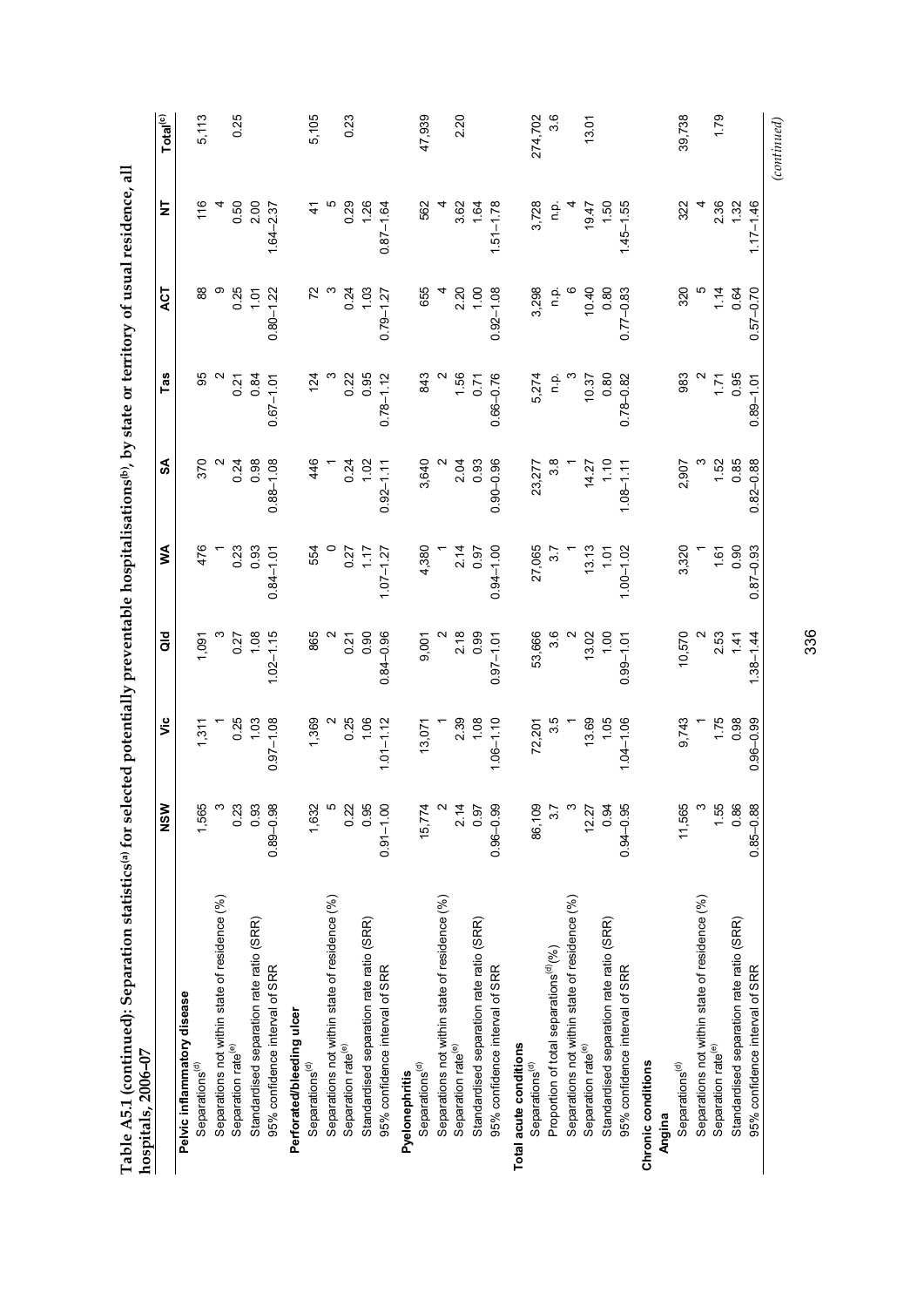**Table A5.1 (continued): Separation statistics[(a)] for selected potentially preventable hospitalisations[(b)], by state or territory of usual residence, all hospitals, 2006–07**

| | NSW | Vic | Qld | WA | SA | Tas | ACT | NT | Total[(c)] |
|---|---|---|---|---|---|---|---|---|---|
| **Pelvic inflammatory disease** | | | | | | | | | |
| Separations[(d)] | 1,565 | 1,311 | 1,091 | 476 | 370 | 95 | 88 | 116 | 5,113 |
| Separations not within state of residence (%) | 3 | 1 | 3 | 1 | 2 | 2 | 9 | 4 | |
| Separation rate[(e)] | 0.23 | 0.25 | 0.27 | 0.23 | 0.24 | 0.21 | 0.25 | 0.50 | 0.25 |
| Standardised separation rate ratio (SRR) | 0.93 | 1.03 | 1.08 | 0.93 | 0.98 | 0.84 | 1.01 | 2.00 | |
| 95% confidence interval of SRR | 0.89–0.98 | 0.97–1.08 | 1.02–1.15 | 0.84–1.01 | 0.88–1.08 | 0.67–1.01 | 0.80–1.22 | 1.64–2.37 | |
| **Perforated/bleeding ulcer** | | | | | | | | | |
| Separations[(d)] | 1,632 | 1,369 | 865 | 554 | 446 | 124 | 72 | 41 | 5,105 |
| Separations not within state of residence (%) | 5 | 2 | 2 | 0 | 1 | 3 | 3 | 5 | |
| Separation rate[(e)] | 0.22 | 0.25 | 0.21 | 0.27 | 0.24 | 0.22 | 0.24 | 0.29 | 0.23 |
| Standardised separation rate ratio (SRR) | 0.95 | 1.06 | 0.90 | 1.17 | 1.02 | 0.95 | 1.03 | 1.26 | |
| 95% confidence interval of SRR | 0.91–1.00 | 1.01–1.12 | 0.84–0.96 | 1.07–1.27 | 0.92–1.11 | 0.78–1.12 | 0.79–1.27 | 0.87–1.64 | |
| **Pyelonephritis** | | | | | | | | | |
| Separations[(d)] | 15,774 | 13,071 | 9,001 | 4,380 | 3,640 | 843 | 655 | 562 | 47,939 |
| Separations not within state of residence (%) | 2 | 1 | 2 | 1 | 2 | 2 | 4 | 4 | |
| Separation rate[(e)] | 2.14 | 2.39 | 2.18 | 2.14 | 2.04 | 1.56 | 2.20 | 3.62 | 2.20 |
| Standardised separation rate ratio (SRR) | 0.97 | 1.08 | 0.99 | 0.97 | 0.93 | 0.71 | 1.00 | 1.64 | |
| 95% confidence interval of SRR | 0.96–0.99 | 1.06–1.10 | 0.97–1.01 | 0.94–1.00 | 0.90–0.96 | 0.66–0.76 | 0.92–1.08 | 1.51–1.78 | |
| **Total acute conditions** | | | | | | | | | |
| Separations[(d)] | 86,109 | 72,201 | 53,666 | 27,065 | 23,277 | 5,274 | 3,298 | 3,728 | 274,702 |
| Proportion of total separations[(d)] (%) | 3.7 | 3.5 | 3.6 | 3.7 | 3.8 | n.p. | n.p. | n.p. | 3.6 |
| Separations not within state of residence (%) | 3 | 1 | 2 | 1 | 1 | 3 | 6 | 4 | |
| Separation rate[(e)] | 12.27 | 13.69 | 13.02 | 13.13 | 14.27 | 10.37 | 10.40 | 19.47 | 13.01 |
| Standardised separation rate ratio (SRR) | 0.94 | 1.05 | 1.00 | 1.01 | 1.10 | 0.80 | 0.80 | 1.50 | |
| 95% confidence interval of SRR | 0.94–0.95 | 1.04–1.06 | 0.99–1.01 | 1.00–1.02 | 1.08–1.11 | 0.78–0.82 | 0.77–0.83 | 1.45–1.55 | |
| **Chronic conditions** | | | | | | | | | |
| **Angina** | | | | | | | | | |
| Separations[(d)] | 11,565 | 9,743 | 10,570 | 3,320 | 2,907 | 983 | 320 | 322 | 39,738 |
| Separations not within state of residence (%) | 3 | 1 | 2 | 1 | 3 | 2 | 5 | 4 | |
| Separation rate[(e)] | 1.55 | 1.75 | 2.53 | 1.61 | 1.52 | 1.71 | 1.14 | 2.36 | 1.79 |
| Standardised separation rate ratio (SRR) | 0.86 | 0.98 | 1.41 | 0.90 | 0.85 | 0.95 | 0.64 | 1.32 | |
| 95% confidence interval of SRR | 0.85–0.88 | 0.96–0.99 | 1.38–1.44 | 0.87–0.93 | 0.82–0.88 | 0.89–1.01 | 0.57–0.70 | 1.17–1.46 | |

*(continued)*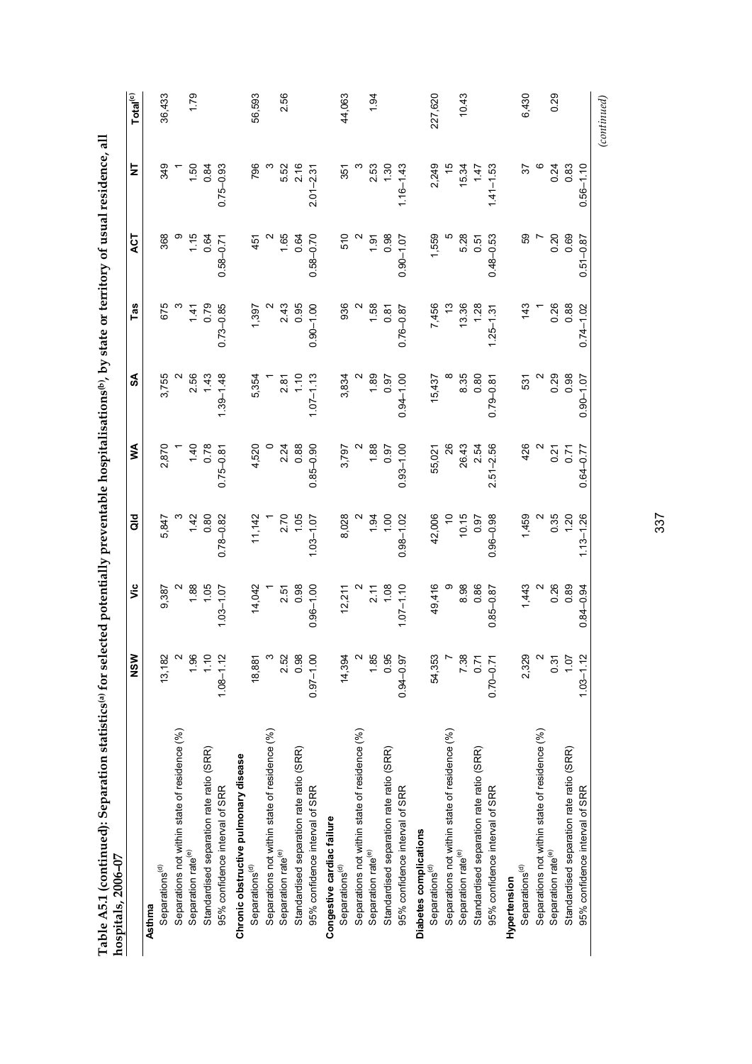**Table A5.1 (continued): Separation statistics[(a)] for selected potentially preventable hospitalisations[(b)], by state or territory of usual residence, all hospitals, 2006–07**

| | NSW | Vic | Qld | WA | SA | Tas | ACT | NT | Total[(c)] |
|---|---|---|---|---|---|---|---|---|---|
| **Asthma** | | | | | | | | | |
| Separations[(d)] | 13,182 | 9,387 | 5,847 | 2,870 | 3,755 | 675 | 368 | 349 | 36,433 |
| Separations not within state of residence (%) | 2 | 2 | 3 | 1 | 2 | 3 | 9 | 1 | |
| Separation rate[(e)] | 1.96 | 1.88 | 1.42 | 1.40 | 2.56 | 1.41 | 1.15 | 1.50 | 1.79 |
| Standardised separation rate ratio (SRR) | 1.10 | 1.05 | 0.80 | 0.78 | 1.43 | 0.79 | 0.64 | 0.84 | |
| 95% confidence interval of SRR | 1.08–1.12 | 1.03–1.07 | 0.78–0.82 | 0.75–0.81 | 1.39–1.48 | 0.73–0.85 | 0.58–0.71 | 0.75–0.93 | |
| **Chronic obstructive pulmonary disease** | | | | | | | | | |
| Separations[(d)] | 18,881 | 14,042 | 11,142 | 4,520 | 5,354 | 1,397 | 451 | 796 | 56,593 |
| Separations not within state of residence (%) | 3 | 1 | 1 | 0 | 1 | 2 | 2 | 3 | |
| Separation rate[(e)] | 2.52 | 2.51 | 2.70 | 2.24 | 2.81 | 2.43 | 1.65 | 5.52 | 2.56 |
| Standardised separation rate ratio (SRR) | 0.98 | 0.98 | 1.05 | 0.88 | 1.10 | 0.95 | 0.64 | 2.16 | |
| 95% confidence interval of SRR | 0.97–1.00 | 0.96–1.00 | 1.03–1.07 | 0.85–0.90 | 1.07–1.13 | 0.90–1.00 | 0.58–0.70 | 2.01–2.31 | |
| **Congestive cardiac failure** | | | | | | | | | |
| Separations[(d)] | 14,394 | 12,211 | 8,028 | 3,797 | 3,834 | 936 | 510 | 351 | 44,063 |
| Separations not within state of residence (%) | 2 | 2 | 2 | 2 | 2 | 2 | 2 | 3 | |
| Separation rate[(e)] | 1.85 | 2.11 | 1.94 | 1.88 | 1.89 | 1.58 | 1.91 | 2.53 | 1.94 |
| Standardised separation rate ratio (SRR) | 0.95 | 1.08 | 1.00 | 0.97 | 0.97 | 0.81 | 0.98 | 1.30 | |
| 95% confidence interval of SRR | 0.94–0.97 | 1.07–1.10 | 0.98–1.02 | 0.93–1.00 | 0.94–1.00 | 0.76–0.87 | 0.90–1.07 | 1.16–1.43 | |
| **Diabetes complications** | | | | | | | | | |
| Separations[(d)] | 54,353 | 49,416 | 42,006 | 55,021 | 15,437 | 7,456 | 1,559 | 2,249 | 227,620 |
| Separations not within state of residence (%) | 7 | 9 | 10 | 26 | 8 | 13 | 5 | 15 | |
| Separation rate[(e)] | 7.38 | 8.98 | 10.15 | 26.43 | 8.35 | 13.36 | 5.28 | 15.34 | 10.43 |
| Standardised separation rate ratio (SRR) | 0.71 | 0.86 | 0.97 | 2.54 | 0.80 | 1.28 | 0.51 | 1.47 | |
| 95% confidence interval of SRR | 0.70–0.71 | 0.85–0.87 | 0.96–0.98 | 2.51–2.56 | 0.79–0.81 | 1.25–1.31 | 0.48–0.53 | 1.41–1.53 | |
| **Hypertension** | | | | | | | | | |
| Separations[(d)] | 2,329 | 1,443 | 1,459 | 426 | 531 | 143 | 59 | 37 | 6,430 |
| Separations not within state of residence (%) | 2 | 2 | 2 | 2 | 2 | 1 | 7 | 6 | |
| Separation rate[(e)] | 0.31 | 0.26 | 0.35 | 0.21 | 0.29 | 0.26 | 0.20 | 0.24 | 0.29 |
| Standardised separation rate ratio (SRR) | 1.07 | 0.89 | 1.20 | 0.71 | 0.98 | 0.88 | 0.69 | 0.83 | |
| 95% confidence interval of SRR | 1.03–1.12 | 0.84–0.94 | 1.13–1.26 | 0.64–0.77 | 0.90–1.07 | 0.74–1.02 | 0.51–0.87 | 0.56–1.10 | |

*(continued)*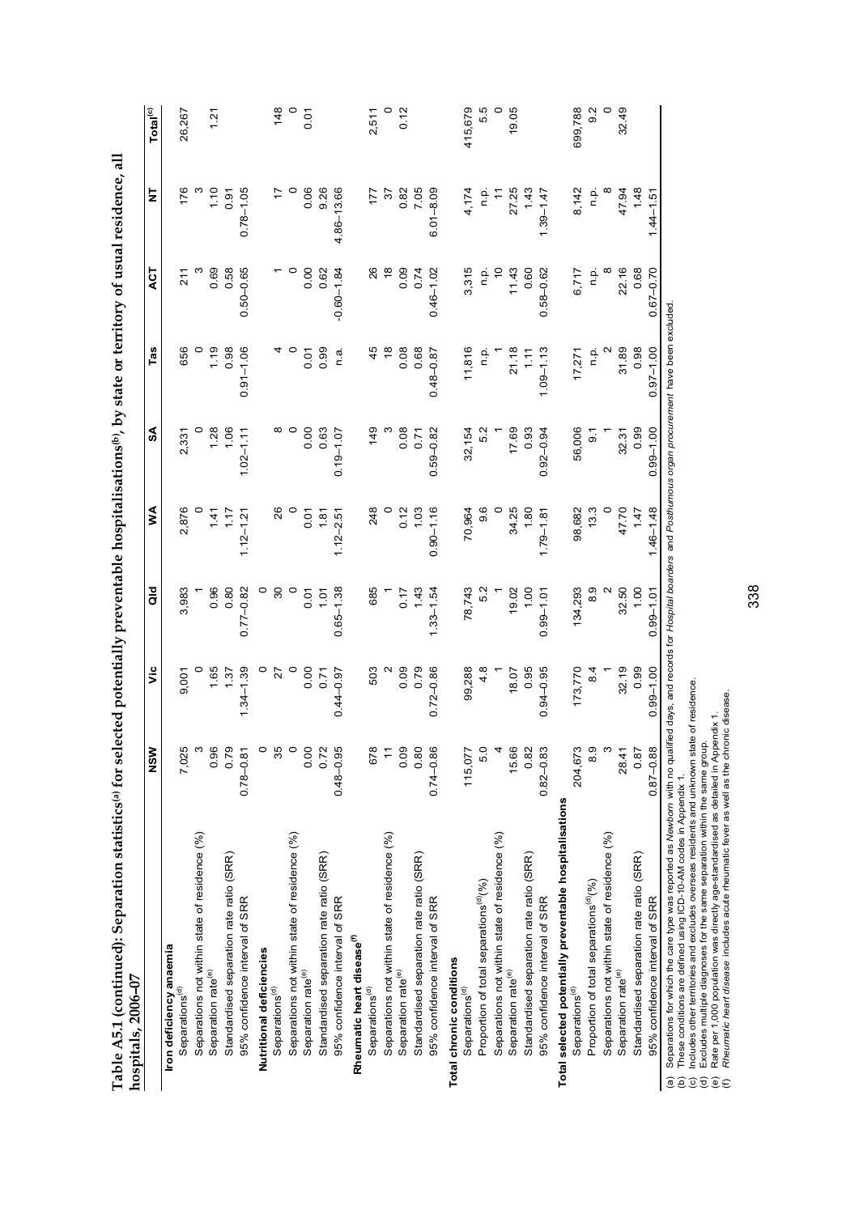**Table A5.1 (continued): Separation statistics[(a)] for selected potentially preventable hospitalisations[(b)], by state or territory of usual residence, all hospitals, 2006–07**

| | NSW | Vic | Qld | WA | SA | Tas | ACT | NT | Total[(c)] |
|---|---|---|---|---|---|---|---|---|---|
| **Iron deficiency anaemia** | | | | | | | | | |
| Separations[(d)] | 7,025 | 9,001 | 3,983 | 2,876 | 2,331 | 656 | 211 | 176 | 26,267 |
| Separations not within state of residence (%) | 3 | 0 | 1 | 0 | 0 | 0 | 3 | 3 | |
| Separation rate[(e)] | 0.96 | 1.65 | 0.96 | 1.41 | 1.28 | 1.19 | 0.69 | 1.10 | 1.21 |
| Standardised separation rate ratio (SRR) | 0.79 | 1.37 | 0.80 | 1.17 | 1.06 | 0.98 | 0.58 | 0.91 | |
| 95% confidence interval of SRR | 0.78–0.81 | 1.34–1.39 | 0.77–0.82 | 1.12–1.21 | 1.02–1.11 | 0.91–1.06 | 0.50–0.65 | 0.78–1.05 | |
| **Nutritional deficiencies** | | | | | | | | | |
| Separations[(d)] | 35 | 27 | 30 | 26 | 8 | 4 | 1 | 17 | 148 |
| Separations not within state of residence (%) | 0 | 0 | 0 | 0 | 0 | 0 | 0 | 0 | 0 |
| Separation rate[(e)] | 0.00 | 0.00 | 0.01 | 0.01 | 0.00 | 0.01 | 0.00 | 0.06 | 0.01 |
| Standardised separation rate ratio (SRR) | 0.72 | 0.71 | 1.01 | 1.81 | 0.63 | 0.99 | 0.62 | 9.26 | |
| 95% confidence interval of SRR | 0.48–0.95 | 0.44–0.97 | 0.65–1.38 | 1.12–2.51 | 0.19–1.07 | n.a. | -0.60–1.84 | 4.86–13.66 | |
| **Rheumatic heart disease[(f)]** | | | | | | | | | |
| Separations[(d)] | 678 | 503 | 685 | 248 | 149 | 45 | 26 | 177 | 2,511 |
| Separations not within state of residence (%) | 11 | 2 | 1 | 0 | 3 | 18 | 18 | 37 | 0 |
| Separation rate[(e)] | 0.09 | 0.09 | 0.17 | 0.12 | 0.08 | 0.08 | 0.09 | 0.82 | 0.12 |
| Standardised separation rate ratio (SRR) | 0.80 | 0.79 | 1.43 | 1.03 | 0.71 | 0.68 | 0.74 | 7.05 | |
| 95% confidence interval of SRR | 0.74–0.86 | 0.72–0.86 | 1.33–1.54 | 0.90–1.16 | 0.59–0.82 | 0.48–0.87 | 0.46–1.02 | 6.01–8.09 | |
| **Total chronic conditions** | | | | | | | | | |
| Separations[(d)] | 115,077 | 99,288 | 78,743 | 70,964 | 32,154 | 11,816 | 3,315 | 4,174 | 415,679 |
| Proportion of total separations[(d)](%) | 5.0 | 4.8 | 5.2 | 9.6 | 5.2 | n.p. | n.p. | n.p. | 5.5 |
| Separations not within state of residence (%) | 4 | 1 | 1 | 0 | 1 | 1 | 10 | 11 | 0 |
| Separation rate[(e)] | 15.66 | 18.07 | 19.02 | 34.25 | 17.69 | 21.18 | 11.43 | 27.25 | 19.05 |
| Standardised separation rate ratio (SRR) | 0.82 | 0.95 | 1.00 | 1.80 | 0.93 | 1.11 | 0.60 | 1.43 | |
| 95% confidence interval of SRR | 0.82–0.83 | 0.94–0.95 | 0.99–1.01 | 1.79–1.81 | 0.92–0.94 | 1.09–1.13 | 0.58–0.62 | 1.39–1.47 | |
| **Total selected potentially preventable hospitalisations** | | | | | | | | | |
| Separations[(d)] | 204,673 | 173,770 | 134,293 | 98,682 | 56,006 | 17,271 | 6,717 | 8,142 | 699,788 |
| Proportion of total separations[(d)](%) | 8.9 | 8.4 | 8.9 | 13.3 | 9.1 | n.p. | n.p. | n.p. | 9.2 |
| Separations not within state of residence (%) | 3 | 1 | 2 | 0 | 1 | 2 | 8 | 8 | 0 |
| Separation rate[(e)] | 28.41 | 32.19 | 32.50 | 47.70 | 32.31 | 31.89 | 22.16 | 47.94 | 32.49 |
| Standardised separation rate ratio (SRR) | 0.87 | 0.99 | 1.00 | 1.47 | 0.99 | 0.98 | 0.68 | 1.48 | |
| 95% confidence interval of SRR | 0.87–0.88 | 0.99–1.00 | 0.99–1.01 | 1.46–1.48 | 0.99–1.00 | 0.97–1.00 | 0.67–0.70 | 1.44–1.51 | |

(a) Separations for which the care type was reported as *Newborn* with no qualified days, and records for *Hospital boarders* and *Posthumous organ procurement* have been excluded.
(b) These conditions are defined using ICD-10-AM codes in Appendix 1.
(c) Includes other territories and excludes overseas residents and unknown state of residence.
(d) Excludes multiple diagnoses for the same separation within the same group.
(e) Rate per 1,000 population was directly age-standardised as detailed in Appendix 1.
(f) *Rheumatic heart disease* includes acute rheumatic fever as well as the chronic disease.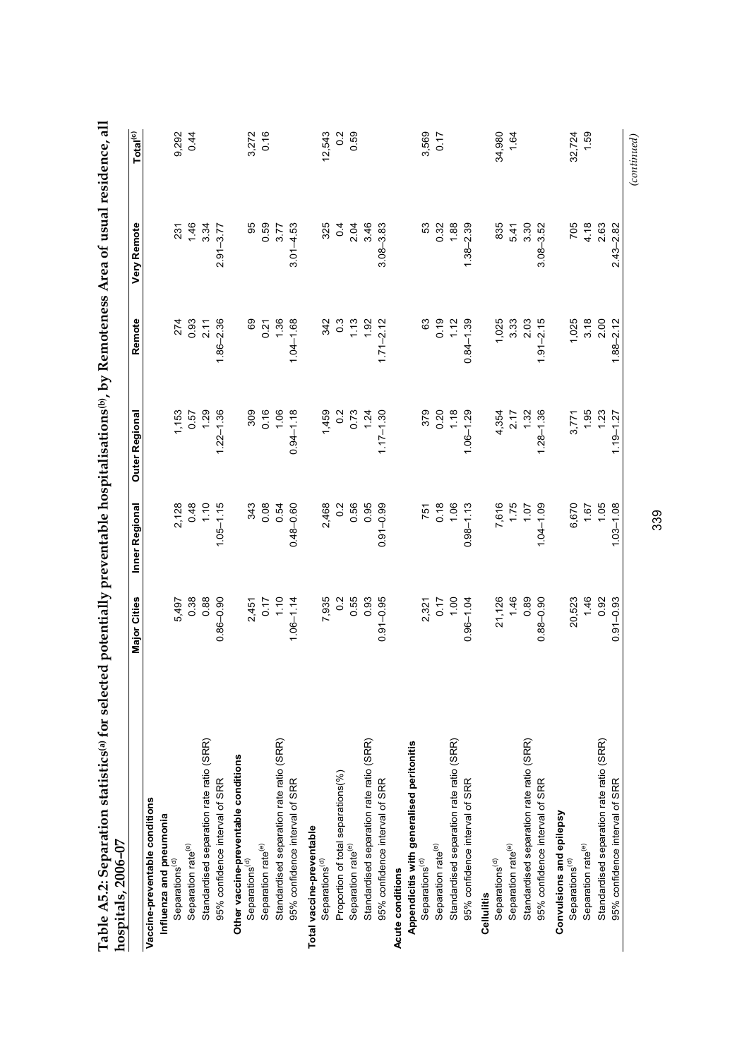**Table A5.2: Separation statistics[(a)] for selected potentially preventable hospitalisations[(b)], by Remoteness Area of usual residence, all hospitals, 2006–07**

| | Major Cities | Inner Regional | Outer Regional | Remote | Very Remote | Total[(c)] |
|---|---|---|---|---|---|---|
| **Vaccine-preventable conditions** | | | | | | |
| **Influenza and pneumonia** | | | | | | |
| Separations[(d)] | 5,497 | 2,128 | 1,153 | 274 | 231 | 9,292 |
| Separation rate[(e)] | 0.38 | 0.48 | 0.57 | 0.93 | 1.46 | 0.44 |
| Standardised separation rate ratio (SRR) | 0.88 | 1.10 | 1.29 | 2.11 | 3.34 | |
| 95% confidence interval of SRR | 0.86–0.90 | 1.05–1.15 | 1.22–1.36 | 1.86–2.36 | 2.91–3.77 | |
| **Other vaccine-preventable conditions** | | | | | | |
| Separations[(d)] | 2,451 | 343 | 309 | 69 | 95 | 3,272 |
| Separation rate[(e)] | 0.17 | 0.08 | 0.16 | 0.21 | 0.59 | 0.16 |
| Standardised separation rate ratio (SRR) | 1.10 | 0.54 | 1.06 | 1.36 | 3.77 | |
| 95% confidence interval of SRR | 1.06–1.14 | 0.48–0.60 | 0.94–1.18 | 1.04–1.68 | 3.01–4.53 | |
| **Total vaccine-preventable** | | | | | | |
| Separations[(d)] | 7,935 | 2,468 | 1,459 | 342 | 325 | 12,543 |
| Proportion of total separations(%) | 0.2 | 0.2 | 0.2 | 0.3 | 0.4 | 0.2 |
| Separation rate[(e)] | 0.55 | 0.56 | 0.73 | 1.13 | 2.04 | 0.59 |
| Standardised separation rate ratio (SRR) | 0.93 | 0.95 | 1.24 | 1.92 | 3.46 | |
| 95% confidence interval of SRR | 0.91–0.95 | 0.91–0.99 | 1.17–1.30 | 1.71–2.12 | 3.08–3.83 | |
| **Acute conditions** | | | | | | |
| **Appendicitis with generalised peritonitis** | | | | | | |
| Separations[(d)] | 2,321 | 751 | 379 | 63 | 53 | 3,569 |
| Separation rate[(e)] | 0.17 | 0.18 | 0.20 | 0.19 | 0.32 | 0.17 |
| Standardised separation rate ratio (SRR) | 1.00 | 1.06 | 1.18 | 1.12 | 1.88 | |
| 95% confidence interval of SRR | 0.96–1.04 | 0.98–1.13 | 1.06–1.29 | 0.84–1.39 | 1.38–2.39 | |
| **Cellulitis** | | | | | | |
| Separations[(d)] | 21,126 | 7,616 | 4,354 | 1,025 | 835 | 34,980 |
| Separation rate[(e)] | 1.46 | 1.75 | 2.17 | 3.33 | 5.41 | 1.64 |
| Standardised separation rate ratio (SRR) | 0.89 | 1.07 | 1.32 | 2.03 | 3.30 | |
| 95% confidence interval of SRR | 0.88–0.90 | 1.04–1.09 | 1.28–1.36 | 1.91–2.15 | 3.08–3.52 | |
| **Convulsions and epilepsy** | | | | | | |
| Separations[(d)] | 20,523 | 6,670 | 3,771 | 1,025 | 705 | 32,724 |
| Separation rate[(e)] | 1.46 | 1.67 | 1.95 | 3.18 | 4.18 | 1.59 |
| Standardised separation rate ratio (SRR) | 0.92 | 1.05 | 1.23 | 2.00 | 2.63 | |
| 95% confidence interval of SRR | 0.91–0.93 | 1.03–1.08 | 1.19–1.27 | 1.88–2.12 | 2.43–2.82 | |

*(continued)*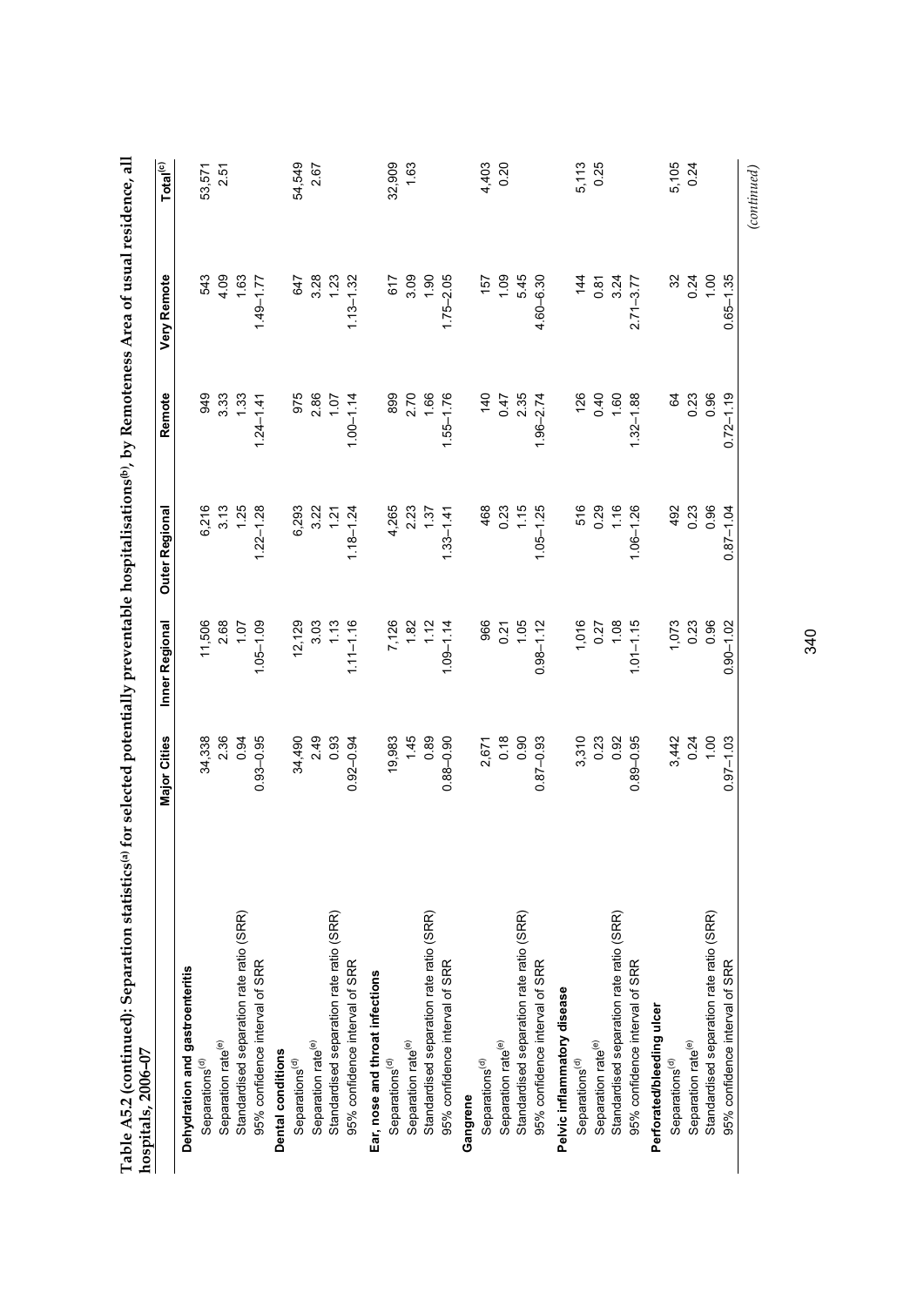**Table A5.2 (continued): Separation statistics[(a)] for selected potentially preventable hospitalisations[(b)], by Remoteness Area of usual residence, all hospitals, 2006–07**

| | Major Cities | Inner Regional | Outer Regional | Remote | Very Remote | Total[(c)] |
|---|---|---|---|---|---|---|
| **Dehydration and gastroenteritis** | | | | | | |
| Separations[(d)] | 34,338 | 11,506 | 6,216 | 949 | 543 | 53,571 |
| Separation rate[(e)] | 2.36 | 2.68 | 3.13 | 3.33 | 4.09 | 2.51 |
| Standardised separation rate ratio (SRR) | 0.94 | 1.07 | 1.25 | 1.33 | 1.63 | |
| 95% confidence interval of SRR | 0.93–0.95 | 1.05–1.09 | 1.22–1.28 | 1.24–1.41 | 1.49–1.77 | |
| **Dental conditions** | | | | | | |
| Separations[(d)] | 34,490 | 12,129 | 6,293 | 975 | 647 | 54,549 |
| Separation rate[(e)] | 2.49 | 3.03 | 3.22 | 2.86 | 3.28 | 2.67 |
| Standardised separation rate ratio (SRR) | 0.93 | 1.13 | 1.21 | 1.07 | 1.23 | |
| 95% confidence interval of SRR | 0.92–0.94 | 1.11–1.16 | 1.18–1.24 | 1.00–1.14 | 1.13–1.32 | |
| **Ear, nose and throat infections** | | | | | | |
| Separations[(d)] | 19,983 | 7,126 | 4,265 | 899 | 617 | 32,909 |
| Separation rate[(e)] | 1.45 | 1.82 | 2.23 | 2.70 | 3.09 | 1.63 |
| Standardised separation rate ratio (SRR) | 0.89 | 1.12 | 1.37 | 1.66 | 1.90 | |
| 95% confidence interval of SRR | 0.88–0.90 | 1.09–1.14 | 1.33–1.41 | 1.55–1.76 | 1.75–2.05 | |
| **Gangrene** | | | | | | |
| Separations[(d)] | 2,671 | 966 | 468 | 140 | 157 | 4,403 |
| Separation rate[(e)] | 0.18 | 0.21 | 0.23 | 0.47 | 1.09 | 0.20 |
| Standardised separation rate ratio (SRR) | 0.90 | 1.05 | 1.15 | 2.35 | 5.45 | |
| 95% confidence interval of SRR | 0.87–0.93 | 0.98–1.12 | 1.05–1.25 | 1.96–2.74 | 4.60–6.30 | |
| **Pelvic inflammatory disease** | | | | | | |
| Separations[(d)] | 3,310 | 1,016 | 516 | 126 | 144 | 5,113 |
| Separation rate[(e)] | 0.23 | 0.27 | 0.29 | 0.40 | 0.81 | 0.25 |
| Standardised separation rate ratio (SRR) | 0.92 | 1.08 | 1.16 | 1.60 | 3.24 | |
| 95% confidence interval of SRR | 0.89–0.95 | 1.01–1.15 | 1.06–1.26 | 1.32–1.88 | 2.71–3.77 | |
| **Perforated/bleeding ulcer** | | | | | | |
| Separations[(d)] | 3,442 | 1,073 | 492 | 64 | 32 | 5,105 |
| Separation rate[(e)] | 0.24 | 0.23 | 0.23 | 0.23 | 0.24 | 0.24 |
| Standardised separation rate ratio (SRR) | 1.00 | 0.96 | 0.96 | 0.96 | 1.00 | |
| 95% confidence interval of SRR | 0.97–1.03 | 0.90–1.02 | 0.87–1.04 | 0.72–1.19 | 0.65–1.35 | |

*(continued)*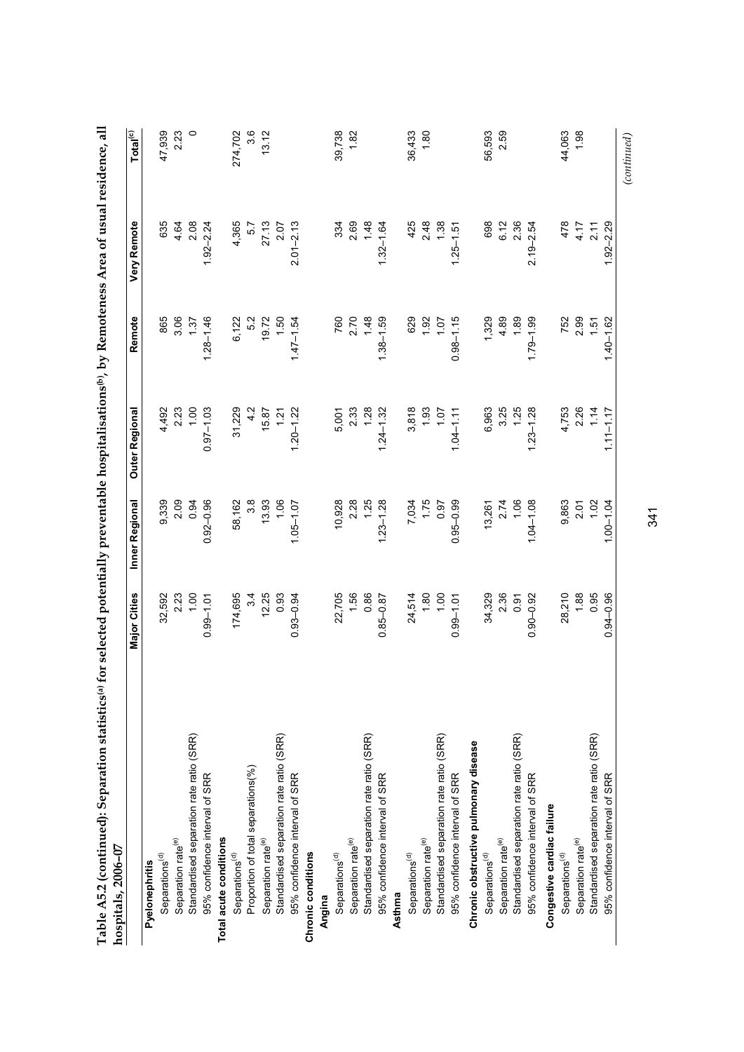**Table A5.2 (continued): Separation statistics[(a)] for selected potentially preventable hospitalisations[(b)], by Remoteness Area of usual residence, all hospitals, 2006–07**

| | Major Cities | Inner Regional | Outer Regional | Remote | Very Remote | Total[(c)] |
|---|---|---|---|---|---|---|
| **Pyelonephritis** | | | | | | |
| Separations[(d)] | 32,592 | 9,339 | 4,492 | 865 | 635 | 47,939 |
| Separation rate[(e)] | 2.23 | 2.09 | 2.23 | 3.06 | 4.64 | 2.23 |
| Standardised separation rate ratio (SRR) | 1.00 | 0.94 | 1.00 | 1.37 | 2.08 | 0 |
| 95% confidence interval of SRR | 0.99–1.01 | 0.92–0.96 | 0.97–1.03 | 1.28–1.46 | 1.92–2.24 | |
| **Total acute conditions** | | | | | | |
| Separations[(d)] | 174,695 | 58,162 | 31,229 | 6,122 | 4,365 | 274,702 |
| Proportion of total separations(%) | 3.4 | 3.8 | 4.2 | 5.2 | 5.7 | 3.6 |
| Separation rate[(e)] | 12.25 | 13.93 | 15.87 | 19.72 | 27.13 | 13.12 |
| Standardised separation rate ratio (SRR) | 0.93 | 1.06 | 1.21 | 1.50 | 2.07 | |
| 95% confidence interval of SRR | 0.93–0.94 | 1.05–1.07 | 1.20–1.22 | 1.47–1.54 | 2.01–2.13 | |
| **Chronic conditions** | | | | | | |
| **Angina** | | | | | | |
| Separations[(d)] | 22,705 | 10,928 | 5,001 | 760 | 334 | 39,738 |
| Separation rate[(e)] | 1.56 | 2.28 | 2.33 | 2.70 | 2.69 | 1.82 |
| Standardised separation rate ratio (SRR) | 0.86 | 1.25 | 1.28 | 1.48 | 1.48 | |
| 95% confidence interval of SRR | 0.85–0.87 | 1.23–1.28 | 1.24–1.32 | 1.38–1.59 | 1.32–1.64 | |
| **Asthma** | | | | | | |
| Separations[(d)] | 24,514 | 7,034 | 3,818 | 629 | 425 | 36,433 |
| Separation rate[(e)] | 1.80 | 1.75 | 1.93 | 1.92 | 2.48 | 1.80 |
| Standardised separation rate ratio (SRR) | 1.00 | 0.97 | 1.07 | 1.07 | 1.38 | |
| 95% confidence interval of SRR | 0.99–1.01 | 0.95–0.99 | 1.04–1.11 | 0.98–1.15 | 1.25–1.51 | |
| **Chronic obstructive pulmonary disease** | | | | | | |
| Separations[(d)] | 34,329 | 13,261 | 6,963 | 1,329 | 698 | 56,593 |
| Separation rate[(e)] | 2.36 | 2.74 | 3.25 | 4.89 | 6.12 | 2.59 |
| Standardised separation rate ratio (SRR) | 0.91 | 1.06 | 1.25 | 1.89 | 2.36 | |
| 95% confidence interval of SRR | 0.90–0.92 | 1.04–1.08 | 1.23–1.28 | 1.79–1.99 | 2.19–2.54 | |
| **Congestive cardiac failure** | | | | | | |
| Separations[(d)] | 28,210 | 9,863 | 4,753 | 752 | 478 | 44,063 |
| Separation rate[(e)] | 1.88 | 2.01 | 2.26 | 2.99 | 4.17 | 1.98 |
| Standardised separation rate ratio (SRR) | 0.95 | 1.02 | 1.14 | 1.51 | 2.11 | |
| 95% confidence interval of SRR | 0.94–0.96 | 1.00–1.04 | 1.11–1.17 | 1.40–1.62 | 1.92–2.29 | |

*(continued)*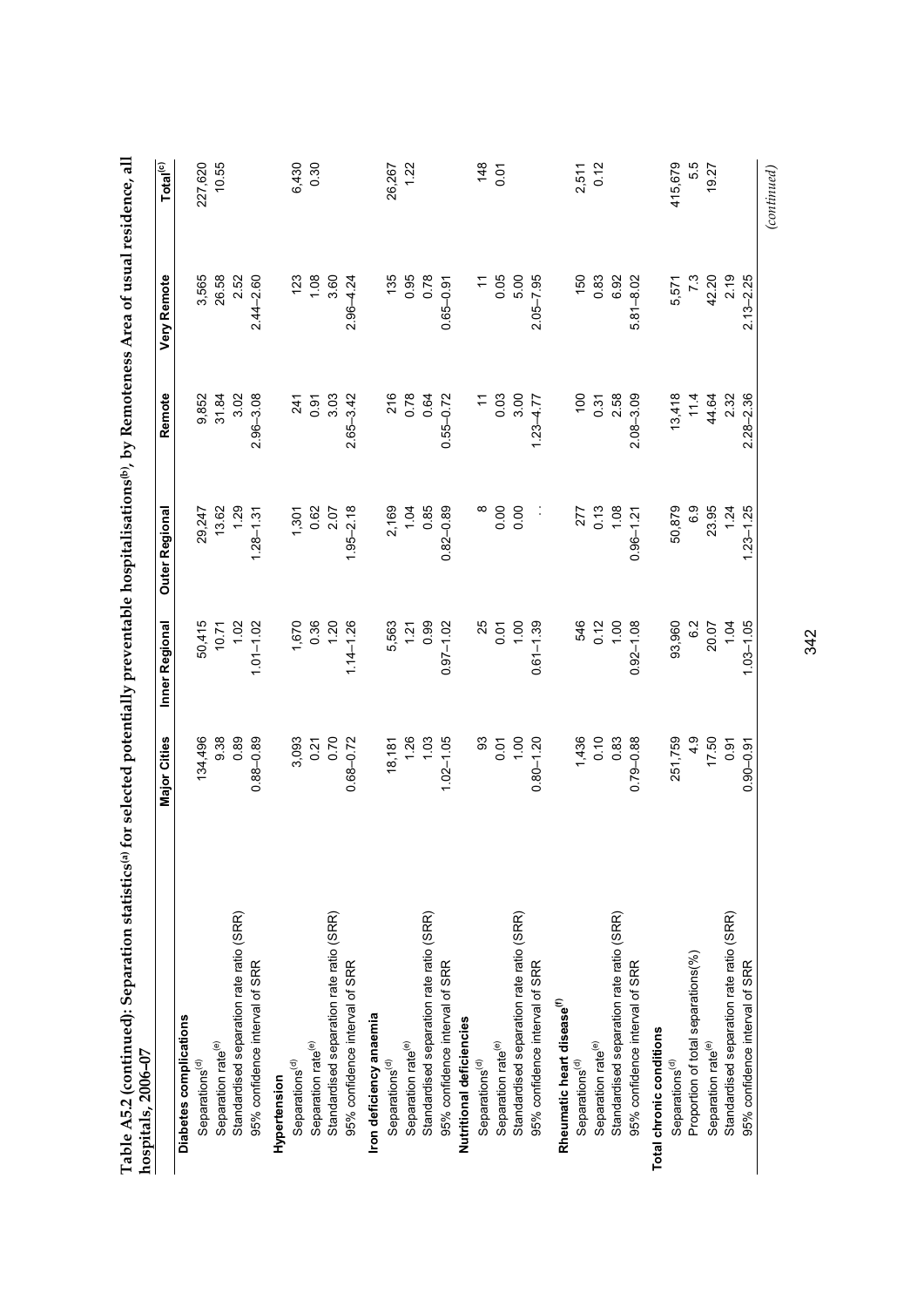**Table A5.2 (continued): Separation statistics[(a)] for selected potentially preventable hospitalisations[(b)], by Remoteness Area of usual residence, all hospitals, 2006–07**

| | Major Cities | Inner Regional | Outer Regional | Remote | Very Remote | Total[(c)] |
|---|---|---|---|---|---|---|
| **Diabetes complications** | | | | | | |
| Separations[(d)] | 134,496 | 50,415 | 29,247 | 9,852 | 3,565 | 227,620 |
| Separation rate[(e)] | 9.38 | 10.71 | 13.62 | 31.84 | 26.58 | 10.55 |
| Standardised separation rate ratio (SRR) | 0.89 | 1.02 | 1.29 | 3.02 | 2.52 | |
| 95% confidence interval of SRR | 0.88–0.89 | 1.01–1.02 | 1.28–1.31 | 2.96–3.08 | 2.44–2.60 | |
| **Hypertension** | | | | | | |
| Separations[(d)] | 3,093 | 1,670 | 1,301 | 241 | 123 | 6,430 |
| Separation rate[(e)] | 0.21 | 0.36 | 0.62 | 0.91 | 1.08 | 0.30 |
| Standardised separation rate ratio (SRR) | 0.70 | 1.20 | 2.07 | 3.03 | 3.60 | |
| 95% confidence interval of SRR | 0.68–0.72 | 1.14–1.26 | 1.95–2.18 | 2.65–3.42 | 2.96–4.24 | |
| **Iron deficiency anaemia** | | | | | | |
| Separations[(d)] | 18,181 | 5,563 | 2,169 | 216 | 135 | 26,267 |
| Separation rate[(e)] | 1.26 | 1.21 | 1.04 | 0.78 | 0.95 | 1.22 |
| Standardised separation rate ratio (SRR) | 1.03 | 0.99 | 0.85 | 0.64 | 0.78 | |
| 95% confidence interval of SRR | 1.02–1.05 | 0.97–1.02 | 0.82–0.89 | 0.55–0.72 | 0.65–0.91 | |
| **Nutritional deficiencies** | | | | | | |
| Separations[(d)] | 93 | 25 | 8 | 11 | 11 | 148 |
| Separation rate[(e)] | 0.01 | 0.01 | 0.00 | 0.03 | 0.05 | 0.01 |
| Standardised separation rate ratio (SRR) | 1.00 | 1.00 | 0.00 | 3.00 | 5.00 | |
| 95% confidence interval of SRR | 0.80–1.20 | 0.61–1.39 | . . | 1.23–4.77 | 2.05–7.95 | |
| **Rheumatic heart disease[(f)]** | | | | | | |
| Separations[(d)] | 1,436 | 546 | 277 | 100 | 150 | 2,511 |
| Separation rate[(e)] | 0.10 | 0.12 | 0.13 | 0.31 | 0.83 | 0.12 |
| Standardised separation rate ratio (SRR) | 0.83 | 1.00 | 1.08 | 2.58 | 6.92 | |
| 95% confidence interval of SRR | 0.79–0.88 | 0.92–1.08 | 0.96–1.21 | 2.08–3.09 | 5.81–8.02 | |
| **Total chronic conditions** | | | | | | |
| Separations[(d)] | 251,759 | 93,960 | 50,879 | 13,418 | 5,571 | 415,679 |
| Proportion of total separations(%) | 4.9 | 6.2 | 6.9 | 11.4 | 7.3 | 5.5 |
| Separation rate[(e)] | 17.50 | 20.07 | 23.95 | 44.64 | 42.20 | 19.27 |
| Standardised separation rate ratio (SRR) | 0.91 | 1.04 | 1.24 | 2.32 | 2.19 | |
| 95% confidence interval of SRR | 0.90–0.91 | 1.03–1.05 | 1.23–1.25 | 2.28–2.36 | 2.13–2.25 | |

*(continued)*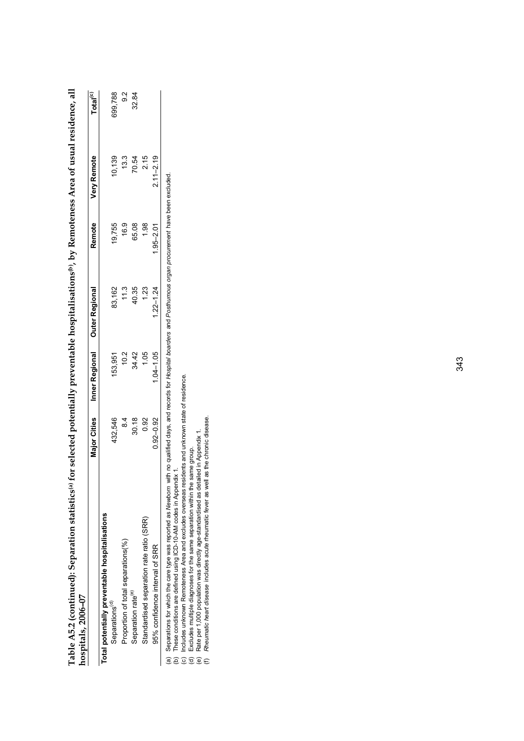**Table A5.2 (continued): Separation statistics[(a)] for selected potentially preventable hospitalisations[(b)], by Remoteness Area of usual residence, all hospitals, 2006–07**

| | Major Cities | Inner Regional | Outer Regional | Remote | Very Remote | Total[(c)] |
|---|---|---|---|---|---|---|
| **Total potentially preventable hospitalisations** | | | | | | |
| Separations[(d)] | 432,546 | 153,951 | 83,162 | 19,755 | 10,139 | 699,788 |
| Proportion of total separations(%) | 8.4 | 10.2 | 11.3 | 16.9 | 13.3 | 9.2 |
| Separation rate[(e)] | 30.18 | 34.42 | 40.35 | 65.08 | 70.54 | 32.84 |
| Standardised separation rate ratio (SRR) | 0.92 | 1.05 | 1.23 | 1.98 | 2.15 | |
| 95% confidence interval of SRR | 0.92–0.92 | 1.04–1.05 | 1.22–1.24 | 1.95–2.01 | 2.11–2.19 | |

(a) Separations for which the care type was reported as *Newborn* with no qualified days, and records for *Hospital boarders* and *Posthumous organ procurement* have been excluded.
(b) These conditions are defined using ICD-10-AM codes in Appendix 1.
(c) Includes unknown Remoteness Area and excludes overseas residents and unknown state of residence.
(d) Excludes multiple diagnoses for the same separation within the same group.
(e) Rate per 1,000 population was directly age-standardised as detailed in Appendix 1.
(f) *Rheumatic heart disease* includes acute rheumatic fever as well as the chronic disease.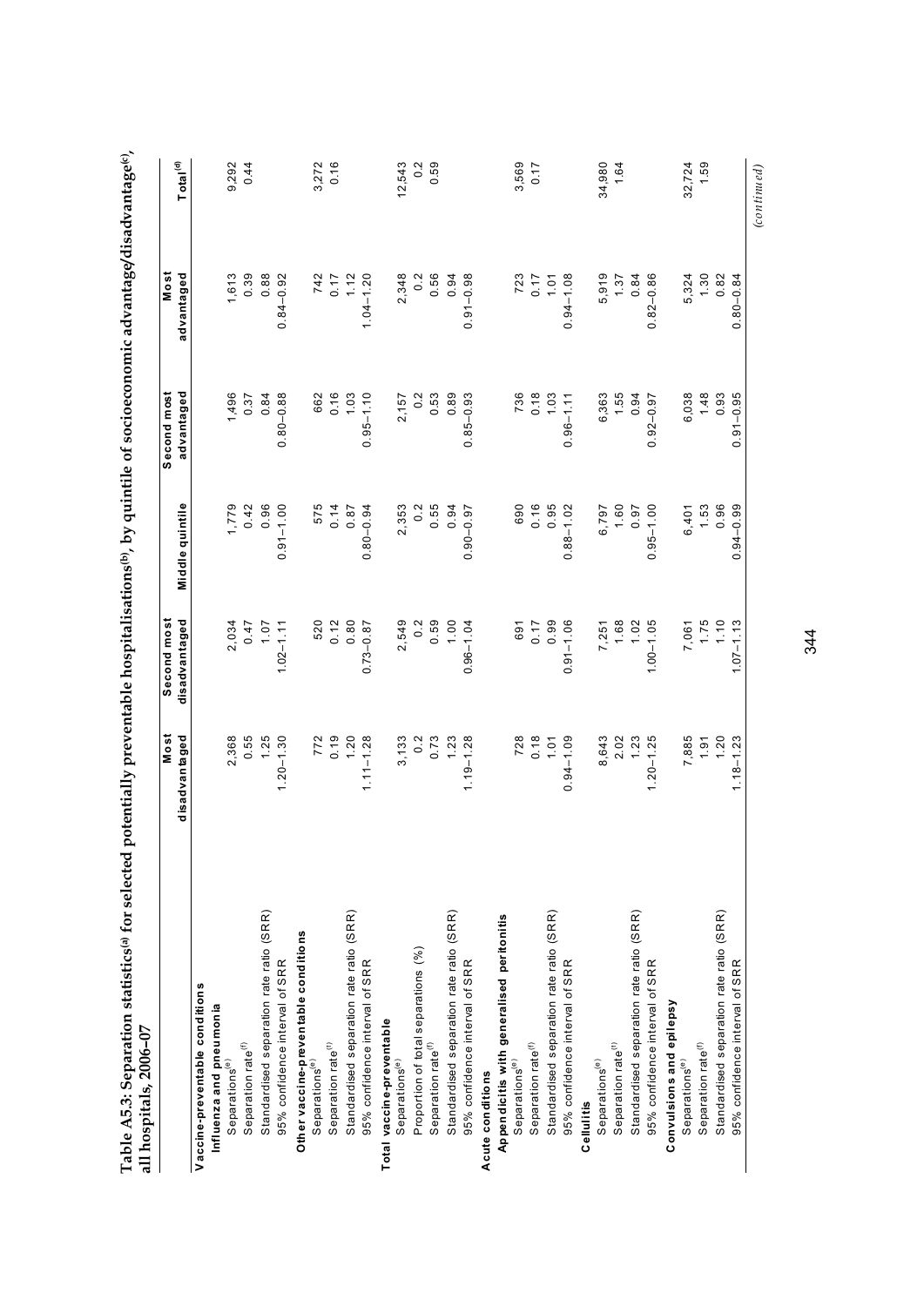**Table A5.3: Separation statistics[(a)] for selected potentially preventable hospitalisations[(b)], by quintile of socioeconomic advantage/disadvantage[(c)], all hospitals, 2006–07**

| | Most disadvantaged | Second most disadvantaged | Middle quintile | Second most advantaged | Most advantaged | Total[(d)] |
|---|---|---|---|---|---|---|
| **Vaccine-preventable conditions** | | | | | | |
| **Influenza and pneumonia** | | | | | | |
| Separations[(e)] | 2,368 | 2,034 | 1,779 | 1,496 | 1,613 | 9,292 |
| Separation rate[(f)] | 0.55 | 0.47 | 0.42 | 0.37 | 0.39 | 0.44 |
| Standardised separation rate ratio (SRR) | 1.25 | 1.07 | 0.96 | 0.84 | 0.88 | |
| 95% confidence interval of SRR | 1.20–1.30 | 1.02–1.11 | 0.91–1.00 | 0.80–0.88 | 0.84–0.92 | |
| **Other vaccine-preventable conditions** | | | | | | |
| Separations[(e)] | 772 | 520 | 575 | 662 | 742 | 3,272 |
| Separation rate[(f)] | 0.19 | 0.12 | 0.14 | 0.16 | 0.17 | 0.16 |
| Standardised separation rate ratio (SRR) | 1.20 | 0.80 | 0.87 | 1.03 | 1.12 | |
| 95% confidence interval of SRR | 1.11–1.28 | 0.73–0.87 | 0.80–0.94 | 0.95–1.10 | 1.04–1.20 | |
| **Total vaccine-preventable** | | | | | | |
| Separations[(e)] | 3,133 | 2,549 | 2,353 | 2,157 | 2,348 | 12,543 |
| Proportion of total separations (%) | 0.2 | 0.2 | 0.2 | 0.2 | 0.2 | 0.2 |
| Separation rate[(f)] | 0.73 | 0.59 | 0.55 | 0.53 | 0.56 | 0.59 |
| Standardised separation rate ratio (SRR) | 1.23 | 1.00 | 0.94 | 0.89 | 0.94 | |
| 95% confidence interval of SRR | 1.19–1.28 | 0.96–1.04 | 0.90–0.97 | 0.85–0.93 | 0.91–0.98 | |
| **Acute conditions** | | | | | | |
| **Appendicitis with generalised peritonitis** | | | | | | |
| Separations[(e)] | 728 | 691 | 690 | 736 | 723 | 3,569 |
| Separation rate[(f)] | 0.18 | 0.17 | 0.16 | 0.18 | 0.17 | 0.17 |
| Standardised separation rate ratio (SRR) | 1.01 | 0.99 | 0.95 | 1.03 | 1.01 | |
| 95% confidence interval of SRR | 0.94–1.09 | 0.91–1.06 | 0.88–1.02 | 0.96–1.11 | 0.94–1.08 | |
| **Cellulitis** | | | | | | |
| Separations[(e)] | 8,643 | 7,251 | 6,797 | 6,363 | 5,919 | 34,980 |
| Separation rate[(f)] | 2.02 | 1.68 | 1.60 | 1.55 | 1.37 | 1.64 |
| Standardised separation rate ratio (SRR) | 1.23 | 1.02 | 0.97 | 0.94 | 0.84 | |
| 95% confidence interval of SRR | 1.20–1.25 | 1.00–1.05 | 0.95–1.00 | 0.92–0.97 | 0.82–0.86 | |
| **Convulsions and epilepsy** | | | | | | |
| Separations[(e)] | 7,885 | 7,061 | 6,401 | 6,038 | 5,324 | 32,724 |
| Separation rate[(f)] | 1.91 | 1.75 | 1.53 | 1.48 | 1.30 | 1.59 |
| Standardised separation rate ratio (SRR) | 1.20 | 1.10 | 0.96 | 0.93 | 0.82 | |
| 95% confidence interval of SRR | 1.18–1.23 | 1.07–1.13 | 0.94–0.99 | 0.91–0.95 | 0.80–0.84 | |

*(continued)*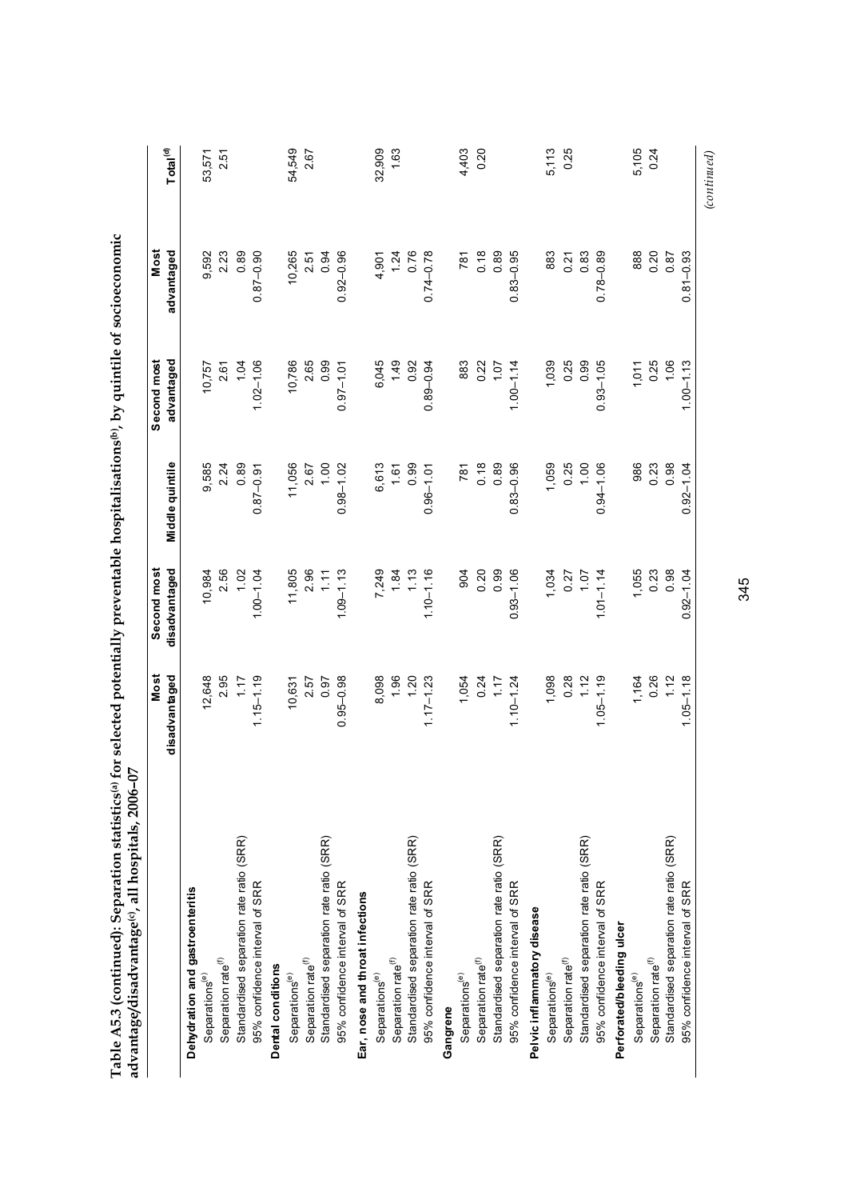**Table A5.3 (continued): Separation statistics[(a)] for selected potentially preventable hospitalisations[(b)], by quintile of socioeconomic advantage/disadvantage[(c)], all hospitals, 2006–07**

| | Most disadvantaged | Second most disadvantaged | Middle quintile | Second most advantaged | Most advantaged | Total[(d)] |
|---|---|---|---|---|---|---|
| **Dehydration and gastroenteritis** | | | | | | |
| Separations[(e)] | 12,648 | 10,984 | 9,585 | 10,757 | 9,592 | 53,571 |
| Separation rate[(f)] | 2.95 | 2.56 | 2.24 | 2.61 | 2.23 | 2.51 |
| Standardised separation rate ratio (SRR) | 1.17 | 1.02 | 0.89 | 1.04 | 0.89 | |
| 95% confidence interval of SRR | 1.15–1.19 | 1.00–1.04 | 0.87–0.91 | 1.02–1.06 | 0.87–0.90 | |
| **Dental conditions** | | | | | | |
| Separations[(e)] | 10,631 | 11,805 | 11,056 | 10,786 | 10,265 | 54,549 |
| Separation rate[(f)] | 2.57 | 2.96 | 2.67 | 2.65 | 2.51 | 2.67 |
| Standardised separation rate ratio (SRR) | 0.97 | 1.11 | 1.00 | 0.99 | 0.94 | |
| 95% confidence interval of SRR | 0.95–0.98 | 1.09–1.13 | 0.98–1.02 | 0.97–1.01 | 0.92–0.96 | |
| **Ear, nose and throat infections** | | | | | | |
| Separations[(e)] | 8,098 | 7,249 | 6,613 | 6,045 | 4,901 | 32,909 |
| Separation rate[(f)] | 1.96 | 1.84 | 1.61 | 1.49 | 1.24 | 1.63 |
| Standardised separation rate ratio (SRR) | 1.20 | 1.13 | 0.99 | 0.92 | 0.76 | |
| 95% confidence interval of SRR | 1.17–1.23 | 1.10–1.16 | 0.96–1.01 | 0.89–0.94 | 0.74–0.78 | |
| **Gangrene** | | | | | | |
| Separations[(e)] | 1,054 | 904 | 781 | 883 | 781 | 4,403 |
| Separation rate[(f)] | 0.24 | 0.20 | 0.18 | 0.22 | 0.18 | 0.20 |
| Standardised separation rate ratio (SRR) | 1.17 | 0.99 | 0.89 | 1.07 | 0.89 | |
| 95% confidence interval of SRR | 1.10–1.24 | 0.93–1.06 | 0.83–0.96 | 1.00–1.14 | 0.83–0.95 | |
| **Pelvic inflammatory disease** | | | | | | |
| Separations[(e)] | 1,098 | 1,034 | 1,059 | 1,039 | 883 | 5,113 |
| Separation rate[(f)] | 0.28 | 0.27 | 0.25 | 0.25 | 0.21 | 0.25 |
| Standardised separation rate ratio (SRR) | 1.12 | 1.07 | 1.00 | 0.99 | 0.83 | |
| 95% confidence interval of SRR | 1.05–1.19 | 1.01–1.14 | 0.94–1.06 | 0.93–1.05 | 0.78–0.89 | |
| **Perforated/bleeding ulcer** | | | | | | |
| Separations[(e)] | 1,164 | 1,055 | 986 | 1,011 | 888 | 5,105 |
| Separation rate[(f)] | 0.26 | 0.23 | 0.23 | 0.25 | 0.20 | 0.24 |
| Standardised separation rate ratio (SRR) | 1.12 | 0.98 | 0.98 | 1.06 | 0.87 | |
| 95% confidence interval of SRR | 1.05–1.18 | 0.92–1.04 | 0.92–1.04 | 1.00–1.13 | 0.81–0.93 | |

*(continued)*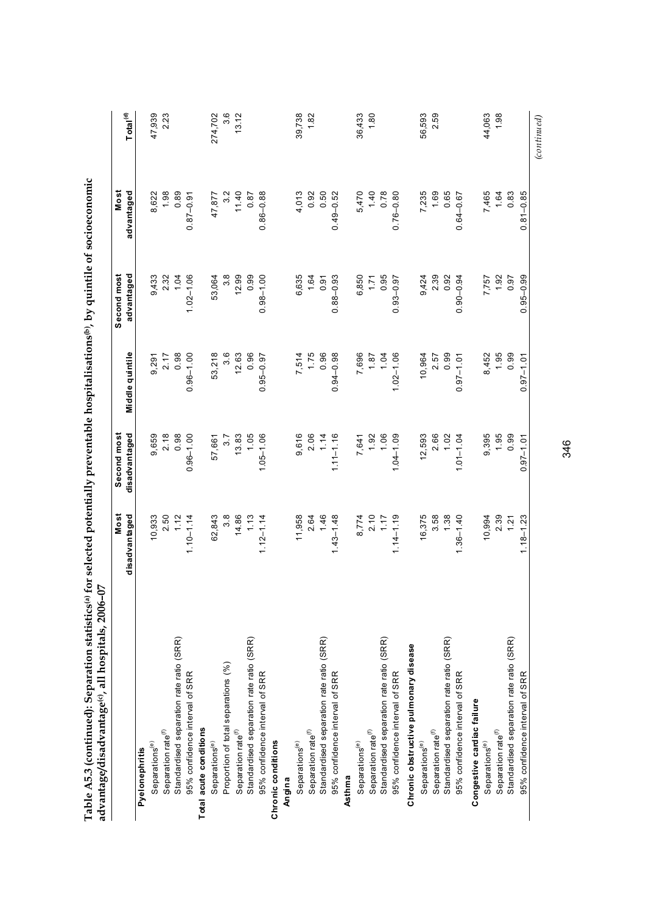**Table A5.3 (continued): Separation statistics[(a)] for selected potentially preventable hospitalisations[(b)], by quintile of socioeconomic advantage/disadvantage[(c)], all hospitals, 2006–07**

| | Most disadvantaged | Second most disadvantaged | Middle quintile | Second most advantaged | Most advantaged | Total[(d)] |
|---|---|---|---|---|---|---|
| **Pyelonephritis** | | | | | | |
| Separations[(e)] | 10,933 | 9,659 | 9,291 | 9,433 | 8,622 | 47,939 |
| Separation rate[(f)] | 2.50 | 2.18 | 2.17 | 2.32 | 1.98 | 2.23 |
| Standardised separation rate ratio (SRR) | 1.12 | 0.98 | 0.98 | 1.04 | 0.89 | |
| 95% confidence interval of SRR | 1.10–1.14 | 0.96–1.00 | 0.96–1.00 | 1.02–1.06 | 0.87–0.91 | |
| **Total acute conditions** | | | | | | |
| Separations[(e)] | 62,843 | 57,661 | 53,218 | 53,064 | 47,877 | 274,702 |
| Proportion of total separations (%) | 3.8 | 3.7 | 3.6 | 3.8 | 3.2 | 3.6 |
| Separation rate[(f)] | 14.86 | 13.83 | 12.63 | 12.99 | 11.40 | 13.12 |
| Standardised separation rate ratio (SRR) | 1.13 | 1.05 | 0.96 | 0.99 | 0.87 | |
| 95% confidence interval of SRR | 1.12–1.14 | 1.05–1.06 | 0.95–0.97 | 0.98–1.00 | 0.86–0.88 | |
| **Chronic conditions** | | | | | | |
| **Angina** | | | | | | |
| Separations[(e)] | 11,958 | 9,616 | 7,514 | 6,635 | 4,013 | 39,738 |
| Separation rate[(f)] | 2.64 | 2.06 | 1.75 | 1.64 | 0.92 | 1.82 |
| Standardised separation rate ratio (SRR) | 1.46 | 1.14 | 0.96 | 0.91 | 0.50 | |
| 95% confidence interval of SRR | 1.43–1.48 | 1.11–1.16 | 0.94–0.98 | 0.88–0.93 | 0.49–0.52 | |
| **Asthma** | | | | | | |
| Separations[(e)] | 8,774 | 7,641 | 7,696 | 6,850 | 5,470 | 36,433 |
| Separation rate[(f)] | 2.10 | 1.92 | 1.87 | 1.71 | 1.40 | 1.80 |
| Standardised separation rate ratio (SRR) | 1.17 | 1.06 | 1.04 | 0.95 | 0.78 | |
| 95% confidence interval of SRR | 1.14–1.19 | 1.04–1.09 | 1.02–1.06 | 0.93–0.97 | 0.76–0.80 | |
| **Chronic obstructive pulmonary disease** | | | | | | |
| Separations[(e)] | 16,375 | 12,593 | 10,964 | 9,424 | 7,235 | 56,593 |
| Separation rate[(f)] | 3.58 | 2.66 | 2.57 | 2.39 | 1.69 | 2.59 |
| Standardised separation rate ratio (SRR) | 1.38 | 1.02 | 0.99 | 0.92 | 0.65 | |
| 95% confidence interval of SRR | 1.36–1.40 | 1.01–1.04 | 0.97–1.01 | 0.90–0.94 | 0.64–0.67 | |
| **Congestive cardiac failure** | | | | | | |
| Separations[(e)] | 10,994 | 9,395 | 8,452 | 7,757 | 7,465 | 44,063 |
| Separation rate[(f)] | 2.39 | 1.95 | 1.95 | 1.92 | 1.64 | 1.98 |
| Standardised separation rate ratio (SRR) | 1.21 | 0.99 | 0.99 | 0.97 | 0.83 | |
| 95% confidence interval of SRR | 1.18–1.23 | 0.97–1.01 | 0.97–1.01 | 0.95–0.99 | 0.81–0.85 | |

*(continued)*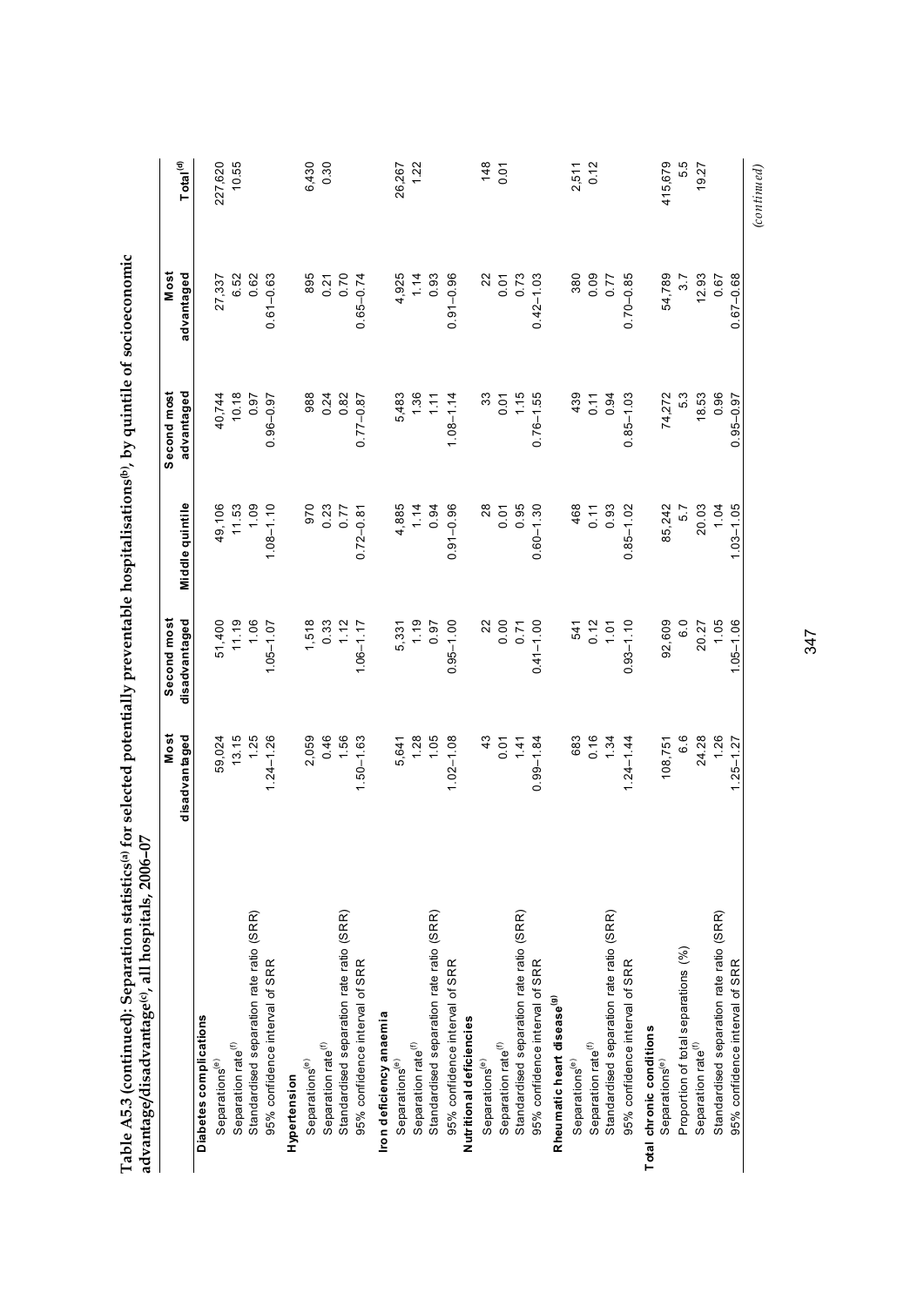**Table A5.3 (continued): Separation statistics[(a)] for selected potentially preventable hospitalisations[(b)], by quintile of socioeconomic advantage/disadvantage[(c)], all hospitals, 2006–07**

| | Most disadvantaged | Second most disadvantaged | Middle quintile | Second most advantaged | Most advantaged | Total[(d)] |
|---|---|---|---|---|---|---|
| **Diabetes complications** | | | | | | |
| Separations[(e)] | 59,024 | 51,400 | 49,106 | 40,744 | 27,337 | 227,620 |
| Separation rate[(f)] | 13.15 | 11.19 | 11.53 | 10.18 | 6.52 | 10.55 |
| Standardised separation rate ratio (SRR) | 1.25 | 1.06 | 1.09 | 0.97 | 0.62 | |
| 95% confidence interval of SRR | 1.24–1.26 | 1.05–1.07 | 1.08–1.10 | 0.96–0.97 | 0.61–0.63 | |
| **Hypertension** | | | | | | |
| Separations[(e)] | 2,059 | 1,518 | 970 | 988 | 895 | 6,430 |
| Separation rate[(f)] | 0.46 | 0.33 | 0.23 | 0.24 | 0.21 | 0.30 |
| Standardised separation rate ratio (SRR) | 1.56 | 1.12 | 0.77 | 0.82 | 0.70 | |
| 95% confidence interval of SRR | 1.50–1.63 | 1.06–1.17 | 0.72–0.81 | 0.77–0.87 | 0.65–0.74 | |
| **Iron deficiency anaemia** | | | | | | |
| Separations[(e)] | 5,641 | 5,331 | 4,885 | 5,483 | 4,925 | 26,267 |
| Separation rate[(f)] | 1.28 | 1.19 | 1.14 | 1.36 | 1.14 | 1.22 |
| Standardised separation rate ratio (SRR) | 1.05 | 0.97 | 0.94 | 1.11 | 0.93 | |
| 95% confidence interval of SRR | 1.02–1.08 | 0.95–1.00 | 0.91–0.96 | 1.08–1.14 | 0.91–0.96 | |
| **Nutritional deficiencies** | | | | | | |
| Separations[(e)] | 43 | 22 | 28 | 33 | 22 | 148 |
| Separation rate[(f)] | 0.01 | 0.00 | 0.01 | 0.01 | 0.01 | 0.01 |
| Standardised separation rate ratio (SRR) | 1.41 | 0.71 | 0.95 | 1.15 | 0.73 | |
| 95% confidence interval of SRR | 0.99–1.84 | 0.41–1.00 | 0.60–1.30 | 0.76–1.55 | 0.42–1.03 | |
| **Rheumatic heart disease[(g)]** | | | | | | |
| Separations[(e)] | 683 | 541 | 468 | 439 | 380 | 2,511 |
| Separation rate[(f)] | 0.16 | 0.12 | 0.11 | 0.11 | 0.09 | 0.12 |
| Standardised separation rate ratio (SRR) | 1.34 | 1.01 | 0.93 | 0.94 | 0.77 | |
| 95% confidence interval of SRR | 1.24–1.44 | 0.93–1.10 | 0.85–1.02 | 0.85–1.03 | 0.70–0.85 | |
| **Total chronic conditions** | | | | | | |
| Separations[(e)] | 108,751 | 92,609 | 85,242 | 74,272 | 54,789 | 415,679 |
| Proportion of total separations (%) | 6.6 | 6.0 | 5.7 | 5.3 | 3.7 | 5.5 |
| Separation rate[(f)] | 24.28 | 20.27 | 20.03 | 18.53 | 12.93 | 19.27 |
| Standardised separation rate ratio (SRR) | 1.26 | 1.05 | 1.04 | 0.96 | 0.67 | |
| 95% confidence interval of SRR | 1.25–1.27 | 1.05–1.06 | 1.03–1.05 | 0.95–0.97 | 0.67–0.68 | |

*(continued)*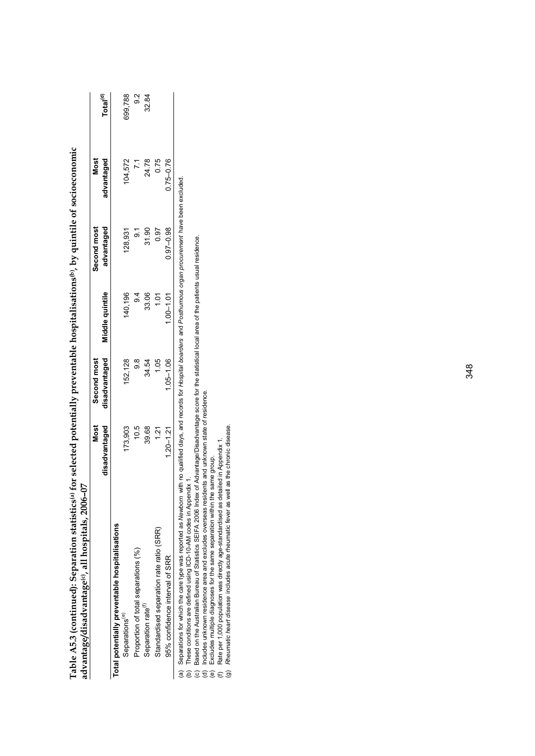**Table A5.3 (continued): Separation statistics[(a)] for selected potentially preventable hospitalisations[(b)], by quintile of socioeconomic advantage/disadvantage[(c)], all hospitals, 2006–07**

| | Most disadvantaged | Second most disadvantaged | Middle quintile | Second most advantaged | Most advantaged | Total[(d)] |
|---|---|---|---|---|---|---|
| **Total potentially preventable hospitalisations** | | | | | | |
| Separations[(e)] | 173,903 | 152,128 | 140,196 | 128,931 | 104,572 | 699,788 |
| Proportion of total separations (%) | 10.5 | 9.8 | 9.4 | 9.1 | 7.1 | 9.2 |
| Separation rate[(f)] | 39.68 | 34.54 | 33.06 | 31.90 | 24.78 | 32.84 |
| Standardised separation rate ratio (SRR) | 1.21 | 1.05 | 1.01 | 0.97 | 0.75 | |
| 95% confidence interval of SRR | 1.20–1.21 | 1.05–1.06 | 1.00–1.01 | 0.97–0.98 | 0.75–0.76 | |

(a) Separations for which the care type was reported as *Newborn* with no qualified days, and records for *Hospital boarders* and *Posthumous organ procurement* have been excluded.
(b) These conditions are defined using ICD-10-AM codes in Appendix 1.
(c) Based on the Australian Bureau of Statistics SEIFA 2006 Index of Advantage/Disadvantage score for the statistical local area of the patients usual residence.
(d) Includes unknown residence area and excludes overseas residents and unknown state of residence.
(e) Excludes multiple diagnoses for the same separation within the same group.
(f) Rate per 1,000 population was directly age-standardised as detailed in Appendix 1.
(g) *Rheumatic heart disease* includes acute rheumatic fever as well as the chronic disease.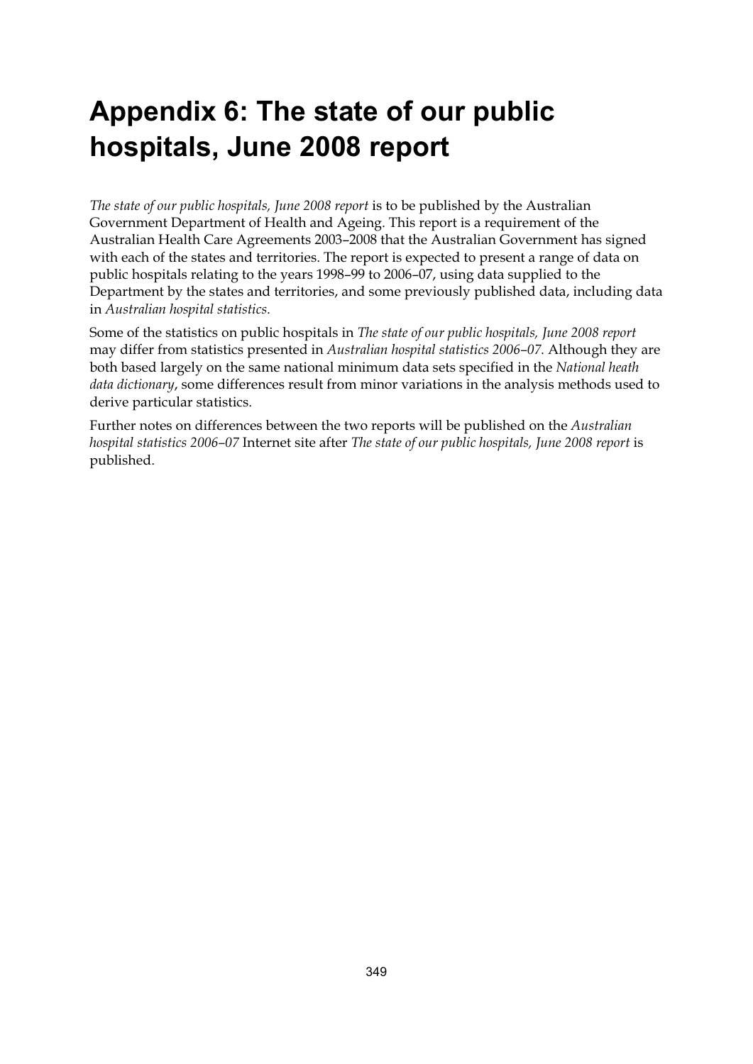# Appendix 6: The state of our public hospitals, June 2008 report

*The state of our public hospitals, June 2008 report* is to be published by the Australian Government Department of Health and Ageing. This report is a requirement of the Australian Health Care Agreements 2003–2008 that the Australian Government has signed with each of the states and territories. The report is expected to present a range of data on public hospitals relating to the years 1998–99 to 2006–07, using data supplied to the Department by the states and territories, and some previously published data, including data in *Australian hospital statistics*.

Some of the statistics on public hospitals in *The state of our public hospitals, June 2008 report* may differ from statistics presented in *Australian hospital statistics 2006–07*. Although they are both based largely on the same national minimum data sets specified in the *National heath data dictionary*, some differences result from minor variations in the analysis methods used to derive particular statistics.

Further notes on differences between the two reports will be published on the *Australian hospital statistics 2006–07* Internet site after *The state of our public hospitals, June 2008 report* is published.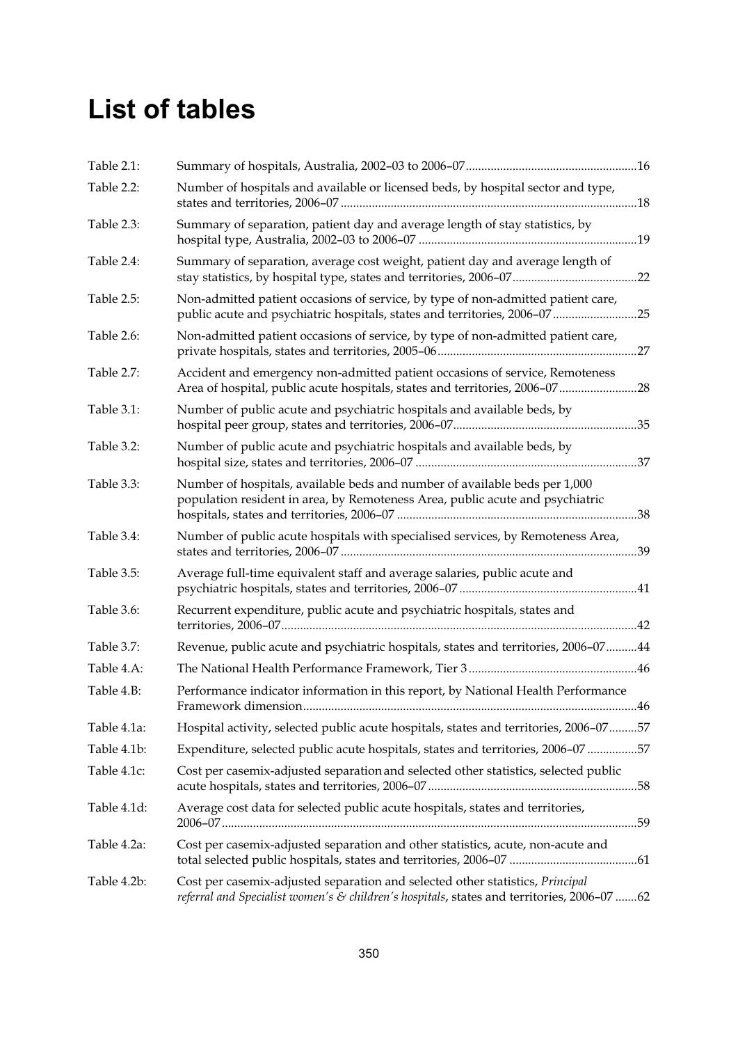# List of tables

| | | |
|---|---|---|
| Table 2.1: | Summary of hospitals, Australia, 2002–03 to 2006–07 | 16 |
| Table 2.2: | Number of hospitals and available or licensed beds, by hospital sector and type, states and territories, 2006–07 | 18 |
| Table 2.3: | Summary of separation, patient day and average length of stay statistics, by hospital type, Australia, 2002–03 to 2006–07 | 19 |
| Table 2.4: | Summary of separation, average cost weight, patient day and average length of stay statistics, by hospital type, states and territories, 2006–07 | 22 |
| Table 2.5: | Non-admitted patient occasions of service, by type of non-admitted patient care, public acute and psychiatric hospitals, states and territories, 2006–07 | 25 |
| Table 2.6: | Non-admitted patient occasions of service, by type of non-admitted patient care, private hospitals, states and territories, 2005–06 | 27 |
| Table 2.7: | Accident and emergency non-admitted patient occasions of service, Remoteness Area of hospital, public acute hospitals, states and territories, 2006–07 | 28 |
| Table 3.1: | Number of public acute and psychiatric hospitals and available beds, by hospital peer group, states and territories, 2006–07 | 35 |
| Table 3.2: | Number of public acute and psychiatric hospitals and available beds, by hospital size, states and territories, 2006–07 | 37 |
| Table 3.3: | Number of hospitals, available beds and number of available beds per 1,000 population resident in area, by Remoteness Area, public acute and psychiatric hospitals, states and territories, 2006–07 | 38 |
| Table 3.4: | Number of public acute hospitals with specialised services, by Remoteness Area, states and territories, 2006–07 | 39 |
| Table 3.5: | Average full-time equivalent staff and average salaries, public acute and psychiatric hospitals, states and territories, 2006–07 | 41 |
| Table 3.6: | Recurrent expenditure, public acute and psychiatric hospitals, states and territories, 2006–07 | 42 |
| Table 3.7: | Revenue, public acute and psychiatric hospitals, states and territories, 2006–07 | 44 |
| Table 4.A: | The National Health Performance Framework, Tier 3 | 46 |
| Table 4.B: | Performance indicator information in this report, by National Health Performance Framework dimension | 46 |
| Table 4.1a: | Hospital activity, selected public acute hospitals, states and territories, 2006–07 | 57 |
| Table 4.1b: | Expenditure, selected public acute hospitals, states and territories, 2006–07 | 57 |
| Table 4.1c: | Cost per casemix-adjusted separation and selected other statistics, selected public acute hospitals, states and territories, 2006–07 | 58 |
| Table 4.1d: | Average cost data for selected public acute hospitals, states and territories, 2006–07 | 59 |
| Table 4.2a: | Cost per casemix-adjusted separation and other statistics, acute, non-acute and total selected public hospitals, states and territories, 2006–07 | 61 |
| Table 4.2b: | Cost per casemix-adjusted separation and selected other statistics, *Principal referral and Specialist women's & children's hospitals*, states and territories, 2006–07 | 62 |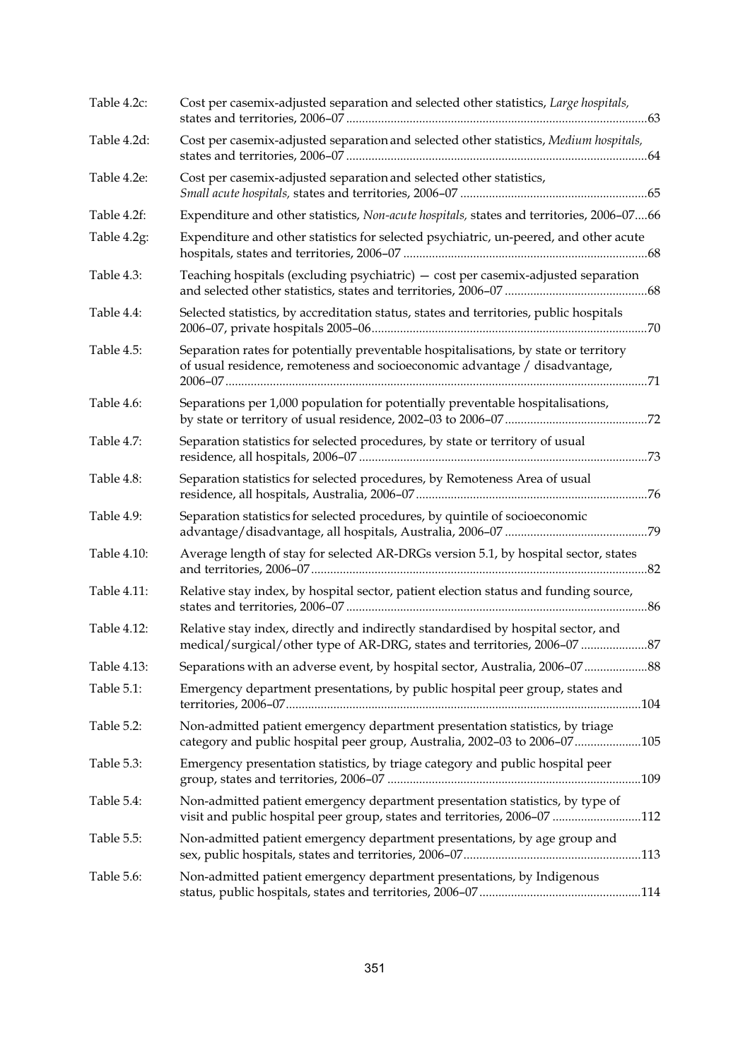| | | |
|---|---|---|
| Table 4.2c: | Cost per casemix-adjusted separation and selected other statistics, *Large hospitals,* states and territories, 2006–07 | 63 |
| Table 4.2d: | Cost per casemix-adjusted separation and selected other statistics, *Medium hospitals,* states and territories, 2006–07 | 64 |
| Table 4.2e: | Cost per casemix-adjusted separation and selected other statistics, *Small acute hospitals,* states and territories, 2006–07 | 65 |
| Table 4.2f: | Expenditure and other statistics, *Non-acute hospitals,* states and territories, 2006–07 | 66 |
| Table 4.2g: | Expenditure and other statistics for selected psychiatric, un-peered, and other acute hospitals, states and territories, 2006–07 | 68 |
| Table 4.3: | Teaching hospitals (excluding psychiatric) — cost per casemix-adjusted separation and selected other statistics, states and territories, 2006–07 | 68 |
| Table 4.4: | Selected statistics, by accreditation status, states and territories, public hospitals 2006–07, private hospitals 2005–06 | 70 |
| Table 4.5: | Separation rates for potentially preventable hospitalisations, by state or territory of usual residence, remoteness and socioeconomic advantage / disadvantage, 2006–07 | 71 |
| Table 4.6: | Separations per 1,000 population for potentially preventable hospitalisations, by state or territory of usual residence, 2002–03 to 2006–07 | 72 |
| Table 4.7: | Separation statistics for selected procedures, by state or territory of usual residence, all hospitals, 2006–07 | 73 |
| Table 4.8: | Separation statistics for selected procedures, by Remoteness Area of usual residence, all hospitals, Australia, 2006–07 | 76 |
| Table 4.9: | Separation statistics for selected procedures, by quintile of socioeconomic advantage/disadvantage, all hospitals, Australia, 2006–07 | 79 |
| Table 4.10: | Average length of stay for selected AR-DRGs version 5.1, by hospital sector, states and territories, 2006–07 | 82 |
| Table 4.11: | Relative stay index, by hospital sector, patient election status and funding source, states and territories, 2006–07 | 86 |
| Table 4.12: | Relative stay index, directly and indirectly standardised by hospital sector, and medical/surgical/other type of AR-DRG, states and territories, 2006–07 | 87 |
| Table 4.13: | Separations with an adverse event, by hospital sector, Australia, 2006–07 | 88 |
| Table 5.1: | Emergency department presentations, by public hospital peer group, states and territories, 2006–07 | 104 |
| Table 5.2: | Non-admitted patient emergency department presentation statistics, by triage category and public hospital peer group, Australia, 2002–03 to 2006–07 | 105 |
| Table 5.3: | Emergency presentation statistics, by triage category and public hospital peer group, states and territories, 2006–07 | 109 |
| Table 5.4: | Non-admitted patient emergency department presentation statistics, by type of visit and public hospital peer group, states and territories, 2006–07 | 112 |
| Table 5.5: | Non-admitted patient emergency department presentations, by age group and sex, public hospitals, states and territories, 2006–07 | 113 |
| Table 5.6: | Non-admitted patient emergency department presentations, by Indigenous status, public hospitals, states and territories, 2006–07 | 114 |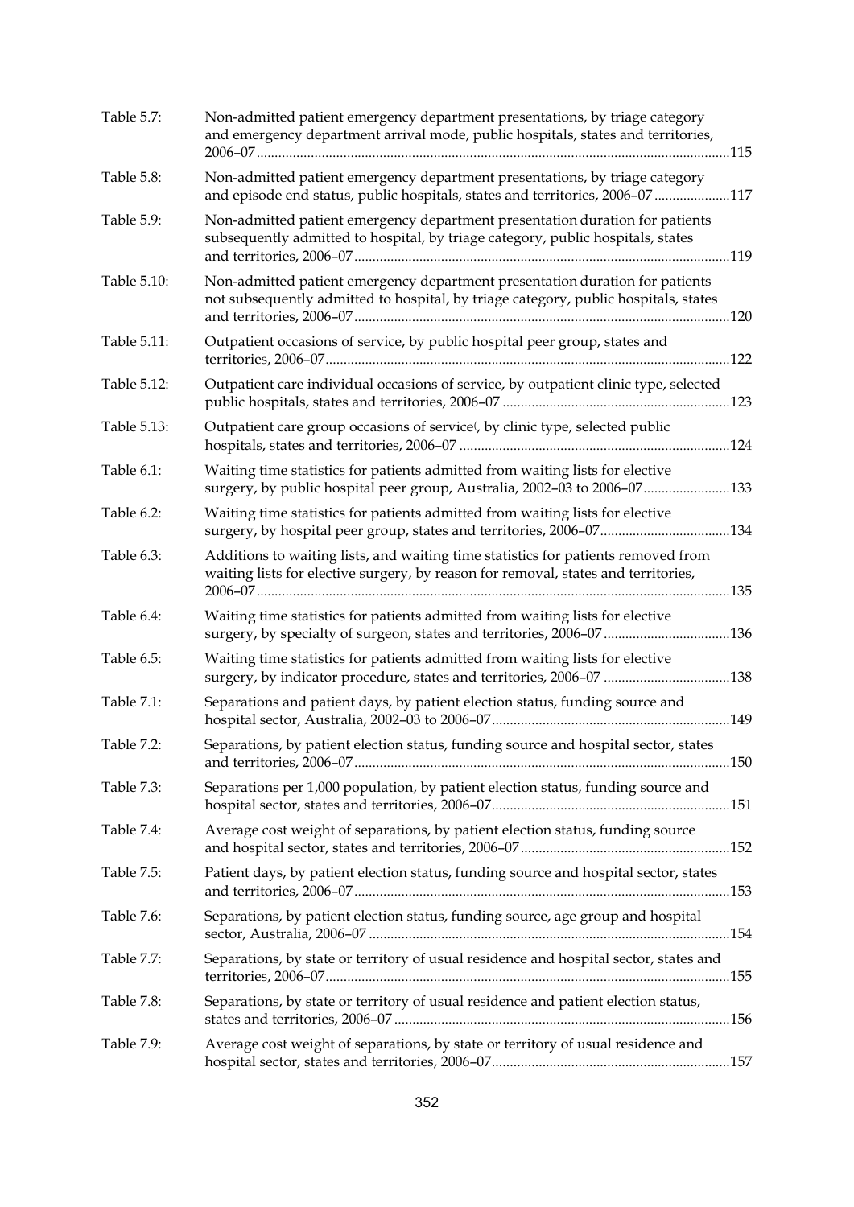| | | |
|---|---|---|
| Table 5.7: | Non-admitted patient emergency department presentations, by triage category and emergency department arrival mode, public hospitals, states and territories, 2006–07 | 115 |
| Table 5.8: | Non-admitted patient emergency department presentations, by triage category and episode end status, public hospitals, states and territories, 2006–07 | 117 |
| Table 5.9: | Non-admitted patient emergency department presentation duration for patients subsequently admitted to hospital, by triage category, public hospitals, states and territories, 2006–07 | 119 |
| Table 5.10: | Non-admitted patient emergency department presentation duration for patients not subsequently admitted to hospital, by triage category, public hospitals, states and territories, 2006–07 | 120 |
| Table 5.11: | Outpatient occasions of service, by public hospital peer group, states and territories, 2006–07 | 122 |
| Table 5.12: | Outpatient care individual occasions of service, by outpatient clinic type, selected public hospitals, states and territories, 2006–07 | 123 |
| Table 5.13: | Outpatient care group occasions of service(, by clinic type, selected public hospitals, states and territories, 2006–07 | 124 |
| Table 6.1: | Waiting time statistics for patients admitted from waiting lists for elective surgery, by public hospital peer group, Australia, 2002–03 to 2006–07 | 133 |
| Table 6.2: | Waiting time statistics for patients admitted from waiting lists for elective surgery, by hospital peer group, states and territories, 2006–07 | 134 |
| Table 6.3: | Additions to waiting lists, and waiting time statistics for patients removed from waiting lists for elective surgery, by reason for removal, states and territories, 2006–07 | 135 |
| Table 6.4: | Waiting time statistics for patients admitted from waiting lists for elective surgery, by specialty of surgeon, states and territories, 2006–07 | 136 |
| Table 6.5: | Waiting time statistics for patients admitted from waiting lists for elective surgery, by indicator procedure, states and territories, 2006–07 | 138 |
| Table 7.1: | Separations and patient days, by patient election status, funding source and hospital sector, Australia, 2002–03 to 2006–07 | 149 |
| Table 7.2: | Separations, by patient election status, funding source and hospital sector, states and territories, 2006–07 | 150 |
| Table 7.3: | Separations per 1,000 population, by patient election status, funding source and hospital sector, states and territories, 2006–07 | 151 |
| Table 7.4: | Average cost weight of separations, by patient election status, funding source and hospital sector, states and territories, 2006–07 | 152 |
| Table 7.5: | Patient days, by patient election status, funding source and hospital sector, states and territories, 2006–07 | 153 |
| Table 7.6: | Separations, by patient election status, funding source, age group and hospital sector, Australia, 2006–07 | 154 |
| Table 7.7: | Separations, by state or territory of usual residence and hospital sector, states and territories, 2006–07 | 155 |
| Table 7.8: | Separations, by state or territory of usual residence and patient election status, states and territories, 2006–07 | 156 |
| Table 7.9: | Average cost weight of separations, by state or territory of usual residence and hospital sector, states and territories, 2006–07 | 157 |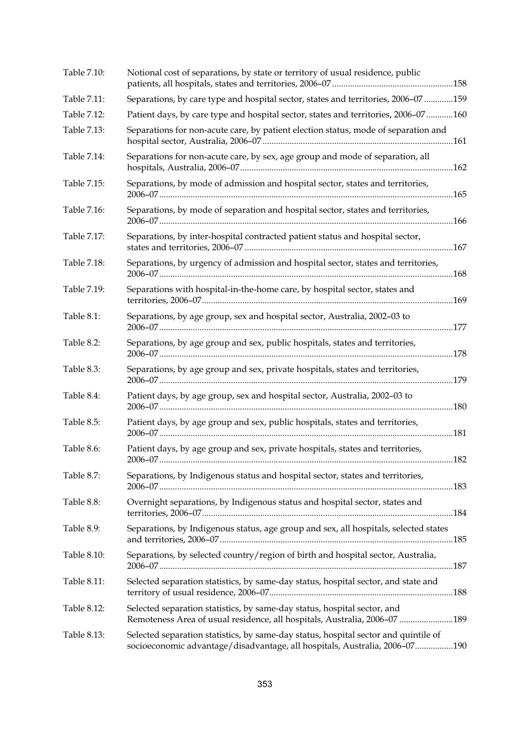| | | |
|---|---|---|
| Table 7.10: | Notional cost of separations, by state or territory of usual residence, public patients, all hospitals, states and territories, 2006–07 | 158 |
| Table 7.11: | Separations, by care type and hospital sector, states and territories, 2006–07 | 159 |
| Table 7.12: | Patient days, by care type and hospital sector, states and territories, 2006–07 | 160 |
| Table 7.13: | Separations for non-acute care, by patient election status, mode of separation and hospital sector, Australia, 2006–07 | 161 |
| Table 7.14: | Separations for non-acute care, by sex, age group and mode of separation, all hospitals, Australia, 2006–07 | 162 |
| Table 7.15: | Separations, by mode of admission and hospital sector, states and territories, 2006–07 | 165 |
| Table 7.16: | Separations, by mode of separation and hospital sector, states and territories, 2006–07 | 166 |
| Table 7.17: | Separations, by inter-hospital contracted patient status and hospital sector, states and territories, 2006–07 | 167 |
| Table 7.18: | Separations, by urgency of admission and hospital sector, states and territories, 2006–07 | 168 |
| Table 7.19: | Separations with hospital-in-the-home care, by hospital sector, states and territories, 2006–07 | 169 |
| Table 8.1: | Separations, by age group, sex and hospital sector, Australia, 2002–03 to 2006–07 | 177 |
| Table 8.2: | Separations, by age group and sex, public hospitals, states and territories, 2006–07 | 178 |
| Table 8.3: | Separations, by age group and sex, private hospitals, states and territories, 2006–07 | 179 |
| Table 8.4: | Patient days, by age group, sex and hospital sector, Australia, 2002–03 to 2006–07 | 180 |
| Table 8.5: | Patient days, by age group and sex, public hospitals, states and territories, 2006–07 | 181 |
| Table 8.6: | Patient days, by age group and sex, private hospitals, states and territories, 2006–07 | 182 |
| Table 8.7: | Separations, by Indigenous status and hospital sector, states and territories, 2006–07 | 183 |
| Table 8.8: | Overnight separations, by Indigenous status and hospital sector, states and territories, 2006–07 | 184 |
| Table 8.9: | Separations, by Indigenous status, age group and sex, all hospitals, selected states and territories, 2006–07 | 185 |
| Table 8.10: | Separations, by selected country/region of birth and hospital sector, Australia, 2006–07 | 187 |
| Table 8.11: | Selected separation statistics, by same-day status, hospital sector, and state and territory of usual residence, 2006–07 | 188 |
| Table 8.12: | Selected separation statistics, by same-day status, hospital sector, and Remoteness Area of usual residence, all hospitals, Australia, 2006–07 | 189 |
| Table 8.13: | Selected separation statistics, by same-day status, hospital sector and quintile of socioeconomic advantage/disadvantage, all hospitals, Australia, 2006–07 | 190 |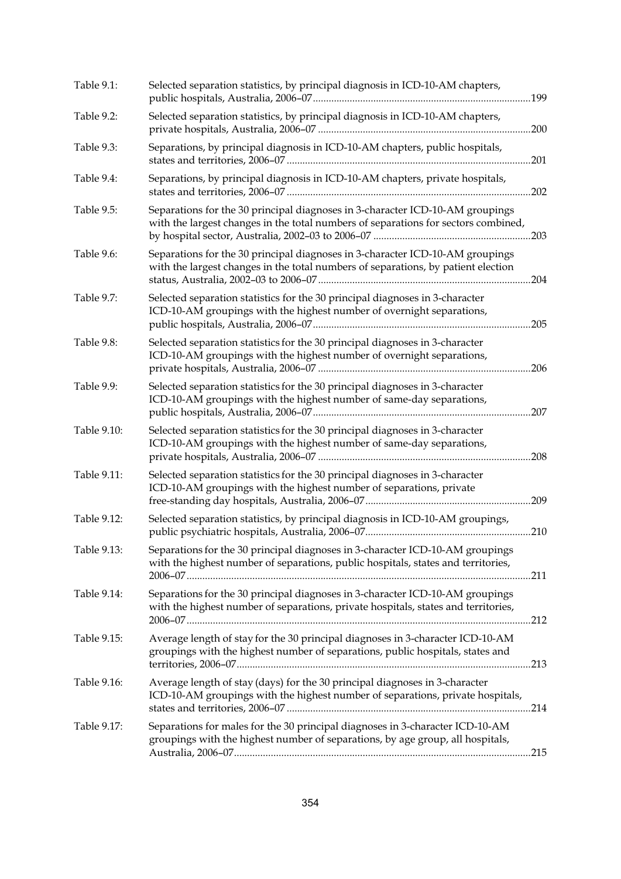| | | |
|---|---|---|
| Table 9.1: | Selected separation statistics, by principal diagnosis in ICD-10-AM chapters, public hospitals, Australia, 2006–07 | 199 |
| Table 9.2: | Selected separation statistics, by principal diagnosis in ICD-10-AM chapters, private hospitals, Australia, 2006–07 | 200 |
| Table 9.3: | Separations, by principal diagnosis in ICD-10-AM chapters, public hospitals, states and territories, 2006–07 | 201 |
| Table 9.4: | Separations, by principal diagnosis in ICD-10-AM chapters, private hospitals, states and territories, 2006–07 | 202 |
| Table 9.5: | Separations for the 30 principal diagnoses in 3-character ICD-10-AM groupings with the largest changes in the total numbers of separations for sectors combined, by hospital sector, Australia, 2002–03 to 2006–07 | 203 |
| Table 9.6: | Separations for the 30 principal diagnoses in 3-character ICD-10-AM groupings with the largest changes in the total numbers of separations, by patient election status, Australia, 2002–03 to 2006–07 | 204 |
| Table 9.7: | Selected separation statistics for the 30 principal diagnoses in 3-character ICD-10-AM groupings with the highest number of overnight separations, public hospitals, Australia, 2006–07 | 205 |
| Table 9.8: | Selected separation statistics for the 30 principal diagnoses in 3-character ICD-10-AM groupings with the highest number of overnight separations, private hospitals, Australia, 2006–07 | 206 |
| Table 9.9: | Selected separation statistics for the 30 principal diagnoses in 3-character ICD-10-AM groupings with the highest number of same-day separations, public hospitals, Australia, 2006–07 | 207 |
| Table 9.10: | Selected separation statistics for the 30 principal diagnoses in 3-character ICD-10-AM groupings with the highest number of same-day separations, private hospitals, Australia, 2006–07 | 208 |
| Table 9.11: | Selected separation statistics for the 30 principal diagnoses in 3-character ICD-10-AM groupings with the highest number of separations, private free-standing day hospitals, Australia, 2006–07 | 209 |
| Table 9.12: | Selected separation statistics, by principal diagnosis in ICD-10-AM groupings, public psychiatric hospitals, Australia, 2006–07 | 210 |
| Table 9.13: | Separations for the 30 principal diagnoses in 3-character ICD-10-AM groupings with the highest number of separations, public hospitals, states and territories, 2006–07 | 211 |
| Table 9.14: | Separations for the 30 principal diagnoses in 3-character ICD-10-AM groupings with the highest number of separations, private hospitals, states and territories, 2006–07 | 212 |
| Table 9.15: | Average length of stay for the 30 principal diagnoses in 3-character ICD-10-AM groupings with the highest number of separations, public hospitals, states and territories, 2006–07 | 213 |
| Table 9.16: | Average length of stay (days) for the 30 principal diagnoses in 3-character ICD-10-AM groupings with the highest number of separations, private hospitals, states and territories, 2006–07 | 214 |
| Table 9.17: | Separations for males for the 30 principal diagnoses in 3-character ICD-10-AM groupings with the highest number of separations, by age group, all hospitals, Australia, 2006–07 | 215 |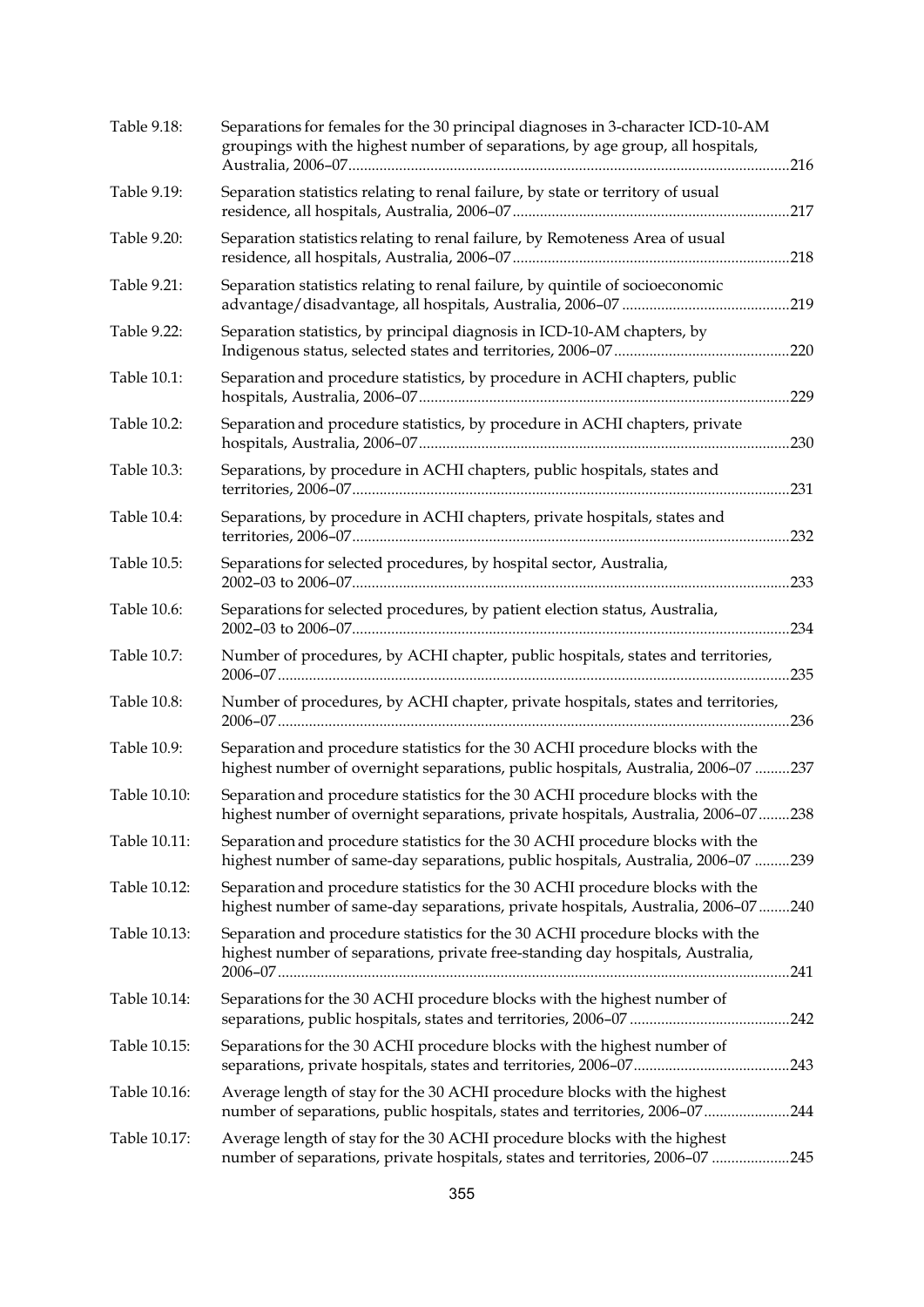| | | |
|---|---|---|
| Table 9.18: | Separations for females for the 30 principal diagnoses in 3-character ICD-10-AM groupings with the highest number of separations, by age group, all hospitals, Australia, 2006–07 | 216 |
| Table 9.19: | Separation statistics relating to renal failure, by state or territory of usual residence, all hospitals, Australia, 2006–07 | 217 |
| Table 9.20: | Separation statistics relating to renal failure, by Remoteness Area of usual residence, all hospitals, Australia, 2006–07 | 218 |
| Table 9.21: | Separation statistics relating to renal failure, by quintile of socioeconomic advantage/disadvantage, all hospitals, Australia, 2006–07 | 219 |
| Table 9.22: | Separation statistics, by principal diagnosis in ICD-10-AM chapters, by Indigenous status, selected states and territories, 2006–07 | 220 |
| Table 10.1: | Separation and procedure statistics, by procedure in ACHI chapters, public hospitals, Australia, 2006–07 | 229 |
| Table 10.2: | Separation and procedure statistics, by procedure in ACHI chapters, private hospitals, Australia, 2006–07 | 230 |
| Table 10.3: | Separations, by procedure in ACHI chapters, public hospitals, states and territories, 2006–07 | 231 |
| Table 10.4: | Separations, by procedure in ACHI chapters, private hospitals, states and territories, 2006–07 | 232 |
| Table 10.5: | Separations for selected procedures, by hospital sector, Australia, 2002–03 to 2006–07 | 233 |
| Table 10.6: | Separations for selected procedures, by patient election status, Australia, 2002–03 to 2006–07 | 234 |
| Table 10.7: | Number of procedures, by ACHI chapter, public hospitals, states and territories, 2006–07 | 235 |
| Table 10.8: | Number of procedures, by ACHI chapter, private hospitals, states and territories, 2006–07 | 236 |
| Table 10.9: | Separation and procedure statistics for the 30 ACHI procedure blocks with the highest number of overnight separations, public hospitals, Australia, 2006–07 | 237 |
| Table 10.10: | Separation and procedure statistics for the 30 ACHI procedure blocks with the highest number of overnight separations, private hospitals, Australia, 2006–07 | 238 |
| Table 10.11: | Separation and procedure statistics for the 30 ACHI procedure blocks with the highest number of same-day separations, public hospitals, Australia, 2006–07 | 239 |
| Table 10.12: | Separation and procedure statistics for the 30 ACHI procedure blocks with the highest number of same-day separations, private hospitals, Australia, 2006–07 | 240 |
| Table 10.13: | Separation and procedure statistics for the 30 ACHI procedure blocks with the highest number of separations, private free-standing day hospitals, Australia, 2006–07 | 241 |
| Table 10.14: | Separations for the 30 ACHI procedure blocks with the highest number of separations, public hospitals, states and territories, 2006–07 | 242 |
| Table 10.15: | Separations for the 30 ACHI procedure blocks with the highest number of separations, private hospitals, states and territories, 2006–07 | 243 |
| Table 10.16: | Average length of stay for the 30 ACHI procedure blocks with the highest number of separations, public hospitals, states and territories, 2006–07 | 244 |
| Table 10.17: | Average length of stay for the 30 ACHI procedure blocks with the highest number of separations, private hospitals, states and territories, 2006–07 | 245 |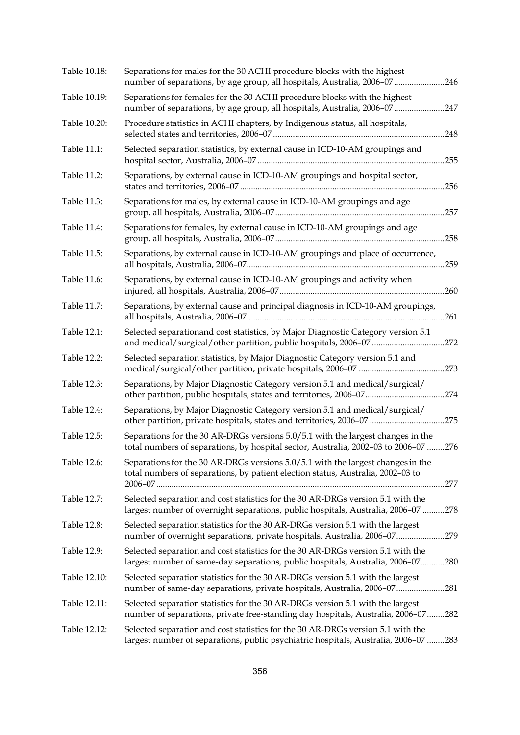| | | |
|---|---|---|
| Table 10.18: | Separations for males for the 30 ACHI procedure blocks with the highest number of separations, by age group, all hospitals, Australia, 2006–07 | 246 |
| Table 10.19: | Separations for females for the 30 ACHI procedure blocks with the highest number of separations, by age group, all hospitals, Australia, 2006–07 | 247 |
| Table 10.20: | Procedure statistics in ACHI chapters, by Indigenous status, all hospitals, selected states and territories, 2006–07 | 248 |
| Table 11.1: | Selected separation statistics, by external cause in ICD-10-AM groupings and hospital sector, Australia, 2006–07 | 255 |
| Table 11.2: | Separations, by external cause in ICD-10-AM groupings and hospital sector, states and territories, 2006–07 | 256 |
| Table 11.3: | Separations for males, by external cause in ICD-10-AM groupings and age group, all hospitals, Australia, 2006–07 | 257 |
| Table 11.4: | Separations for females, by external cause in ICD-10-AM groupings and age group, all hospitals, Australia, 2006–07 | 258 |
| Table 11.5: | Separations, by external cause in ICD-10-AM groupings and place of occurrence, all hospitals, Australia, 2006–07 | 259 |
| Table 11.6: | Separations, by external cause in ICD-10-AM groupings and activity when injured, all hospitals, Australia, 2006–07 | 260 |
| Table 11.7: | Separations, by external cause and principal diagnosis in ICD-10-AM groupings, all hospitals, Australia, 2006–07 | 261 |
| Table 12.1: | Selected separationand cost statistics, by Major Diagnostic Category version 5.1 and medical/surgical/other partition, public hospitals, 2006–07 | 272 |
| Table 12.2: | Selected separation statistics, by Major Diagnostic Category version 5.1 and medical/surgical/other partition, private hospitals, 2006–07 | 273 |
| Table 12.3: | Separations, by Major Diagnostic Category version 5.1 and medical/surgical/ other partition, public hospitals, states and territories, 2006–07 | 274 |
| Table 12.4: | Separations, by Major Diagnostic Category version 5.1 and medical/surgical/ other partition, private hospitals, states and territories, 2006–07 | 275 |
| Table 12.5: | Separations for the 30 AR-DRGs versions 5.0/5.1 with the largest changes in the total numbers of separations, by hospital sector, Australia, 2002–03 to 2006–07 | 276 |
| Table 12.6: | Separations for the 30 AR-DRGs versions 5.0/5.1 with the largest changes in the total numbers of separations, by patient election status, Australia, 2002–03 to 2006–07 | 277 |
| Table 12.7: | Selected separation and cost statistics for the 30 AR-DRGs version 5.1 with the largest number of overnight separations, public hospitals, Australia, 2006–07 | 278 |
| Table 12.8: | Selected separation statistics for the 30 AR-DRGs version 5.1 with the largest number of overnight separations, private hospitals, Australia, 2006–07 | 279 |
| Table 12.9: | Selected separation and cost statistics for the 30 AR-DRGs version 5.1 with the largest number of same-day separations, public hospitals, Australia, 2006–07 | 280 |
| Table 12.10: | Selected separation statistics for the 30 AR-DRGs version 5.1 with the largest number of same-day separations, private hospitals, Australia, 2006–07 | 281 |
| Table 12.11: | Selected separation statistics for the 30 AR-DRGs version 5.1 with the largest number of separations, private free-standing day hospitals, Australia, 2006–07 | 282 |
| Table 12.12: | Selected separation and cost statistics for the 30 AR-DRGs version 5.1 with the largest number of separations, public psychiatric hospitals, Australia, 2006–07 | 283 |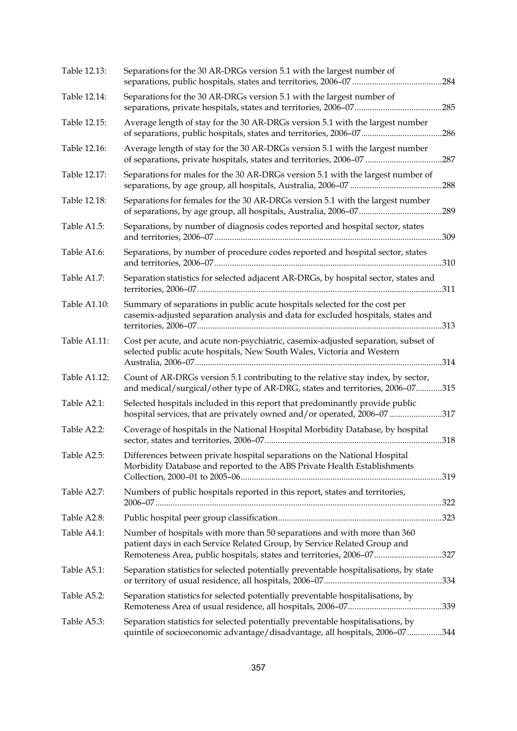| | | |
|---|---|---|
| Table 12.13: | Separations for the 30 AR-DRGs version 5.1 with the largest number of separations, public hospitals, states and territories, 2006–07 | 284 |
| Table 12.14: | Separations for the 30 AR-DRGs version 5.1 with the largest number of separations, private hospitals, states and territories, 2006–07 | 285 |
| Table 12.15: | Average length of stay for the 30 AR-DRGs version 5.1 with the largest number of separations, public hospitals, states and territories, 2006–07 | 286 |
| Table 12.16: | Average length of stay for the 30 AR-DRGs version 5.1 with the largest number of separations, private hospitals, states and territories, 2006–07 | 287 |
| Table 12.17: | Separations for males for the 30 AR-DRGs version 5.1 with the largest number of separations, by age group, all hospitals, Australia, 2006–07 | 288 |
| Table 12.18: | Separations for females for the 30 AR-DRGs version 5.1 with the largest number of separations, by age group, all hospitals, Australia, 2006–07 | 289 |
| Table A1.5: | Separations, by number of diagnosis codes reported and hospital sector, states and territories, 2006–07 | 309 |
| Table A1.6: | Separations, by number of procedure codes reported and hospital sector, states and territories, 2006–07 | 310 |
| Table A1.7: | Separation statistics for selected adjacent AR-DRGs, by hospital sector, states and territories, 2006–07 | 311 |
| Table A1.10: | Summary of separations in public acute hospitals selected for the cost per casemix-adjusted separation analysis and data for excluded hospitals, states and territories, 2006–07 | 313 |
| Table A1.11: | Cost per acute, and acute non-psychiatric, casemix-adjusted separation, subset of selected public acute hospitals, New South Wales, Victoria and Western Australia, 2006–07 | 314 |
| Table A1.12: | Count of AR-DRGs version 5.1 contributing to the relative stay index, by sector, and medical/surgical/other type of AR-DRG, states and territories, 2006–07 | 315 |
| Table A2.1: | Selected hospitals included in this report that predominantly provide public hospital services, that are privately owned and/or operated, 2006–07 | 317 |
| Table A2.2: | Coverage of hospitals in the National Hospital Morbidity Database, by hospital sector, states and territories, 2006–07 | 318 |
| Table A2.5: | Differences between private hospital separations on the National Hospital Morbidity Database and reported to the ABS Private Health Establishments Collection, 2000–01 to 2005–06 | 319 |
| Table A2.7: | Numbers of public hospitals reported in this report, states and territories, 2006–07 | 322 |
| Table A2.8: | Public hospital peer group classification | 323 |
| Table A4.1: | Number of hospitals with more than 50 separations and with more than 360 patient days in each Service Related Group, by Service Related Group and Remoteness Area, public hospitals, states and territories, 2006–07 | 327 |
| Table A5.1: | Separation statistics for selected potentially preventable hospitalisations, by state or territory of usual residence, all hospitals, 2006–07 | 334 |
| Table A5.2: | Separation statistics for selected potentially preventable hospitalisations, by Remoteness Area of usual residence, all hospitals, 2006–07 | 339 |
| Table A5.3: | Separation statistics for selected potentially preventable hospitalisations, by quintile of socioeconomic advantage/disadvantage, all hospitals, 2006–07 | 344 |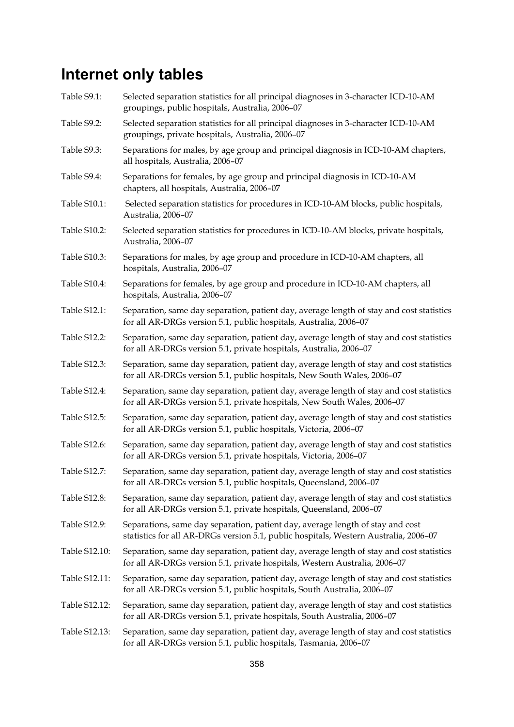# Internet only tables

| | |
|---|---|
| Table S9.1: | Selected separation statistics for all principal diagnoses in 3-character ICD-10-AM groupings, public hospitals, Australia, 2006–07 |
| Table S9.2: | Selected separation statistics for all principal diagnoses in 3-character ICD-10-AM groupings, private hospitals, Australia, 2006–07 |
| Table S9.3: | Separations for males, by age group and principal diagnosis in ICD-10-AM chapters, all hospitals, Australia, 2006–07 |
| Table S9.4: | Separations for females, by age group and principal diagnosis in ICD-10-AM chapters, all hospitals, Australia, 2006–07 |
| Table S10.1: | Selected separation statistics for procedures in ICD-10-AM blocks, public hospitals, Australia, 2006–07 |
| Table S10.2: | Selected separation statistics for procedures in ICD-10-AM blocks, private hospitals, Australia, 2006–07 |
| Table S10.3: | Separations for males, by age group and procedure in ICD-10-AM chapters, all hospitals, Australia, 2006–07 |
| Table S10.4: | Separations for females, by age group and procedure in ICD-10-AM chapters, all hospitals, Australia, 2006–07 |
| Table S12.1: | Separation, same day separation, patient day, average length of stay and cost statistics for all AR-DRGs version 5.1, public hospitals, Australia, 2006–07 |
| Table S12.2: | Separation, same day separation, patient day, average length of stay and cost statistics for all AR-DRGs version 5.1, private hospitals, Australia, 2006–07 |
| Table S12.3: | Separation, same day separation, patient day, average length of stay and cost statistics for all AR-DRGs version 5.1, public hospitals, New South Wales, 2006–07 |
| Table S12.4: | Separation, same day separation, patient day, average length of stay and cost statistics for all AR-DRGs version 5.1, private hospitals, New South Wales, 2006–07 |
| Table S12.5: | Separation, same day separation, patient day, average length of stay and cost statistics for all AR-DRGs version 5.1, public hospitals, Victoria, 2006–07 |
| Table S12.6: | Separation, same day separation, patient day, average length of stay and cost statistics for all AR-DRGs version 5.1, private hospitals, Victoria, 2006–07 |
| Table S12.7: | Separation, same day separation, patient day, average length of stay and cost statistics for all AR-DRGs version 5.1, public hospitals, Queensland, 2006–07 |
| Table S12.8: | Separation, same day separation, patient day, average length of stay and cost statistics for all AR-DRGs version 5.1, private hospitals, Queensland, 2006–07 |
| Table S12.9: | Separations, same day separation, patient day, average length of stay and cost statistics for all AR-DRGs version 5.1, public hospitals, Western Australia, 2006–07 |
| Table S12.10: | Separation, same day separation, patient day, average length of stay and cost statistics for all AR-DRGs version 5.1, private hospitals, Western Australia, 2006–07 |
| Table S12.11: | Separation, same day separation, patient day, average length of stay and cost statistics for all AR-DRGs version 5.1, public hospitals, South Australia, 2006–07 |
| Table S12.12: | Separation, same day separation, patient day, average length of stay and cost statistics for all AR-DRGs version 5.1, private hospitals, South Australia, 2006–07 |
| Table S12.13: | Separation, same day separation, patient day, average length of stay and cost statistics for all AR-DRGs version 5.1, public hospitals, Tasmania, 2006–07 |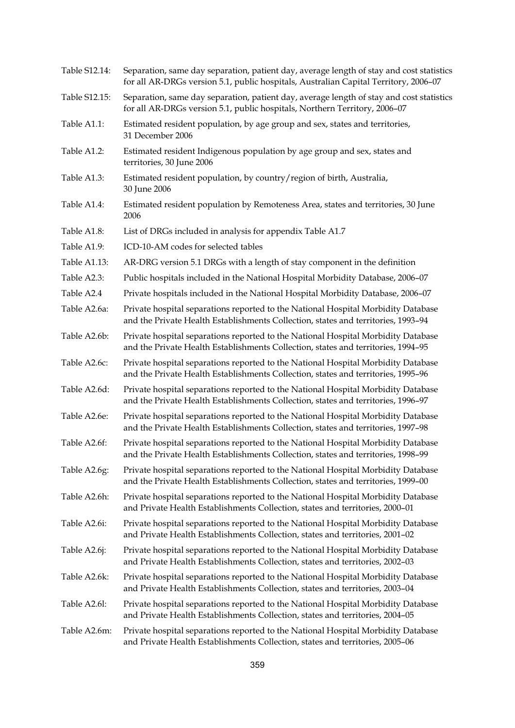| | |
|---|---|
| Table S12.14: | Separation, same day separation, patient day, average length of stay and cost statistics for all AR-DRGs version 5.1, public hospitals, Australian Capital Territory, 2006–07 |
| Table S12.15: | Separation, same day separation, patient day, average length of stay and cost statistics for all AR-DRGs version 5.1, public hospitals, Northern Territory, 2006–07 |
| Table A1.1: | Estimated resident population, by age group and sex, states and territories, 31 December 2006 |
| Table A1.2: | Estimated resident Indigenous population by age group and sex, states and territories, 30 June 2006 |
| Table A1.3: | Estimated resident population, by country/region of birth, Australia, 30 June 2006 |
| Table A1.4: | Estimated resident population by Remoteness Area, states and territories, 30 June 2006 |
| Table A1.8: | List of DRGs included in analysis for appendix Table A1.7 |
| Table A1.9: | ICD-10-AM codes for selected tables |
| Table A1.13: | AR-DRG version 5.1 DRGs with a length of stay component in the definition |
| Table A2.3: | Public hospitals included in the National Hospital Morbidity Database, 2006–07 |
| Table A2.4 | Private hospitals included in the National Hospital Morbidity Database, 2006–07 |
| Table A2.6a: | Private hospital separations reported to the National Hospital Morbidity Database and the Private Health Establishments Collection, states and territories, 1993–94 |
| Table A2.6b: | Private hospital separations reported to the National Hospital Morbidity Database and the Private Health Establishments Collection, states and territories, 1994–95 |
| Table A2.6c: | Private hospital separations reported to the National Hospital Morbidity Database and the Private Health Establishments Collection, states and territories, 1995–96 |
| Table A2.6d: | Private hospital separations reported to the National Hospital Morbidity Database and the Private Health Establishments Collection, states and territories, 1996–97 |
| Table A2.6e: | Private hospital separations reported to the National Hospital Morbidity Database and the Private Health Establishments Collection, states and territories, 1997–98 |
| Table A2.6f: | Private hospital separations reported to the National Hospital Morbidity Database and the Private Health Establishments Collection, states and territories, 1998–99 |
| Table A2.6g: | Private hospital separations reported to the National Hospital Morbidity Database and the Private Health Establishments Collection, states and territories, 1999–00 |
| Table A2.6h: | Private hospital separations reported to the National Hospital Morbidity Database and Private Health Establishments Collection, states and territories, 2000–01 |
| Table A2.6i: | Private hospital separations reported to the National Hospital Morbidity Database and Private Health Establishments Collection, states and territories, 2001–02 |
| Table A2.6j: | Private hospital separations reported to the National Hospital Morbidity Database and Private Health Establishments Collection, states and territories, 2002–03 |
| Table A2.6k: | Private hospital separations reported to the National Hospital Morbidity Database and Private Health Establishments Collection, states and territories, 2003–04 |
| Table A2.6l: | Private hospital separations reported to the National Hospital Morbidity Database and Private Health Establishments Collection, states and territories, 2004–05 |
| Table A2.6m: | Private hospital separations reported to the National Hospital Morbidity Database and Private Health Establishments Collection, states and territories, 2005–06 |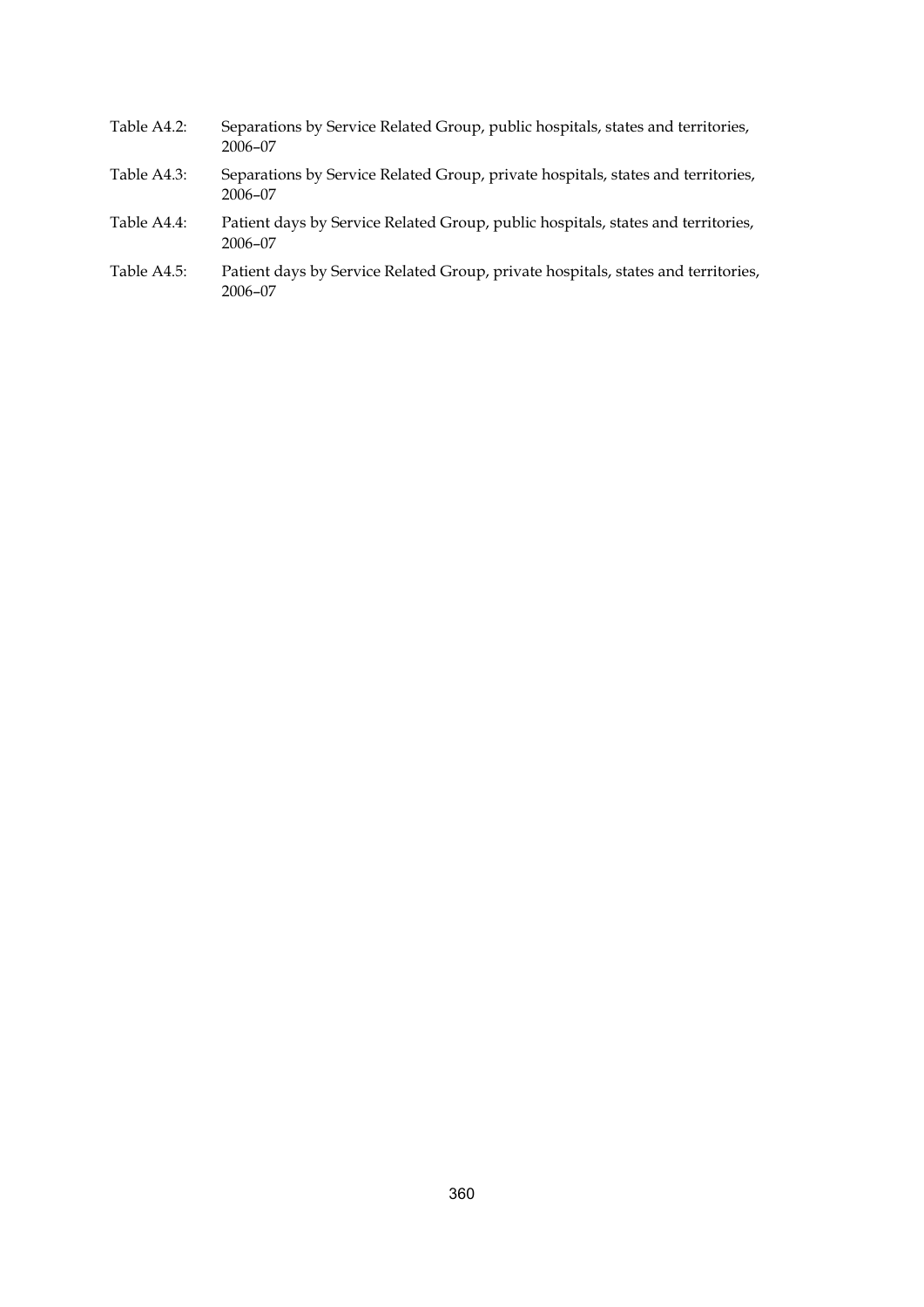Table A4.2: Separations by Service Related Group, public hospitals, states and territories, 2006–07

Table A4.3: Separations by Service Related Group, private hospitals, states and territories, 2006–07

Table A4.4: Patient days by Service Related Group, public hospitals, states and territories, 2006–07

Table A4.5: Patient days by Service Related Group, private hospitals, states and territories, 2006–07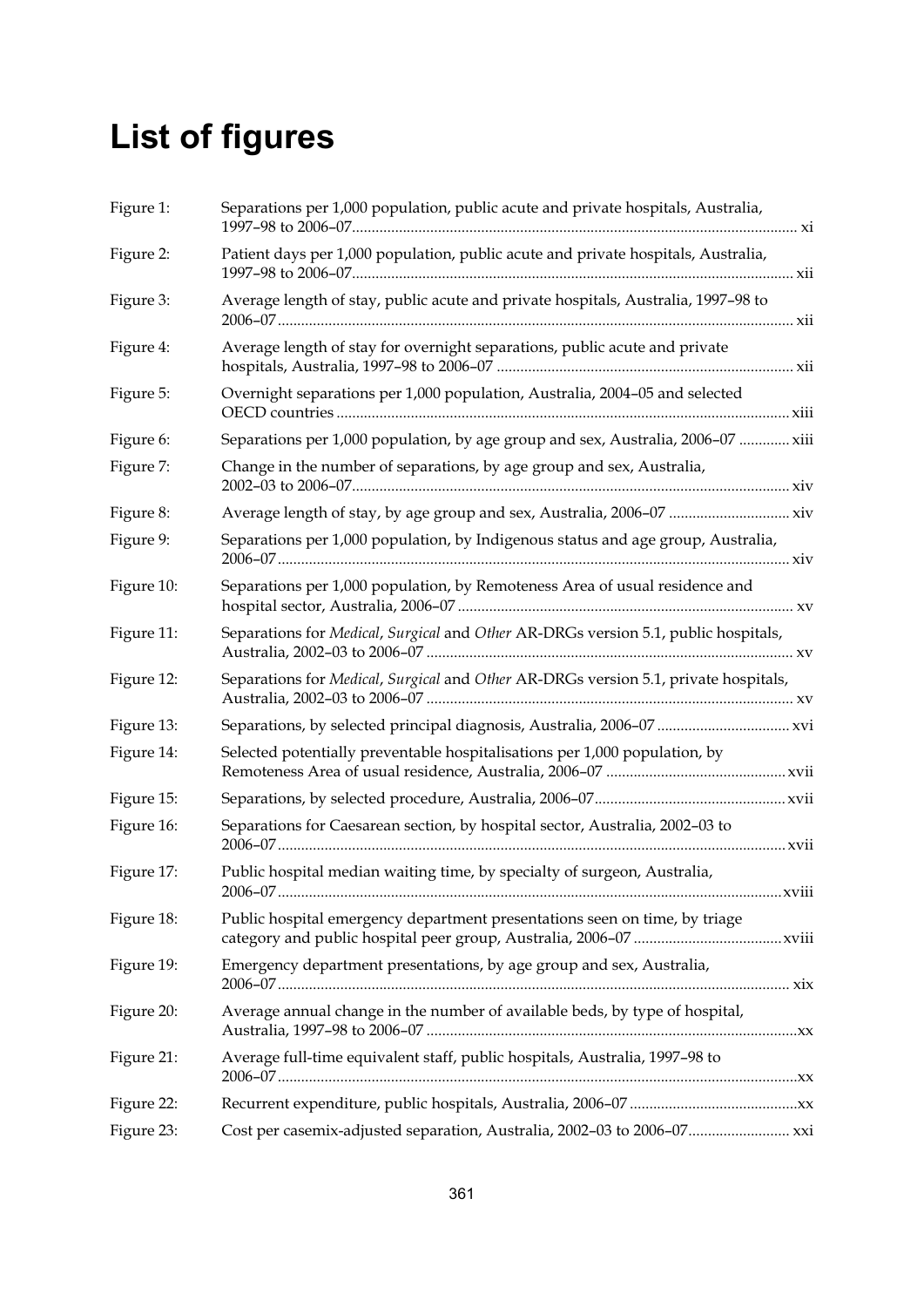# List of figures

| | | |
|---|---|---|
| Figure 1: | Separations per 1,000 population, public acute and private hospitals, Australia, 1997–98 to 2006–07 | xi |
| Figure 2: | Patient days per 1,000 population, public acute and private hospitals, Australia, 1997–98 to 2006–07 | xii |
| Figure 3: | Average length of stay, public acute and private hospitals, Australia, 1997–98 to 2006–07 | xii |
| Figure 4: | Average length of stay for overnight separations, public acute and private hospitals, Australia, 1997–98 to 2006–07 | xii |
| Figure 5: | Overnight separations per 1,000 population, Australia, 2004–05 and selected OECD countries | xiii |
| Figure 6: | Separations per 1,000 population, by age group and sex, Australia, 2006–07 | xiii |
| Figure 7: | Change in the number of separations, by age group and sex, Australia, 2002–03 to 2006–07 | xiv |
| Figure 8: | Average length of stay, by age group and sex, Australia, 2006–07 | xiv |
| Figure 9: | Separations per 1,000 population, by Indigenous status and age group, Australia, 2006–07 | xiv |
| Figure 10: | Separations per 1,000 population, by Remoteness Area of usual residence and hospital sector, Australia, 2006–07 | xv |
| Figure 11: | Separations for *Medical*, *Surgical* and *Other* AR-DRGs version 5.1, public hospitals, Australia, 2002–03 to 2006–07 | xv |
| Figure 12: | Separations for *Medical*, *Surgical* and *Other* AR-DRGs version 5.1, private hospitals, Australia, 2002–03 to 2006–07 | xv |
| Figure 13: | Separations, by selected principal diagnosis, Australia, 2006–07 | xvi |
| Figure 14: | Selected potentially preventable hospitalisations per 1,000 population, by Remoteness Area of usual residence, Australia, 2006–07 | xvii |
| Figure 15: | Separations, by selected procedure, Australia, 2006–07 | xvii |
| Figure 16: | Separations for Caesarean section, by hospital sector, Australia, 2002–03 to 2006–07 | xvii |
| Figure 17: | Public hospital median waiting time, by specialty of surgeon, Australia, 2006–07 | xviii |
| Figure 18: | Public hospital emergency department presentations seen on time, by triage category and public hospital peer group, Australia, 2006–07 | xviii |
| Figure 19: | Emergency department presentations, by age group and sex, Australia, 2006–07 | xix |
| Figure 20: | Average annual change in the number of available beds, by type of hospital, Australia, 1997–98 to 2006–07 | xx |
| Figure 21: | Average full-time equivalent staff, public hospitals, Australia, 1997–98 to 2006–07 | xx |
| Figure 22: | Recurrent expenditure, public hospitals, Australia, 2006–07 | xx |
| Figure 23: | Cost per casemix-adjusted separation, Australia, 2002–03 to 2006–07 | xxi |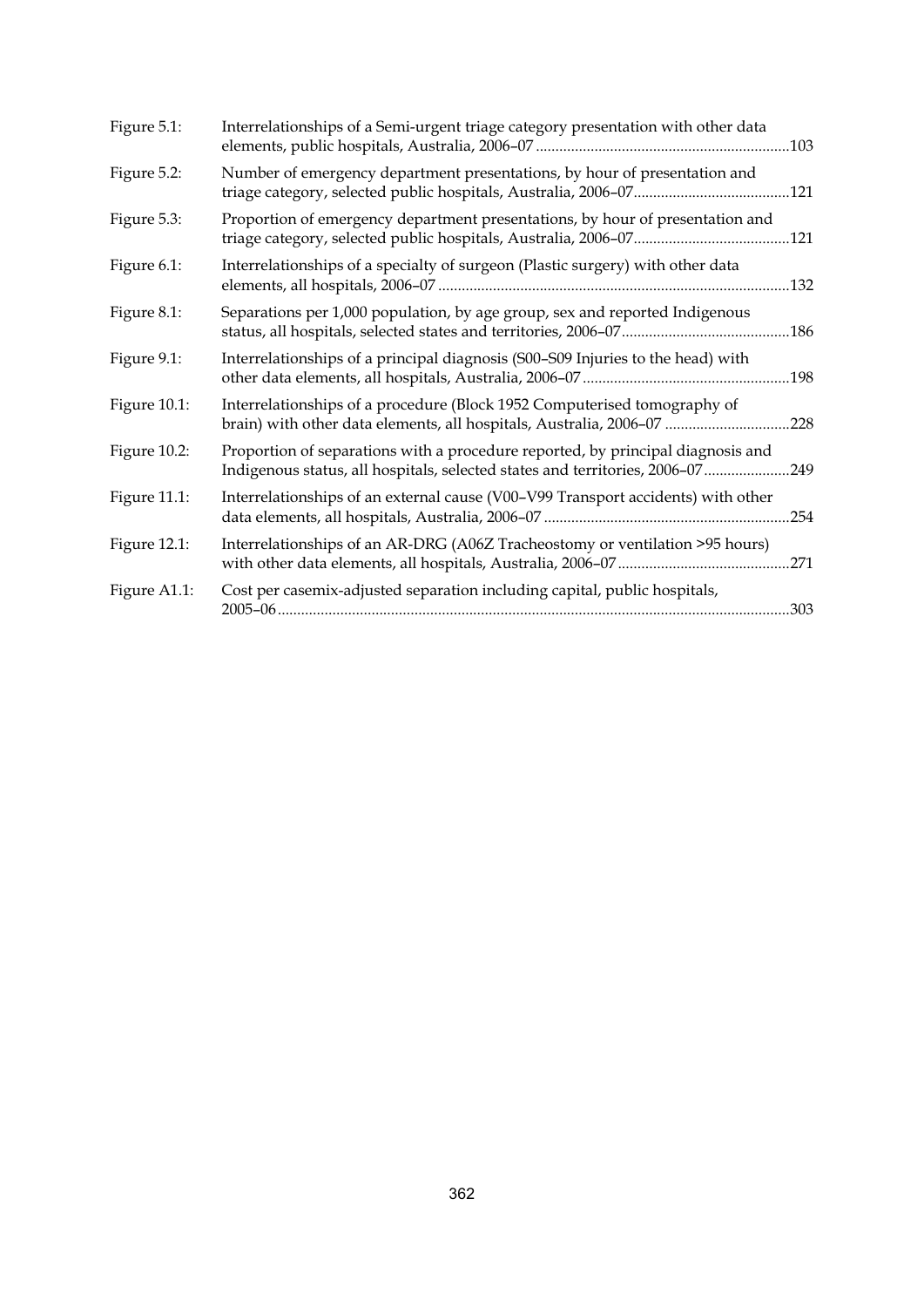| | | |
|---|---|---|
| Figure 5.1: | Interrelationships of a Semi-urgent triage category presentation with other data elements, public hospitals, Australia, 2006–07 | 103 |
| Figure 5.2: | Number of emergency department presentations, by hour of presentation and triage category, selected public hospitals, Australia, 2006–07 | 121 |
| Figure 5.3: | Proportion of emergency department presentations, by hour of presentation and triage category, selected public hospitals, Australia, 2006–07 | 121 |
| Figure 6.1: | Interrelationships of a specialty of surgeon (Plastic surgery) with other data elements, all hospitals, 2006–07 | 132 |
| Figure 8.1: | Separations per 1,000 population, by age group, sex and reported Indigenous status, all hospitals, selected states and territories, 2006–07 | 186 |
| Figure 9.1: | Interrelationships of a principal diagnosis (S00–S09 Injuries to the head) with other data elements, all hospitals, Australia, 2006–07 | 198 |
| Figure 10.1: | Interrelationships of a procedure (Block 1952 Computerised tomography of brain) with other data elements, all hospitals, Australia, 2006–07 | 228 |
| Figure 10.2: | Proportion of separations with a procedure reported, by principal diagnosis and Indigenous status, all hospitals, selected states and territories, 2006–07 | 249 |
| Figure 11.1: | Interrelationships of an external cause (V00–V99 Transport accidents) with other data elements, all hospitals, Australia, 2006–07 | 254 |
| Figure 12.1: | Interrelationships of an AR-DRG (A06Z Tracheostomy or ventilation >95 hours) with other data elements, all hospitals, Australia, 2006–07 | 271 |
| Figure A1.1: | Cost per casemix-adjusted separation including capital, public hospitals, 2005–06 | 303 |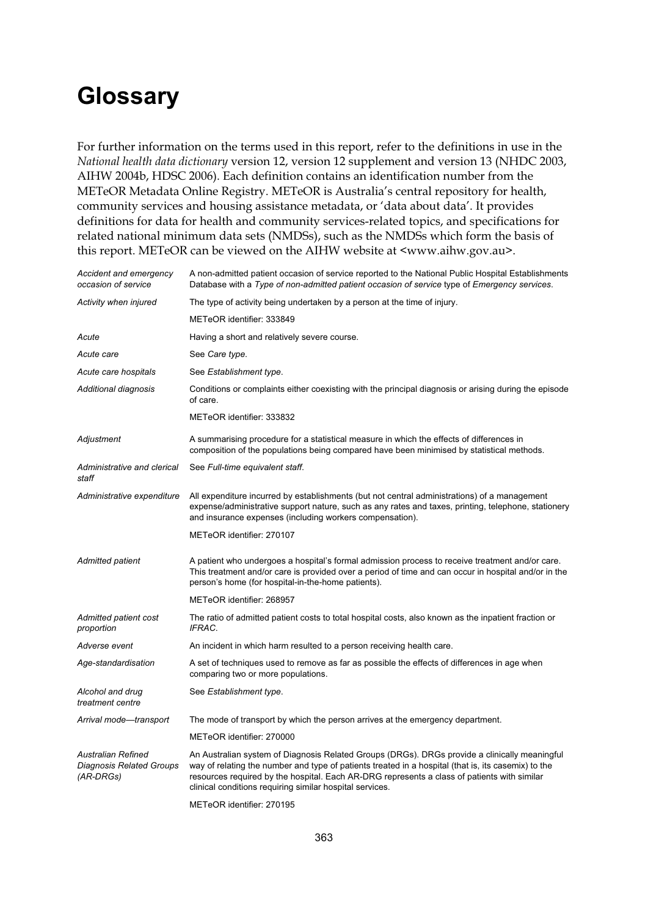# Glossary

For further information on the terms used in this report, refer to the definitions in use in the *National health data dictionary* version 12, version 12 supplement and version 13 (NHDC 2003, AIHW 2004b, HDSC 2006). Each definition contains an identification number from the METeOR Metadata Online Registry. METeOR is Australia's central repository for health, community services and housing assistance metadata, or 'data about data'. It provides definitions for data for health and community services-related topics, and specifications for related national minimum data sets (NMDSs), such as the NMDSs which form the basis of this report. METeOR can be viewed on the AIHW website at <www.aihw.gov.au>.

| | |
|---|---|
| *Accident and emergency occasion of service* | A non-admitted patient occasion of service reported to the National Public Hospital Establishments Database with a *Type of non-admitted patient occasion of service* type of *Emergency services*. |
| *Activity when injured* | The type of activity being undertaken by a person at the time of injury.<br>METeOR identifier: 333849 |
| *Acute* | Having a short and relatively severe course. |
| *Acute care* | See *Care type*. |
| *Acute care hospitals* | See *Establishment type*. |
| *Additional diagnosis* | Conditions or complaints either coexisting with the principal diagnosis or arising during the episode of care.<br>METeOR identifier: 333832 |
| *Adjustment* | A summarising procedure for a statistical measure in which the effects of differences in composition of the populations being compared have been minimised by statistical methods. |
| *Administrative and clerical staff* | See *Full-time equivalent staff*. |
| *Administrative expenditure* | All expenditure incurred by establishments (but not central administrations) of a management expense/administrative support nature, such as any rates and taxes, printing, telephone, stationery and insurance expenses (including workers compensation).<br>METeOR identifier: 270107 |
| *Admitted patient* | A patient who undergoes a hospital's formal admission process to receive treatment and/or care. This treatment and/or care is provided over a period of time and can occur in hospital and/or in the person's home (for hospital-in-the-home patients).<br>METeOR identifier: 268957 |
| *Admitted patient cost proportion* | The ratio of admitted patient costs to total hospital costs, also known as the inpatient fraction or *IFRAC*. |
| *Adverse event* | An incident in which harm resulted to a person receiving health care. |
| *Age-standardisation* | A set of techniques used to remove as far as possible the effects of differences in age when comparing two or more populations. |
| *Alcohol and drug treatment centre* | See *Establishment type*. |
| *Arrival mode—transport* | The mode of transport by which the person arrives at the emergency department.<br>METeOR identifier: 270000 |
| *Australian Refined Diagnosis Related Groups (AR-DRGs)* | An Australian system of Diagnosis Related Groups (DRGs). DRGs provide a clinically meaningful way of relating the number and type of patients treated in a hospital (that is, its casemix) to the resources required by the hospital. Each AR-DRG represents a class of patients with similar clinical conditions requiring similar hospital services.<br>METeOR identifier: 270195 |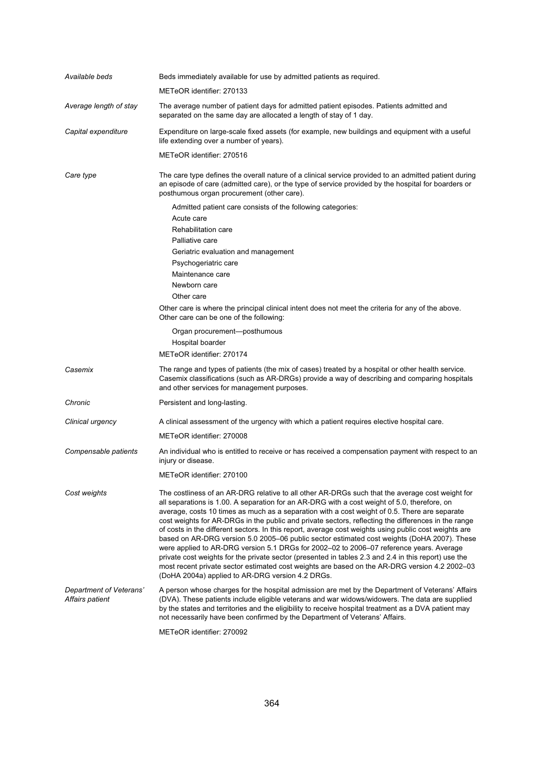*Available beds*

Beds immediately available for use by admitted patients as required.

METeOR identifier: 270133

*Average length of stay*

The average number of patient days for admitted patient episodes. Patients admitted and separated on the same day are allocated a length of stay of 1 day.

*Capital expenditure*

Expenditure on large-scale fixed assets (for example, new buildings and equipment with a useful life extending over a number of years).

METeOR identifier: 270516

*Care type*

The care type defines the overall nature of a clinical service provided to an admitted patient during an episode of care (admitted care), or the type of service provided by the hospital for boarders or posthumous organ procurement (other care).

Admitted patient care consists of the following categories:

- Acute care
- Rehabilitation care
- Palliative care
- Geriatric evaluation and management
- Psychogeriatric care
- Maintenance care
- Newborn care
- Other care

Other care is where the principal clinical intent does not meet the criteria for any of the above. Other care can be one of the following:

- Organ procurement—posthumous
- Hospital boarder

METeOR identifier: 270174

*Casemix*

The range and types of patients (the mix of cases) treated by a hospital or other health service. Casemix classifications (such as AR-DRGs) provide a way of describing and comparing hospitals and other services for management purposes.

*Chronic*

Persistent and long-lasting.

*Clinical urgency*

A clinical assessment of the urgency with which a patient requires elective hospital care.

METeOR identifier: 270008

*Compensable patients*

An individual who is entitled to receive or has received a compensation payment with respect to an injury or disease.

METeOR identifier: 270100

*Cost weights*

The costliness of an AR-DRG relative to all other AR-DRGs such that the average cost weight for all separations is 1.00. A separation for an AR-DRG with a cost weight of 5.0, therefore, on average, costs 10 times as much as a separation with a cost weight of 0.5. There are separate cost weights for AR-DRGs in the public and private sectors, reflecting the differences in the range of costs in the different sectors. In this report, average cost weights using public cost weights are based on AR-DRG version 5.0 2005–06 public sector estimated cost weights (DoHA 2007). These were applied to AR-DRG version 5.1 DRGs for 2002–02 to 2006–07 reference years. Average private cost weights for the private sector (presented in tables 2.3 and 2.4 in this report) use the most recent private sector estimated cost weights are based on the AR-DRG version 4.2 2002–03 (DoHA 2004a) applied to AR-DRG version 4.2 DRGs.

*Department of Veterans' Affairs patient*

A person whose charges for the hospital admission are met by the Department of Veterans' Affairs (DVA). These patients include eligible veterans and war widows/widowers. The data are supplied by the states and territories and the eligibility to receive hospital treatment as a DVA patient may not necessarily have been confirmed by the Department of Veterans' Affairs.

METeOR identifier: 270092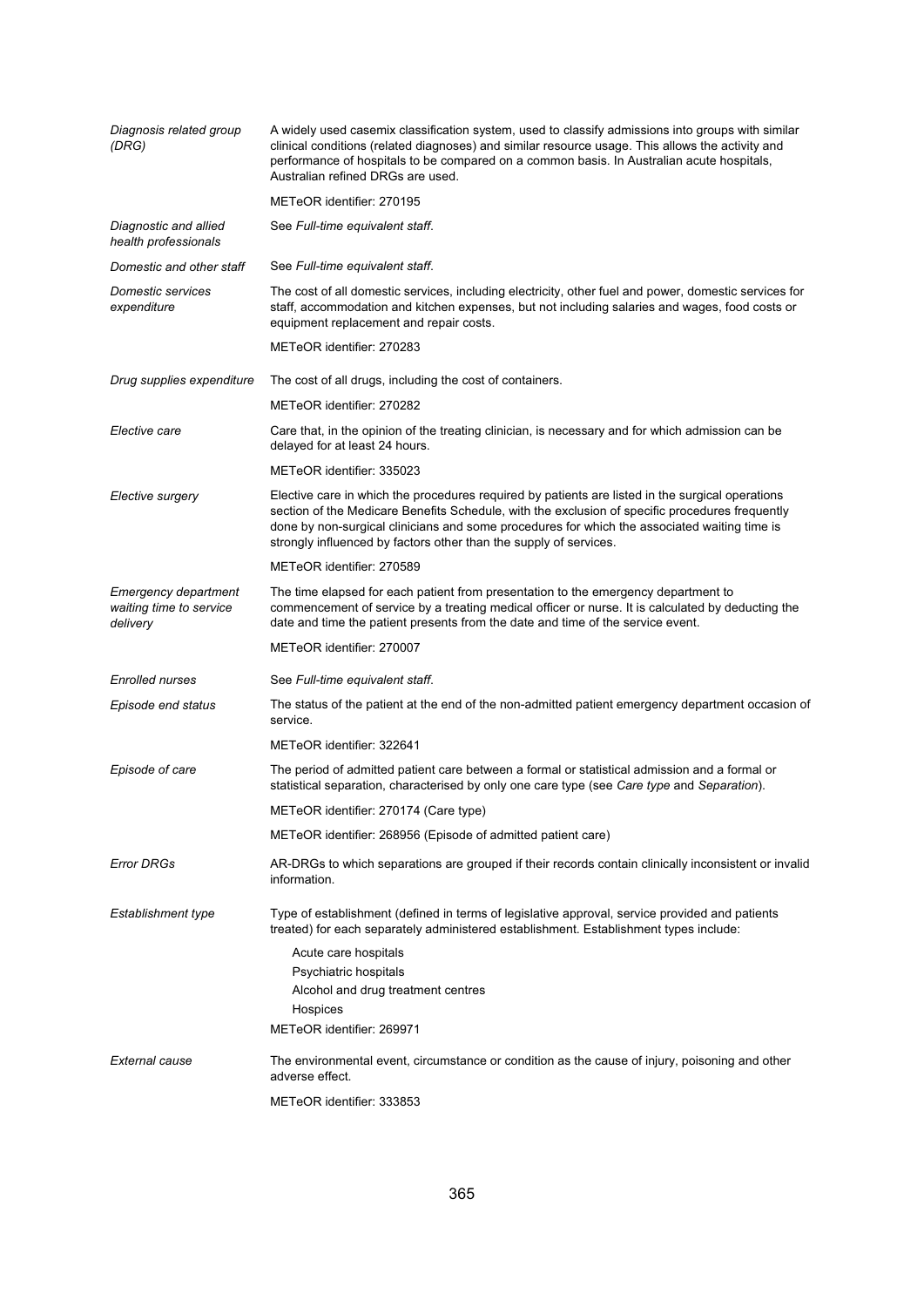| | |
|---|---|
| *Diagnosis related group (DRG)* | A widely used casemix classification system, used to classify admissions into groups with similar clinical conditions (related diagnoses) and similar resource usage. This allows the activity and performance of hospitals to be compared on a common basis. In Australian acute hospitals, Australian refined DRGs are used. |
| | METeOR identifier: 270195 |
| *Diagnostic and allied health professionals* | See *Full-time equivalent staff*. |
| *Domestic and other staff* | See *Full-time equivalent staff*. |
| *Domestic services expenditure* | The cost of all domestic services, including electricity, other fuel and power, domestic services for staff, accommodation and kitchen expenses, but not including salaries and wages, food costs or equipment replacement and repair costs. |
| | METeOR identifier: 270283 |
| *Drug supplies expenditure* | The cost of all drugs, including the cost of containers. |
| | METeOR identifier: 270282 |
| *Elective care* | Care that, in the opinion of the treating clinician, is necessary and for which admission can be delayed for at least 24 hours. |
| | METeOR identifier: 335023 |
| *Elective surgery* | Elective care in which the procedures required by patients are listed in the surgical operations section of the Medicare Benefits Schedule, with the exclusion of specific procedures frequently done by non-surgical clinicians and some procedures for which the associated waiting time is strongly influenced by factors other than the supply of services. |
| | METeOR identifier: 270589 |
| *Emergency department waiting time to service delivery* | The time elapsed for each patient from presentation to the emergency department to commencement of service by a treating medical officer or nurse. It is calculated by deducting the date and time the patient presents from the date and time of the service event. |
| | METeOR identifier: 270007 |
| *Enrolled nurses* | See *Full-time equivalent staff*. |
| *Episode end status* | The status of the patient at the end of the non-admitted patient emergency department occasion of service. |
| | METeOR identifier: 322641 |
| *Episode of care* | The period of admitted patient care between a formal or statistical admission and a formal or statistical separation, characterised by only one care type (see *Care type* and *Separation*). |
| | METeOR identifier: 270174 (Care type) |
| | METeOR identifier: 268956 (Episode of admitted patient care) |
| *Error DRGs* | AR-DRGs to which separations are grouped if their records contain clinically inconsistent or invalid information. |
| *Establishment type* | Type of establishment (defined in terms of legislative approval, service provided and patients treated) for each separately administered establishment. Establishment types include:<br>Acute care hospitals<br>Psychiatric hospitals<br>Alcohol and drug treatment centres<br>Hospices<br>METeOR identifier: 269971 |
| *External cause* | The environmental event, circumstance or condition as the cause of injury, poisoning and other adverse effect. |
| | METeOR identifier: 333853 |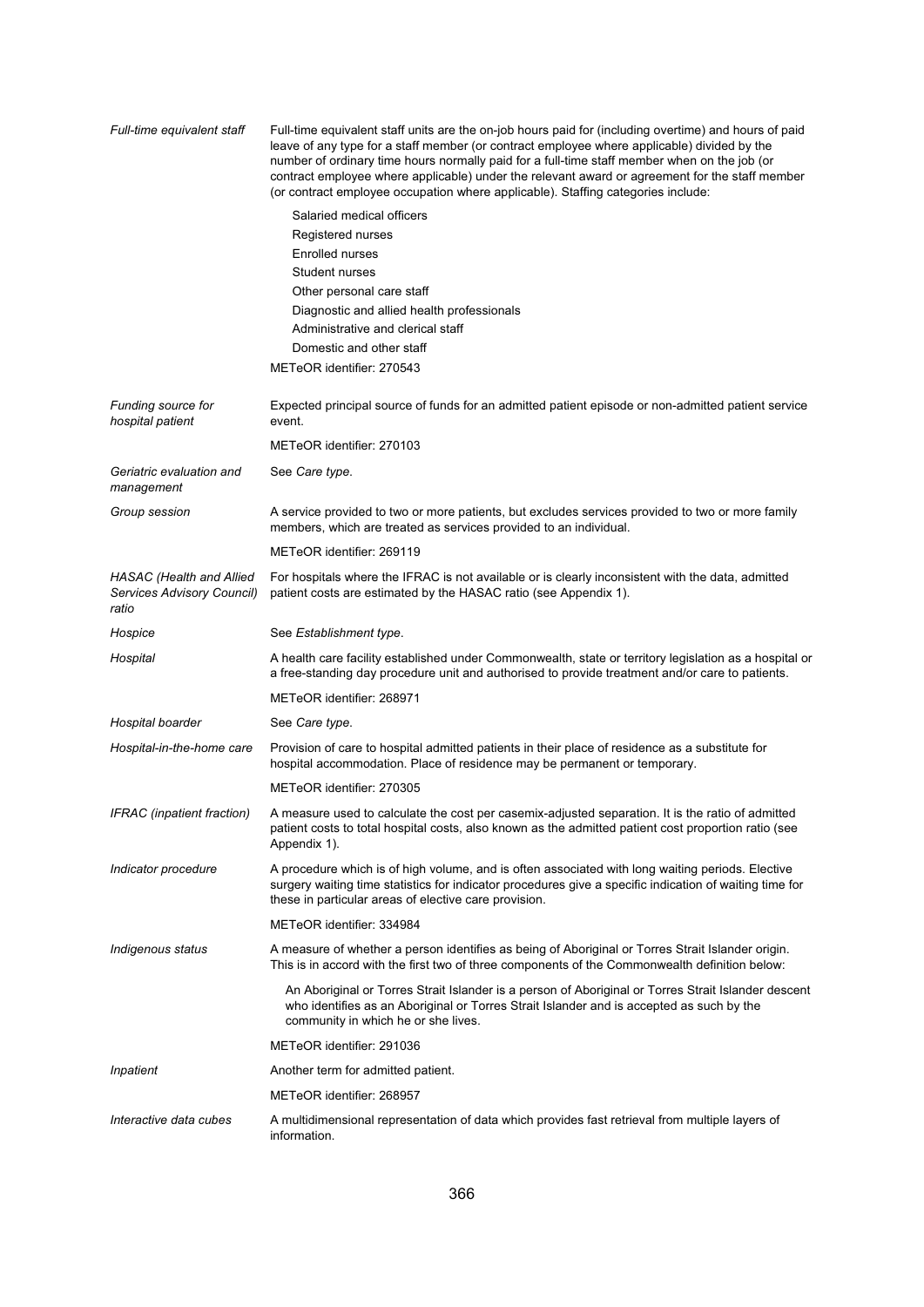| | |
|---|---|
| *Full-time equivalent staff* | Full-time equivalent staff units are the on-job hours paid for (including overtime) and hours of paid leave of any type for a staff member (or contract employee where applicable) divided by the number of ordinary time hours normally paid for a full-time staff member when on the job (or contract employee where applicable) under the relevant award or agreement for the staff member (or contract employee occupation where applicable). Staffing categories include:<br>Salaried medical officers<br>Registered nurses<br>Enrolled nurses<br>Student nurses<br>Other personal care staff<br>Diagnostic and allied health professionals<br>Administrative and clerical staff<br>Domestic and other staff<br>METeOR identifier: 270543 |
| *Funding source for hospital patient* | Expected principal source of funds for an admitted patient episode or non-admitted patient service event.<br>METeOR identifier: 270103 |
| *Geriatric evaluation and management* | See *Care type*. |
| *Group session* | A service provided to two or more patients, but excludes services provided to two or more family members, which are treated as services provided to an individual.<br>METeOR identifier: 269119 |
| *HASAC (Health and Allied Services Advisory Council) ratio* | For hospitals where the IFRAC is not available or is clearly inconsistent with the data, admitted patient costs are estimated by the HASAC ratio (see Appendix 1). |
| *Hospice* | See *Establishment type*. |
| *Hospital* | A health care facility established under Commonwealth, state or territory legislation as a hospital or a free-standing day procedure unit and authorised to provide treatment and/or care to patients.<br>METeOR identifier: 268971 |
| *Hospital boarder* | See *Care type*. |
| *Hospital-in-the-home care* | Provision of care to hospital admitted patients in their place of residence as a substitute for hospital accommodation. Place of residence may be permanent or temporary.<br>METeOR identifier: 270305 |
| *IFRAC (inpatient fraction)* | A measure used to calculate the cost per casemix-adjusted separation. It is the ratio of admitted patient costs to total hospital costs, also known as the admitted patient cost proportion ratio (see Appendix 1). |
| *Indicator procedure* | A procedure which is of high volume, and is often associated with long waiting periods. Elective surgery waiting time statistics for indicator procedures give a specific indication of waiting time for these in particular areas of elective care provision.<br>METeOR identifier: 334984 |
| *Indigenous status* | A measure of whether a person identifies as being of Aboriginal or Torres Strait Islander origin. This is in accord with the first two of three components of the Commonwealth definition below:<br>An Aboriginal or Torres Strait Islander is a person of Aboriginal or Torres Strait Islander descent who identifies as an Aboriginal or Torres Strait Islander and is accepted as such by the community in which he or she lives.<br>METeOR identifier: 291036 |
| *Inpatient* | Another term for admitted patient.<br>METeOR identifier: 268957 |
| *Interactive data cubes* | A multidimensional representation of data which provides fast retrieval from multiple layers of information. |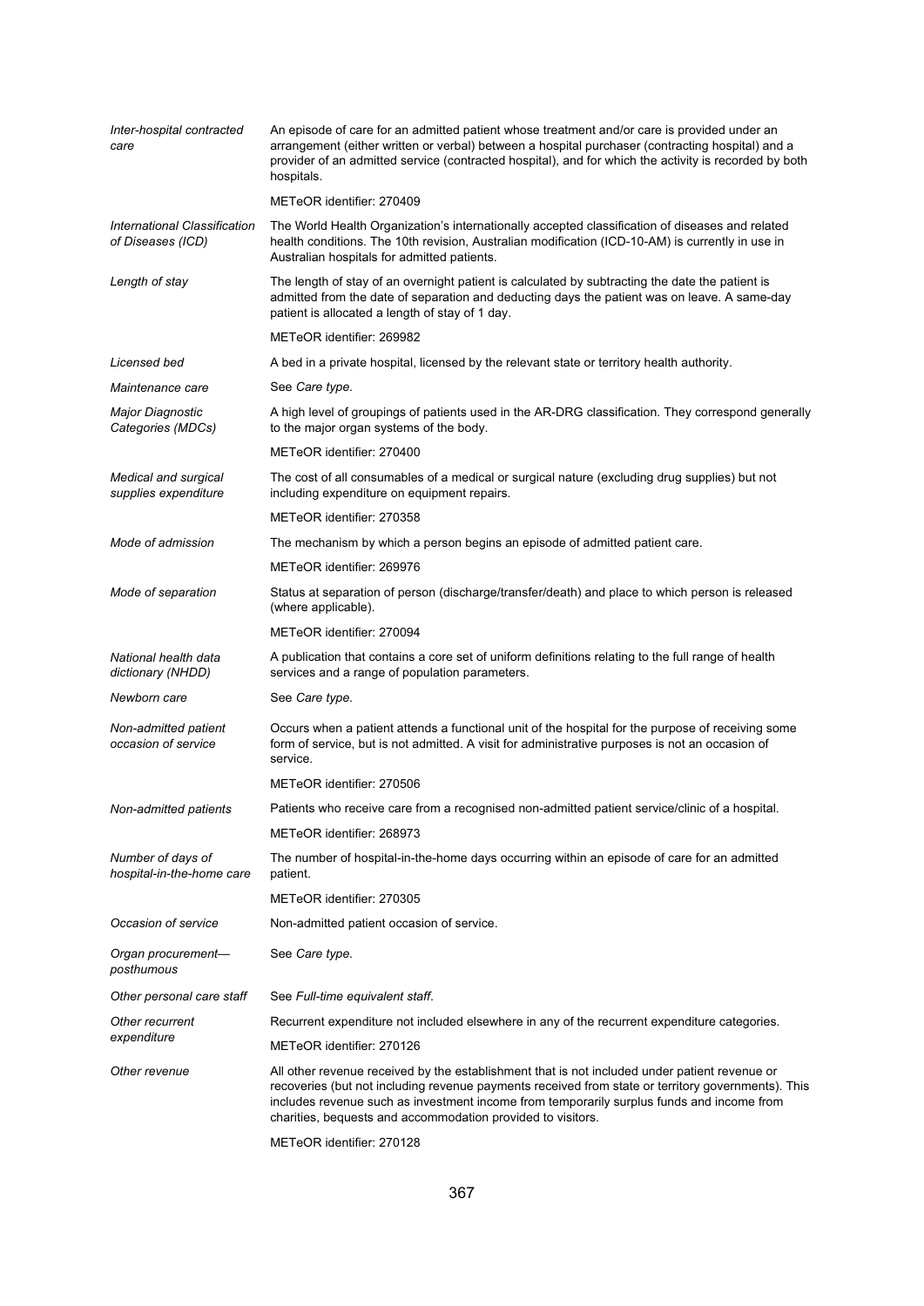| | |
|---|---|
| *Inter-hospital contracted care* | An episode of care for an admitted patient whose treatment and/or care is provided under an arrangement (either written or verbal) between a hospital purchaser (contracting hospital) and a provider of an admitted service (contracted hospital), and for which the activity is recorded by both hospitals. |
| | METeOR identifier: 270409 |
| *International Classification of Diseases (ICD)* | The World Health Organization's internationally accepted classification of diseases and related health conditions. The 10th revision, Australian modification (ICD-10-AM) is currently in use in Australian hospitals for admitted patients. |
| *Length of stay* | The length of stay of an overnight patient is calculated by subtracting the date the patient is admitted from the date of separation and deducting days the patient was on leave. A same-day patient is allocated a length of stay of 1 day. |
| | METeOR identifier: 269982 |
| *Licensed bed* | A bed in a private hospital, licensed by the relevant state or territory health authority. |
| *Maintenance care* | See *Care type*. |
| *Major Diagnostic Categories (MDCs)* | A high level of groupings of patients used in the AR-DRG classification. They correspond generally to the major organ systems of the body. |
| | METeOR identifier: 270400 |
| *Medical and surgical supplies expenditure* | The cost of all consumables of a medical or surgical nature (excluding drug supplies) but not including expenditure on equipment repairs. |
| | METeOR identifier: 270358 |
| *Mode of admission* | The mechanism by which a person begins an episode of admitted patient care. |
| | METeOR identifier: 269976 |
| *Mode of separation* | Status at separation of person (discharge/transfer/death) and place to which person is released (where applicable). |
| | METeOR identifier: 270094 |
| *National health data dictionary (NHDD)* | A publication that contains a core set of uniform definitions relating to the full range of health services and a range of population parameters. |
| *Newborn care* | See *Care type*. |
| *Non-admitted patient occasion of service* | Occurs when a patient attends a functional unit of the hospital for the purpose of receiving some form of service, but is not admitted. A visit for administrative purposes is not an occasion of service. |
| | METeOR identifier: 270506 |
| *Non-admitted patients* | Patients who receive care from a recognised non-admitted patient service/clinic of a hospital. |
| | METeOR identifier: 268973 |
| *Number of days of hospital-in-the-home care* | The number of hospital-in-the-home days occurring within an episode of care for an admitted patient. |
| | METeOR identifier: 270305 |
| *Occasion of service* | Non-admitted patient occasion of service. |
| *Organ procurement—posthumous* | See *Care type*. |
| *Other personal care staff* | See *Full-time equivalent staff*. |
| *Other recurrent expenditure* | Recurrent expenditure not included elsewhere in any of the recurrent expenditure categories. |
| | METeOR identifier: 270126 |
| *Other revenue* | All other revenue received by the establishment that is not included under patient revenue or recoveries (but not including revenue payments received from state or territory governments). This includes revenue such as investment income from temporarily surplus funds and income from charities, bequests and accommodation provided to visitors. |
| | METeOR identifier: 270128 |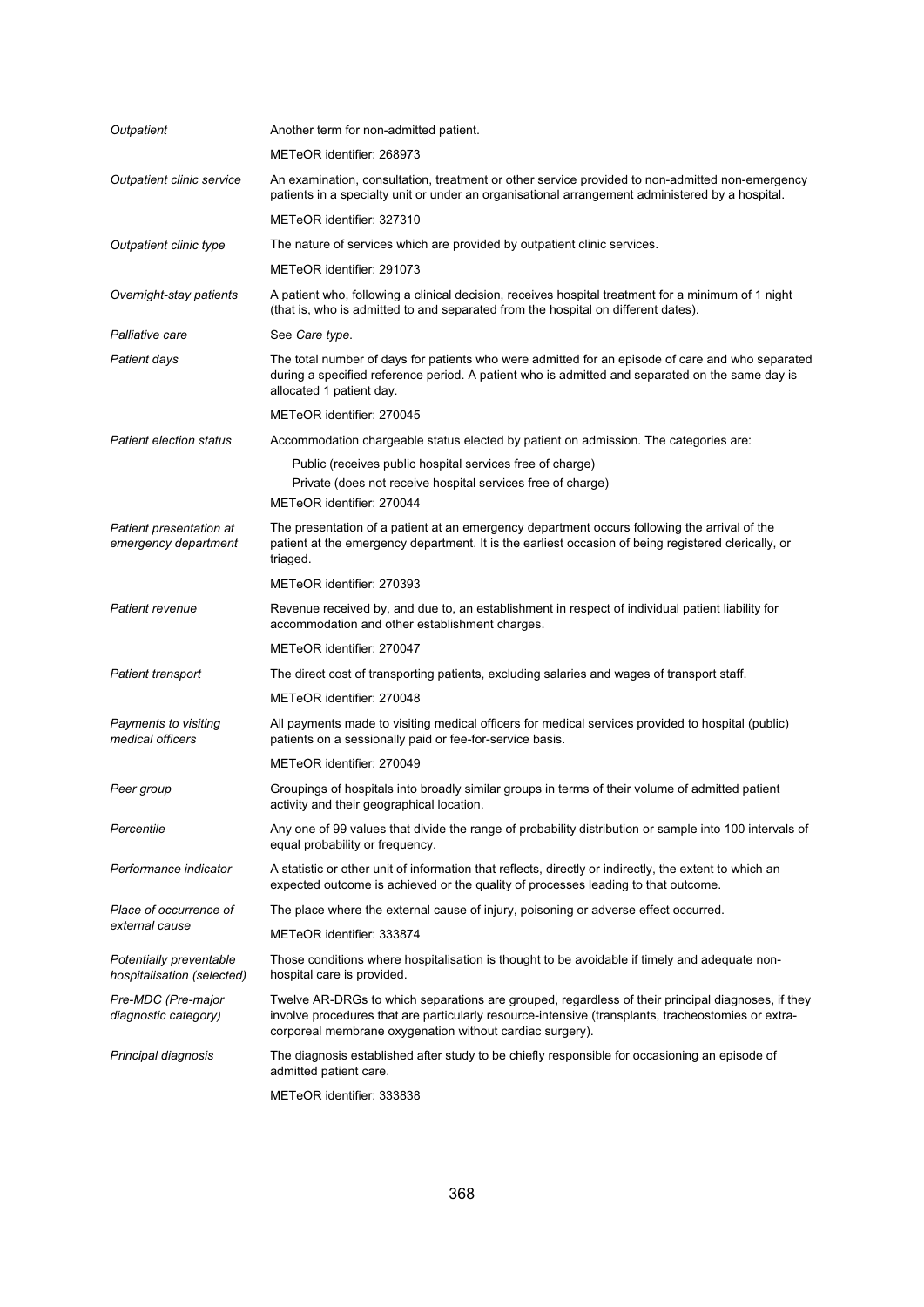| | |
|---|---|
| *Outpatient* | Another term for non-admitted patient.<br>METeOR identifier: 268973 |
| *Outpatient clinic service* | An examination, consultation, treatment or other service provided to non-admitted non-emergency patients in a specialty unit or under an organisational arrangement administered by a hospital.<br>METeOR identifier: 327310 |
| *Outpatient clinic type* | The nature of services which are provided by outpatient clinic services.<br>METeOR identifier: 291073 |
| *Overnight-stay patients* | A patient who, following a clinical decision, receives hospital treatment for a minimum of 1 night (that is, who is admitted to and separated from the hospital on different dates). |
| *Palliative care* | See *Care type*. |
| *Patient days* | The total number of days for patients who were admitted for an episode of care and who separated during a specified reference period. A patient who is admitted and separated on the same day is allocated 1 patient day.<br>METeOR identifier: 270045 |
| *Patient election status* | Accommodation chargeable status elected by patient on admission. The categories are:<br>Public (receives public hospital services free of charge)<br>Private (does not receive hospital services free of charge)<br>METeOR identifier: 270044 |
| *Patient presentation at emergency department* | The presentation of a patient at an emergency department occurs following the arrival of the patient at the emergency department. It is the earliest occasion of being registered clerically, or triaged.<br>METeOR identifier: 270393 |
| *Patient revenue* | Revenue received by, and due to, an establishment in respect of individual patient liability for accommodation and other establishment charges.<br>METeOR identifier: 270047 |
| *Patient transport* | The direct cost of transporting patients, excluding salaries and wages of transport staff.<br>METeOR identifier: 270048 |
| *Payments to visiting medical officers* | All payments made to visiting medical officers for medical services provided to hospital (public) patients on a sessionally paid or fee-for-service basis.<br>METeOR identifier: 270049 |
| *Peer group* | Groupings of hospitals into broadly similar groups in terms of their volume of admitted patient activity and their geographical location. |
| *Percentile* | Any one of 99 values that divide the range of probability distribution or sample into 100 intervals of equal probability or frequency. |
| *Performance indicator* | A statistic or other unit of information that reflects, directly or indirectly, the extent to which an expected outcome is achieved or the quality of processes leading to that outcome. |
| *Place of occurrence of external cause* | The place where the external cause of injury, poisoning or adverse effect occurred.<br>METeOR identifier: 333874 |
| *Potentially preventable hospitalisation (selected)* | Those conditions where hospitalisation is thought to be avoidable if timely and adequate non-hospital care is provided. |
| *Pre-MDC (Pre-major diagnostic category)* | Twelve AR-DRGs to which separations are grouped, regardless of their principal diagnoses, if they involve procedures that are particularly resource-intensive (transplants, tracheostomies or extra-corporeal membrane oxygenation without cardiac surgery). |
| *Principal diagnosis* | The diagnosis established after study to be chiefly responsible for occasioning an episode of admitted patient care.<br>METeOR identifier: 333838 |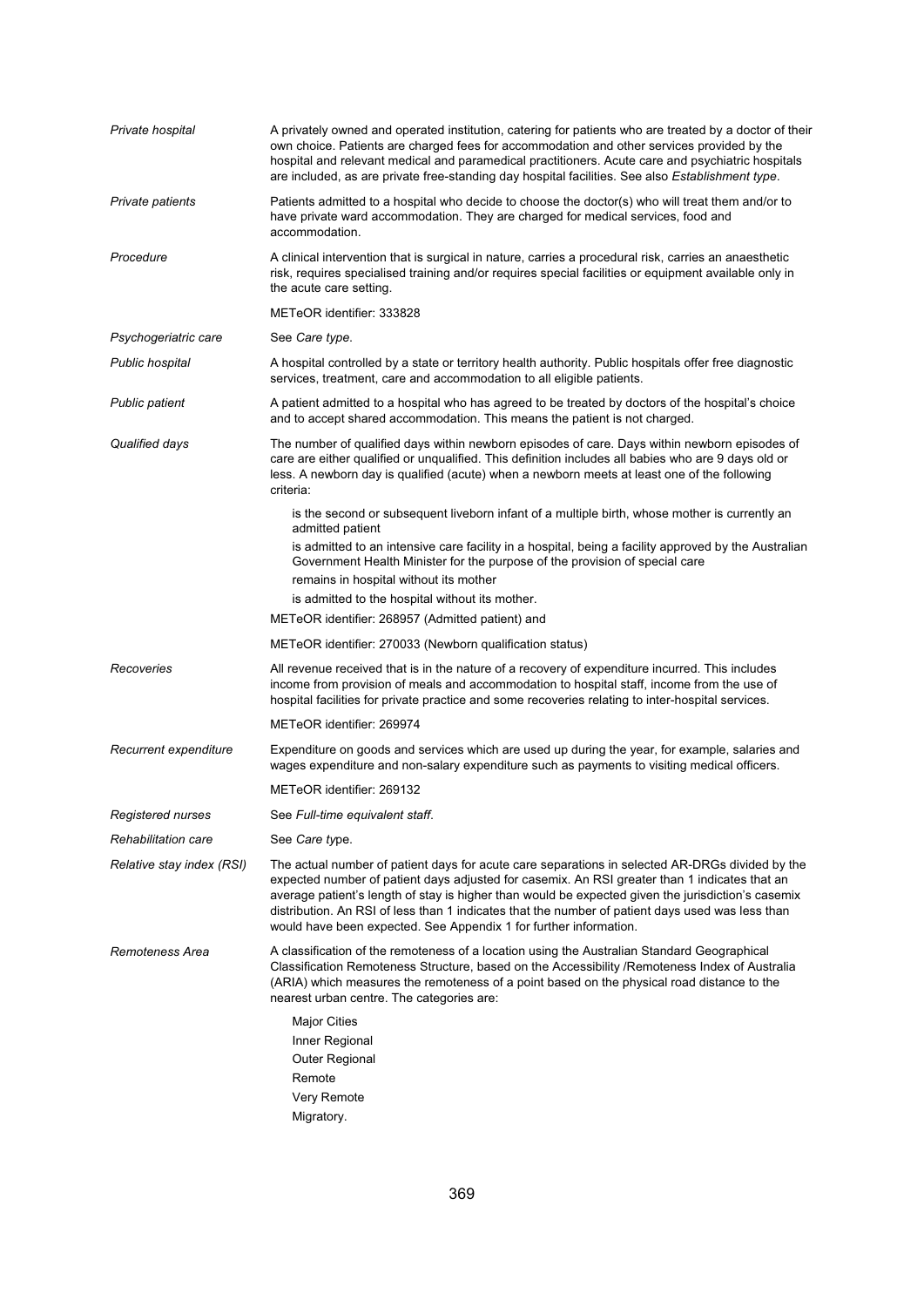| | |
|---|---|
| *Private hospital* | A privately owned and operated institution, catering for patients who are treated by a doctor of their own choice. Patients are charged fees for accommodation and other services provided by the hospital and relevant medical and paramedical practitioners. Acute care and psychiatric hospitals are included, as are private free-standing day hospital facilities. See also *Establishment type*. |
| *Private patients* | Patients admitted to a hospital who decide to choose the doctor(s) who will treat them and/or to have private ward accommodation. They are charged for medical services, food and accommodation. |
| *Procedure* | A clinical intervention that is surgical in nature, carries a procedural risk, carries an anaesthetic risk, requires specialised training and/or requires special facilities or equipment available only in the acute care setting.<br><br>METeOR identifier: 333828 |
| *Psychogeriatric care* | See *Care type*. |
| *Public hospital* | A hospital controlled by a state or territory health authority. Public hospitals offer free diagnostic services, treatment, care and accommodation to all eligible patients. |
| *Public patient* | A patient admitted to a hospital who has agreed to be treated by doctors of the hospital's choice and to accept shared accommodation. This means the patient is not charged. |
| *Qualified days* | The number of qualified days within newborn episodes of care. Days within newborn episodes of care are either qualified or unqualified. This definition includes all babies who are 9 days old or less. A newborn day is qualified (acute) when a newborn meets at least one of the following criteria:<br><br>is the second or subsequent liveborn infant of a multiple birth, whose mother is currently an admitted patient<br>is admitted to an intensive care facility in a hospital, being a facility approved by the Australian Government Health Minister for the purpose of the provision of special care<br>remains in hospital without its mother<br>is admitted to the hospital without its mother.<br><br>METeOR identifier: 268957 (Admitted patient) and<br><br>METeOR identifier: 270033 (Newborn qualification status) |
| *Recoveries* | All revenue received that is in the nature of a recovery of expenditure incurred. This includes income from provision of meals and accommodation to hospital staff, income from the use of hospital facilities for private practice and some recoveries relating to inter-hospital services.<br><br>METeOR identifier: 269974 |
| *Recurrent expenditure* | Expenditure on goods and services which are used up during the year, for example, salaries and wages expenditure and non-salary expenditure such as payments to visiting medical officers.<br><br>METeOR identifier: 269132 |
| *Registered nurses* | See *Full-time equivalent staff*. |
| *Rehabilitation care* | See *Care type*. |
| *Relative stay index (RSI)* | The actual number of patient days for acute care separations in selected AR-DRGs divided by the expected number of patient days adjusted for casemix. An RSI greater than 1 indicates that an average patient's length of stay is higher than would be expected given the jurisdiction's casemix distribution. An RSI of less than 1 indicates that the number of patient days used was less than would have been expected. See Appendix 1 for further information. |
| *Remoteness Area* | A classification of the remoteness of a location using the Australian Standard Geographical Classification Remoteness Structure, based on the Accessibility /Remoteness Index of Australia (ARIA) which measures the remoteness of a point based on the physical road distance to the nearest urban centre. The categories are:<br><br>Major Cities<br>Inner Regional<br>Outer Regional<br>Remote<br>Very Remote<br>Migratory. |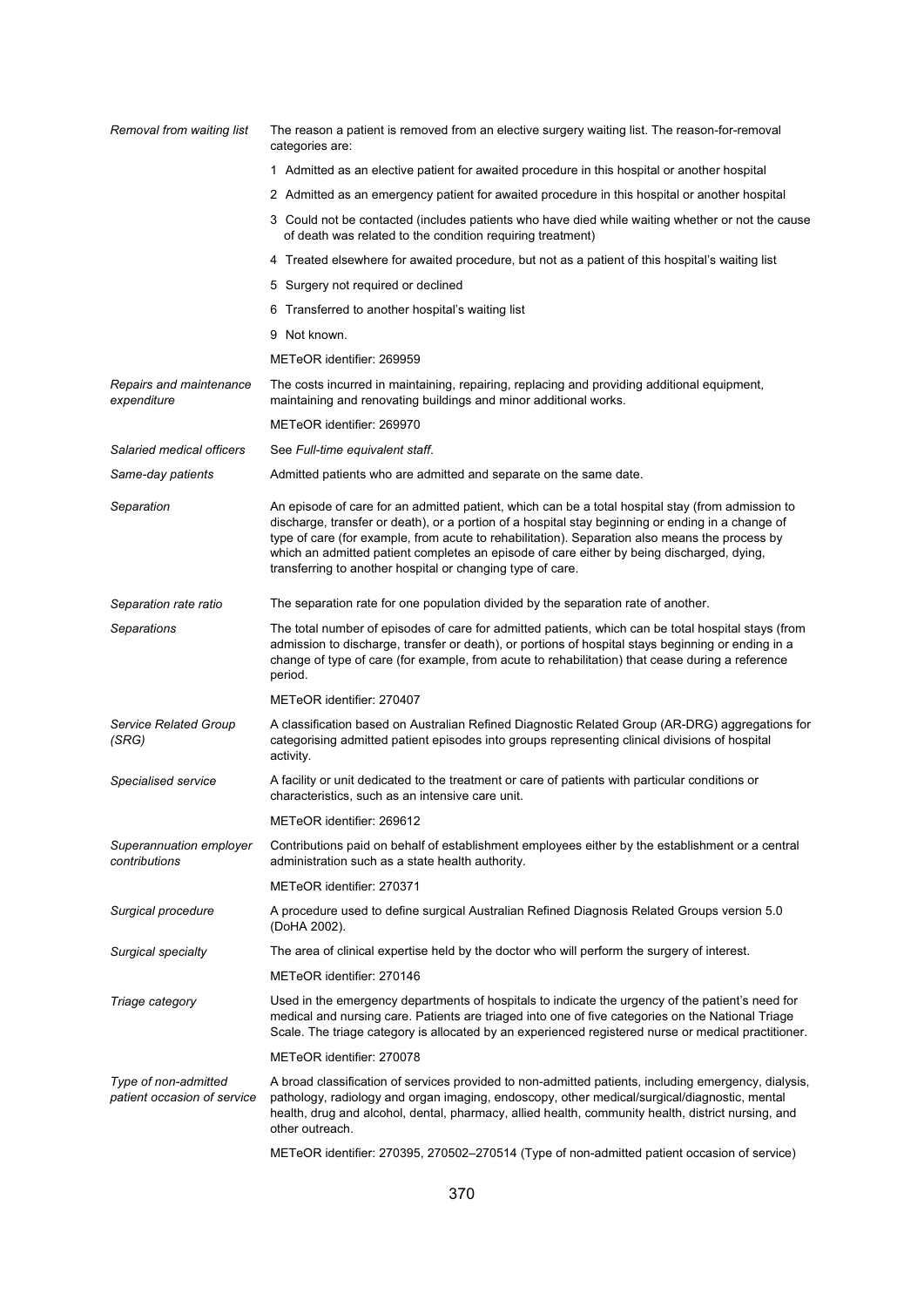| | |
|---|---|
| *Removal from waiting list* | The reason a patient is removed from an elective surgery waiting list. The reason-for-removal categories are: |
| | 1 Admitted as an elective patient for awaited procedure in this hospital or another hospital |
| | 2 Admitted as an emergency patient for awaited procedure in this hospital or another hospital |
| | 3 Could not be contacted (includes patients who have died while waiting whether or not the cause of death was related to the condition requiring treatment) |
| | 4 Treated elsewhere for awaited procedure, but not as a patient of this hospital's waiting list |
| | 5 Surgery not required or declined |
| | 6 Transferred to another hospital's waiting list |
| | 9 Not known. |
| | METeOR identifier: 269959 |
| *Repairs and maintenance expenditure* | The costs incurred in maintaining, repairing, replacing and providing additional equipment, maintaining and renovating buildings and minor additional works. |
| | METeOR identifier: 269970 |
| *Salaried medical officers* | See *Full-time equivalent staff*. |
| *Same-day patients* | Admitted patients who are admitted and separate on the same date. |
| *Separation* | An episode of care for an admitted patient, which can be a total hospital stay (from admission to discharge, transfer or death), or a portion of a hospital stay beginning or ending in a change of type of care (for example, from acute to rehabilitation). Separation also means the process by which an admitted patient completes an episode of care either by being discharged, dying, transferring to another hospital or changing type of care. |
| *Separation rate ratio* | The separation rate for one population divided by the separation rate of another. |
| *Separations* | The total number of episodes of care for admitted patients, which can be total hospital stays (from admission to discharge, transfer or death), or portions of hospital stays beginning or ending in a change of type of care (for example, from acute to rehabilitation) that cease during a reference period. |
| | METeOR identifier: 270407 |
| *Service Related Group (SRG)* | A classification based on Australian Refined Diagnostic Related Group (AR-DRG) aggregations for categorising admitted patient episodes into groups representing clinical divisions of hospital activity. |
| *Specialised service* | A facility or unit dedicated to the treatment or care of patients with particular conditions or characteristics, such as an intensive care unit. |
| | METeOR identifier: 269612 |
| *Superannuation employer contributions* | Contributions paid on behalf of establishment employees either by the establishment or a central administration such as a state health authority. |
| | METeOR identifier: 270371 |
| *Surgical procedure* | A procedure used to define surgical Australian Refined Diagnosis Related Groups version 5.0 (DoHA 2002). |
| *Surgical specialty* | The area of clinical expertise held by the doctor who will perform the surgery of interest. |
| | METeOR identifier: 270146 |
| *Triage category* | Used in the emergency departments of hospitals to indicate the urgency of the patient's need for medical and nursing care. Patients are triaged into one of five categories on the National Triage Scale. The triage category is allocated by an experienced registered nurse or medical practitioner. |
| | METeOR identifier: 270078 |
| *Type of non-admitted patient occasion of service* | A broad classification of services provided to non-admitted patients, including emergency, dialysis, pathology, radiology and organ imaging, endoscopy, other medical/surgical/diagnostic, mental health, drug and alcohol, dental, pharmacy, allied health, community health, district nursing, and other outreach. |
| | METeOR identifier: 270395, 270502–270514 (Type of non-admitted patient occasion of service) |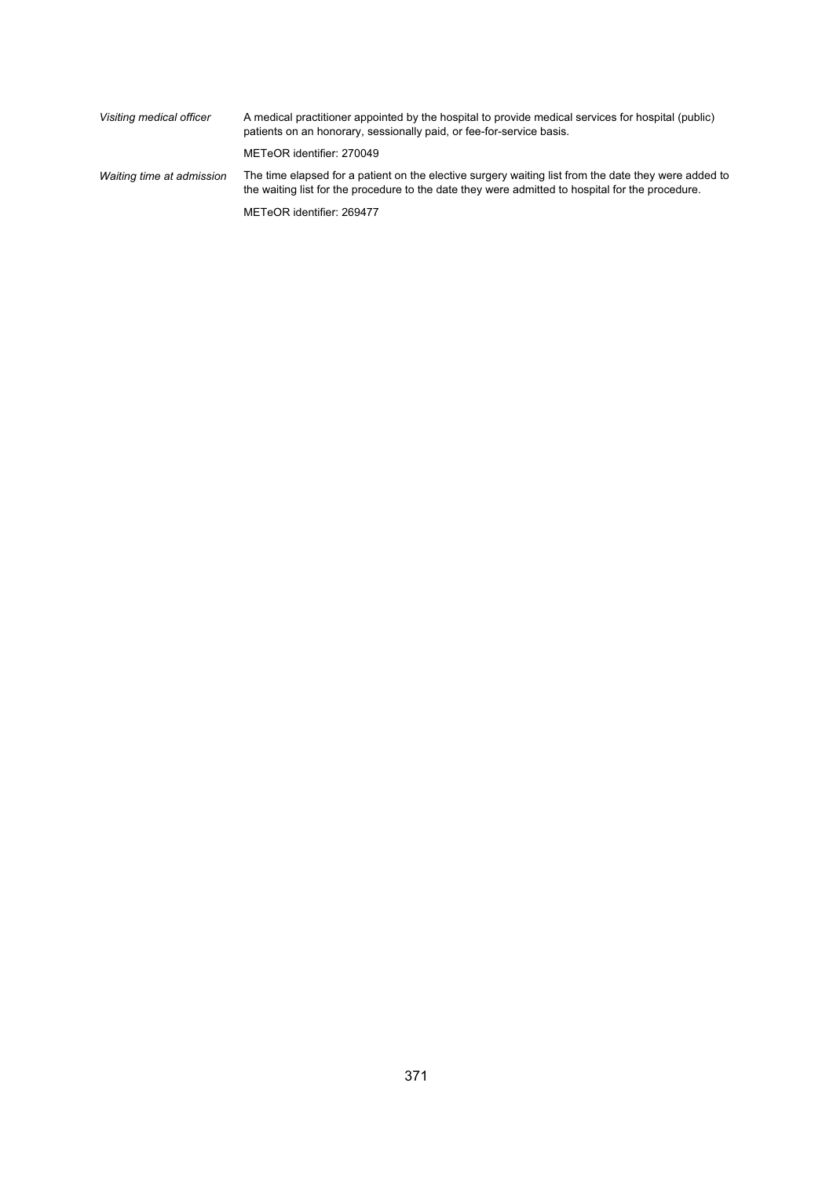*Visiting medical officer*

A medical practitioner appointed by the hospital to provide medical services for hospital (public) patients on an honorary, sessionally paid, or fee-for-service basis.

METeOR identifier: 270049

*Waiting time at admission*

The time elapsed for a patient on the elective surgery waiting list from the date they were added to the waiting list for the procedure to the date they were admitted to hospital for the procedure.

METeOR identifier: 269477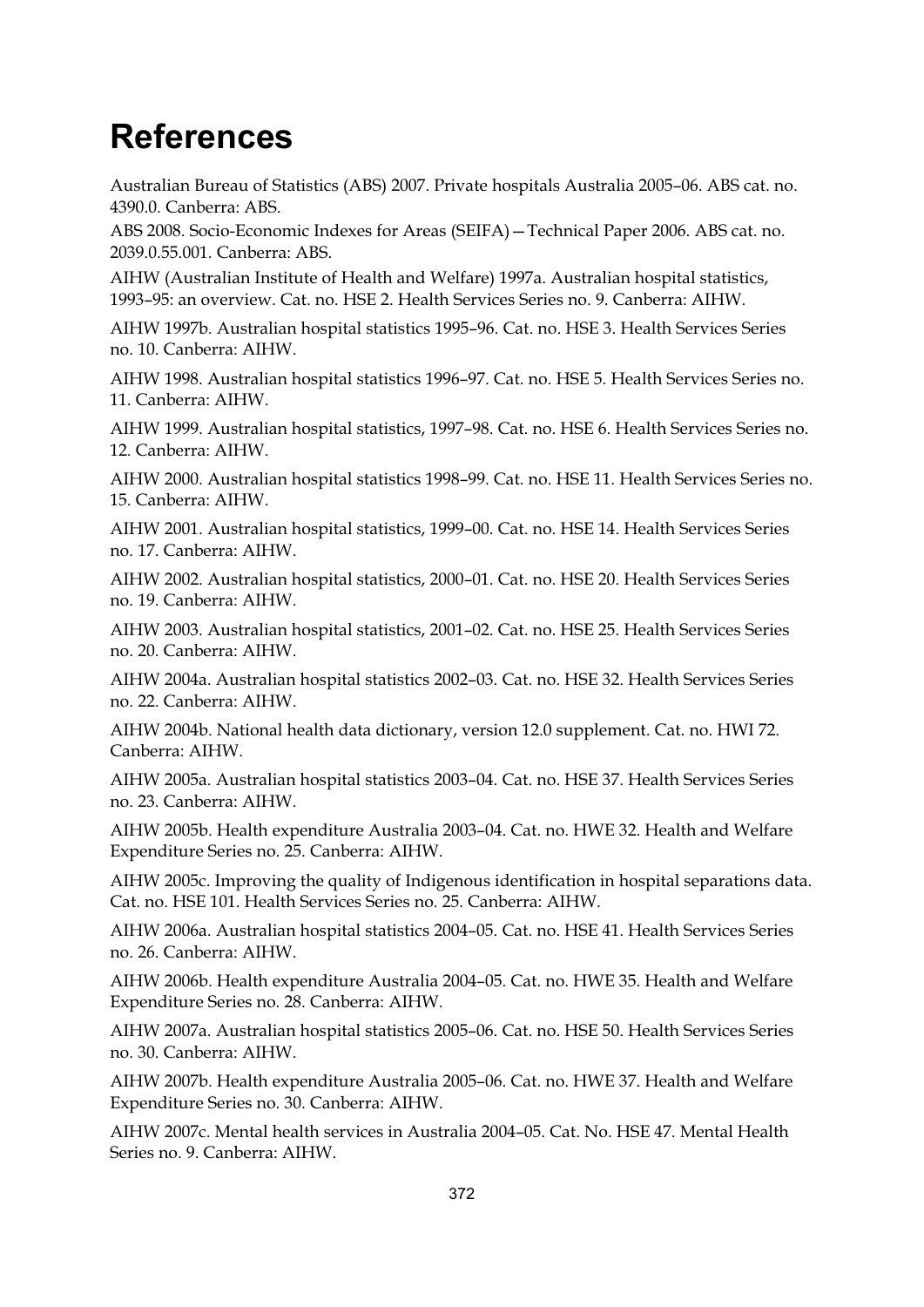# References

Australian Bureau of Statistics (ABS) 2007. Private hospitals Australia 2005–06. ABS cat. no. 4390.0. Canberra: ABS.

ABS 2008. Socio-Economic Indexes for Areas (SEIFA)—Technical Paper 2006. ABS cat. no. 2039.0.55.001. Canberra: ABS.

AIHW (Australian Institute of Health and Welfare) 1997a. Australian hospital statistics, 1993–95: an overview. Cat. no. HSE 2. Health Services Series no. 9. Canberra: AIHW.

AIHW 1997b. Australian hospital statistics 1995–96. Cat. no. HSE 3. Health Services Series no. 10. Canberra: AIHW.

AIHW 1998. Australian hospital statistics 1996–97. Cat. no. HSE 5. Health Services Series no. 11. Canberra: AIHW.

AIHW 1999. Australian hospital statistics, 1997–98. Cat. no. HSE 6. Health Services Series no. 12. Canberra: AIHW.

AIHW 2000. Australian hospital statistics 1998–99. Cat. no. HSE 11. Health Services Series no. 15. Canberra: AIHW.

AIHW 2001. Australian hospital statistics, 1999–00. Cat. no. HSE 14. Health Services Series no. 17. Canberra: AIHW.

AIHW 2002. Australian hospital statistics, 2000–01. Cat. no. HSE 20. Health Services Series no. 19. Canberra: AIHW.

AIHW 2003. Australian hospital statistics, 2001–02. Cat. no. HSE 25. Health Services Series no. 20. Canberra: AIHW.

AIHW 2004a. Australian hospital statistics 2002–03. Cat. no. HSE 32. Health Services Series no. 22. Canberra: AIHW.

AIHW 2004b. National health data dictionary, version 12.0 supplement. Cat. no. HWI 72. Canberra: AIHW.

AIHW 2005a. Australian hospital statistics 2003–04. Cat. no. HSE 37. Health Services Series no. 23. Canberra: AIHW.

AIHW 2005b. Health expenditure Australia 2003–04. Cat. no. HWE 32. Health and Welfare Expenditure Series no. 25. Canberra: AIHW.

AIHW 2005c. Improving the quality of Indigenous identification in hospital separations data. Cat. no. HSE 101. Health Services Series no. 25. Canberra: AIHW.

AIHW 2006a. Australian hospital statistics 2004–05. Cat. no. HSE 41. Health Services Series no. 26. Canberra: AIHW.

AIHW 2006b. Health expenditure Australia 2004–05. Cat. no. HWE 35. Health and Welfare Expenditure Series no. 28. Canberra: AIHW.

AIHW 2007a. Australian hospital statistics 2005–06. Cat. no. HSE 50. Health Services Series no. 30. Canberra: AIHW.

AIHW 2007b. Health expenditure Australia 2005–06. Cat. no. HWE 37. Health and Welfare Expenditure Series no. 30. Canberra: AIHW.

AIHW 2007c. Mental health services in Australia 2004–05. Cat. No. HSE 47. Mental Health Series no. 9. Canberra: AIHW.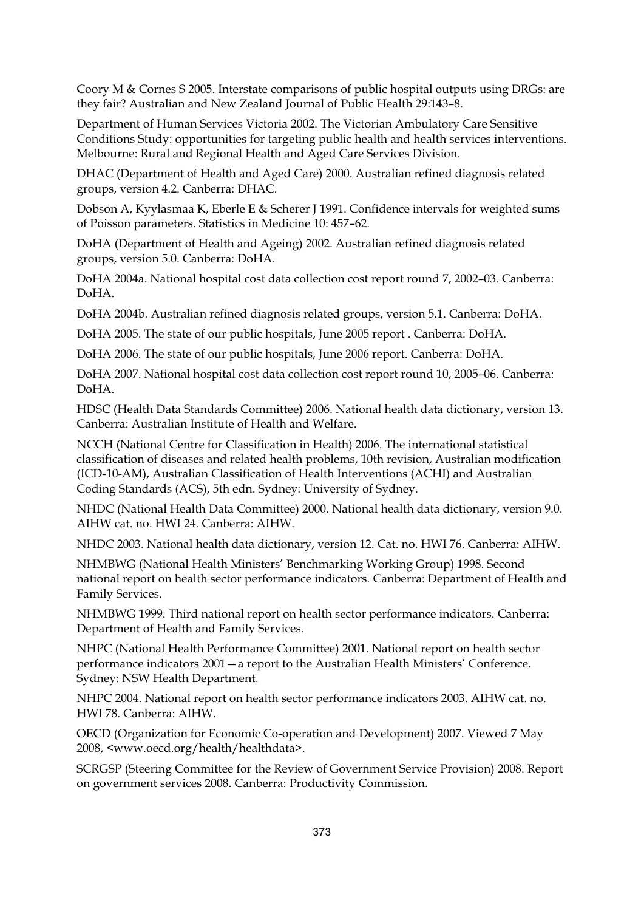Coory M & Cornes S 2005. Interstate comparisons of public hospital outputs using DRGs: are they fair? Australian and New Zealand Journal of Public Health 29:143–8.

Department of Human Services Victoria 2002. The Victorian Ambulatory Care Sensitive Conditions Study: opportunities for targeting public health and health services interventions. Melbourne: Rural and Regional Health and Aged Care Services Division.

DHAC (Department of Health and Aged Care) 2000. Australian refined diagnosis related groups, version 4.2. Canberra: DHAC.

Dobson A, Kyylasmaa K, Eberle E & Scherer J 1991. Confidence intervals for weighted sums of Poisson parameters. Statistics in Medicine 10: 457–62.

DoHA (Department of Health and Ageing) 2002. Australian refined diagnosis related groups, version 5.0. Canberra: DoHA.

DoHA 2004a. National hospital cost data collection cost report round 7, 2002–03. Canberra: DoHA.

DoHA 2004b. Australian refined diagnosis related groups, version 5.1. Canberra: DoHA.

DoHA 2005. The state of our public hospitals, June 2005 report . Canberra: DoHA.

DoHA 2006. The state of our public hospitals, June 2006 report. Canberra: DoHA.

DoHA 2007. National hospital cost data collection cost report round 10, 2005–06. Canberra: DoHA.

HDSC (Health Data Standards Committee) 2006. National health data dictionary, version 13. Canberra: Australian Institute of Health and Welfare.

NCCH (National Centre for Classification in Health) 2006. The international statistical classification of diseases and related health problems, 10th revision, Australian modification (ICD-10-AM), Australian Classification of Health Interventions (ACHI) and Australian Coding Standards (ACS), 5th edn. Sydney: University of Sydney.

NHDC (National Health Data Committee) 2000. National health data dictionary, version 9.0. AIHW cat. no. HWI 24. Canberra: AIHW.

NHDC 2003. National health data dictionary, version 12. Cat. no. HWI 76. Canberra: AIHW.

NHMBWG (National Health Ministers' Benchmarking Working Group) 1998. Second national report on health sector performance indicators. Canberra: Department of Health and Family Services.

NHMBWG 1999. Third national report on health sector performance indicators. Canberra: Department of Health and Family Services.

NHPC (National Health Performance Committee) 2001. National report on health sector performance indicators 2001—a report to the Australian Health Ministers' Conference. Sydney: NSW Health Department.

NHPC 2004. National report on health sector performance indicators 2003. AIHW cat. no. HWI 78. Canberra: AIHW.

OECD (Organization for Economic Co-operation and Development) 2007. Viewed 7 May 2008, <www.oecd.org/health/healthdata>.

SCRGSP (Steering Committee for the Review of Government Service Provision) 2008. Report on government services 2008. Canberra: Productivity Commission.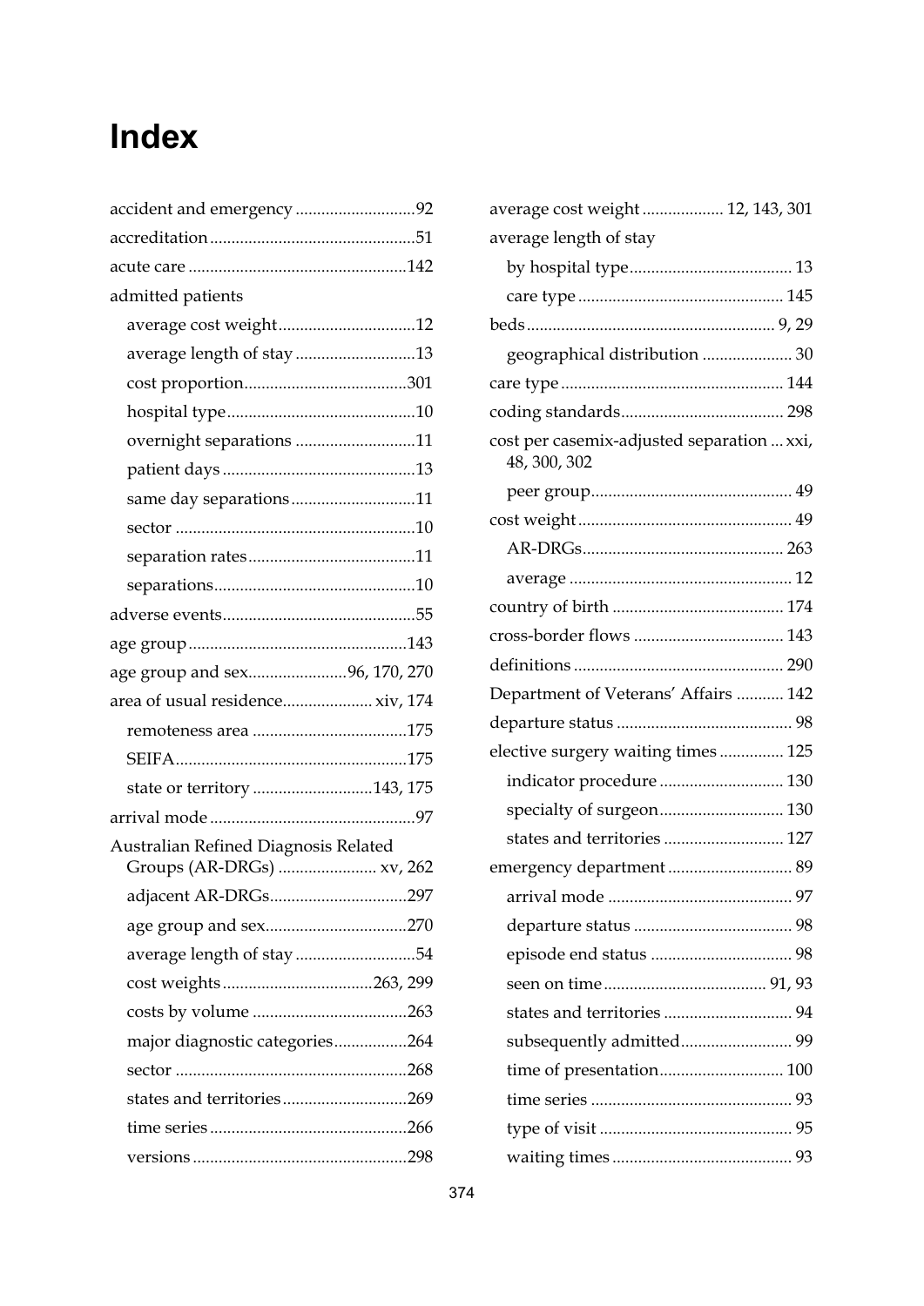# Index

accident and emergency ............................92
accreditation ................................................51
acute care ..................................................142
admitted patients
- average cost weight................................12
- average length of stay ............................13
- cost proportion......................................301
- hospital type ............................................10
- overnight separations ............................11
- patient days .............................................13
- same day separations.............................11
- sector ........................................................10
- separation rates.......................................11
- separations...............................................10

adverse events.............................................55
age group ..................................................143
age group and sex.......................96, 170, 270
area of usual residence..................... xiv, 174
- remoteness area ....................................175
- SEIFA......................................................175
- state or territory ............................143, 175

arrival mode ................................................97
Australian Refined Diagnosis Related Groups (AR-DRGs) ....................... xv, 262
- adjacent AR-DRGs................................297
- age group and sex.................................270
- average length of stay ............................54
- cost weights ...................................263, 299
- costs by volume ....................................263
- major diagnostic categories.................264
- sector ......................................................268
- states and territories .............................269
- time series ..............................................266
- versions ..................................................298

average cost weight ................... 12, 143, 301
average length of stay
- by hospital type...................................... 13
- care type ................................................ 145

beds.......................................................... 9, 29
- geographical distribution ..................... 30

care type .................................................... 144
coding standards...................................... 298
cost per casemix-adjusted separation ... xxi, 48, 300, 302
- peer group............................................... 49

cost weight .................................................. 49
- AR-DRGs............................................... 263
- average .................................................... 12

country of birth ........................................ 174
cross-border flows ................................... 143
definitions ................................................. 290
Department of Veterans' Affairs ........... 142
departure status ......................................... 98
elective surgery waiting times ............... 125
- indicator procedure ............................. 130
- specialty of surgeon............................. 130
- states and territories ............................ 127

emergency department ............................. 89
- arrival mode ........................................... 97
- departure status ..................................... 98
- episode end status ................................. 98
- seen on time ...................................... 91, 93
- states and territories .............................. 94
- subsequently admitted.......................... 99
- time of presentation............................. 100
- time series ............................................... 93
- type of visit ............................................. 95
- waiting times .......................................... 93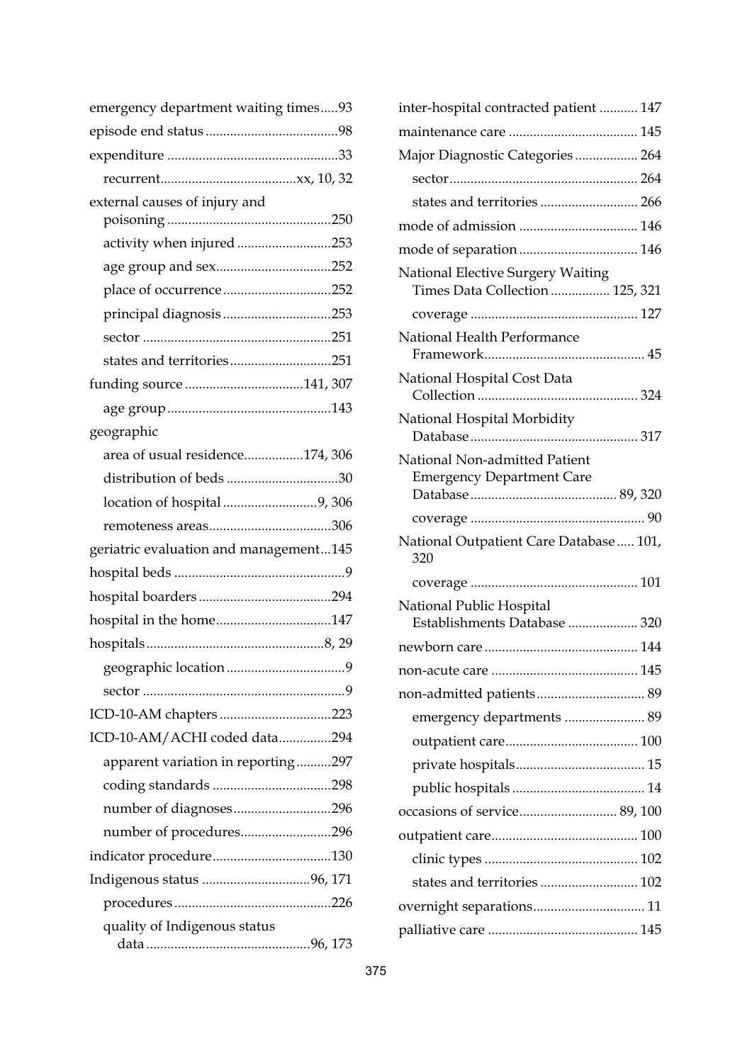emergency department waiting times.....93
episode end status......................................98
expenditure .................................................33
- recurrent.......................................xx, 10, 32

external causes of injury and poisoning ...............................................250
- activity when injured ...........................253
- age group and sex.................................252
- place of occurrence...............................252
- principal diagnosis ...............................253
- sector ......................................................251
- states and territories.............................251

funding source ..................................141, 307
- age group ...............................................143

geographic
- area of usual residence.................174, 306
- distribution of beds ................................30
- location of hospital ...........................9, 306
- remoteness areas...................................306

geriatric evaluation and management...145
hospital beds .................................................9
hospital boarders......................................294
hospital in the home.................................147
hospitals..................................................8, 29
- geographic location ..................................9
- sector ..........................................................9

ICD-10-AM chapters ................................223
ICD-10-AM/ACHI coded data...............294
- apparent variation in reporting..........297
- coding standards ..................................298
- number of diagnoses............................296
- number of procedures..........................296

indicator procedure..................................130
Indigenous status ...............................96, 171
- procedures .............................................226
- quality of Indigenous status data ...............................................96, 173

inter-hospital contracted patient ........... 147
maintenance care ..................................... 145
Major Diagnostic Categories .................. 264
- sector...................................................... 264
- states and territories ............................ 266

mode of admission .................................. 146
mode of separation .................................. 146
National Elective Surgery Waiting Times Data Collection ................. 125, 321
- coverage ................................................ 127

National Health Performance Framework.............................................. 45
National Hospital Cost Data Collection .............................................. 324
National Hospital Morbidity Database ................................................ 317
National Non-admitted Patient Emergency Department Care Database .......................................... 89, 320
- coverage .................................................. 90

National Outpatient Care Database ..... 101, 320
- coverage ................................................ 101

National Public Hospital Establishments Database .................... 320
newborn care ............................................ 144
non-acute care .......................................... 145
non-admitted patients............................... 89
- emergency departments ....................... 89
- outpatient care...................................... 100
- private hospitals..................................... 15
- public hospitals ...................................... 14

occasions of service............................ 89, 100
outpatient care.......................................... 100
- clinic types ............................................ 102
- states and territories ............................ 102

overnight separations................................ 11
palliative care ........................................... 145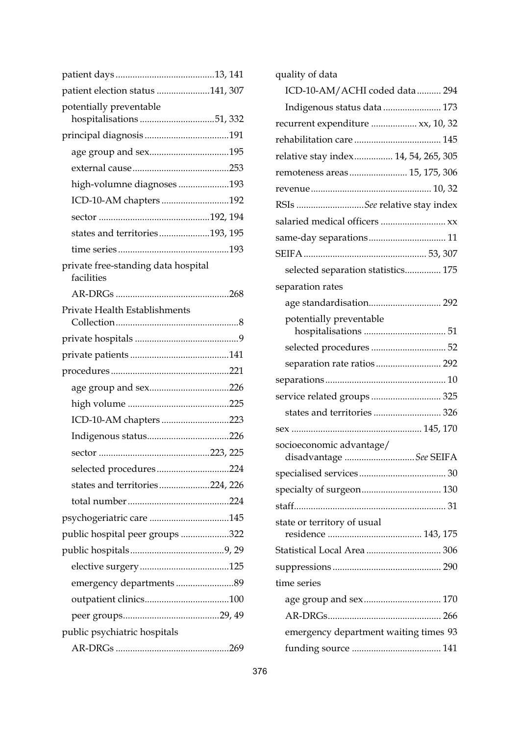patient days ........................................13, 141

patient election status ......................141, 307

potentially preventable hospitalisations ...............................51, 332

principal diagnosis ..................................191

- age group and sex.................................195
- external cause........................................253
- high-volumne diagnoses .....................193
- ICD-10-AM chapters ............................192
- sector .............................................192, 194
- states and territories.....................193, 195
- time series .............................................193

private free-standing data hospital facilities

- AR-DRGs ..............................................268

Private Health Establishments Collection..................................................8

private hospitals ..........................................9

private patients ........................................141

procedures ................................................221

- age group and sex.................................226
- high volume .........................................225
- ICD-10-AM chapters ............................223
- Indigenous status.................................226
- sector .............................................223, 225
- selected procedures .............................224
- states and territories.....................224, 226
- total number .........................................224

psychogeriatric care ................................145

public hospital peer groups ....................322

public hospitals......................................9, 29

- elective surgery ....................................125
- emergency departments ........................89
- outpatient clinics...................................100
- peer groups........................................29, 49

public psychiatric hospitals

- AR-DRGs ..............................................269

quality of data

- ICD-10-AM/ACHI coded data.......... 294
- Indigenous status data ........................ 173

recurrent expenditure .................. xx, 10, 32

rehabilitation care ................................... 145

relative stay index................ 14, 54, 265, 305

remoteness areas........................ 15, 175, 306

revenue ................................................. 10, 32

RSIs ...........................*See* relative stay index

salaried medical officers .......................... xx

same-day separations ............................... 11

SEIFA .................................................. 53, 307

- selected separation statistics............... 175

separation rates

- age standardisation............................. 292
- potentially preventable hospitalisations ................................. 51
- selected procedures ............................. 52
- separation rate ratios .......................... 292

separations ................................................. 10

service related groups ............................ 325

- states and territories ........................... 326

sex ..................................................... 145, 170

socioeconomic advantage/ disadvantage ............................*See* SEIFA

specialised services ................................... 30

specialty of surgeon................................ 130

staff.............................................................. 31

state or territory of usual residence ...................................... 143, 175

Statistical Local Area .............................. 306

suppressions ............................................ 290

time series

- age group and sex............................... 170
- AR-DRGs.............................................. 266
- emergency department waiting times 93
- funding source .................................... 141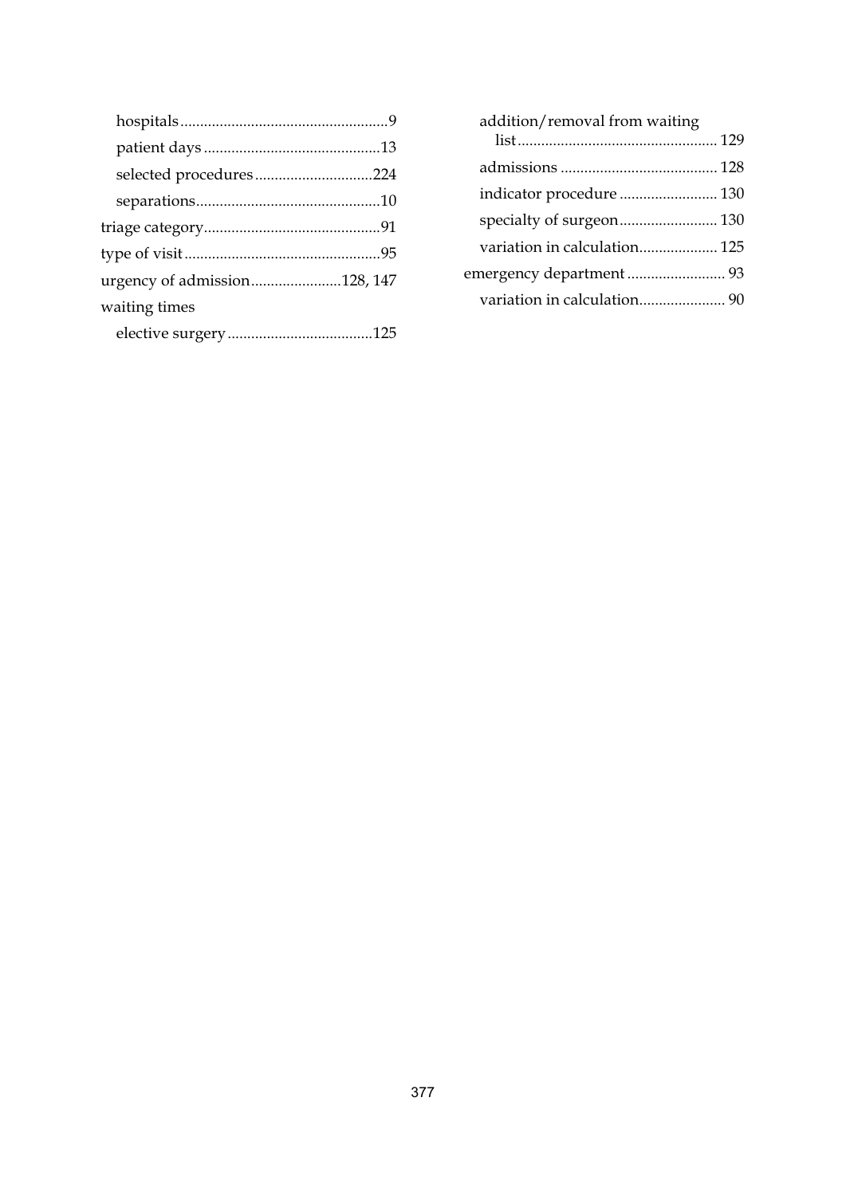- hospitals ..................................................... 9
- patient days ............................................ 13
- selected procedures ............................ 224
- separations .............................................. 10

triage category ............................................ 91

type of visit ................................................. 95

urgency of admission ...................... 128, 147

waiting times

- elective surgery .................................... 125
  - addition/removal from waiting list ................................................. 129
  - admissions ....................................... 128
  - indicator procedure ......................... 130
  - specialty of surgeon ......................... 130
  - variation in calculation .................... 125
- emergency department ......................... 93
  - variation in calculation ...................... 90